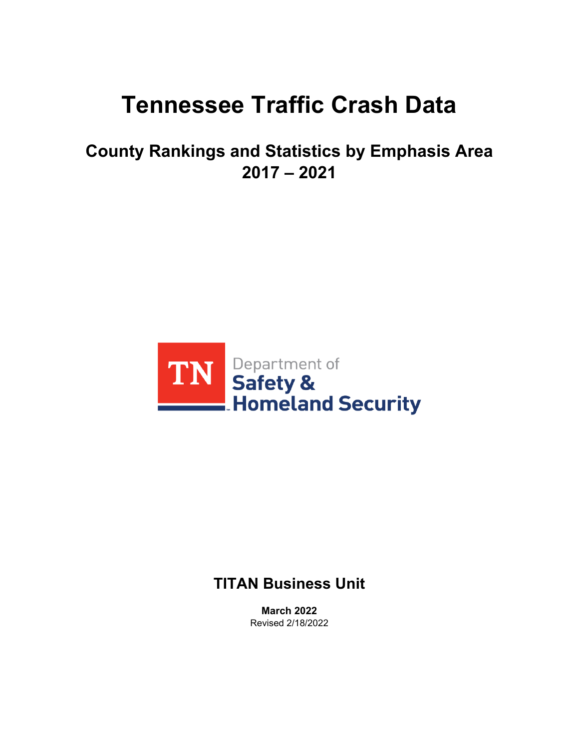# Tennessee Traffic Crash Data

## County Rankings and Statistics by Emphasis Area 2017 – 2021

TN Department of Safety & Homeland Security

### TITAN Business Unit

**March 2022**
Revised 2/18/2022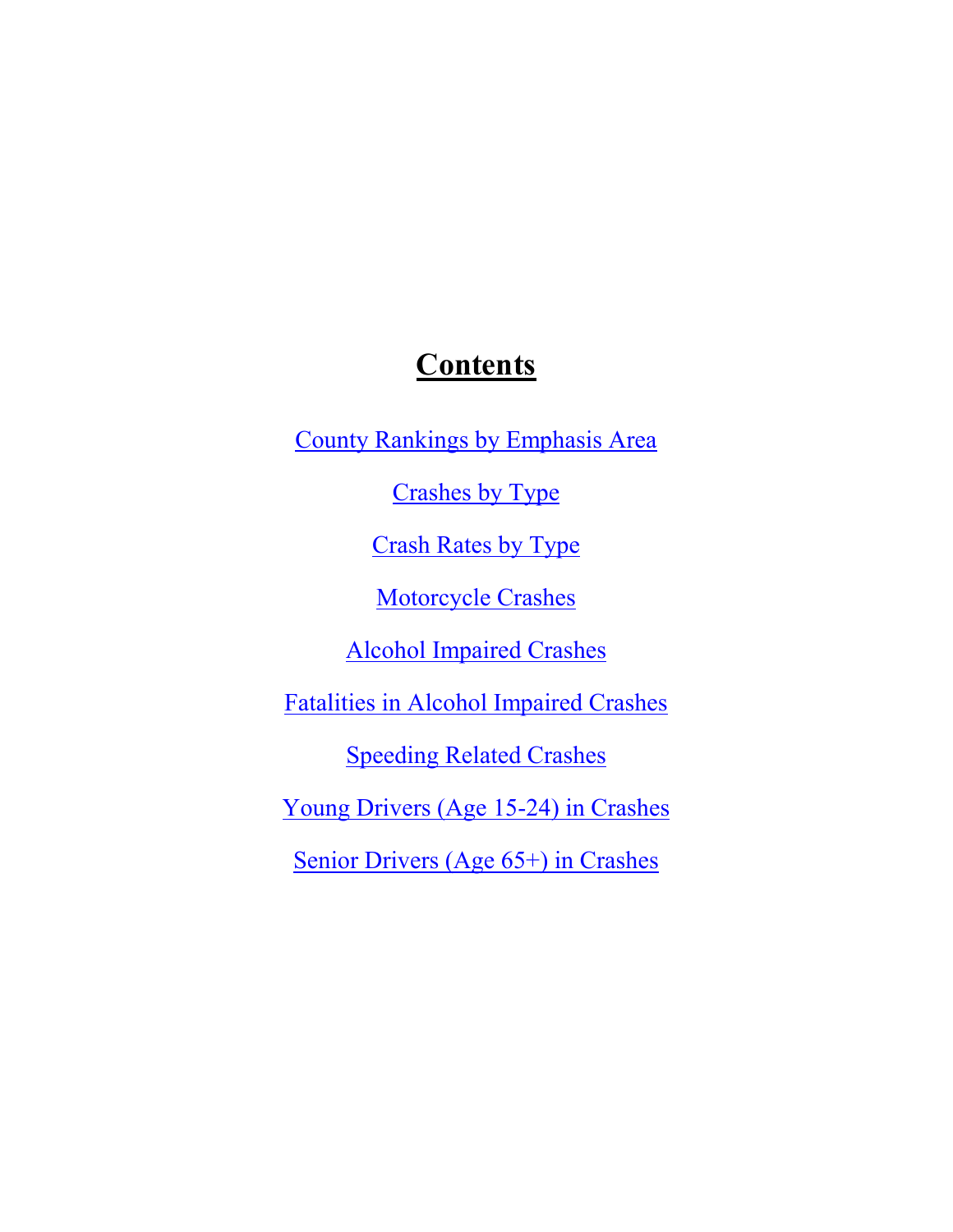# Contents

County Rankings by Emphasis Area

Crashes by Type

Crash Rates by Type

Motorcycle Crashes

Alcohol Impaired Crashes

Fatalities in Alcohol Impaired Crashes

Speeding Related Crashes

Young Drivers (Age 15-24) in Crashes

Senior Drivers (Age 65+) in Crashes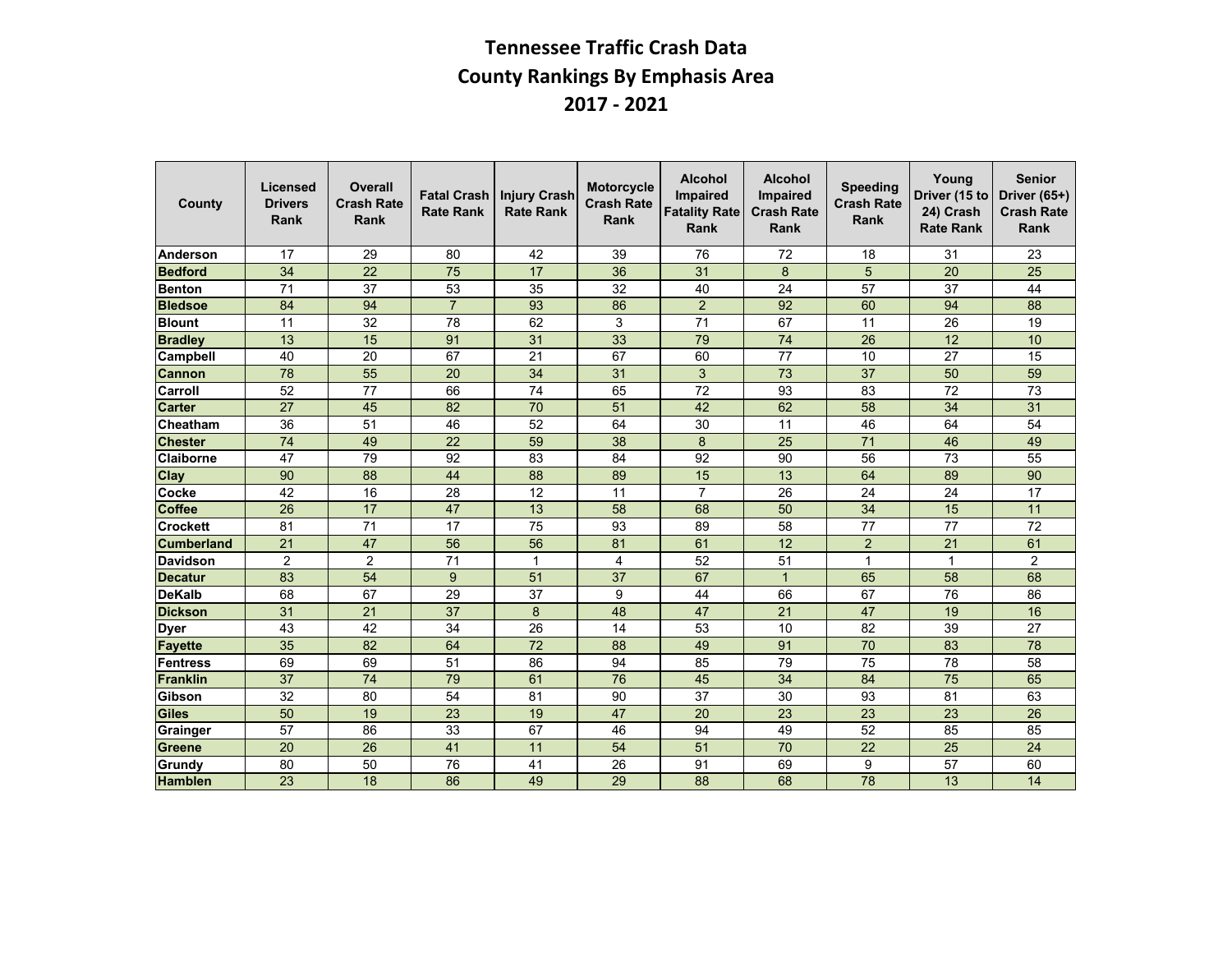# Tennessee Traffic Crash Data
## County Rankings By Emphasis Area
## 2017 - 2021

| County | Licensed Drivers Rank | Overall Crash Rate Rank | Fatal Crash Rate Rank | Injury Crash Rate Rank | Motorcycle Crash Rate Rank | Alcohol Impaired Fatality Rate Rank | Alcohol Impaired Crash Rate Rank | Speeding Crash Rate Rank | Young Driver (15 to 24) Crash Rate Rank | Senior Driver (65+) Crash Rate Rank |
|---|---|---|---|---|---|---|---|---|---|---|
| **Anderson** | 17 | 29 | 80 | 42 | 39 | 76 | 72 | 18 | 31 | 23 |
| **Bedford** | 34 | 22 | 75 | 17 | 36 | 31 | 8 | 5 | 20 | 25 |
| **Benton** | 71 | 37 | 53 | 35 | 32 | 40 | 24 | 57 | 37 | 44 |
| **Bledsoe** | 84 | 94 | 7 | 93 | 86 | 2 | 92 | 60 | 94 | 88 |
| **Blount** | 11 | 32 | 78 | 62 | 3 | 71 | 67 | 11 | 26 | 19 |
| **Bradley** | 13 | 15 | 91 | 31 | 33 | 79 | 74 | 26 | 12 | 10 |
| **Campbell** | 40 | 20 | 67 | 21 | 67 | 60 | 77 | 10 | 27 | 15 |
| **Cannon** | 78 | 55 | 20 | 34 | 31 | 3 | 73 | 37 | 50 | 59 |
| **Carroll** | 52 | 77 | 66 | 74 | 65 | 72 | 93 | 83 | 72 | 73 |
| **Carter** | 27 | 45 | 82 | 70 | 51 | 42 | 62 | 58 | 34 | 31 |
| **Cheatham** | 36 | 51 | 46 | 52 | 64 | 30 | 11 | 46 | 64 | 54 |
| **Chester** | 74 | 49 | 22 | 59 | 38 | 8 | 25 | 71 | 46 | 49 |
| **Claiborne** | 47 | 79 | 92 | 83 | 84 | 92 | 90 | 56 | 73 | 55 |
| **Clay** | 90 | 88 | 44 | 88 | 89 | 15 | 13 | 64 | 89 | 90 |
| **Cocke** | 42 | 16 | 28 | 12 | 11 | 7 | 26 | 24 | 24 | 17 |
| **Coffee** | 26 | 17 | 47 | 13 | 58 | 68 | 50 | 34 | 15 | 11 |
| **Crockett** | 81 | 71 | 17 | 75 | 93 | 89 | 58 | 77 | 77 | 72 |
| **Cumberland** | 21 | 47 | 56 | 56 | 81 | 61 | 12 | 2 | 21 | 61 |
| **Davidson** | 2 | 2 | 71 | 1 | 4 | 52 | 51 | 1 | 1 | 2 |
| **Decatur** | 83 | 54 | 9 | 51 | 37 | 67 | 1 | 65 | 58 | 68 |
| **DeKalb** | 68 | 67 | 29 | 37 | 9 | 44 | 66 | 67 | 76 | 86 |
| **Dickson** | 31 | 21 | 37 | 8 | 48 | 47 | 21 | 47 | 19 | 16 |
| **Dyer** | 43 | 42 | 34 | 26 | 14 | 53 | 10 | 82 | 39 | 27 |
| **Fayette** | 35 | 82 | 64 | 72 | 88 | 49 | 91 | 70 | 83 | 78 |
| **Fentress** | 69 | 69 | 51 | 86 | 94 | 85 | 79 | 75 | 78 | 58 |
| **Franklin** | 37 | 74 | 79 | 61 | 76 | 45 | 34 | 84 | 75 | 65 |
| **Gibson** | 32 | 80 | 54 | 81 | 90 | 37 | 30 | 93 | 81 | 63 |
| **Giles** | 50 | 19 | 23 | 19 | 47 | 20 | 23 | 23 | 23 | 26 |
| **Grainger** | 57 | 86 | 33 | 67 | 46 | 94 | 49 | 52 | 85 | 85 |
| **Greene** | 20 | 26 | 41 | 11 | 54 | 51 | 70 | 22 | 25 | 24 |
| **Grundy** | 80 | 50 | 76 | 41 | 26 | 91 | 69 | 9 | 57 | 60 |
| **Hamblen** | 23 | 18 | 86 | 49 | 29 | 88 | 68 | 78 | 13 | 14 |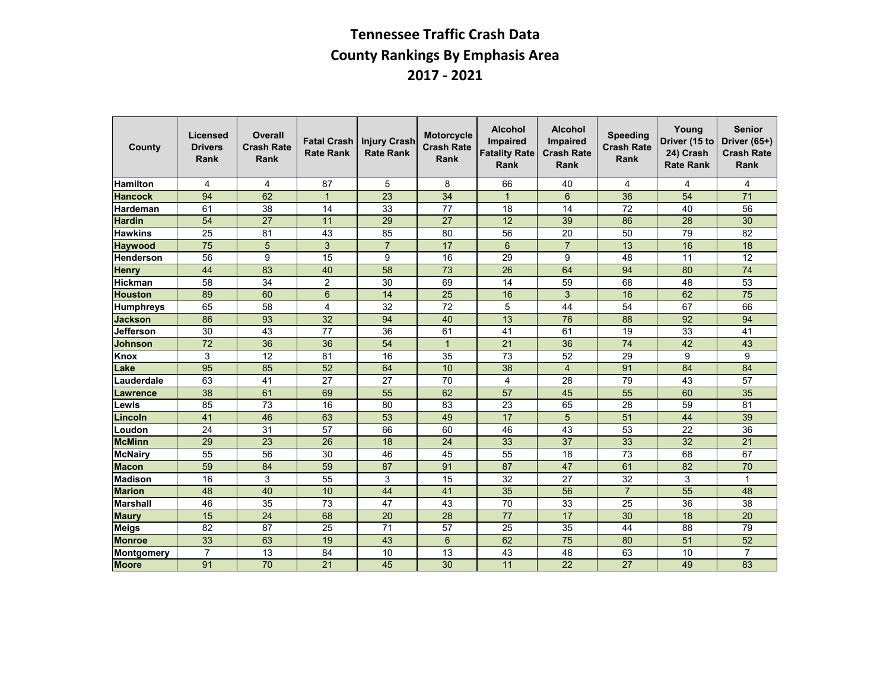# Tennessee Traffic Crash Data
## County Rankings By Emphasis Area
## 2017 - 2021

| County | Licensed Drivers Rank | Overall Crash Rate Rank | Fatal Crash Rate Rank | Injury Crash Rate Rank | Motorcycle Crash Rate Rank | Alcohol Impaired Fatality Rate Rank | Alcohol Impaired Crash Rate Rank | Speeding Crash Rate Rank | Young Driver (15 to 24) Crash Rate Rank | Senior Driver (65+) Crash Rate Rank |
|---|---|---|---|---|---|---|---|---|---|---|
| **Hamilton** | 4 | 4 | 87 | 5 | 8 | 66 | 40 | 4 | 4 | 4 |
| **Hancock** | 94 | 62 | 1 | 23 | 34 | 1 | 6 | 36 | 54 | 71 |
| **Hardeman** | 61 | 38 | 14 | 33 | 77 | 18 | 14 | 72 | 40 | 56 |
| **Hardin** | 54 | 27 | 11 | 29 | 27 | 12 | 39 | 86 | 28 | 30 |
| **Hawkins** | 25 | 81 | 43 | 85 | 80 | 56 | 20 | 50 | 79 | 82 |
| **Haywood** | 75 | 5 | 3 | 7 | 17 | 6 | 7 | 13 | 16 | 18 |
| **Henderson** | 56 | 9 | 15 | 9 | 16 | 29 | 9 | 48 | 11 | 12 |
| **Henry** | 44 | 83 | 40 | 58 | 73 | 26 | 64 | 94 | 80 | 74 |
| **Hickman** | 58 | 34 | 2 | 30 | 69 | 14 | 59 | 68 | 48 | 53 |
| **Houston** | 89 | 60 | 6 | 14 | 25 | 16 | 3 | 16 | 62 | 75 |
| **Humphreys** | 65 | 58 | 4 | 32 | 72 | 5 | 44 | 54 | 67 | 66 |
| **Jackson** | 86 | 93 | 32 | 94 | 40 | 13 | 76 | 88 | 92 | 94 |
| **Jefferson** | 30 | 43 | 77 | 36 | 61 | 41 | 61 | 19 | 33 | 41 |
| **Johnson** | 72 | 36 | 36 | 54 | 1 | 21 | 36 | 74 | 42 | 43 |
| **Knox** | 3 | 12 | 81 | 16 | 35 | 73 | 52 | 29 | 9 | 9 |
| **Lake** | 95 | 85 | 52 | 64 | 10 | 38 | 4 | 91 | 84 | 84 |
| **Lauderdale** | 63 | 41 | 27 | 27 | 70 | 4 | 28 | 79 | 43 | 57 |
| **Lawrence** | 38 | 61 | 69 | 55 | 62 | 57 | 45 | 55 | 60 | 35 |
| **Lewis** | 85 | 73 | 16 | 80 | 83 | 23 | 65 | 28 | 59 | 81 |
| **Lincoln** | 41 | 46 | 63 | 53 | 49 | 17 | 5 | 51 | 44 | 39 |
| **Loudon** | 24 | 31 | 57 | 66 | 60 | 46 | 43 | 53 | 22 | 36 |
| **McMinn** | 29 | 23 | 26 | 18 | 24 | 33 | 37 | 33 | 32 | 21 |
| **McNairy** | 55 | 56 | 30 | 46 | 45 | 55 | 18 | 73 | 68 | 67 |
| **Macon** | 59 | 84 | 59 | 87 | 91 | 87 | 47 | 61 | 82 | 70 |
| **Madison** | 16 | 3 | 55 | 3 | 15 | 32 | 27 | 32 | 3 | 1 |
| **Marion** | 48 | 40 | 10 | 44 | 41 | 35 | 56 | 7 | 55 | 48 |
| **Marshall** | 46 | 35 | 73 | 47 | 43 | 70 | 33 | 25 | 36 | 38 |
| **Maury** | 15 | 24 | 68 | 20 | 28 | 77 | 17 | 30 | 18 | 20 |
| **Meigs** | 82 | 87 | 25 | 71 | 57 | 25 | 35 | 44 | 88 | 79 |
| **Monroe** | 33 | 63 | 19 | 43 | 6 | 62 | 75 | 80 | 51 | 52 |
| **Montgomery** | 7 | 13 | 84 | 10 | 13 | 43 | 48 | 63 | 10 | 7 |
| **Moore** | 91 | 70 | 21 | 45 | 30 | 11 | 22 | 27 | 49 | 83 |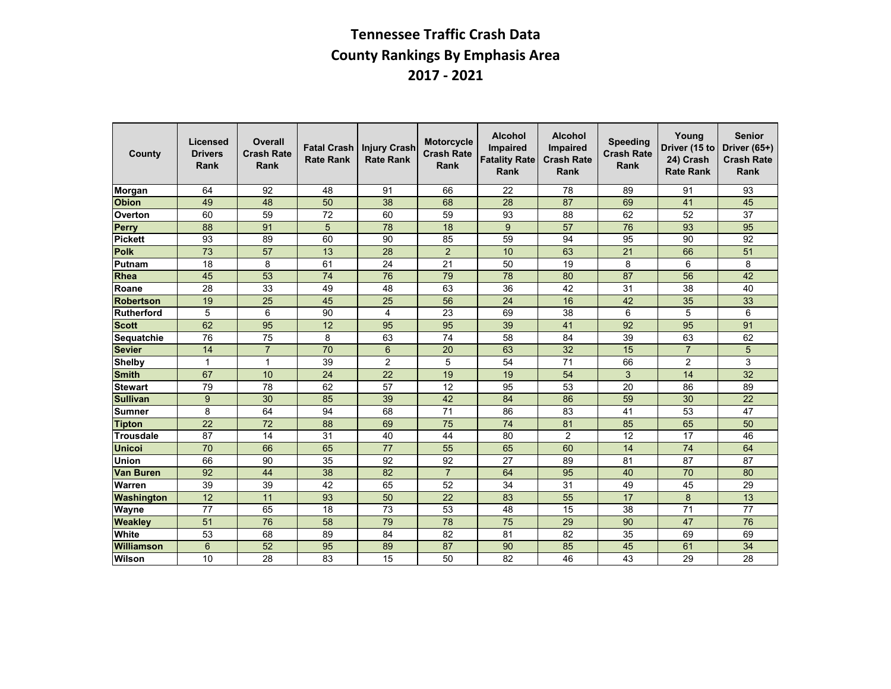# Tennessee Traffic Crash Data
## County Rankings By Emphasis Area
## 2017 - 2021

| County | Licensed Drivers Rank | Overall Crash Rate Rank | Fatal Crash Rate Rank | Injury Crash Rate Rank | Motorcycle Crash Rate Rank | Alcohol Impaired Fatality Rate Rank | Alcohol Impaired Crash Rate Rank | Speeding Crash Rate Rank | Young Driver (15 to 24) Crash Rate Rank | Senior Driver (65+) Crash Rate Rank |
|---|---|---|---|---|---|---|---|---|---|---|
| Morgan | 64 | 92 | 48 | 91 | 66 | 22 | 78 | 89 | 91 | 93 |
| Obion | 49 | 48 | 50 | 38 | 68 | 28 | 87 | 69 | 41 | 45 |
| Overton | 60 | 59 | 72 | 60 | 59 | 93 | 88 | 62 | 52 | 37 |
| Perry | 88 | 91 | 5 | 78 | 18 | 9 | 57 | 76 | 93 | 95 |
| Pickett | 93 | 89 | 60 | 90 | 85 | 59 | 94 | 95 | 90 | 92 |
| Polk | 73 | 57 | 13 | 28 | 2 | 10 | 63 | 21 | 66 | 51 |
| Putnam | 18 | 8 | 61 | 24 | 21 | 50 | 19 | 8 | 6 | 8 |
| Rhea | 45 | 53 | 74 | 76 | 79 | 78 | 80 | 87 | 56 | 42 |
| Roane | 28 | 33 | 49 | 48 | 63 | 36 | 42 | 31 | 38 | 40 |
| Robertson | 19 | 25 | 45 | 25 | 56 | 24 | 16 | 42 | 35 | 33 |
| Rutherford | 5 | 6 | 90 | 4 | 23 | 69 | 38 | 6 | 5 | 6 |
| Scott | 62 | 95 | 12 | 95 | 95 | 39 | 41 | 92 | 95 | 91 |
| Sequatchie | 76 | 75 | 8 | 63 | 74 | 58 | 84 | 39 | 63 | 62 |
| Sevier | 14 | 7 | 70 | 6 | 20 | 63 | 32 | 15 | 7 | 5 |
| Shelby | 1 | 1 | 39 | 2 | 5 | 54 | 71 | 66 | 2 | 3 |
| Smith | 67 | 10 | 24 | 22 | 19 | 19 | 54 | 3 | 14 | 32 |
| Stewart | 79 | 78 | 62 | 57 | 12 | 95 | 53 | 20 | 86 | 89 |
| Sullivan | 9 | 30 | 85 | 39 | 42 | 84 | 86 | 59 | 30 | 22 |
| Sumner | 8 | 64 | 94 | 68 | 71 | 86 | 83 | 41 | 53 | 47 |
| Tipton | 22 | 72 | 88 | 69 | 75 | 74 | 81 | 85 | 65 | 50 |
| Trousdale | 87 | 14 | 31 | 40 | 44 | 80 | 2 | 12 | 17 | 46 |
| Unicoi | 70 | 66 | 65 | 77 | 55 | 65 | 60 | 14 | 74 | 64 |
| Union | 66 | 90 | 35 | 92 | 92 | 27 | 89 | 81 | 87 | 87 |
| Van Buren | 92 | 44 | 38 | 82 | 7 | 64 | 95 | 40 | 70 | 80 |
| Warren | 39 | 39 | 42 | 65 | 52 | 34 | 31 | 49 | 45 | 29 |
| Washington | 12 | 11 | 93 | 50 | 22 | 83 | 55 | 17 | 8 | 13 |
| Wayne | 77 | 65 | 18 | 73 | 53 | 48 | 15 | 38 | 71 | 77 |
| Weakley | 51 | 76 | 58 | 79 | 78 | 75 | 29 | 90 | 47 | 76 |
| White | 53 | 68 | 89 | 84 | 82 | 81 | 82 | 35 | 69 | 69 |
| Williamson | 6 | 52 | 95 | 89 | 87 | 90 | 85 | 45 | 61 | 34 |
| Wilson | 10 | 28 | 83 | 15 | 50 | 82 | 46 | 43 | 29 | 28 |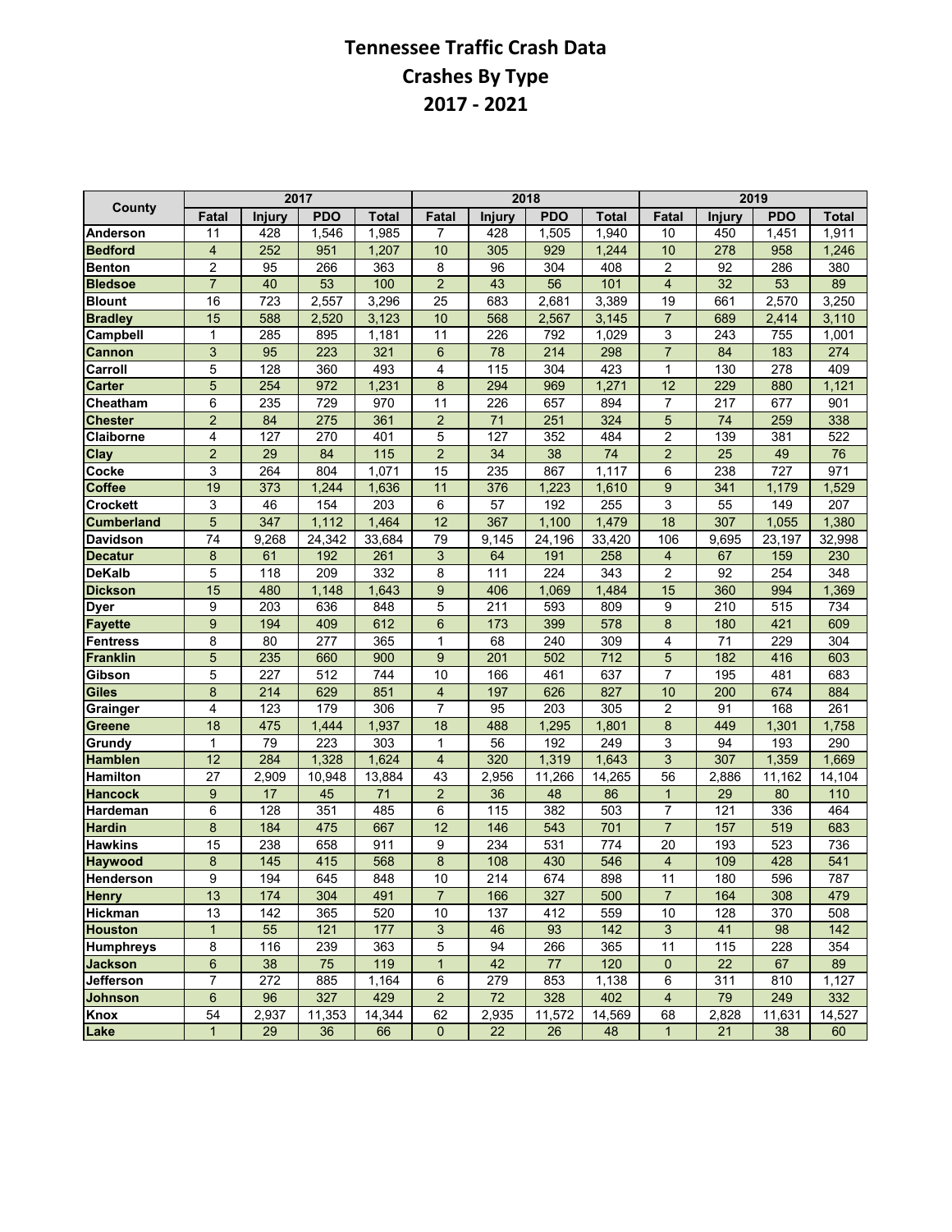# Tennessee Traffic Crash Data
## Crashes By Type
## 2017 - 2021

| County | 2017 | | | | 2018 | | | | 2019 | | | |
|---|---|---|---|---|---|---|---|---|---|---|---|---|
| | Fatal | Injury | PDO | Total | Fatal | Injury | PDO | Total | Fatal | Injury | PDO | Total |
| **Anderson** | 11 | 428 | 1,546 | 1,985 | 7 | 428 | 1,505 | 1,940 | 10 | 450 | 1,451 | 1,911 |
| **Bedford** | 4 | 252 | 951 | 1,207 | 10 | 305 | 929 | 1,244 | 10 | 278 | 958 | 1,246 |
| **Benton** | 2 | 95 | 266 | 363 | 8 | 96 | 304 | 408 | 2 | 92 | 286 | 380 |
| **Bledsoe** | 7 | 40 | 53 | 100 | 2 | 43 | 56 | 101 | 4 | 32 | 53 | 89 |
| **Blount** | 16 | 723 | 2,557 | 3,296 | 25 | 683 | 2,681 | 3,389 | 19 | 661 | 2,570 | 3,250 |
| **Bradley** | 15 | 588 | 2,520 | 3,123 | 10 | 568 | 2,567 | 3,145 | 7 | 689 | 2,414 | 3,110 |
| **Campbell** | 1 | 285 | 895 | 1,181 | 11 | 226 | 792 | 1,029 | 3 | 243 | 755 | 1,001 |
| **Cannon** | 3 | 95 | 223 | 321 | 6 | 78 | 214 | 298 | 7 | 84 | 183 | 274 |
| **Carroll** | 5 | 128 | 360 | 493 | 4 | 115 | 304 | 423 | 1 | 130 | 278 | 409 |
| **Carter** | 5 | 254 | 972 | 1,231 | 8 | 294 | 969 | 1,271 | 12 | 229 | 880 | 1,121 |
| **Cheatham** | 6 | 235 | 729 | 970 | 11 | 226 | 657 | 894 | 7 | 217 | 677 | 901 |
| **Chester** | 2 | 84 | 275 | 361 | 2 | 71 | 251 | 324 | 5 | 74 | 259 | 338 |
| **Claiborne** | 4 | 127 | 270 | 401 | 5 | 127 | 352 | 484 | 2 | 139 | 381 | 522 |
| **Clay** | 2 | 29 | 84 | 115 | 2 | 34 | 38 | 74 | 2 | 25 | 49 | 76 |
| **Cocke** | 3 | 264 | 804 | 1,071 | 15 | 235 | 867 | 1,117 | 6 | 238 | 727 | 971 |
| **Coffee** | 19 | 373 | 1,244 | 1,636 | 11 | 376 | 1,223 | 1,610 | 9 | 341 | 1,179 | 1,529 |
| **Crockett** | 3 | 46 | 154 | 203 | 6 | 57 | 192 | 255 | 3 | 55 | 149 | 207 |
| **Cumberland** | 5 | 347 | 1,112 | 1,464 | 12 | 367 | 1,100 | 1,479 | 18 | 307 | 1,055 | 1,380 |
| **Davidson** | 74 | 9,268 | 24,342 | 33,684 | 79 | 9,145 | 24,196 | 33,420 | 106 | 9,695 | 23,197 | 32,998 |
| **Decatur** | 8 | 61 | 192 | 261 | 3 | 64 | 191 | 258 | 4 | 67 | 159 | 230 |
| **DeKalb** | 5 | 118 | 209 | 332 | 8 | 111 | 224 | 343 | 2 | 92 | 254 | 348 |
| **Dickson** | 15 | 480 | 1,148 | 1,643 | 9 | 406 | 1,069 | 1,484 | 15 | 360 | 994 | 1,369 |
| **Dyer** | 9 | 203 | 636 | 848 | 5 | 211 | 593 | 809 | 9 | 210 | 515 | 734 |
| **Fayette** | 9 | 194 | 409 | 612 | 6 | 173 | 399 | 578 | 8 | 180 | 421 | 609 |
| **Fentress** | 8 | 80 | 277 | 365 | 1 | 68 | 240 | 309 | 4 | 71 | 229 | 304 |
| **Franklin** | 5 | 235 | 660 | 900 | 9 | 201 | 502 | 712 | 5 | 182 | 416 | 603 |
| **Gibson** | 5 | 227 | 512 | 744 | 10 | 166 | 461 | 637 | 7 | 195 | 481 | 683 |
| **Giles** | 8 | 214 | 629 | 851 | 4 | 197 | 626 | 827 | 10 | 200 | 674 | 884 |
| **Grainger** | 4 | 123 | 179 | 306 | 7 | 95 | 203 | 305 | 2 | 91 | 168 | 261 |
| **Greene** | 18 | 475 | 1,444 | 1,937 | 18 | 488 | 1,295 | 1,801 | 8 | 449 | 1,301 | 1,758 |
| **Grundy** | 1 | 79 | 223 | 303 | 1 | 56 | 192 | 249 | 3 | 94 | 193 | 290 |
| **Hamblen** | 12 | 284 | 1,328 | 1,624 | 4 | 320 | 1,319 | 1,643 | 3 | 307 | 1,359 | 1,669 |
| **Hamilton** | 27 | 2,909 | 10,948 | 13,884 | 43 | 2,956 | 11,266 | 14,265 | 56 | 2,886 | 11,162 | 14,104 |
| **Hancock** | 9 | 17 | 45 | 71 | 2 | 36 | 48 | 86 | 1 | 29 | 80 | 110 |
| **Hardeman** | 6 | 128 | 351 | 485 | 6 | 115 | 382 | 503 | 7 | 121 | 336 | 464 |
| **Hardin** | 8 | 184 | 475 | 667 | 12 | 146 | 543 | 701 | 7 | 157 | 519 | 683 |
| **Hawkins** | 15 | 238 | 658 | 911 | 9 | 234 | 531 | 774 | 20 | 193 | 523 | 736 |
| **Haywood** | 8 | 145 | 415 | 568 | 8 | 108 | 430 | 546 | 4 | 109 | 428 | 541 |
| **Henderson** | 9 | 194 | 645 | 848 | 10 | 214 | 674 | 898 | 11 | 180 | 596 | 787 |
| **Henry** | 13 | 174 | 304 | 491 | 7 | 166 | 327 | 500 | 7 | 164 | 308 | 479 |
| **Hickman** | 13 | 142 | 365 | 520 | 10 | 137 | 412 | 559 | 10 | 128 | 370 | 508 |
| **Houston** | 1 | 55 | 121 | 177 | 3 | 46 | 93 | 142 | 3 | 41 | 98 | 142 |
| **Humphreys** | 8 | 116 | 239 | 363 | 5 | 94 | 266 | 365 | 11 | 115 | 228 | 354 |
| **Jackson** | 6 | 38 | 75 | 119 | 1 | 42 | 77 | 120 | 0 | 22 | 67 | 89 |
| **Jefferson** | 7 | 272 | 885 | 1,164 | 6 | 279 | 853 | 1,138 | 6 | 311 | 810 | 1,127 |
| **Johnson** | 6 | 96 | 327 | 429 | 2 | 72 | 328 | 402 | 4 | 79 | 249 | 332 |
| **Knox** | 54 | 2,937 | 11,353 | 14,344 | 62 | 2,935 | 11,572 | 14,569 | 68 | 2,828 | 11,631 | 14,527 |
| **Lake** | 1 | 29 | 36 | 66 | 0 | 22 | 26 | 48 | 1 | 21 | 38 | 60 |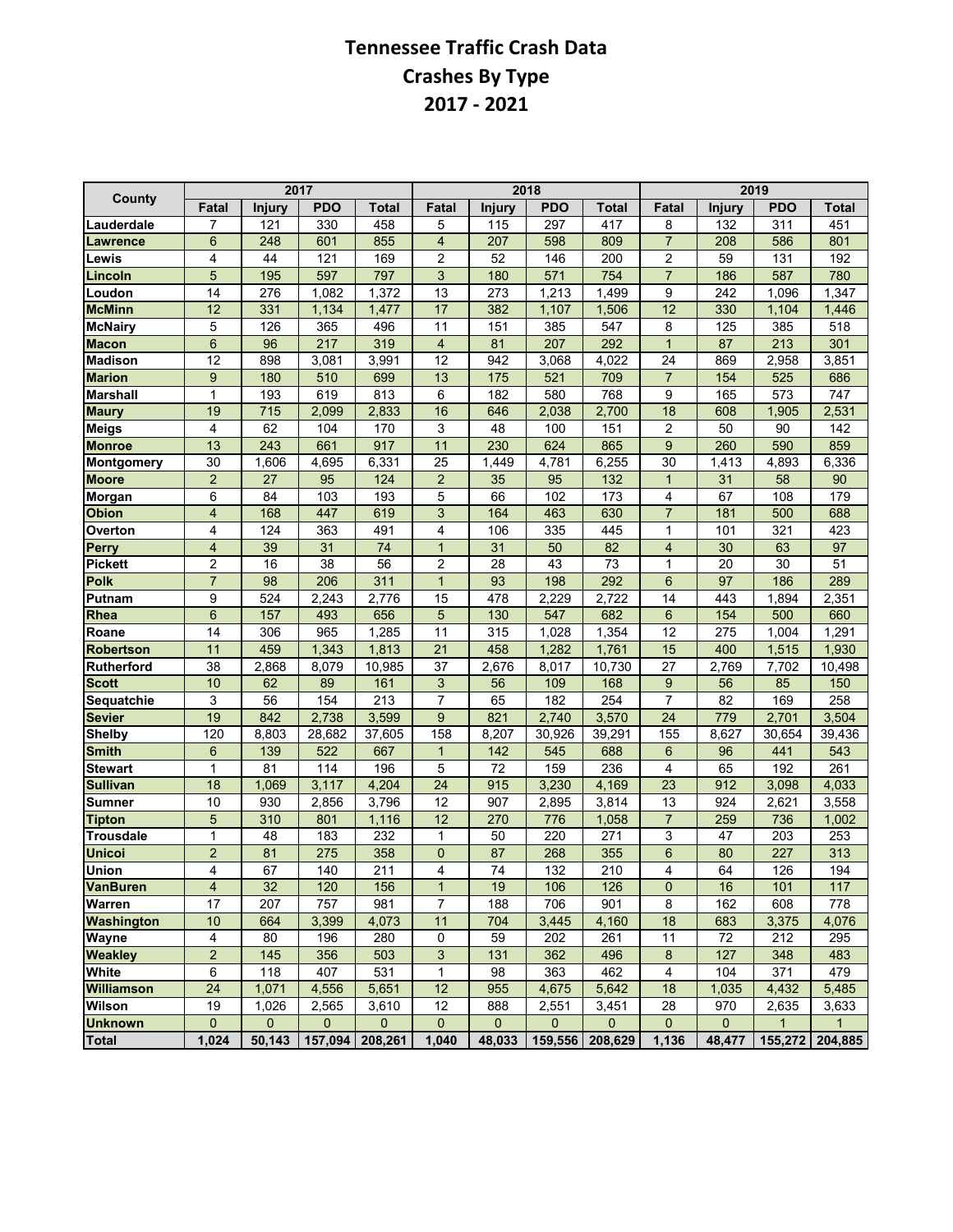# Tennessee Traffic Crash Data
## Crashes By Type
## 2017 - 2021

| County | 2017 | | | | 2018 | | | | 2019 | | | |
|---|---|---|---|---|---|---|---|---|---|---|---|---|
| | Fatal | Injury | PDO | Total | Fatal | Injury | PDO | Total | Fatal | Injury | PDO | Total |
| Lauderdale | 7 | 121 | 330 | 458 | 5 | 115 | 297 | 417 | 8 | 132 | 311 | 451 |
| Lawrence | 6 | 248 | 601 | 855 | 4 | 207 | 598 | 809 | 7 | 208 | 586 | 801 |
| Lewis | 4 | 44 | 121 | 169 | 2 | 52 | 146 | 200 | 2 | 59 | 131 | 192 |
| Lincoln | 5 | 195 | 597 | 797 | 3 | 180 | 571 | 754 | 7 | 186 | 587 | 780 |
| Loudon | 14 | 276 | 1,082 | 1,372 | 13 | 273 | 1,213 | 1,499 | 9 | 242 | 1,096 | 1,347 |
| McMinn | 12 | 331 | 1,134 | 1,477 | 17 | 382 | 1,107 | 1,506 | 12 | 330 | 1,104 | 1,446 |
| McNairy | 5 | 126 | 365 | 496 | 11 | 151 | 385 | 547 | 8 | 125 | 385 | 518 |
| Macon | 6 | 96 | 217 | 319 | 4 | 81 | 207 | 292 | 1 | 87 | 213 | 301 |
| Madison | 12 | 898 | 3,081 | 3,991 | 12 | 942 | 3,068 | 4,022 | 24 | 869 | 2,958 | 3,851 |
| Marion | 9 | 180 | 510 | 699 | 13 | 175 | 521 | 709 | 7 | 154 | 525 | 686 |
| Marshall | 1 | 193 | 619 | 813 | 6 | 182 | 580 | 768 | 9 | 165 | 573 | 747 |
| Maury | 19 | 715 | 2,099 | 2,833 | 16 | 646 | 2,038 | 2,700 | 18 | 608 | 1,905 | 2,531 |
| Meigs | 4 | 62 | 104 | 170 | 3 | 48 | 100 | 151 | 2 | 50 | 90 | 142 |
| Monroe | 13 | 243 | 661 | 917 | 11 | 230 | 624 | 865 | 9 | 260 | 590 | 859 |
| Montgomery | 30 | 1,606 | 4,695 | 6,331 | 25 | 1,449 | 4,781 | 6,255 | 30 | 1,413 | 4,893 | 6,336 |
| Moore | 2 | 27 | 95 | 124 | 2 | 35 | 95 | 132 | 1 | 31 | 58 | 90 |
| Morgan | 6 | 84 | 103 | 193 | 5 | 66 | 102 | 173 | 4 | 67 | 108 | 179 |
| Obion | 4 | 168 | 447 | 619 | 3 | 164 | 463 | 630 | 7 | 181 | 500 | 688 |
| Overton | 4 | 124 | 363 | 491 | 4 | 106 | 335 | 445 | 1 | 101 | 321 | 423 |
| Perry | 4 | 39 | 31 | 74 | 1 | 31 | 50 | 82 | 4 | 30 | 63 | 97 |
| Pickett | 2 | 16 | 38 | 56 | 2 | 28 | 43 | 73 | 1 | 20 | 30 | 51 |
| Polk | 7 | 98 | 206 | 311 | 1 | 93 | 198 | 292 | 6 | 97 | 186 | 289 |
| Putnam | 9 | 524 | 2,243 | 2,776 | 15 | 478 | 2,229 | 2,722 | 14 | 443 | 1,894 | 2,351 |
| Rhea | 6 | 157 | 493 | 656 | 5 | 130 | 547 | 682 | 6 | 154 | 500 | 660 |
| Roane | 14 | 306 | 965 | 1,285 | 11 | 315 | 1,028 | 1,354 | 12 | 275 | 1,004 | 1,291 |
| Robertson | 11 | 459 | 1,343 | 1,813 | 21 | 458 | 1,282 | 1,761 | 15 | 400 | 1,515 | 1,930 |
| Rutherford | 38 | 2,868 | 8,079 | 10,985 | 37 | 2,676 | 8,017 | 10,730 | 27 | 2,769 | 7,702 | 10,498 |
| Scott | 10 | 62 | 89 | 161 | 3 | 56 | 109 | 168 | 9 | 56 | 85 | 150 |
| Sequatchie | 3 | 56 | 154 | 213 | 7 | 65 | 182 | 254 | 7 | 82 | 169 | 258 |
| Sevier | 19 | 842 | 2,738 | 3,599 | 9 | 821 | 2,740 | 3,570 | 24 | 779 | 2,701 | 3,504 |
| Shelby | 120 | 8,803 | 28,682 | 37,605 | 158 | 8,207 | 30,926 | 39,291 | 155 | 8,627 | 30,654 | 39,436 |
| Smith | 6 | 139 | 522 | 667 | 1 | 142 | 545 | 688 | 6 | 96 | 441 | 543 |
| Stewart | 1 | 81 | 114 | 196 | 5 | 72 | 159 | 236 | 4 | 65 | 192 | 261 |
| Sullivan | 18 | 1,069 | 3,117 | 4,204 | 24 | 915 | 3,230 | 4,169 | 23 | 912 | 3,098 | 4,033 |
| Sumner | 10 | 930 | 2,856 | 3,796 | 12 | 907 | 2,895 | 3,814 | 13 | 924 | 2,621 | 3,558 |
| Tipton | 5 | 310 | 801 | 1,116 | 12 | 270 | 776 | 1,058 | 7 | 259 | 736 | 1,002 |
| Trousdale | 1 | 48 | 183 | 232 | 1 | 50 | 220 | 271 | 3 | 47 | 203 | 253 |
| Unicoi | 2 | 81 | 275 | 358 | 0 | 87 | 268 | 355 | 6 | 80 | 227 | 313 |
| Union | 4 | 67 | 140 | 211 | 4 | 74 | 132 | 210 | 4 | 64 | 126 | 194 |
| VanBuren | 4 | 32 | 120 | 156 | 1 | 19 | 106 | 126 | 0 | 16 | 101 | 117 |
| Warren | 17 | 207 | 757 | 981 | 7 | 188 | 706 | 901 | 8 | 162 | 608 | 778 |
| Washington | 10 | 664 | 3,399 | 4,073 | 11 | 704 | 3,445 | 4,160 | 18 | 683 | 3,375 | 4,076 |
| Wayne | 4 | 80 | 196 | 280 | 0 | 59 | 202 | 261 | 11 | 72 | 212 | 295 |
| Weakley | 2 | 145 | 356 | 503 | 3 | 131 | 362 | 496 | 8 | 127 | 348 | 483 |
| White | 6 | 118 | 407 | 531 | 1 | 98 | 363 | 462 | 4 | 104 | 371 | 479 |
| Williamson | 24 | 1,071 | 4,556 | 5,651 | 12 | 955 | 4,675 | 5,642 | 18 | 1,035 | 4,432 | 5,485 |
| Wilson | 19 | 1,026 | 2,565 | 3,610 | 12 | 888 | 2,551 | 3,451 | 28 | 970 | 2,635 | 3,633 |
| Unknown | 0 | 0 | 0 | 0 | 0 | 0 | 0 | 0 | 0 | 0 | 1 | 1 |
| Total | 1,024 | 50,143 | 157,094 | 208,261 | 1,040 | 48,033 | 159,556 | 208,629 | 1,136 | 48,477 | 155,272 | 204,885 |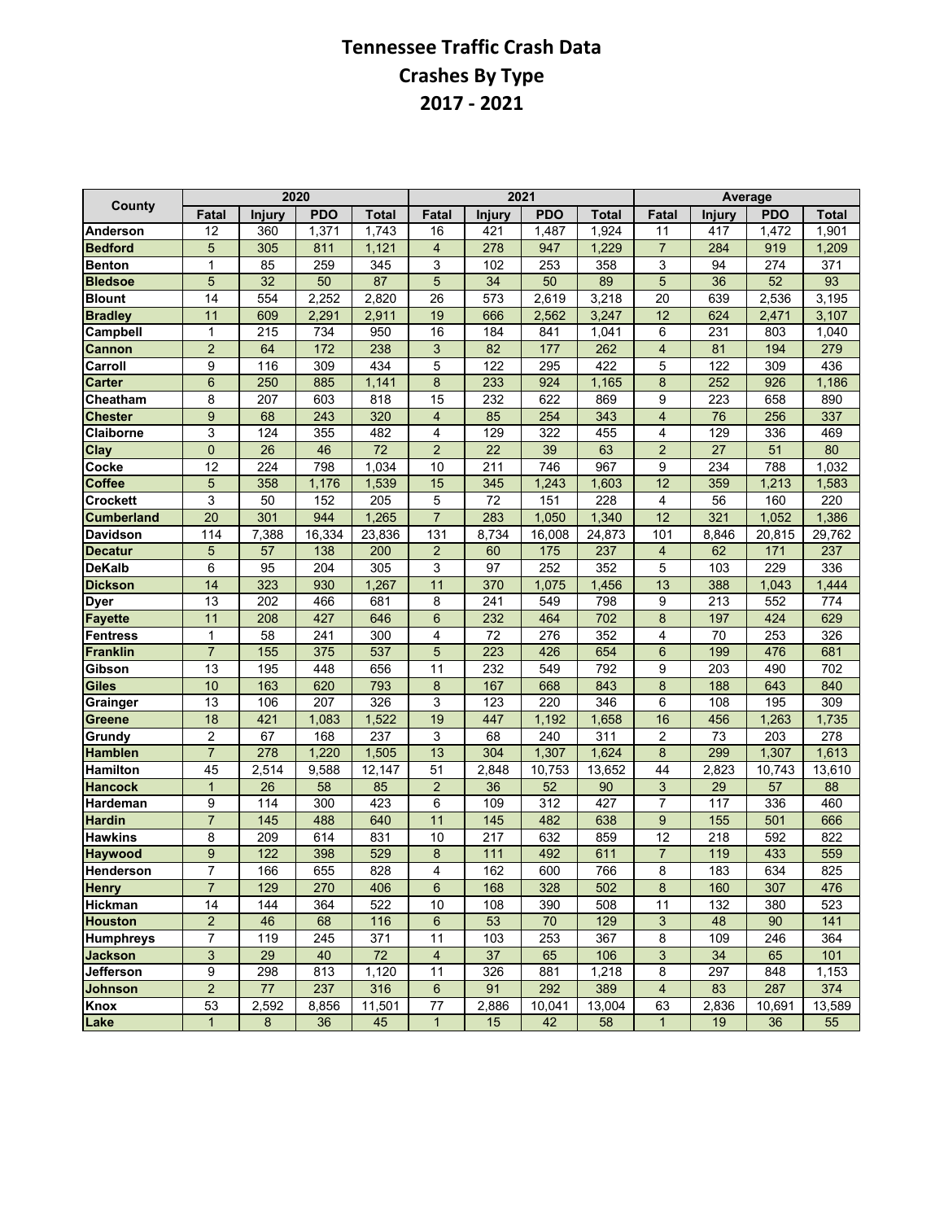# Tennessee Traffic Crash Data
## Crashes By Type
## 2017 - 2021

| County | 2020 | | | | 2021 | | | | Average | | | |
|---|---|---|---|---|---|---|---|---|---|---|---|---|
| | Fatal | Injury | PDO | Total | Fatal | Injury | PDO | Total | Fatal | Injury | PDO | Total |
| Anderson | 12 | 360 | 1,371 | 1,743 | 16 | 421 | 1,487 | 1,924 | 11 | 417 | 1,472 | 1,901 |
| Bedford | 5 | 305 | 811 | 1,121 | 4 | 278 | 947 | 1,229 | 7 | 284 | 919 | 1,209 |
| Benton | 1 | 85 | 259 | 345 | 3 | 102 | 253 | 358 | 3 | 94 | 274 | 371 |
| Bledsoe | 5 | 32 | 50 | 87 | 5 | 34 | 50 | 89 | 5 | 36 | 52 | 93 |
| Blount | 14 | 554 | 2,252 | 2,820 | 26 | 573 | 2,619 | 3,218 | 20 | 639 | 2,536 | 3,195 |
| Bradley | 11 | 609 | 2,291 | 2,911 | 19 | 666 | 2,562 | 3,247 | 12 | 624 | 2,471 | 3,107 |
| Campbell | 1 | 215 | 734 | 950 | 16 | 184 | 841 | 1,041 | 6 | 231 | 803 | 1,040 |
| Cannon | 2 | 64 | 172 | 238 | 3 | 82 | 177 | 262 | 4 | 81 | 194 | 279 |
| Carroll | 9 | 116 | 309 | 434 | 5 | 122 | 295 | 422 | 5 | 122 | 309 | 436 |
| Carter | 6 | 250 | 885 | 1,141 | 8 | 233 | 924 | 1,165 | 8 | 252 | 926 | 1,186 |
| Cheatham | 8 | 207 | 603 | 818 | 15 | 232 | 622 | 869 | 9 | 223 | 658 | 890 |
| Chester | 9 | 68 | 243 | 320 | 4 | 85 | 254 | 343 | 4 | 76 | 256 | 337 |
| Claiborne | 3 | 124 | 355 | 482 | 4 | 129 | 322 | 455 | 4 | 129 | 336 | 469 |
| Clay | 0 | 26 | 46 | 72 | 2 | 22 | 39 | 63 | 2 | 27 | 51 | 80 |
| Cocke | 12 | 224 | 798 | 1,034 | 10 | 211 | 746 | 967 | 9 | 234 | 788 | 1,032 |
| Coffee | 5 | 358 | 1,176 | 1,539 | 15 | 345 | 1,243 | 1,603 | 12 | 359 | 1,213 | 1,583 |
| Crockett | 3 | 50 | 152 | 205 | 5 | 72 | 151 | 228 | 4 | 56 | 160 | 220 |
| Cumberland | 20 | 301 | 944 | 1,265 | 7 | 283 | 1,050 | 1,340 | 12 | 321 | 1,052 | 1,386 |
| Davidson | 114 | 7,388 | 16,334 | 23,836 | 131 | 8,734 | 16,008 | 24,873 | 101 | 8,846 | 20,815 | 29,762 |
| Decatur | 5 | 57 | 138 | 200 | 2 | 60 | 175 | 237 | 4 | 62 | 171 | 237 |
| DeKalb | 6 | 95 | 204 | 305 | 3 | 97 | 252 | 352 | 5 | 103 | 229 | 336 |
| Dickson | 14 | 323 | 930 | 1,267 | 11 | 370 | 1,075 | 1,456 | 13 | 388 | 1,043 | 1,444 |
| Dyer | 13 | 202 | 466 | 681 | 8 | 241 | 549 | 798 | 9 | 213 | 552 | 774 |
| Fayette | 11 | 208 | 427 | 646 | 6 | 232 | 464 | 702 | 8 | 197 | 424 | 629 |
| Fentress | 1 | 58 | 241 | 300 | 4 | 72 | 276 | 352 | 4 | 70 | 253 | 326 |
| Franklin | 7 | 155 | 375 | 537 | 5 | 223 | 426 | 654 | 6 | 199 | 476 | 681 |
| Gibson | 13 | 195 | 448 | 656 | 11 | 232 | 549 | 792 | 9 | 203 | 490 | 702 |
| Giles | 10 | 163 | 620 | 793 | 8 | 167 | 668 | 843 | 8 | 188 | 643 | 840 |
| Grainger | 13 | 106 | 207 | 326 | 3 | 123 | 220 | 346 | 6 | 108 | 195 | 309 |
| Greene | 18 | 421 | 1,083 | 1,522 | 19 | 447 | 1,192 | 1,658 | 16 | 456 | 1,263 | 1,735 |
| Grundy | 2 | 67 | 168 | 237 | 3 | 68 | 240 | 311 | 2 | 73 | 203 | 278 |
| Hamblen | 7 | 278 | 1,220 | 1,505 | 13 | 304 | 1,307 | 1,624 | 8 | 299 | 1,307 | 1,613 |
| Hamilton | 45 | 2,514 | 9,588 | 12,147 | 51 | 2,848 | 10,753 | 13,652 | 44 | 2,823 | 10,743 | 13,610 |
| Hancock | 1 | 26 | 58 | 85 | 2 | 36 | 52 | 90 | 3 | 29 | 57 | 88 |
| Hardeman | 9 | 114 | 300 | 423 | 6 | 109 | 312 | 427 | 7 | 117 | 336 | 460 |
| Hardin | 7 | 145 | 488 | 640 | 11 | 145 | 482 | 638 | 9 | 155 | 501 | 666 |
| Hawkins | 8 | 209 | 614 | 831 | 10 | 217 | 632 | 859 | 12 | 218 | 592 | 822 |
| Haywood | 9 | 122 | 398 | 529 | 8 | 111 | 492 | 611 | 7 | 119 | 433 | 559 |
| Henderson | 7 | 166 | 655 | 828 | 4 | 162 | 600 | 766 | 8 | 183 | 634 | 825 |
| Henry | 7 | 129 | 270 | 406 | 6 | 168 | 328 | 502 | 8 | 160 | 307 | 476 |
| Hickman | 14 | 144 | 364 | 522 | 10 | 108 | 390 | 508 | 11 | 132 | 380 | 523 |
| Houston | 2 | 46 | 68 | 116 | 6 | 53 | 70 | 129 | 3 | 48 | 90 | 141 |
| Humphreys | 7 | 119 | 245 | 371 | 11 | 103 | 253 | 367 | 8 | 109 | 246 | 364 |
| Jackson | 3 | 29 | 40 | 72 | 4 | 37 | 65 | 106 | 3 | 34 | 65 | 101 |
| Jefferson | 9 | 298 | 813 | 1,120 | 11 | 326 | 881 | 1,218 | 8 | 297 | 848 | 1,153 |
| Johnson | 2 | 77 | 237 | 316 | 6 | 91 | 292 | 389 | 4 | 83 | 287 | 374 |
| Knox | 53 | 2,592 | 8,856 | 11,501 | 77 | 2,886 | 10,041 | 13,004 | 63 | 2,836 | 10,691 | 13,589 |
| Lake | 1 | 8 | 36 | 45 | 1 | 15 | 42 | 58 | 1 | 19 | 36 | 55 |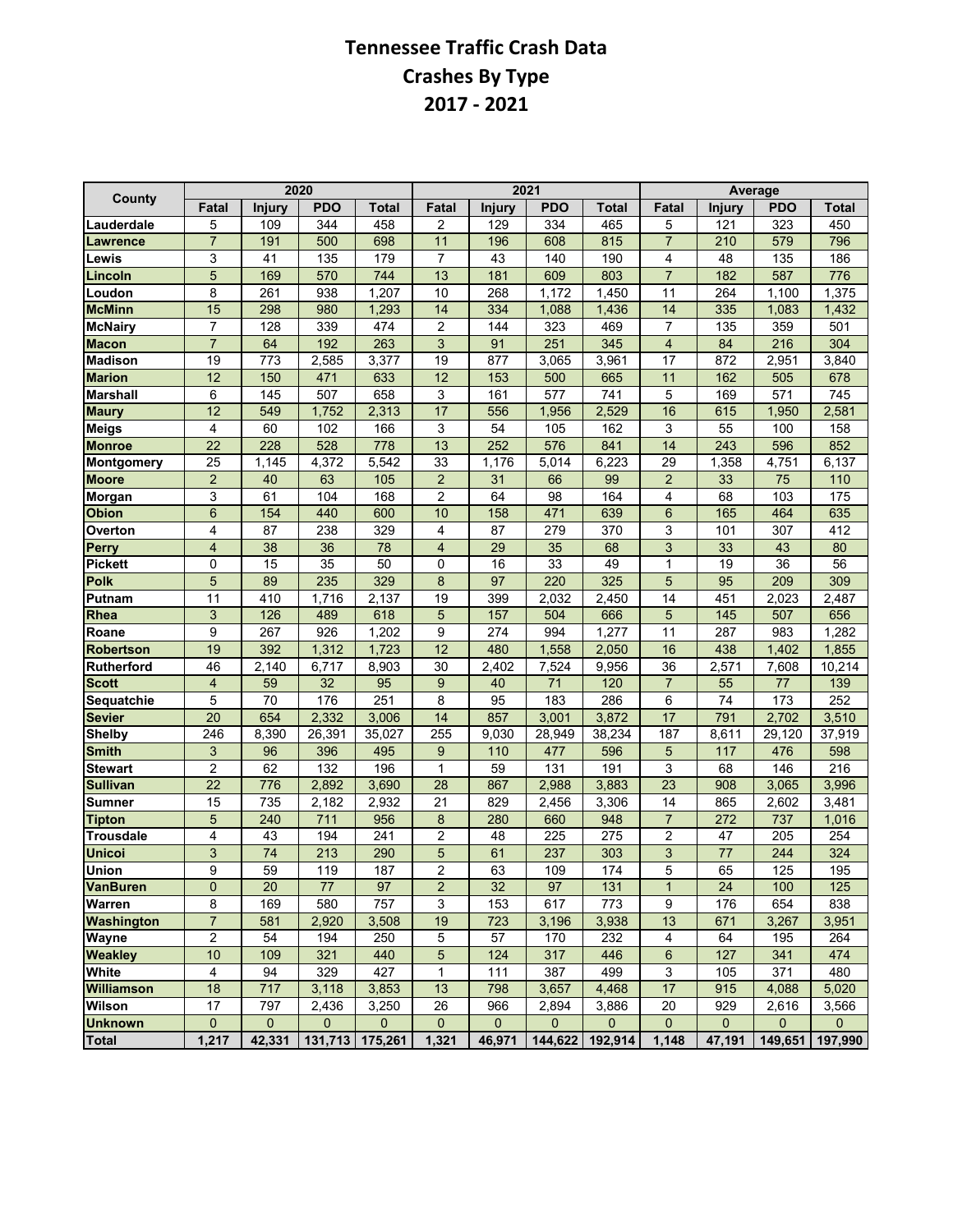# Tennessee Traffic Crash Data
## Crashes By Type
## 2017 - 2021

| County | 2020 | | | | 2021 | | | | Average | | | |
|---|---|---|---|---|---|---|---|---|---|---|---|---|
| | Fatal | Injury | PDO | Total | Fatal | Injury | PDO | Total | Fatal | Injury | PDO | Total |
| Lauderdale | 5 | 109 | 344 | 458 | 2 | 129 | 334 | 465 | 5 | 121 | 323 | 450 |
| Lawrence | 7 | 191 | 500 | 698 | 11 | 196 | 608 | 815 | 7 | 210 | 579 | 796 |
| Lewis | 3 | 41 | 135 | 179 | 7 | 43 | 140 | 190 | 4 | 48 | 135 | 186 |
| Lincoln | 5 | 169 | 570 | 744 | 13 | 181 | 609 | 803 | 7 | 182 | 587 | 776 |
| Loudon | 8 | 261 | 938 | 1,207 | 10 | 268 | 1,172 | 1,450 | 11 | 264 | 1,100 | 1,375 |
| McMinn | 15 | 298 | 980 | 1,293 | 14 | 334 | 1,088 | 1,436 | 14 | 335 | 1,083 | 1,432 |
| McNairy | 7 | 128 | 339 | 474 | 2 | 144 | 323 | 469 | 7 | 135 | 359 | 501 |
| Macon | 7 | 64 | 192 | 263 | 3 | 91 | 251 | 345 | 4 | 84 | 216 | 304 |
| Madison | 19 | 773 | 2,585 | 3,377 | 19 | 877 | 3,065 | 3,961 | 17 | 872 | 2,951 | 3,840 |
| Marion | 12 | 150 | 471 | 633 | 12 | 153 | 500 | 665 | 11 | 162 | 505 | 678 |
| Marshall | 6 | 145 | 507 | 658 | 3 | 161 | 577 | 741 | 5 | 169 | 571 | 745 |
| Maury | 12 | 549 | 1,752 | 2,313 | 17 | 556 | 1,956 | 2,529 | 16 | 615 | 1,950 | 2,581 |
| Meigs | 4 | 60 | 102 | 166 | 3 | 54 | 105 | 162 | 3 | 55 | 100 | 158 |
| Monroe | 22 | 228 | 528 | 778 | 13 | 252 | 576 | 841 | 14 | 243 | 596 | 852 |
| Montgomery | 25 | 1,145 | 4,372 | 5,542 | 33 | 1,176 | 5,014 | 6,223 | 29 | 1,358 | 4,751 | 6,137 |
| Moore | 2 | 40 | 63 | 105 | 2 | 31 | 66 | 99 | 2 | 33 | 75 | 110 |
| Morgan | 3 | 61 | 104 | 168 | 2 | 64 | 98 | 164 | 4 | 68 | 103 | 175 |
| Obion | 6 | 154 | 440 | 600 | 10 | 158 | 471 | 639 | 6 | 165 | 464 | 635 |
| Overton | 4 | 87 | 238 | 329 | 4 | 87 | 279 | 370 | 3 | 101 | 307 | 412 |
| Perry | 4 | 38 | 36 | 78 | 4 | 29 | 35 | 68 | 3 | 33 | 43 | 80 |
| Pickett | 0 | 15 | 35 | 50 | 0 | 16 | 33 | 49 | 1 | 19 | 36 | 56 |
| Polk | 5 | 89 | 235 | 329 | 8 | 97 | 220 | 325 | 5 | 95 | 209 | 309 |
| Putnam | 11 | 410 | 1,716 | 2,137 | 19 | 399 | 2,032 | 2,450 | 14 | 451 | 2,023 | 2,487 |
| Rhea | 3 | 126 | 489 | 618 | 5 | 157 | 504 | 666 | 5 | 145 | 507 | 656 |
| Roane | 9 | 267 | 926 | 1,202 | 9 | 274 | 994 | 1,277 | 11 | 287 | 983 | 1,282 |
| Robertson | 19 | 392 | 1,312 | 1,723 | 12 | 480 | 1,558 | 2,050 | 16 | 438 | 1,402 | 1,855 |
| Rutherford | 46 | 2,140 | 6,717 | 8,903 | 30 | 2,402 | 7,524 | 9,956 | 36 | 2,571 | 7,608 | 10,214 |
| Scott | 4 | 59 | 32 | 95 | 9 | 40 | 71 | 120 | 7 | 55 | 77 | 139 |
| Sequatchie | 5 | 70 | 176 | 251 | 8 | 95 | 183 | 286 | 6 | 74 | 173 | 252 |
| Sevier | 20 | 654 | 2,332 | 3,006 | 14 | 857 | 3,001 | 3,872 | 17 | 791 | 2,702 | 3,510 |
| Shelby | 246 | 8,390 | 26,391 | 35,027 | 255 | 9,030 | 28,949 | 38,234 | 187 | 8,611 | 29,120 | 37,919 |
| Smith | 3 | 96 | 396 | 495 | 9 | 110 | 477 | 596 | 5 | 117 | 476 | 598 |
| Stewart | 2 | 62 | 132 | 196 | 1 | 59 | 131 | 191 | 3 | 68 | 146 | 216 |
| Sullivan | 22 | 776 | 2,892 | 3,690 | 28 | 867 | 2,988 | 3,883 | 23 | 908 | 3,065 | 3,996 |
| Sumner | 15 | 735 | 2,182 | 2,932 | 21 | 829 | 2,456 | 3,306 | 14 | 865 | 2,602 | 3,481 |
| Tipton | 5 | 240 | 711 | 956 | 8 | 280 | 660 | 948 | 7 | 272 | 737 | 1,016 |
| Trousdale | 4 | 43 | 194 | 241 | 2 | 48 | 225 | 275 | 2 | 47 | 205 | 254 |
| Unicoi | 3 | 74 | 213 | 290 | 5 | 61 | 237 | 303 | 3 | 77 | 244 | 324 |
| Union | 9 | 59 | 119 | 187 | 2 | 63 | 109 | 174 | 5 | 65 | 125 | 195 |
| VanBuren | 0 | 20 | 77 | 97 | 2 | 32 | 97 | 131 | 1 | 24 | 100 | 125 |
| Warren | 8 | 169 | 580 | 757 | 3 | 153 | 617 | 773 | 9 | 176 | 654 | 838 |
| Washington | 7 | 581 | 2,920 | 3,508 | 19 | 723 | 3,196 | 3,938 | 13 | 671 | 3,267 | 3,951 |
| Wayne | 2 | 54 | 194 | 250 | 5 | 57 | 170 | 232 | 4 | 64 | 195 | 264 |
| Weakley | 10 | 109 | 321 | 440 | 5 | 124 | 317 | 446 | 6 | 127 | 341 | 474 |
| White | 4 | 94 | 329 | 427 | 1 | 111 | 387 | 499 | 3 | 105 | 371 | 480 |
| Williamson | 18 | 717 | 3,118 | 3,853 | 13 | 798 | 3,657 | 4,468 | 17 | 915 | 4,088 | 5,020 |
| Wilson | 17 | 797 | 2,436 | 3,250 | 26 | 966 | 2,894 | 3,886 | 20 | 929 | 2,616 | 3,566 |
| Unknown | 0 | 0 | 0 | 0 | 0 | 0 | 0 | 0 | 0 | 0 | 0 | 0 |
| **Total** | **1,217** | **42,331** | **131,713** | **175,261** | **1,321** | **46,971** | **144,622** | **192,914** | **1,148** | **47,191** | **149,651** | **197,990** |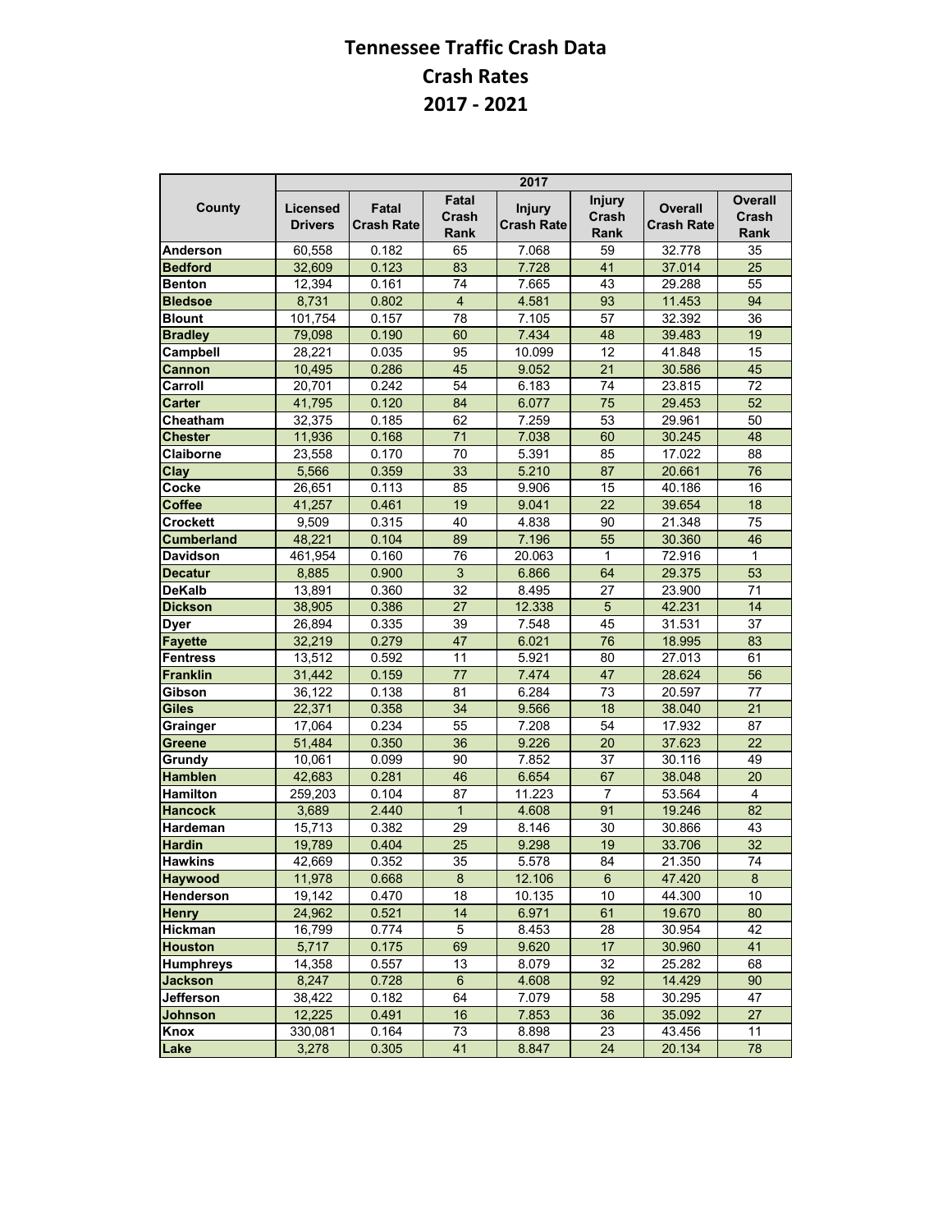# Tennessee Traffic Crash Data
## Crash Rates
## 2017 - 2021

| County | 2017 | | | | | | |
|---|---|---|---|---|---|---|---|
| | Licensed Drivers | Fatal Crash Rate | Fatal Crash Rank | Injury Crash Rate | Injury Crash Rank | Overall Crash Rate | Overall Crash Rank |
| Anderson | 60,558 | 0.182 | 65 | 7.068 | 59 | 32.778 | 35 |
| Bedford | 32,609 | 0.123 | 83 | 7.728 | 41 | 37.014 | 25 |
| Benton | 12,394 | 0.161 | 74 | 7.665 | 43 | 29.288 | 55 |
| Bledsoe | 8,731 | 0.802 | 4 | 4.581 | 93 | 11.453 | 94 |
| Blount | 101,754 | 0.157 | 78 | 7.105 | 57 | 32.392 | 36 |
| Bradley | 79,098 | 0.190 | 60 | 7.434 | 48 | 39.483 | 19 |
| Campbell | 28,221 | 0.035 | 95 | 10.099 | 12 | 41.848 | 15 |
| Cannon | 10,495 | 0.286 | 45 | 9.052 | 21 | 30.586 | 45 |
| Carroll | 20,701 | 0.242 | 54 | 6.183 | 74 | 23.815 | 72 |
| Carter | 41,795 | 0.120 | 84 | 6.077 | 75 | 29.453 | 52 |
| Cheatham | 32,375 | 0.185 | 62 | 7.259 | 53 | 29.961 | 50 |
| Chester | 11,936 | 0.168 | 71 | 7.038 | 60 | 30.245 | 48 |
| Claiborne | 23,558 | 0.170 | 70 | 5.391 | 85 | 17.022 | 88 |
| Clay | 5,566 | 0.359 | 33 | 5.210 | 87 | 20.661 | 76 |
| Cocke | 26,651 | 0.113 | 85 | 9.906 | 15 | 40.186 | 16 |
| Coffee | 41,257 | 0.461 | 19 | 9.041 | 22 | 39.654 | 18 |
| Crockett | 9,509 | 0.315 | 40 | 4.838 | 90 | 21.348 | 75 |
| Cumberland | 48,221 | 0.104 | 89 | 7.196 | 55 | 30.360 | 46 |
| Davidson | 461,954 | 0.160 | 76 | 20.063 | 1 | 72.916 | 1 |
| Decatur | 8,885 | 0.900 | 3 | 6.866 | 64 | 29.375 | 53 |
| DeKalb | 13,891 | 0.360 | 32 | 8.495 | 27 | 23.900 | 71 |
| Dickson | 38,905 | 0.386 | 27 | 12.338 | 5 | 42.231 | 14 |
| Dyer | 26,894 | 0.335 | 39 | 7.548 | 45 | 31.531 | 37 |
| Fayette | 32,219 | 0.279 | 47 | 6.021 | 76 | 18.995 | 83 |
| Fentress | 13,512 | 0.592 | 11 | 5.921 | 80 | 27.013 | 61 |
| Franklin | 31,442 | 0.159 | 77 | 7.474 | 47 | 28.624 | 56 |
| Gibson | 36,122 | 0.138 | 81 | 6.284 | 73 | 20.597 | 77 |
| Giles | 22,371 | 0.358 | 34 | 9.566 | 18 | 38.040 | 21 |
| Grainger | 17,064 | 0.234 | 55 | 7.208 | 54 | 17.932 | 87 |
| Greene | 51,484 | 0.350 | 36 | 9.226 | 20 | 37.623 | 22 |
| Grundy | 10,061 | 0.099 | 90 | 7.852 | 37 | 30.116 | 49 |
| Hamblen | 42,683 | 0.281 | 46 | 6.654 | 67 | 38.048 | 20 |
| Hamilton | 259,203 | 0.104 | 87 | 11.223 | 7 | 53.564 | 4 |
| Hancock | 3,689 | 2.440 | 1 | 4.608 | 91 | 19.246 | 82 |
| Hardeman | 15,713 | 0.382 | 29 | 8.146 | 30 | 30.866 | 43 |
| Hardin | 19,789 | 0.404 | 25 | 9.298 | 19 | 33.706 | 32 |
| Hawkins | 42,669 | 0.352 | 35 | 5.578 | 84 | 21.350 | 74 |
| Haywood | 11,978 | 0.668 | 8 | 12.106 | 6 | 47.420 | 8 |
| Henderson | 19,142 | 0.470 | 18 | 10.135 | 10 | 44.300 | 10 |
| Henry | 24,962 | 0.521 | 14 | 6.971 | 61 | 19.670 | 80 |
| Hickman | 16,799 | 0.774 | 5 | 8.453 | 28 | 30.954 | 42 |
| Houston | 5,717 | 0.175 | 69 | 9.620 | 17 | 30.960 | 41 |
| Humphreys | 14,358 | 0.557 | 13 | 8.079 | 32 | 25.282 | 68 |
| Jackson | 8,247 | 0.728 | 6 | 4.608 | 92 | 14.429 | 90 |
| Jefferson | 38,422 | 0.182 | 64 | 7.079 | 58 | 30.295 | 47 |
| Johnson | 12,225 | 0.491 | 16 | 7.853 | 36 | 35.092 | 27 |
| Knox | 330,081 | 0.164 | 73 | 8.898 | 23 | 43.456 | 11 |
| Lake | 3,278 | 0.305 | 41 | 8.847 | 24 | 20.134 | 78 |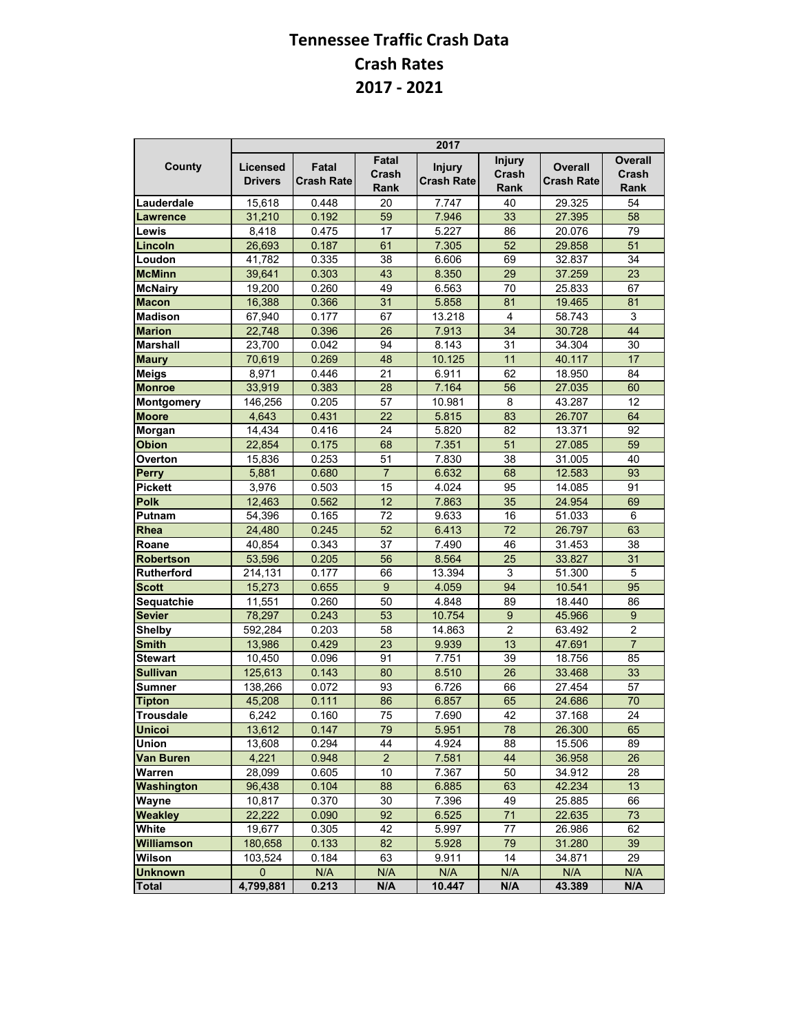# Tennessee Traffic Crash Data
## Crash Rates
## 2017 - 2021

| County | 2017 | | | | | | |
|---|---|---|---|---|---|---|---|
| | Licensed Drivers | Fatal Crash Rate | Fatal Crash Rank | Injury Crash Rate | Injury Crash Rank | Overall Crash Rate | Overall Crash Rank |
| Lauderdale | 15,618 | 0.448 | 20 | 7.747 | 40 | 29.325 | 54 |
| Lawrence | 31,210 | 0.192 | 59 | 7.946 | 33 | 27.395 | 58 |
| Lewis | 8,418 | 0.475 | 17 | 5.227 | 86 | 20.076 | 79 |
| Lincoln | 26,693 | 0.187 | 61 | 7.305 | 52 | 29.858 | 51 |
| Loudon | 41,782 | 0.335 | 38 | 6.606 | 69 | 32.837 | 34 |
| McMinn | 39,641 | 0.303 | 43 | 8.350 | 29 | 37.259 | 23 |
| McNairy | 19,200 | 0.260 | 49 | 6.563 | 70 | 25.833 | 67 |
| Macon | 16,388 | 0.366 | 31 | 5.858 | 81 | 19.465 | 81 |
| Madison | 67,940 | 0.177 | 67 | 13.218 | 4 | 58.743 | 3 |
| Marion | 22,748 | 0.396 | 26 | 7.913 | 34 | 30.728 | 44 |
| Marshall | 23,700 | 0.042 | 94 | 8.143 | 31 | 34.304 | 30 |
| Maury | 70,619 | 0.269 | 48 | 10.125 | 11 | 40.117 | 17 |
| Meigs | 8,971 | 0.446 | 21 | 6.911 | 62 | 18.950 | 84 |
| Monroe | 33,919 | 0.383 | 28 | 7.164 | 56 | 27.035 | 60 |
| Montgomery | 146,256 | 0.205 | 57 | 10.981 | 8 | 43.287 | 12 |
| Moore | 4,643 | 0.431 | 22 | 5.815 | 83 | 26.707 | 64 |
| Morgan | 14,434 | 0.416 | 24 | 5.820 | 82 | 13.371 | 92 |
| Obion | 22,854 | 0.175 | 68 | 7.351 | 51 | 27.085 | 59 |
| Overton | 15,836 | 0.253 | 51 | 7.830 | 38 | 31.005 | 40 |
| Perry | 5,881 | 0.680 | 7 | 6.632 | 68 | 12.583 | 93 |
| Pickett | 3,976 | 0.503 | 15 | 4.024 | 95 | 14.085 | 91 |
| Polk | 12,463 | 0.562 | 12 | 7.863 | 35 | 24.954 | 69 |
| Putnam | 54,396 | 0.165 | 72 | 9.633 | 16 | 51.033 | 6 |
| Rhea | 24,480 | 0.245 | 52 | 6.413 | 72 | 26.797 | 63 |
| Roane | 40,854 | 0.343 | 37 | 7.490 | 46 | 31.453 | 38 |
| Robertson | 53,596 | 0.205 | 56 | 8.564 | 25 | 33.827 | 31 |
| Rutherford | 214,131 | 0.177 | 66 | 13.394 | 3 | 51.300 | 5 |
| Scott | 15,273 | 0.655 | 9 | 4.059 | 94 | 10.541 | 95 |
| Sequatchie | 11,551 | 0.260 | 50 | 4.848 | 89 | 18.440 | 86 |
| Sevier | 78,297 | 0.243 | 53 | 10.754 | 9 | 45.966 | 9 |
| Shelby | 592,284 | 0.203 | 58 | 14.863 | 2 | 63.492 | 2 |
| Smith | 13,986 | 0.429 | 23 | 9.939 | 13 | 47.691 | 7 |
| Stewart | 10,450 | 0.096 | 91 | 7.751 | 39 | 18.756 | 85 |
| Sullivan | 125,613 | 0.143 | 80 | 8.510 | 26 | 33.468 | 33 |
| Sumner | 138,266 | 0.072 | 93 | 6.726 | 66 | 27.454 | 57 |
| Tipton | 45,208 | 0.111 | 86 | 6.857 | 65 | 24.686 | 70 |
| Trousdale | 6,242 | 0.160 | 75 | 7.690 | 42 | 37.168 | 24 |
| Unicoi | 13,612 | 0.147 | 79 | 5.951 | 78 | 26.300 | 65 |
| Union | 13,608 | 0.294 | 44 | 4.924 | 88 | 15.506 | 89 |
| Van Buren | 4,221 | 0.948 | 2 | 7.581 | 44 | 36.958 | 26 |
| Warren | 28,099 | 0.605 | 10 | 7.367 | 50 | 34.912 | 28 |
| Washington | 96,438 | 0.104 | 88 | 6.885 | 63 | 42.234 | 13 |
| Wayne | 10,817 | 0.370 | 30 | 7.396 | 49 | 25.885 | 66 |
| Weakley | 22,222 | 0.090 | 92 | 6.525 | 71 | 22.635 | 73 |
| White | 19,677 | 0.305 | 42 | 5.997 | 77 | 26.986 | 62 |
| Williamson | 180,658 | 0.133 | 82 | 5.928 | 79 | 31.280 | 39 |
| Wilson | 103,524 | 0.184 | 63 | 9.911 | 14 | 34.871 | 29 |
| Unknown | 0 | N/A | N/A | N/A | N/A | N/A | N/A |
| **Total** | **4,799,881** | **0.213** | **N/A** | **10.447** | **N/A** | **43.389** | **N/A** |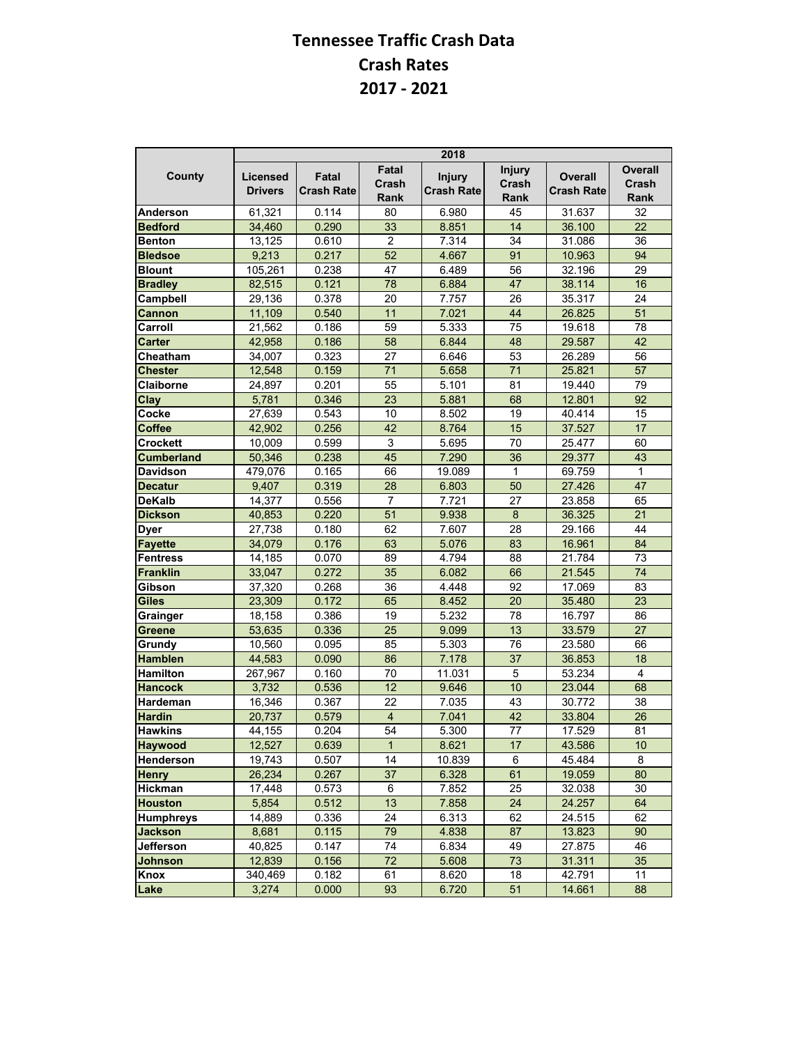# Tennessee Traffic Crash Data

## Crash Rates

## 2017 - 2021

| County | 2018 | | | | | | |
|---|---|---|---|---|---|---|---|
| | Licensed Drivers | Fatal Crash Rate | Fatal Crash Rank | Injury Crash Rate | Injury Crash Rank | Overall Crash Rate | Overall Crash Rank |
| Anderson | 61,321 | 0.114 | 80 | 6.980 | 45 | 31.637 | 32 |
| Bedford | 34,460 | 0.290 | 33 | 8.851 | 14 | 36.100 | 22 |
| Benton | 13,125 | 0.610 | 2 | 7.314 | 34 | 31.086 | 36 |
| Bledsoe | 9,213 | 0.217 | 52 | 4.667 | 91 | 10.963 | 94 |
| Blount | 105,261 | 0.238 | 47 | 6.489 | 56 | 32.196 | 29 |
| Bradley | 82,515 | 0.121 | 78 | 6.884 | 47 | 38.114 | 16 |
| Campbell | 29,136 | 0.378 | 20 | 7.757 | 26 | 35.317 | 24 |
| Cannon | 11,109 | 0.540 | 11 | 7.021 | 44 | 26.825 | 51 |
| Carroll | 21,562 | 0.186 | 59 | 5.333 | 75 | 19.618 | 78 |
| Carter | 42,958 | 0.186 | 58 | 6.844 | 48 | 29.587 | 42 |
| Cheatham | 34,007 | 0.323 | 27 | 6.646 | 53 | 26.289 | 56 |
| Chester | 12,548 | 0.159 | 71 | 5.658 | 71 | 25.821 | 57 |
| Claiborne | 24,897 | 0.201 | 55 | 5.101 | 81 | 19.440 | 79 |
| Clay | 5,781 | 0.346 | 23 | 5.881 | 68 | 12.801 | 92 |
| Cocke | 27,639 | 0.543 | 10 | 8.502 | 19 | 40.414 | 15 |
| Coffee | 42,902 | 0.256 | 42 | 8.764 | 15 | 37.527 | 17 |
| Crockett | 10,009 | 0.599 | 3 | 5.695 | 70 | 25.477 | 60 |
| Cumberland | 50,346 | 0.238 | 45 | 7.290 | 36 | 29.377 | 43 |
| Davidson | 479,076 | 0.165 | 66 | 19.089 | 1 | 69.759 | 1 |
| Decatur | 9,407 | 0.319 | 28 | 6.803 | 50 | 27.426 | 47 |
| DeKalb | 14,377 | 0.556 | 7 | 7.721 | 27 | 23.858 | 65 |
| Dickson | 40,853 | 0.220 | 51 | 9.938 | 8 | 36.325 | 21 |
| Dyer | 27,738 | 0.180 | 62 | 7.607 | 28 | 29.166 | 44 |
| Fayette | 34,079 | 0.176 | 63 | 5.076 | 83 | 16.961 | 84 |
| Fentress | 14,185 | 0.070 | 89 | 4.794 | 88 | 21.784 | 73 |
| Franklin | 33,047 | 0.272 | 35 | 6.082 | 66 | 21.545 | 74 |
| Gibson | 37,320 | 0.268 | 36 | 4.448 | 92 | 17.069 | 83 |
| Giles | 23,309 | 0.172 | 65 | 8.452 | 20 | 35.480 | 23 |
| Grainger | 18,158 | 0.386 | 19 | 5.232 | 78 | 16.797 | 86 |
| Greene | 53,635 | 0.336 | 25 | 9.099 | 13 | 33.579 | 27 |
| Grundy | 10,560 | 0.095 | 85 | 5.303 | 76 | 23.580 | 66 |
| Hamblen | 44,583 | 0.090 | 86 | 7.178 | 37 | 36.853 | 18 |
| Hamilton | 267,967 | 0.160 | 70 | 11.031 | 5 | 53.234 | 4 |
| Hancock | 3,732 | 0.536 | 12 | 9.646 | 10 | 23.044 | 68 |
| Hardeman | 16,346 | 0.367 | 22 | 7.035 | 43 | 30.772 | 38 |
| Hardin | 20,737 | 0.579 | 4 | 7.041 | 42 | 33.804 | 26 |
| Hawkins | 44,155 | 0.204 | 54 | 5.300 | 77 | 17.529 | 81 |
| Haywood | 12,527 | 0.639 | 1 | 8.621 | 17 | 43.586 | 10 |
| Henderson | 19,743 | 0.507 | 14 | 10.839 | 6 | 45.484 | 8 |
| Henry | 26,234 | 0.267 | 37 | 6.328 | 61 | 19.059 | 80 |
| Hickman | 17,448 | 0.573 | 6 | 7.852 | 25 | 32.038 | 30 |
| Houston | 5,854 | 0.512 | 13 | 7.858 | 24 | 24.257 | 64 |
| Humphreys | 14,889 | 0.336 | 24 | 6.313 | 62 | 24.515 | 62 |
| Jackson | 8,681 | 0.115 | 79 | 4.838 | 87 | 13.823 | 90 |
| Jefferson | 40,825 | 0.147 | 74 | 6.834 | 49 | 27.875 | 46 |
| Johnson | 12,839 | 0.156 | 72 | 5.608 | 73 | 31.311 | 35 |
| Knox | 340,469 | 0.182 | 61 | 8.620 | 18 | 42.791 | 11 |
| Lake | 3,274 | 0.000 | 93 | 6.720 | 51 | 14.661 | 88 |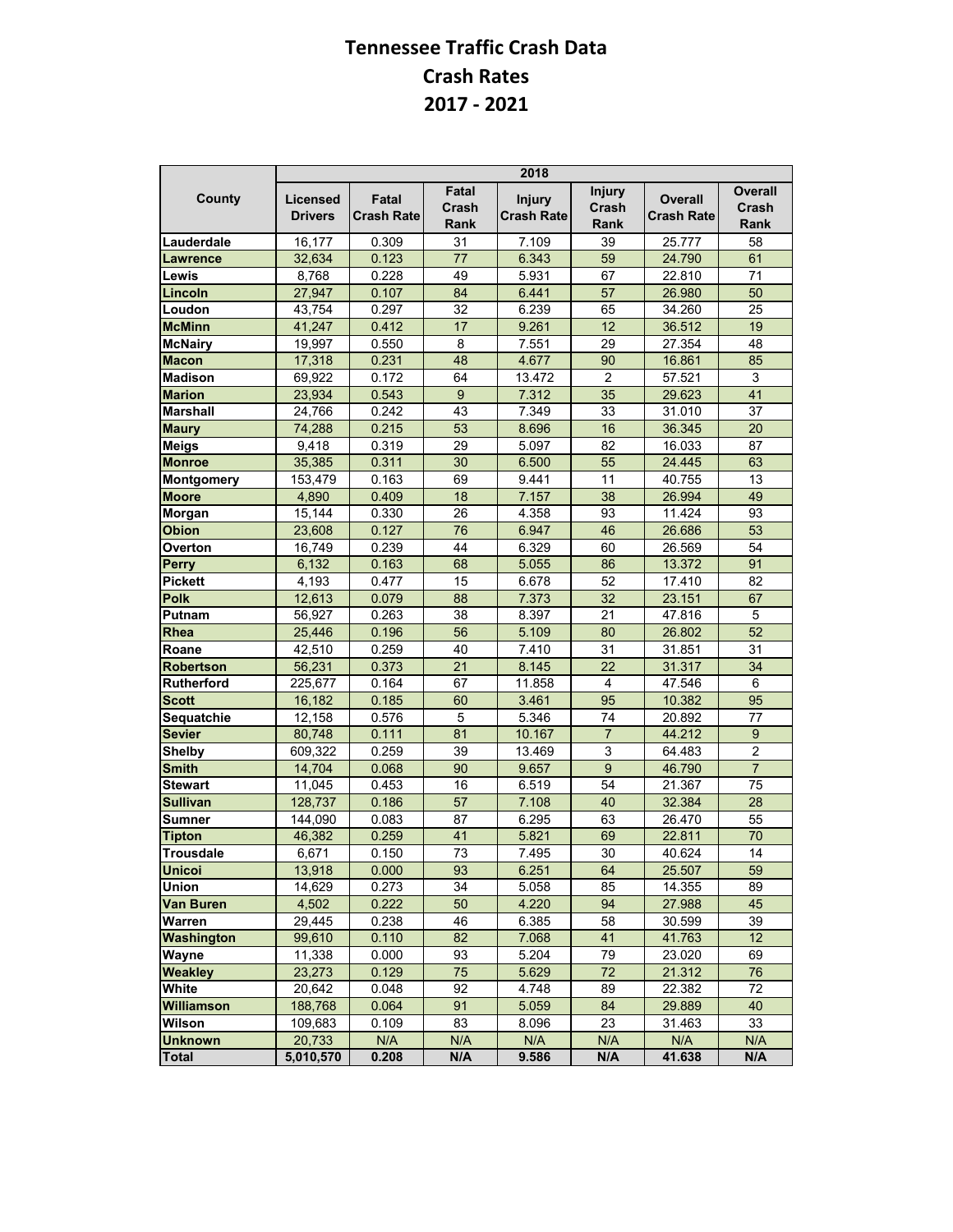# Tennessee Traffic Crash Data
## Crash Rates
## 2017 - 2021

| County | 2018 | | | | | | |
|---|---|---|---|---|---|---|---|
| | Licensed Drivers | Fatal Crash Rate | Fatal Crash Rank | Injury Crash Rate | Injury Crash Rank | Overall Crash Rate | Overall Crash Rank |
| Lauderdale | 16,177 | 0.309 | 31 | 7.109 | 39 | 25.777 | 58 |
| Lawrence | 32,634 | 0.123 | 77 | 6.343 | 59 | 24.790 | 61 |
| Lewis | 8,768 | 0.228 | 49 | 5.931 | 67 | 22.810 | 71 |
| Lincoln | 27,947 | 0.107 | 84 | 6.441 | 57 | 26.980 | 50 |
| Loudon | 43,754 | 0.297 | 32 | 6.239 | 65 | 34.260 | 25 |
| McMinn | 41,247 | 0.412 | 17 | 9.261 | 12 | 36.512 | 19 |
| McNairy | 19,997 | 0.550 | 8 | 7.551 | 29 | 27.354 | 48 |
| Macon | 17,318 | 0.231 | 48 | 4.677 | 90 | 16.861 | 85 |
| Madison | 69,922 | 0.172 | 64 | 13.472 | 2 | 57.521 | 3 |
| Marion | 23,934 | 0.543 | 9 | 7.312 | 35 | 29.623 | 41 |
| Marshall | 24,766 | 0.242 | 43 | 7.349 | 33 | 31.010 | 37 |
| Maury | 74,288 | 0.215 | 53 | 8.696 | 16 | 36.345 | 20 |
| Meigs | 9,418 | 0.319 | 29 | 5.097 | 82 | 16.033 | 87 |
| Monroe | 35,385 | 0.311 | 30 | 6.500 | 55 | 24.445 | 63 |
| Montgomery | 153,479 | 0.163 | 69 | 9.441 | 11 | 40.755 | 13 |
| Moore | 4,890 | 0.409 | 18 | 7.157 | 38 | 26.994 | 49 |
| Morgan | 15,144 | 0.330 | 26 | 4.358 | 93 | 11.424 | 93 |
| Obion | 23,608 | 0.127 | 76 | 6.947 | 46 | 26.686 | 53 |
| Overton | 16,749 | 0.239 | 44 | 6.329 | 60 | 26.569 | 54 |
| Perry | 6,132 | 0.163 | 68 | 5.055 | 86 | 13.372 | 91 |
| Pickett | 4,193 | 0.477 | 15 | 6.678 | 52 | 17.410 | 82 |
| Polk | 12,613 | 0.079 | 88 | 7.373 | 32 | 23.151 | 67 |
| Putnam | 56,927 | 0.263 | 38 | 8.397 | 21 | 47.816 | 5 |
| Rhea | 25,446 | 0.196 | 56 | 5.109 | 80 | 26.802 | 52 |
| Roane | 42,510 | 0.259 | 40 | 7.410 | 31 | 31.851 | 31 |
| Robertson | 56,231 | 0.373 | 21 | 8.145 | 22 | 31.317 | 34 |
| Rutherford | 225,677 | 0.164 | 67 | 11.858 | 4 | 47.546 | 6 |
| Scott | 16,182 | 0.185 | 60 | 3.461 | 95 | 10.382 | 95 |
| Sequatchie | 12,158 | 0.576 | 5 | 5.346 | 74 | 20.892 | 77 |
| Sevier | 80,748 | 0.111 | 81 | 10.167 | 7 | 44.212 | 9 |
| Shelby | 609,322 | 0.259 | 39 | 13.469 | 3 | 64.483 | 2 |
| Smith | 14,704 | 0.068 | 90 | 9.657 | 9 | 46.790 | 7 |
| Stewart | 11,045 | 0.453 | 16 | 6.519 | 54 | 21.367 | 75 |
| Sullivan | 128,737 | 0.186 | 57 | 7.108 | 40 | 32.384 | 28 |
| Sumner | 144,090 | 0.083 | 87 | 6.295 | 63 | 26.470 | 55 |
| Tipton | 46,382 | 0.259 | 41 | 5.821 | 69 | 22.811 | 70 |
| Trousdale | 6,671 | 0.150 | 73 | 7.495 | 30 | 40.624 | 14 |
| Unicoi | 13,918 | 0.000 | 93 | 6.251 | 64 | 25.507 | 59 |
| Union | 14,629 | 0.273 | 34 | 5.058 | 85 | 14.355 | 89 |
| Van Buren | 4,502 | 0.222 | 50 | 4.220 | 94 | 27.988 | 45 |
| Warren | 29,445 | 0.238 | 46 | 6.385 | 58 | 30.599 | 39 |
| Washington | 99,610 | 0.110 | 82 | 7.068 | 41 | 41.763 | 12 |
| Wayne | 11,338 | 0.000 | 93 | 5.204 | 79 | 23.020 | 69 |
| Weakley | 23,273 | 0.129 | 75 | 5.629 | 72 | 21.312 | 76 |
| White | 20,642 | 0.048 | 92 | 4.748 | 89 | 22.382 | 72 |
| Williamson | 188,768 | 0.064 | 91 | 5.059 | 84 | 29.889 | 40 |
| Wilson | 109,683 | 0.109 | 83 | 8.096 | 23 | 31.463 | 33 |
| Unknown | 20,733 | N/A | N/A | N/A | N/A | N/A | N/A |
| **Total** | **5,010,570** | **0.208** | **N/A** | **9.586** | **N/A** | **41.638** | **N/A** |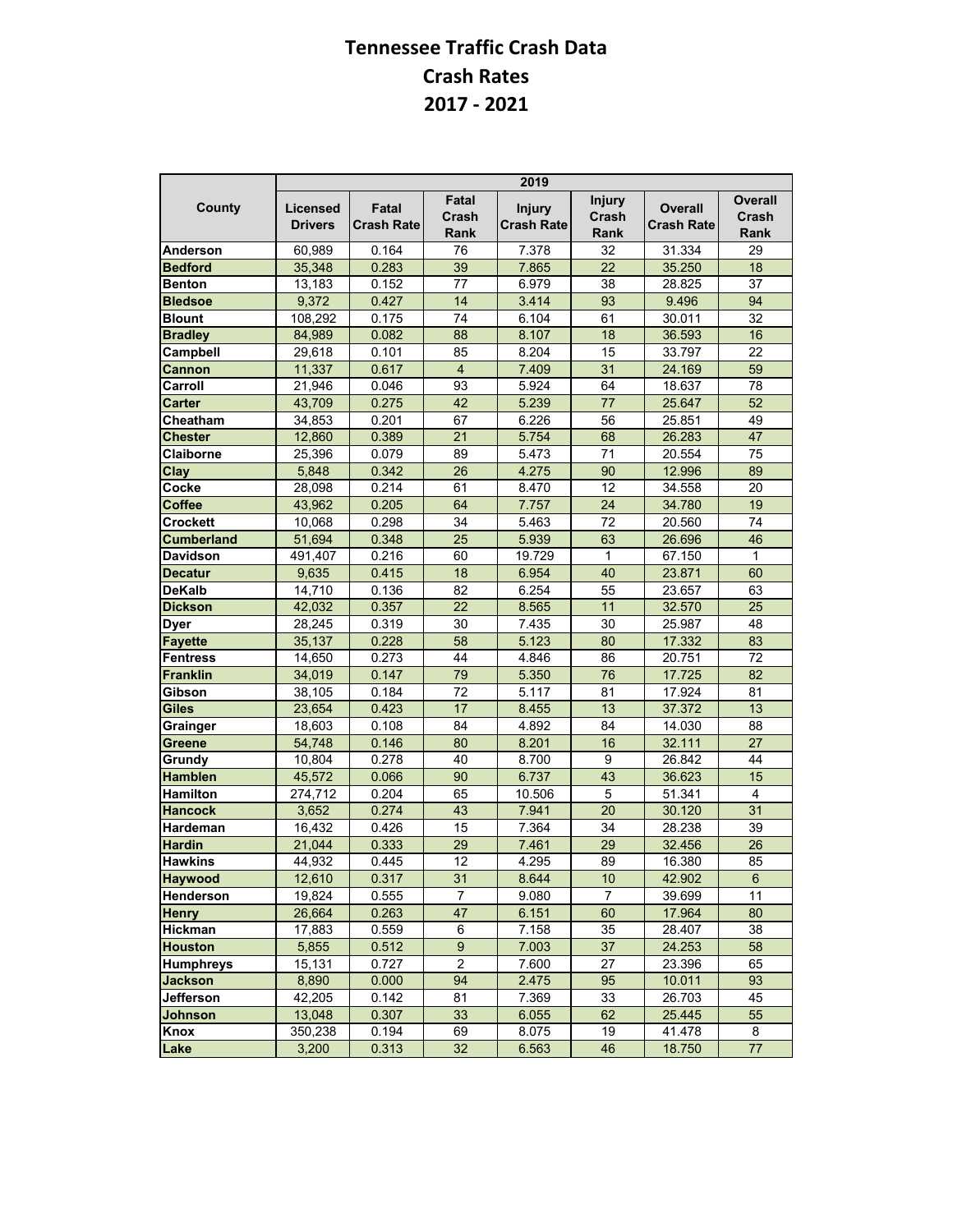# Tennessee Traffic Crash Data
## Crash Rates
## 2017 - 2021

| County | 2019 | | | | | | |
|---|---|---|---|---|---|---|---|
| | Licensed Drivers | Fatal Crash Rate | Fatal Crash Rank | Injury Crash Rate | Injury Crash Rank | Overall Crash Rate | Overall Crash Rank |
| Anderson | 60,989 | 0.164 | 76 | 7.378 | 32 | 31.334 | 29 |
| Bedford | 35,348 | 0.283 | 39 | 7.865 | 22 | 35.250 | 18 |
| Benton | 13,183 | 0.152 | 77 | 6.979 | 38 | 28.825 | 37 |
| Bledsoe | 9,372 | 0.427 | 14 | 3.414 | 93 | 9.496 | 94 |
| Blount | 108,292 | 0.175 | 74 | 6.104 | 61 | 30.011 | 32 |
| Bradley | 84,989 | 0.082 | 88 | 8.107 | 18 | 36.593 | 16 |
| Campbell | 29,618 | 0.101 | 85 | 8.204 | 15 | 33.797 | 22 |
| Cannon | 11,337 | 0.617 | 4 | 7.409 | 31 | 24.169 | 59 |
| Carroll | 21,946 | 0.046 | 93 | 5.924 | 64 | 18.637 | 78 |
| Carter | 43,709 | 0.275 | 42 | 5.239 | 77 | 25.647 | 52 |
| Cheatham | 34,853 | 0.201 | 67 | 6.226 | 56 | 25.851 | 49 |
| Chester | 12,860 | 0.389 | 21 | 5.754 | 68 | 26.283 | 47 |
| Claiborne | 25,396 | 0.079 | 89 | 5.473 | 71 | 20.554 | 75 |
| Clay | 5,848 | 0.342 | 26 | 4.275 | 90 | 12.996 | 89 |
| Cocke | 28,098 | 0.214 | 61 | 8.470 | 12 | 34.558 | 20 |
| Coffee | 43,962 | 0.205 | 64 | 7.757 | 24 | 34.780 | 19 |
| Crockett | 10,068 | 0.298 | 34 | 5.463 | 72 | 20.560 | 74 |
| Cumberland | 51,694 | 0.348 | 25 | 5.939 | 63 | 26.696 | 46 |
| Davidson | 491,407 | 0.216 | 60 | 19.729 | 1 | 67.150 | 1 |
| Decatur | 9,635 | 0.415 | 18 | 6.954 | 40 | 23.871 | 60 |
| DeKalb | 14,710 | 0.136 | 82 | 6.254 | 55 | 23.657 | 63 |
| Dickson | 42,032 | 0.357 | 22 | 8.565 | 11 | 32.570 | 25 |
| Dyer | 28,245 | 0.319 | 30 | 7.435 | 30 | 25.987 | 48 |
| Fayette | 35,137 | 0.228 | 58 | 5.123 | 80 | 17.332 | 83 |
| Fentress | 14,650 | 0.273 | 44 | 4.846 | 86 | 20.751 | 72 |
| Franklin | 34,019 | 0.147 | 79 | 5.350 | 76 | 17.725 | 82 |
| Gibson | 38,105 | 0.184 | 72 | 5.117 | 81 | 17.924 | 81 |
| Giles | 23,654 | 0.423 | 17 | 8.455 | 13 | 37.372 | 13 |
| Grainger | 18,603 | 0.108 | 84 | 4.892 | 84 | 14.030 | 88 |
| Greene | 54,748 | 0.146 | 80 | 8.201 | 16 | 32.111 | 27 |
| Grundy | 10,804 | 0.278 | 40 | 8.700 | 9 | 26.842 | 44 |
| Hamblen | 45,572 | 0.066 | 90 | 6.737 | 43 | 36.623 | 15 |
| Hamilton | 274,712 | 0.204 | 65 | 10.506 | 5 | 51.341 | 4 |
| Hancock | 3,652 | 0.274 | 43 | 7.941 | 20 | 30.120 | 31 |
| Hardeman | 16,432 | 0.426 | 15 | 7.364 | 34 | 28.238 | 39 |
| Hardin | 21,044 | 0.333 | 29 | 7.461 | 29 | 32.456 | 26 |
| Hawkins | 44,932 | 0.445 | 12 | 4.295 | 89 | 16.380 | 85 |
| Haywood | 12,610 | 0.317 | 31 | 8.644 | 10 | 42.902 | 6 |
| Henderson | 19,824 | 0.555 | 7 | 9.080 | 7 | 39.699 | 11 |
| Henry | 26,664 | 0.263 | 47 | 6.151 | 60 | 17.964 | 80 |
| Hickman | 17,883 | 0.559 | 6 | 7.158 | 35 | 28.407 | 38 |
| Houston | 5,855 | 0.512 | 9 | 7.003 | 37 | 24.253 | 58 |
| Humphreys | 15,131 | 0.727 | 2 | 7.600 | 27 | 23.396 | 65 |
| Jackson | 8,890 | 0.000 | 94 | 2.475 | 95 | 10.011 | 93 |
| Jefferson | 42,205 | 0.142 | 81 | 7.369 | 33 | 26.703 | 45 |
| Johnson | 13,048 | 0.307 | 33 | 6.055 | 62 | 25.445 | 55 |
| Knox | 350,238 | 0.194 | 69 | 8.075 | 19 | 41.478 | 8 |
| Lake | 3,200 | 0.313 | 32 | 6.563 | 46 | 18.750 | 77 |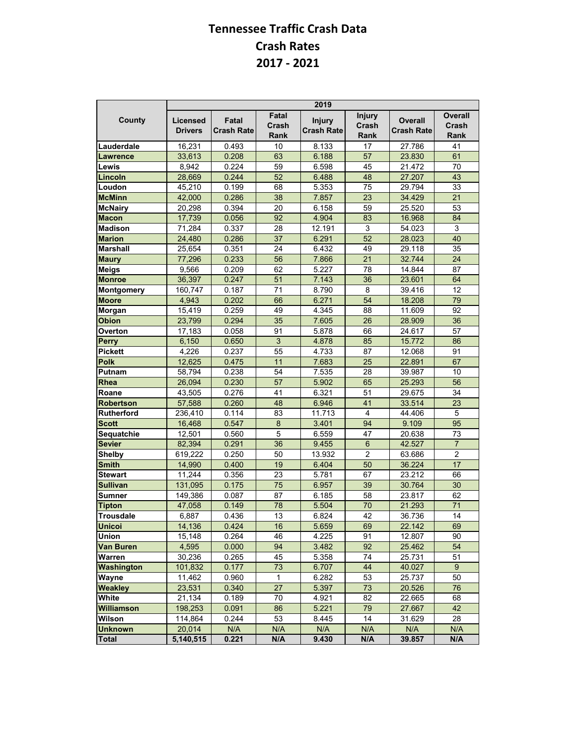# Tennessee Traffic Crash Data
## Crash Rates
## 2017 - 2021

| County | 2019 | | | | | | |
|---|---|---|---|---|---|---|---|
| | Licensed Drivers | Fatal Crash Rate | Fatal Crash Rank | Injury Crash Rate | Injury Crash Rank | Overall Crash Rate | Overall Crash Rank |
| Lauderdale | 16,231 | 0.493 | 10 | 8.133 | 17 | 27.786 | 41 |
| Lawrence | 33,613 | 0.208 | 63 | 6.188 | 57 | 23.830 | 61 |
| Lewis | 8,942 | 0.224 | 59 | 6.598 | 45 | 21.472 | 70 |
| Lincoln | 28,669 | 0.244 | 52 | 6.488 | 48 | 27.207 | 43 |
| Loudon | 45,210 | 0.199 | 68 | 5.353 | 75 | 29.794 | 33 |
| McMinn | 42,000 | 0.286 | 38 | 7.857 | 23 | 34.429 | 21 |
| McNairy | 20,298 | 0.394 | 20 | 6.158 | 59 | 25.520 | 53 |
| Macon | 17,739 | 0.056 | 92 | 4.904 | 83 | 16.968 | 84 |
| Madison | 71,284 | 0.337 | 28 | 12.191 | 3 | 54.023 | 3 |
| Marion | 24,480 | 0.286 | 37 | 6.291 | 52 | 28.023 | 40 |
| Marshall | 25,654 | 0.351 | 24 | 6.432 | 49 | 29.118 | 35 |
| Maury | 77,296 | 0.233 | 56 | 7.866 | 21 | 32.744 | 24 |
| Meigs | 9,566 | 0.209 | 62 | 5.227 | 78 | 14.844 | 87 |
| Monroe | 36,397 | 0.247 | 51 | 7.143 | 36 | 23.601 | 64 |
| Montgomery | 160,747 | 0.187 | 71 | 8.790 | 8 | 39.416 | 12 |
| Moore | 4,943 | 0.202 | 66 | 6.271 | 54 | 18.208 | 79 |
| Morgan | 15,419 | 0.259 | 49 | 4.345 | 88 | 11.609 | 92 |
| Obion | 23,799 | 0.294 | 35 | 7.605 | 26 | 28.909 | 36 |
| Overton | 17,183 | 0.058 | 91 | 5.878 | 66 | 24.617 | 57 |
| Perry | 6,150 | 0.650 | 3 | 4.878 | 85 | 15.772 | 86 |
| Pickett | 4,226 | 0.237 | 55 | 4.733 | 87 | 12.068 | 91 |
| Polk | 12,625 | 0.475 | 11 | 7.683 | 25 | 22.891 | 67 |
| Putnam | 58,794 | 0.238 | 54 | 7.535 | 28 | 39.987 | 10 |
| Rhea | 26,094 | 0.230 | 57 | 5.902 | 65 | 25.293 | 56 |
| Roane | 43,505 | 0.276 | 41 | 6.321 | 51 | 29.675 | 34 |
| Robertson | 57,588 | 0.260 | 48 | 6.946 | 41 | 33.514 | 23 |
| Rutherford | 236,410 | 0.114 | 83 | 11.713 | 4 | 44.406 | 5 |
| Scott | 16,468 | 0.547 | 8 | 3.401 | 94 | 9.109 | 95 |
| Sequatchie | 12,501 | 0.560 | 5 | 6.559 | 47 | 20.638 | 73 |
| Sevier | 82,394 | 0.291 | 36 | 9.455 | 6 | 42.527 | 7 |
| Shelby | 619,222 | 0.250 | 50 | 13.932 | 2 | 63.686 | 2 |
| Smith | 14,990 | 0.400 | 19 | 6.404 | 50 | 36.224 | 17 |
| Stewart | 11,244 | 0.356 | 23 | 5.781 | 67 | 23.212 | 66 |
| Sullivan | 131,095 | 0.175 | 75 | 6.957 | 39 | 30.764 | 30 |
| Sumner | 149,386 | 0.087 | 87 | 6.185 | 58 | 23.817 | 62 |
| Tipton | 47,058 | 0.149 | 78 | 5.504 | 70 | 21.293 | 71 |
| Trousdale | 6,887 | 0.436 | 13 | 6.824 | 42 | 36.736 | 14 |
| Unicoi | 14,136 | 0.424 | 16 | 5.659 | 69 | 22.142 | 69 |
| Union | 15,148 | 0.264 | 46 | 4.225 | 91 | 12.807 | 90 |
| Van Buren | 4,595 | 0.000 | 94 | 3.482 | 92 | 25.462 | 54 |
| Warren | 30,236 | 0.265 | 45 | 5.358 | 74 | 25.731 | 51 |
| Washington | 101,832 | 0.177 | 73 | 6.707 | 44 | 40.027 | 9 |
| Wayne | 11,462 | 0.960 | 1 | 6.282 | 53 | 25.737 | 50 |
| Weakley | 23,531 | 0.340 | 27 | 5.397 | 73 | 20.526 | 76 |
| White | 21,134 | 0.189 | 70 | 4.921 | 82 | 22.665 | 68 |
| Williamson | 198,253 | 0.091 | 86 | 5.221 | 79 | 27.667 | 42 |
| Wilson | 114,864 | 0.244 | 53 | 8.445 | 14 | 31.629 | 28 |
| Unknown | 20,014 | N/A | N/A | N/A | N/A | N/A | N/A |
| **Total** | **5,140,515** | **0.221** | **N/A** | **9.430** | **N/A** | **39.857** | **N/A** |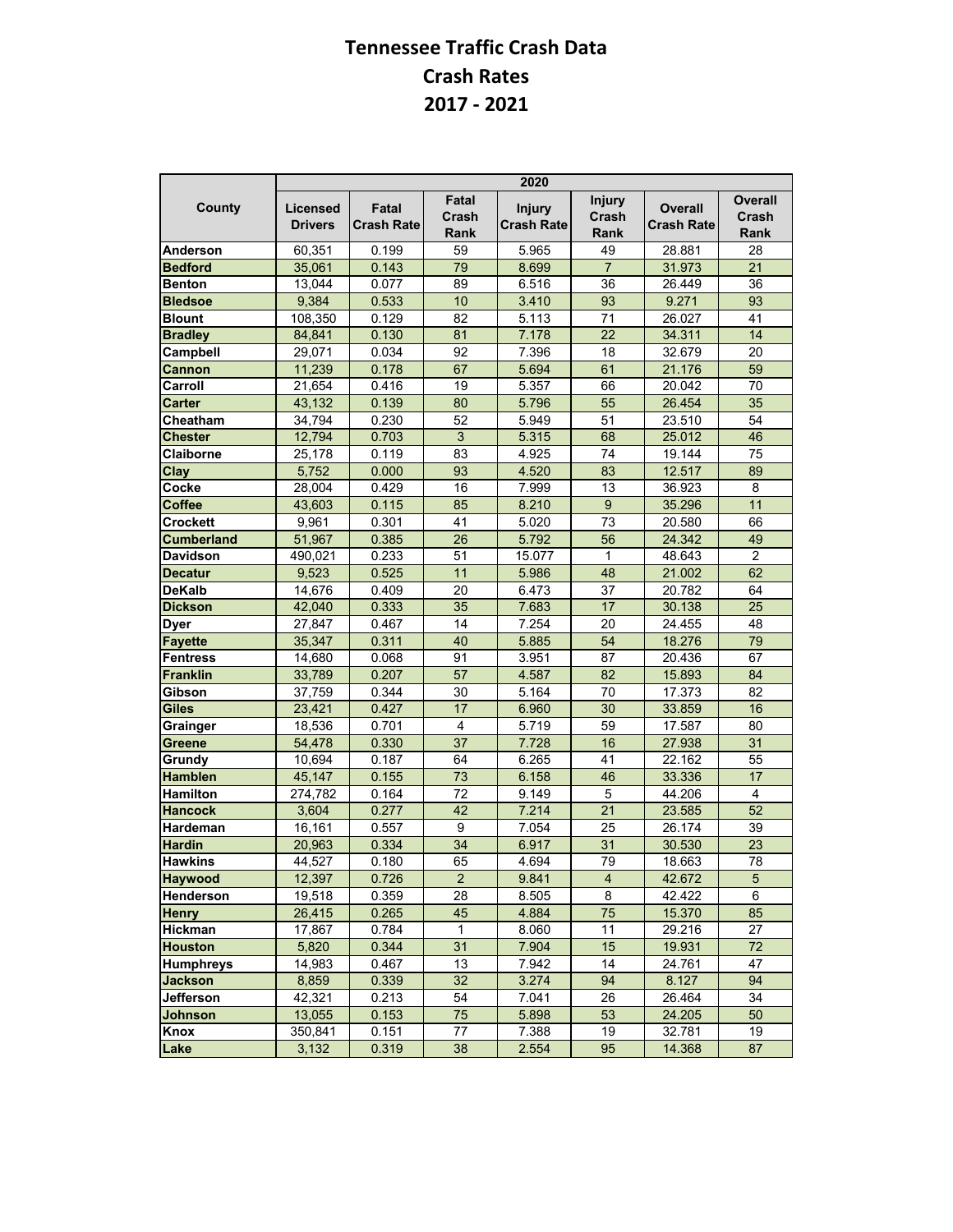# Tennessee Traffic Crash Data
## Crash Rates
## 2017 - 2021

| County | 2020 | | | | | | |
|---|---|---|---|---|---|---|---|
| | Licensed Drivers | Fatal Crash Rate | Fatal Crash Rank | Injury Crash Rate | Injury Crash Rank | Overall Crash Rate | Overall Crash Rank |
| **Anderson** | 60,351 | 0.199 | 59 | 5.965 | 49 | 28.881 | 28 |
| **Bedford** | 35,061 | 0.143 | 79 | 8.699 | 7 | 31.973 | 21 |
| **Benton** | 13,044 | 0.077 | 89 | 6.516 | 36 | 26.449 | 36 |
| **Bledsoe** | 9,384 | 0.533 | 10 | 3.410 | 93 | 9.271 | 93 |
| **Blount** | 108,350 | 0.129 | 82 | 5.113 | 71 | 26.027 | 41 |
| **Bradley** | 84,841 | 0.130 | 81 | 7.178 | 22 | 34.311 | 14 |
| **Campbell** | 29,071 | 0.034 | 92 | 7.396 | 18 | 32.679 | 20 |
| **Cannon** | 11,239 | 0.178 | 67 | 5.694 | 61 | 21.176 | 59 |
| **Carroll** | 21,654 | 0.416 | 19 | 5.357 | 66 | 20.042 | 70 |
| **Carter** | 43,132 | 0.139 | 80 | 5.796 | 55 | 26.454 | 35 |
| **Cheatham** | 34,794 | 0.230 | 52 | 5.949 | 51 | 23.510 | 54 |
| **Chester** | 12,794 | 0.703 | 3 | 5.315 | 68 | 25.012 | 46 |
| **Claiborne** | 25,178 | 0.119 | 83 | 4.925 | 74 | 19.144 | 75 |
| **Clay** | 5,752 | 0.000 | 93 | 4.520 | 83 | 12.517 | 89 |
| **Cocke** | 28,004 | 0.429 | 16 | 7.999 | 13 | 36.923 | 8 |
| **Coffee** | 43,603 | 0.115 | 85 | 8.210 | 9 | 35.296 | 11 |
| **Crockett** | 9,961 | 0.301 | 41 | 5.020 | 73 | 20.580 | 66 |
| **Cumberland** | 51,967 | 0.385 | 26 | 5.792 | 56 | 24.342 | 49 |
| **Davidson** | 490,021 | 0.233 | 51 | 15.077 | 1 | 48.643 | 2 |
| **Decatur** | 9,523 | 0.525 | 11 | 5.986 | 48 | 21.002 | 62 |
| **DeKalb** | 14,676 | 0.409 | 20 | 6.473 | 37 | 20.782 | 64 |
| **Dickson** | 42,040 | 0.333 | 35 | 7.683 | 17 | 30.138 | 25 |
| **Dyer** | 27,847 | 0.467 | 14 | 7.254 | 20 | 24.455 | 48 |
| **Fayette** | 35,347 | 0.311 | 40 | 5.885 | 54 | 18.276 | 79 |
| **Fentress** | 14,680 | 0.068 | 91 | 3.951 | 87 | 20.436 | 67 |
| **Franklin** | 33,789 | 0.207 | 57 | 4.587 | 82 | 15.893 | 84 |
| **Gibson** | 37,759 | 0.344 | 30 | 5.164 | 70 | 17.373 | 82 |
| **Giles** | 23,421 | 0.427 | 17 | 6.960 | 30 | 33.859 | 16 |
| **Grainger** | 18,536 | 0.701 | 4 | 5.719 | 59 | 17.587 | 80 |
| **Greene** | 54,478 | 0.330 | 37 | 7.728 | 16 | 27.938 | 31 |
| **Grundy** | 10,694 | 0.187 | 64 | 6.265 | 41 | 22.162 | 55 |
| **Hamblen** | 45,147 | 0.155 | 73 | 6.158 | 46 | 33.336 | 17 |
| **Hamilton** | 274,782 | 0.164 | 72 | 9.149 | 5 | 44.206 | 4 |
| **Hancock** | 3,604 | 0.277 | 42 | 7.214 | 21 | 23.585 | 52 |
| **Hardeman** | 16,161 | 0.557 | 9 | 7.054 | 25 | 26.174 | 39 |
| **Hardin** | 20,963 | 0.334 | 34 | 6.917 | 31 | 30.530 | 23 |
| **Hawkins** | 44,527 | 0.180 | 65 | 4.694 | 79 | 18.663 | 78 |
| **Haywood** | 12,397 | 0.726 | 2 | 9.841 | 4 | 42.672 | 5 |
| **Henderson** | 19,518 | 0.359 | 28 | 8.505 | 8 | 42.422 | 6 |
| **Henry** | 26,415 | 0.265 | 45 | 4.884 | 75 | 15.370 | 85 |
| **Hickman** | 17,867 | 0.784 | 1 | 8.060 | 11 | 29.216 | 27 |
| **Houston** | 5,820 | 0.344 | 31 | 7.904 | 15 | 19.931 | 72 |
| **Humphreys** | 14,983 | 0.467 | 13 | 7.942 | 14 | 24.761 | 47 |
| **Jackson** | 8,859 | 0.339 | 32 | 3.274 | 94 | 8.127 | 94 |
| **Jefferson** | 42,321 | 0.213 | 54 | 7.041 | 26 | 26.464 | 34 |
| **Johnson** | 13,055 | 0.153 | 75 | 5.898 | 53 | 24.205 | 50 |
| **Knox** | 350,841 | 0.151 | 77 | 7.388 | 19 | 32.781 | 19 |
| **Lake** | 3,132 | 0.319 | 38 | 2.554 | 95 | 14.368 | 87 |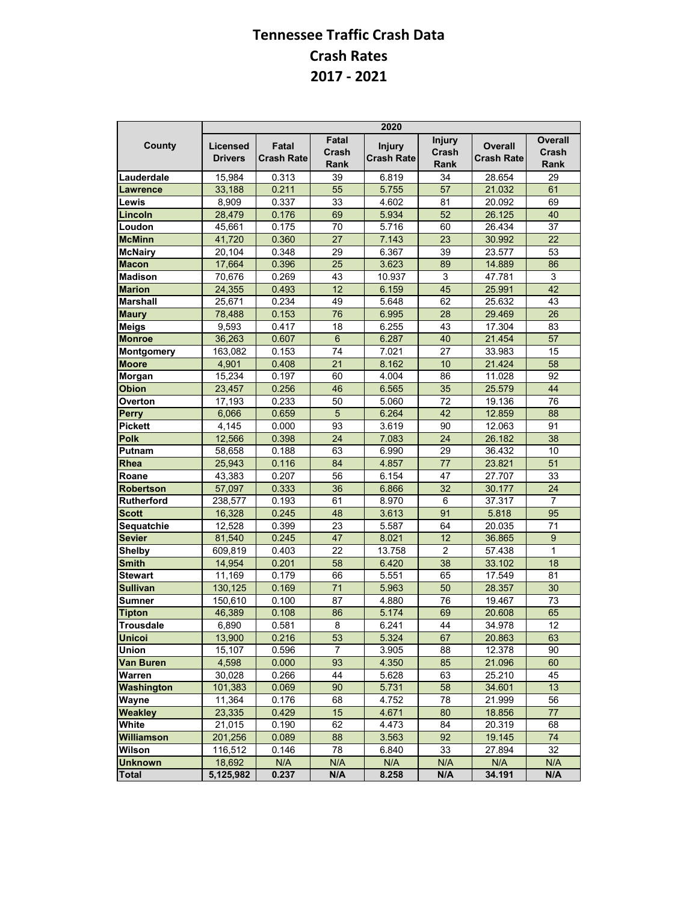# Tennessee Traffic Crash Data
## Crash Rates
## 2017 - 2021

| County | 2020 | | | | | | |
|---|---|---|---|---|---|---|---|
| | Licensed Drivers | Fatal Crash Rate | Fatal Crash Rank | Injury Crash Rate | Injury Crash Rank | Overall Crash Rate | Overall Crash Rank |
| Lauderdale | 15,984 | 0.313 | 39 | 6.819 | 34 | 28.654 | 29 |
| Lawrence | 33,188 | 0.211 | 55 | 5.755 | 57 | 21.032 | 61 |
| Lewis | 8,909 | 0.337 | 33 | 4.602 | 81 | 20.092 | 69 |
| Lincoln | 28,479 | 0.176 | 69 | 5.934 | 52 | 26.125 | 40 |
| Loudon | 45,661 | 0.175 | 70 | 5.716 | 60 | 26.434 | 37 |
| McMinn | 41,720 | 0.360 | 27 | 7.143 | 23 | 30.992 | 22 |
| McNairy | 20,104 | 0.348 | 29 | 6.367 | 39 | 23.577 | 53 |
| Macon | 17,664 | 0.396 | 25 | 3.623 | 89 | 14.889 | 86 |
| Madison | 70,676 | 0.269 | 43 | 10.937 | 3 | 47.781 | 3 |
| Marion | 24,355 | 0.493 | 12 | 6.159 | 45 | 25.991 | 42 |
| Marshall | 25,671 | 0.234 | 49 | 5.648 | 62 | 25.632 | 43 |
| Maury | 78,488 | 0.153 | 76 | 6.995 | 28 | 29.469 | 26 |
| Meigs | 9,593 | 0.417 | 18 | 6.255 | 43 | 17.304 | 83 |
| Monroe | 36,263 | 0.607 | 6 | 6.287 | 40 | 21.454 | 57 |
| Montgomery | 163,082 | 0.153 | 74 | 7.021 | 27 | 33.983 | 15 |
| Moore | 4,901 | 0.408 | 21 | 8.162 | 10 | 21.424 | 58 |
| Morgan | 15,234 | 0.197 | 60 | 4.004 | 86 | 11.028 | 92 |
| Obion | 23,457 | 0.256 | 46 | 6.565 | 35 | 25.579 | 44 |
| Overton | 17,193 | 0.233 | 50 | 5.060 | 72 | 19.136 | 76 |
| Perry | 6,066 | 0.659 | 5 | 6.264 | 42 | 12.859 | 88 |
| Pickett | 4,145 | 0.000 | 93 | 3.619 | 90 | 12.063 | 91 |
| Polk | 12,566 | 0.398 | 24 | 7.083 | 24 | 26.182 | 38 |
| Putnam | 58,658 | 0.188 | 63 | 6.990 | 29 | 36.432 | 10 |
| Rhea | 25,943 | 0.116 | 84 | 4.857 | 77 | 23.821 | 51 |
| Roane | 43,383 | 0.207 | 56 | 6.154 | 47 | 27.707 | 33 |
| Robertson | 57,097 | 0.333 | 36 | 6.866 | 32 | 30.177 | 24 |
| Rutherford | 238,577 | 0.193 | 61 | 8.970 | 6 | 37.317 | 7 |
| Scott | 16,328 | 0.245 | 48 | 3.613 | 91 | 5.818 | 95 |
| Sequatchie | 12,528 | 0.399 | 23 | 5.587 | 64 | 20.035 | 71 |
| Sevier | 81,540 | 0.245 | 47 | 8.021 | 12 | 36.865 | 9 |
| Shelby | 609,819 | 0.403 | 22 | 13.758 | 2 | 57.438 | 1 |
| Smith | 14,954 | 0.201 | 58 | 6.420 | 38 | 33.102 | 18 |
| Stewart | 11,169 | 0.179 | 66 | 5.551 | 65 | 17.549 | 81 |
| Sullivan | 130,125 | 0.169 | 71 | 5.963 | 50 | 28.357 | 30 |
| Sumner | 150,610 | 0.100 | 87 | 4.880 | 76 | 19.467 | 73 |
| Tipton | 46,389 | 0.108 | 86 | 5.174 | 69 | 20.608 | 65 |
| Trousdale | 6,890 | 0.581 | 8 | 6.241 | 44 | 34.978 | 12 |
| Unicoi | 13,900 | 0.216 | 53 | 5.324 | 67 | 20.863 | 63 |
| Union | 15,107 | 0.596 | 7 | 3.905 | 88 | 12.378 | 90 |
| Van Buren | 4,598 | 0.000 | 93 | 4.350 | 85 | 21.096 | 60 |
| Warren | 30,028 | 0.266 | 44 | 5.628 | 63 | 25.210 | 45 |
| Washington | 101,383 | 0.069 | 90 | 5.731 | 58 | 34.601 | 13 |
| Wayne | 11,364 | 0.176 | 68 | 4.752 | 78 | 21.999 | 56 |
| Weakley | 23,335 | 0.429 | 15 | 4.671 | 80 | 18.856 | 77 |
| White | 21,015 | 0.190 | 62 | 4.473 | 84 | 20.319 | 68 |
| Williamson | 201,256 | 0.089 | 88 | 3.563 | 92 | 19.145 | 74 |
| Wilson | 116,512 | 0.146 | 78 | 6.840 | 33 | 27.894 | 32 |
| Unknown | 18,692 | N/A | N/A | N/A | N/A | N/A | N/A |
| **Total** | **5,125,982** | **0.237** | **N/A** | **8.258** | **N/A** | **34.191** | **N/A** |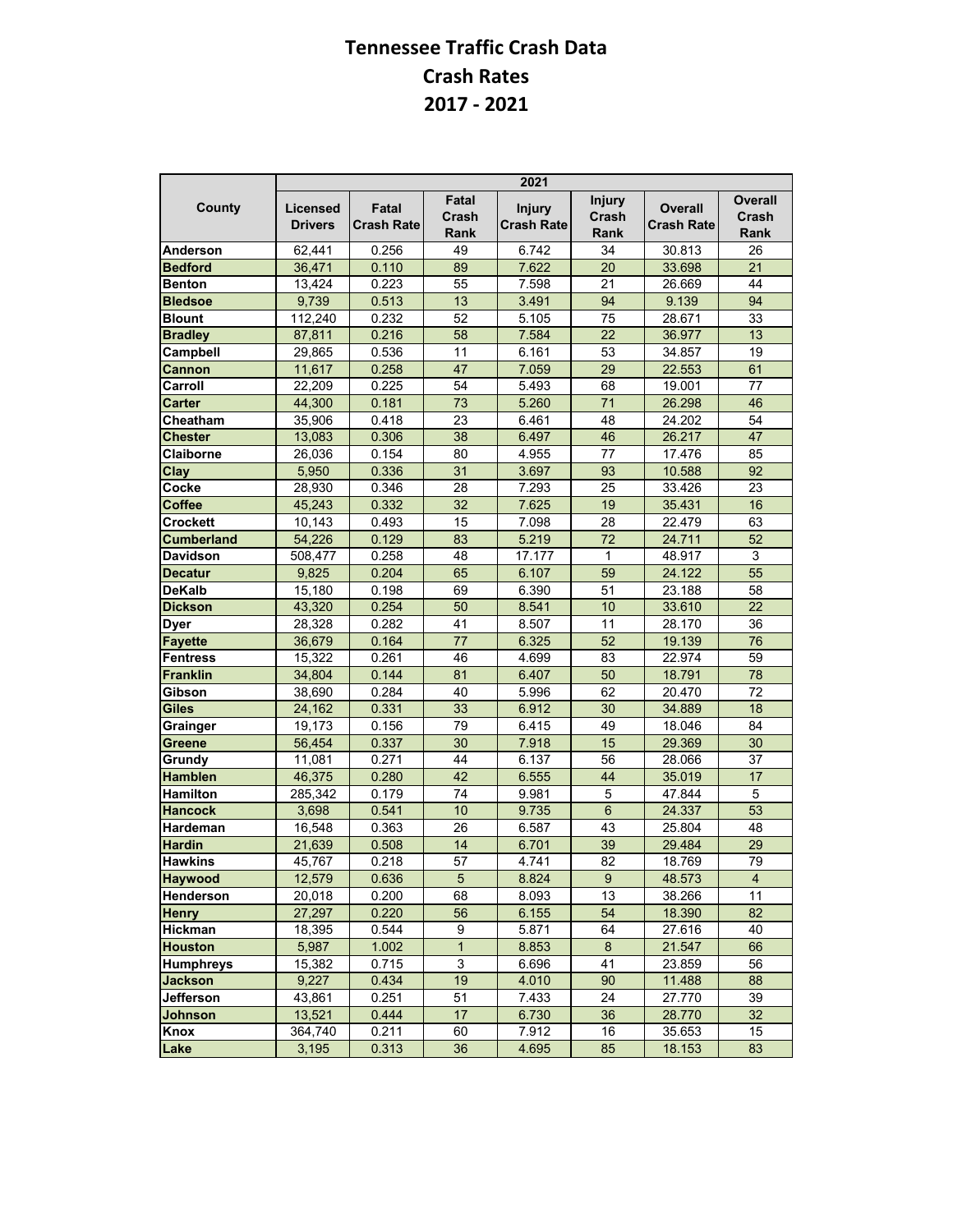# Tennessee Traffic Crash Data
## Crash Rates
## 2017 - 2021

| County | 2021 | | | | | | |
|---|---|---|---|---|---|---|---|
| | Licensed Drivers | Fatal Crash Rate | Fatal Crash Rank | Injury Crash Rate | Injury Crash Rank | Overall Crash Rate | Overall Crash Rank |
| Anderson | 62,441 | 0.256 | 49 | 6.742 | 34 | 30.813 | 26 |
| Bedford | 36,471 | 0.110 | 89 | 7.622 | 20 | 33.698 | 21 |
| Benton | 13,424 | 0.223 | 55 | 7.598 | 21 | 26.669 | 44 |
| Bledsoe | 9,739 | 0.513 | 13 | 3.491 | 94 | 9.139 | 94 |
| Blount | 112,240 | 0.232 | 52 | 5.105 | 75 | 28.671 | 33 |
| Bradley | 87,811 | 0.216 | 58 | 7.584 | 22 | 36.977 | 13 |
| Campbell | 29,865 | 0.536 | 11 | 6.161 | 53 | 34.857 | 19 |
| Cannon | 11,617 | 0.258 | 47 | 7.059 | 29 | 22.553 | 61 |
| Carroll | 22,209 | 0.225 | 54 | 5.493 | 68 | 19.001 | 77 |
| Carter | 44,300 | 0.181 | 73 | 5.260 | 71 | 26.298 | 46 |
| Cheatham | 35,906 | 0.418 | 23 | 6.461 | 48 | 24.202 | 54 |
| Chester | 13,083 | 0.306 | 38 | 6.497 | 46 | 26.217 | 47 |
| Claiborne | 26,036 | 0.154 | 80 | 4.955 | 77 | 17.476 | 85 |
| Clay | 5,950 | 0.336 | 31 | 3.697 | 93 | 10.588 | 92 |
| Cocke | 28,930 | 0.346 | 28 | 7.293 | 25 | 33.426 | 23 |
| Coffee | 45,243 | 0.332 | 32 | 7.625 | 19 | 35.431 | 16 |
| Crockett | 10,143 | 0.493 | 15 | 7.098 | 28 | 22.479 | 63 |
| Cumberland | 54,226 | 0.129 | 83 | 5.219 | 72 | 24.711 | 52 |
| Davidson | 508,477 | 0.258 | 48 | 17.177 | 1 | 48.917 | 3 |
| Decatur | 9,825 | 0.204 | 65 | 6.107 | 59 | 24.122 | 55 |
| DeKalb | 15,180 | 0.198 | 69 | 6.390 | 51 | 23.188 | 58 |
| Dickson | 43,320 | 0.254 | 50 | 8.541 | 10 | 33.610 | 22 |
| Dyer | 28,328 | 0.282 | 41 | 8.507 | 11 | 28.170 | 36 |
| Fayette | 36,679 | 0.164 | 77 | 6.325 | 52 | 19.139 | 76 |
| Fentress | 15,322 | 0.261 | 46 | 4.699 | 83 | 22.974 | 59 |
| Franklin | 34,804 | 0.144 | 81 | 6.407 | 50 | 18.791 | 78 |
| Gibson | 38,690 | 0.284 | 40 | 5.996 | 62 | 20.470 | 72 |
| Giles | 24,162 | 0.331 | 33 | 6.912 | 30 | 34.889 | 18 |
| Grainger | 19,173 | 0.156 | 79 | 6.415 | 49 | 18.046 | 84 |
| Greene | 56,454 | 0.337 | 30 | 7.918 | 15 | 29.369 | 30 |
| Grundy | 11,081 | 0.271 | 44 | 6.137 | 56 | 28.066 | 37 |
| Hamblen | 46,375 | 0.280 | 42 | 6.555 | 44 | 35.019 | 17 |
| Hamilton | 285,342 | 0.179 | 74 | 9.981 | 5 | 47.844 | 5 |
| Hancock | 3,698 | 0.541 | 10 | 9.735 | 6 | 24.337 | 53 |
| Hardeman | 16,548 | 0.363 | 26 | 6.587 | 43 | 25.804 | 48 |
| Hardin | 21,639 | 0.508 | 14 | 6.701 | 39 | 29.484 | 29 |
| Hawkins | 45,767 | 0.218 | 57 | 4.741 | 82 | 18.769 | 79 |
| Haywood | 12,579 | 0.636 | 5 | 8.824 | 9 | 48.573 | 4 |
| Henderson | 20,018 | 0.200 | 68 | 8.093 | 13 | 38.266 | 11 |
| Henry | 27,297 | 0.220 | 56 | 6.155 | 54 | 18.390 | 82 |
| Hickman | 18,395 | 0.544 | 9 | 5.871 | 64 | 27.616 | 40 |
| Houston | 5,987 | 1.002 | 1 | 8.853 | 8 | 21.547 | 66 |
| Humphreys | 15,382 | 0.715 | 3 | 6.696 | 41 | 23.859 | 56 |
| Jackson | 9,227 | 0.434 | 19 | 4.010 | 90 | 11.488 | 88 |
| Jefferson | 43,861 | 0.251 | 51 | 7.433 | 24 | 27.770 | 39 |
| Johnson | 13,521 | 0.444 | 17 | 6.730 | 36 | 28.770 | 32 |
| Knox | 364,740 | 0.211 | 60 | 7.912 | 16 | 35.653 | 15 |
| Lake | 3,195 | 0.313 | 36 | 4.695 | 85 | 18.153 | 83 |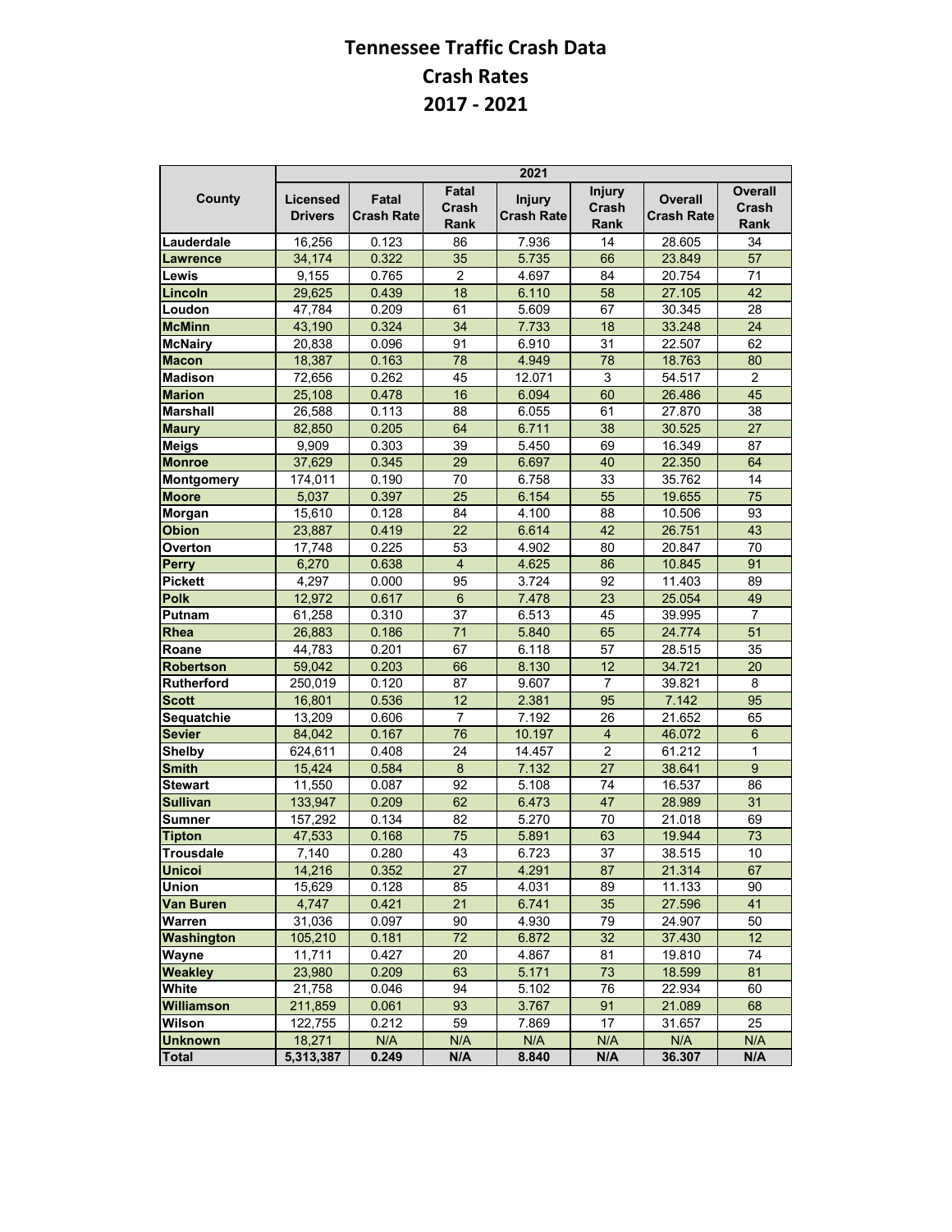# Tennessee Traffic Crash Data
## Crash Rates
## 2017 - 2021

| County | 2021 | | | | | | |
|---|---|---|---|---|---|---|---|
| | Licensed Drivers | Fatal Crash Rate | Fatal Crash Rank | Injury Crash Rate | Injury Crash Rank | Overall Crash Rate | Overall Crash Rank |
| Lauderdale | 16,256 | 0.123 | 86 | 7.936 | 14 | 28.605 | 34 |
| Lawrence | 34,174 | 0.322 | 35 | 5.735 | 66 | 23.849 | 57 |
| Lewis | 9,155 | 0.765 | 2 | 4.697 | 84 | 20.754 | 71 |
| Lincoln | 29,625 | 0.439 | 18 | 6.110 | 58 | 27.105 | 42 |
| Loudon | 47,784 | 0.209 | 61 | 5.609 | 67 | 30.345 | 28 |
| McMinn | 43,190 | 0.324 | 34 | 7.733 | 18 | 33.248 | 24 |
| McNairy | 20,838 | 0.096 | 91 | 6.910 | 31 | 22.507 | 62 |
| Macon | 18,387 | 0.163 | 78 | 4.949 | 78 | 18.763 | 80 |
| Madison | 72,656 | 0.262 | 45 | 12.071 | 3 | 54.517 | 2 |
| Marion | 25,108 | 0.478 | 16 | 6.094 | 60 | 26.486 | 45 |
| Marshall | 26,588 | 0.113 | 88 | 6.055 | 61 | 27.870 | 38 |
| Maury | 82,850 | 0.205 | 64 | 6.711 | 38 | 30.525 | 27 |
| Meigs | 9,909 | 0.303 | 39 | 5.450 | 69 | 16.349 | 87 |
| Monroe | 37,629 | 0.345 | 29 | 6.697 | 40 | 22.350 | 64 |
| Montgomery | 174,011 | 0.190 | 70 | 6.758 | 33 | 35.762 | 14 |
| Moore | 5,037 | 0.397 | 25 | 6.154 | 55 | 19.655 | 75 |
| Morgan | 15,610 | 0.128 | 84 | 4.100 | 88 | 10.506 | 93 |
| Obion | 23,887 | 0.419 | 22 | 6.614 | 42 | 26.751 | 43 |
| Overton | 17,748 | 0.225 | 53 | 4.902 | 80 | 20.847 | 70 |
| Perry | 6,270 | 0.638 | 4 | 4.625 | 86 | 10.845 | 91 |
| Pickett | 4,297 | 0.000 | 95 | 3.724 | 92 | 11.403 | 89 |
| Polk | 12,972 | 0.617 | 6 | 7.478 | 23 | 25.054 | 49 |
| Putnam | 61,258 | 0.310 | 37 | 6.513 | 45 | 39.995 | 7 |
| Rhea | 26,883 | 0.186 | 71 | 5.840 | 65 | 24.774 | 51 |
| Roane | 44,783 | 0.201 | 67 | 6.118 | 57 | 28.515 | 35 |
| Robertson | 59,042 | 0.203 | 66 | 8.130 | 12 | 34.721 | 20 |
| Rutherford | 250,019 | 0.120 | 87 | 9.607 | 7 | 39.821 | 8 |
| Scott | 16,801 | 0.536 | 12 | 2.381 | 95 | 7.142 | 95 |
| Sequatchie | 13,209 | 0.606 | 7 | 7.192 | 26 | 21.652 | 65 |
| Sevier | 84,042 | 0.167 | 76 | 10.197 | 4 | 46.072 | 6 |
| Shelby | 624,611 | 0.408 | 24 | 14.457 | 2 | 61.212 | 1 |
| Smith | 15,424 | 0.584 | 8 | 7.132 | 27 | 38.641 | 9 |
| Stewart | 11,550 | 0.087 | 92 | 5.108 | 74 | 16.537 | 86 |
| Sullivan | 133,947 | 0.209 | 62 | 6.473 | 47 | 28.989 | 31 |
| Sumner | 157,292 | 0.134 | 82 | 5.270 | 70 | 21.018 | 69 |
| Tipton | 47,533 | 0.168 | 75 | 5.891 | 63 | 19.944 | 73 |
| Trousdale | 7,140 | 0.280 | 43 | 6.723 | 37 | 38.515 | 10 |
| Unicoi | 14,216 | 0.352 | 27 | 4.291 | 87 | 21.314 | 67 |
| Union | 15,629 | 0.128 | 85 | 4.031 | 89 | 11.133 | 90 |
| Van Buren | 4,747 | 0.421 | 21 | 6.741 | 35 | 27.596 | 41 |
| Warren | 31,036 | 0.097 | 90 | 4.930 | 79 | 24.907 | 50 |
| Washington | 105,210 | 0.181 | 72 | 6.872 | 32 | 37.430 | 12 |
| Wayne | 11,711 | 0.427 | 20 | 4.867 | 81 | 19.810 | 74 |
| Weakley | 23,980 | 0.209 | 63 | 5.171 | 73 | 18.599 | 81 |
| White | 21,758 | 0.046 | 94 | 5.102 | 76 | 22.934 | 60 |
| Williamson | 211,859 | 0.061 | 93 | 3.767 | 91 | 21.089 | 68 |
| Wilson | 122,755 | 0.212 | 59 | 7.869 | 17 | 31.657 | 25 |
| Unknown | 18,271 | N/A | N/A | N/A | N/A | N/A | N/A |
| **Total** | **5,313,387** | **0.249** | **N/A** | **8.840** | **N/A** | **36.307** | **N/A** |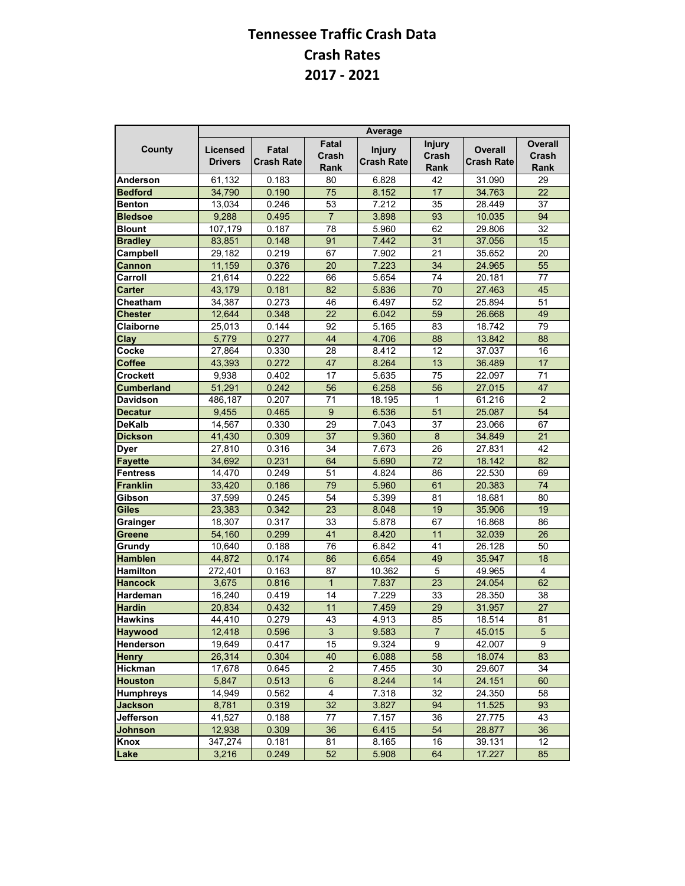# Tennessee Traffic Crash Data
## Crash Rates
## 2017 - 2021

| County | Average | | | | | | |
|---|---|---|---|---|---|---|---|
| | Licensed Drivers | Fatal Crash Rate | Fatal Crash Rank | Injury Crash Rate | Injury Crash Rank | Overall Crash Rate | Overall Crash Rank |
| **Anderson** | 61,132 | 0.183 | 80 | 6.828 | 42 | 31.090 | 29 |
| **Bedford** | 34,790 | 0.190 | 75 | 8.152 | 17 | 34.763 | 22 |
| **Benton** | 13,034 | 0.246 | 53 | 7.212 | 35 | 28.449 | 37 |
| **Bledsoe** | 9,288 | 0.495 | 7 | 3.898 | 93 | 10.035 | 94 |
| **Blount** | 107,179 | 0.187 | 78 | 5.960 | 62 | 29.806 | 32 |
| **Bradley** | 83,851 | 0.148 | 91 | 7.442 | 31 | 37.056 | 15 |
| **Campbell** | 29,182 | 0.219 | 67 | 7.902 | 21 | 35.652 | 20 |
| **Cannon** | 11,159 | 0.376 | 20 | 7.223 | 34 | 24.965 | 55 |
| **Carroll** | 21,614 | 0.222 | 66 | 5.654 | 74 | 20.181 | 77 |
| **Carter** | 43,179 | 0.181 | 82 | 5.836 | 70 | 27.463 | 45 |
| **Cheatham** | 34,387 | 0.273 | 46 | 6.497 | 52 | 25.894 | 51 |
| **Chester** | 12,644 | 0.348 | 22 | 6.042 | 59 | 26.668 | 49 |
| **Claiborne** | 25,013 | 0.144 | 92 | 5.165 | 83 | 18.742 | 79 |
| **Clay** | 5,779 | 0.277 | 44 | 4.706 | 88 | 13.842 | 88 |
| **Cocke** | 27,864 | 0.330 | 28 | 8.412 | 12 | 37.037 | 16 |
| **Coffee** | 43,393 | 0.272 | 47 | 8.264 | 13 | 36.489 | 17 |
| **Crockett** | 9,938 | 0.402 | 17 | 5.635 | 75 | 22.097 | 71 |
| **Cumberland** | 51,291 | 0.242 | 56 | 6.258 | 56 | 27.015 | 47 |
| **Davidson** | 486,187 | 0.207 | 71 | 18.195 | 1 | 61.216 | 2 |
| **Decatur** | 9,455 | 0.465 | 9 | 6.536 | 51 | 25.087 | 54 |
| **DeKalb** | 14,567 | 0.330 | 29 | 7.043 | 37 | 23.066 | 67 |
| **Dickson** | 41,430 | 0.309 | 37 | 9.360 | 8 | 34.849 | 21 |
| **Dyer** | 27,810 | 0.316 | 34 | 7.673 | 26 | 27.831 | 42 |
| **Fayette** | 34,692 | 0.231 | 64 | 5.690 | 72 | 18.142 | 82 |
| **Fentress** | 14,470 | 0.249 | 51 | 4.824 | 86 | 22.530 | 69 |
| **Franklin** | 33,420 | 0.186 | 79 | 5.960 | 61 | 20.383 | 74 |
| **Gibson** | 37,599 | 0.245 | 54 | 5.399 | 81 | 18.681 | 80 |
| **Giles** | 23,383 | 0.342 | 23 | 8.048 | 19 | 35.906 | 19 |
| **Grainger** | 18,307 | 0.317 | 33 | 5.878 | 67 | 16.868 | 86 |
| **Greene** | 54,160 | 0.299 | 41 | 8.420 | 11 | 32.039 | 26 |
| **Grundy** | 10,640 | 0.188 | 76 | 6.842 | 41 | 26.128 | 50 |
| **Hamblen** | 44,872 | 0.174 | 86 | 6.654 | 49 | 35.947 | 18 |
| **Hamilton** | 272,401 | 0.163 | 87 | 10.362 | 5 | 49.965 | 4 |
| **Hancock** | 3,675 | 0.816 | 1 | 7.837 | 23 | 24.054 | 62 |
| **Hardeman** | 16,240 | 0.419 | 14 | 7.229 | 33 | 28.350 | 38 |
| **Hardin** | 20,834 | 0.432 | 11 | 7.459 | 29 | 31.957 | 27 |
| **Hawkins** | 44,410 | 0.279 | 43 | 4.913 | 85 | 18.514 | 81 |
| **Haywood** | 12,418 | 0.596 | 3 | 9.583 | 7 | 45.015 | 5 |
| **Henderson** | 19,649 | 0.417 | 15 | 9.324 | 9 | 42.007 | 9 |
| **Henry** | 26,314 | 0.304 | 40 | 6.088 | 58 | 18.074 | 83 |
| **Hickman** | 17,678 | 0.645 | 2 | 7.455 | 30 | 29.607 | 34 |
| **Houston** | 5,847 | 0.513 | 6 | 8.244 | 14 | 24.151 | 60 |
| **Humphreys** | 14,949 | 0.562 | 4 | 7.318 | 32 | 24.350 | 58 |
| **Jackson** | 8,781 | 0.319 | 32 | 3.827 | 94 | 11.525 | 93 |
| **Jefferson** | 41,527 | 0.188 | 77 | 7.157 | 36 | 27.775 | 43 |
| **Johnson** | 12,938 | 0.309 | 36 | 6.415 | 54 | 28.877 | 36 |
| **Knox** | 347,274 | 0.181 | 81 | 8.165 | 16 | 39.131 | 12 |
| **Lake** | 3,216 | 0.249 | 52 | 5.908 | 64 | 17.227 | 85 |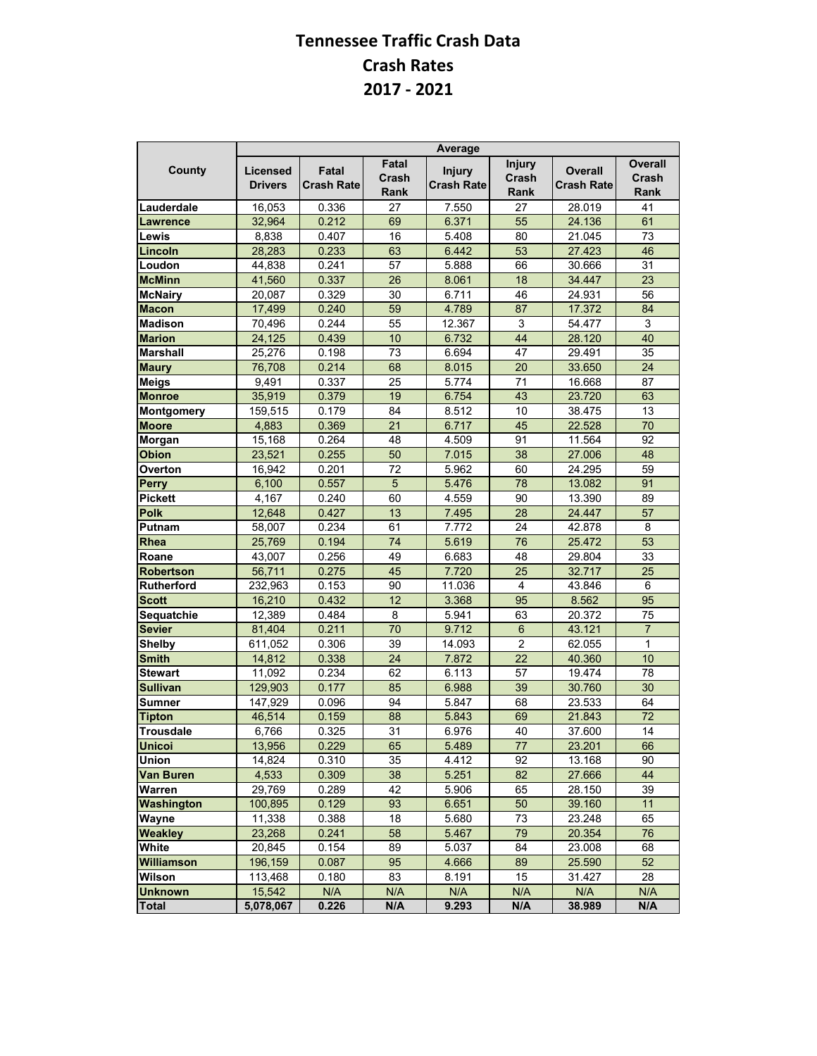# Tennessee Traffic Crash Data
## Crash Rates
## 2017 - 2021

| County | Average | | | | | | |
|---|---|---|---|---|---|---|---|
| | Licensed Drivers | Fatal Crash Rate | Fatal Crash Rank | Injury Crash Rate | Injury Crash Rank | Overall Crash Rate | Overall Crash Rank |
| Lauderdale | 16,053 | 0.336 | 27 | 7.550 | 27 | 28.019 | 41 |
| Lawrence | 32,964 | 0.212 | 69 | 6.371 | 55 | 24.136 | 61 |
| Lewis | 8,838 | 0.407 | 16 | 5.408 | 80 | 21.045 | 73 |
| Lincoln | 28,283 | 0.233 | 63 | 6.442 | 53 | 27.423 | 46 |
| Loudon | 44,838 | 0.241 | 57 | 5.888 | 66 | 30.666 | 31 |
| McMinn | 41,560 | 0.337 | 26 | 8.061 | 18 | 34.447 | 23 |
| McNairy | 20,087 | 0.329 | 30 | 6.711 | 46 | 24.931 | 56 |
| Macon | 17,499 | 0.240 | 59 | 4.789 | 87 | 17.372 | 84 |
| Madison | 70,496 | 0.244 | 55 | 12.367 | 3 | 54.477 | 3 |
| Marion | 24,125 | 0.439 | 10 | 6.732 | 44 | 28.120 | 40 |
| Marshall | 25,276 | 0.198 | 73 | 6.694 | 47 | 29.491 | 35 |
| Maury | 76,708 | 0.214 | 68 | 8.015 | 20 | 33.650 | 24 |
| Meigs | 9,491 | 0.337 | 25 | 5.774 | 71 | 16.668 | 87 |
| Monroe | 35,919 | 0.379 | 19 | 6.754 | 43 | 23.720 | 63 |
| Montgomery | 159,515 | 0.179 | 84 | 8.512 | 10 | 38.475 | 13 |
| Moore | 4,883 | 0.369 | 21 | 6.717 | 45 | 22.528 | 70 |
| Morgan | 15,168 | 0.264 | 48 | 4.509 | 91 | 11.564 | 92 |
| Obion | 23,521 | 0.255 | 50 | 7.015 | 38 | 27.006 | 48 |
| Overton | 16,942 | 0.201 | 72 | 5.962 | 60 | 24.295 | 59 |
| Perry | 6,100 | 0.557 | 5 | 5.476 | 78 | 13.082 | 91 |
| Pickett | 4,167 | 0.240 | 60 | 4.559 | 90 | 13.390 | 89 |
| Polk | 12,648 | 0.427 | 13 | 7.495 | 28 | 24.447 | 57 |
| Putnam | 58,007 | 0.234 | 61 | 7.772 | 24 | 42.878 | 8 |
| Rhea | 25,769 | 0.194 | 74 | 5.619 | 76 | 25.472 | 53 |
| Roane | 43,007 | 0.256 | 49 | 6.683 | 48 | 29.804 | 33 |
| Robertson | 56,711 | 0.275 | 45 | 7.720 | 25 | 32.717 | 25 |
| Rutherford | 232,963 | 0.153 | 90 | 11.036 | 4 | 43.846 | 6 |
| Scott | 16,210 | 0.432 | 12 | 3.368 | 95 | 8.562 | 95 |
| Sequatchie | 12,389 | 0.484 | 8 | 5.941 | 63 | 20.372 | 75 |
| Sevier | 81,404 | 0.211 | 70 | 9.712 | 6 | 43.121 | 7 |
| Shelby | 611,052 | 0.306 | 39 | 14.093 | 2 | 62.055 | 1 |
| Smith | 14,812 | 0.338 | 24 | 7.872 | 22 | 40.360 | 10 |
| Stewart | 11,092 | 0.234 | 62 | 6.113 | 57 | 19.474 | 78 |
| Sullivan | 129,903 | 0.177 | 85 | 6.988 | 39 | 30.760 | 30 |
| Sumner | 147,929 | 0.096 | 94 | 5.847 | 68 | 23.533 | 64 |
| Tipton | 46,514 | 0.159 | 88 | 5.843 | 69 | 21.843 | 72 |
| Trousdale | 6,766 | 0.325 | 31 | 6.976 | 40 | 37.600 | 14 |
| Unicoi | 13,956 | 0.229 | 65 | 5.489 | 77 | 23.201 | 66 |
| Union | 14,824 | 0.310 | 35 | 4.412 | 92 | 13.168 | 90 |
| Van Buren | 4,533 | 0.309 | 38 | 5.251 | 82 | 27.666 | 44 |
| Warren | 29,769 | 0.289 | 42 | 5.906 | 65 | 28.150 | 39 |
| Washington | 100,895 | 0.129 | 93 | 6.651 | 50 | 39.160 | 11 |
| Wayne | 11,338 | 0.388 | 18 | 5.680 | 73 | 23.248 | 65 |
| Weakley | 23,268 | 0.241 | 58 | 5.467 | 79 | 20.354 | 76 |
| White | 20,845 | 0.154 | 89 | 5.037 | 84 | 23.008 | 68 |
| Williamson | 196,159 | 0.087 | 95 | 4.666 | 89 | 25.590 | 52 |
| Wilson | 113,468 | 0.180 | 83 | 8.191 | 15 | 31.427 | 28 |
| Unknown | 15,542 | N/A | N/A | N/A | N/A | N/A | N/A |
| **Total** | **5,078,067** | **0.226** | **N/A** | **9.293** | **N/A** | **38.989** | **N/A** |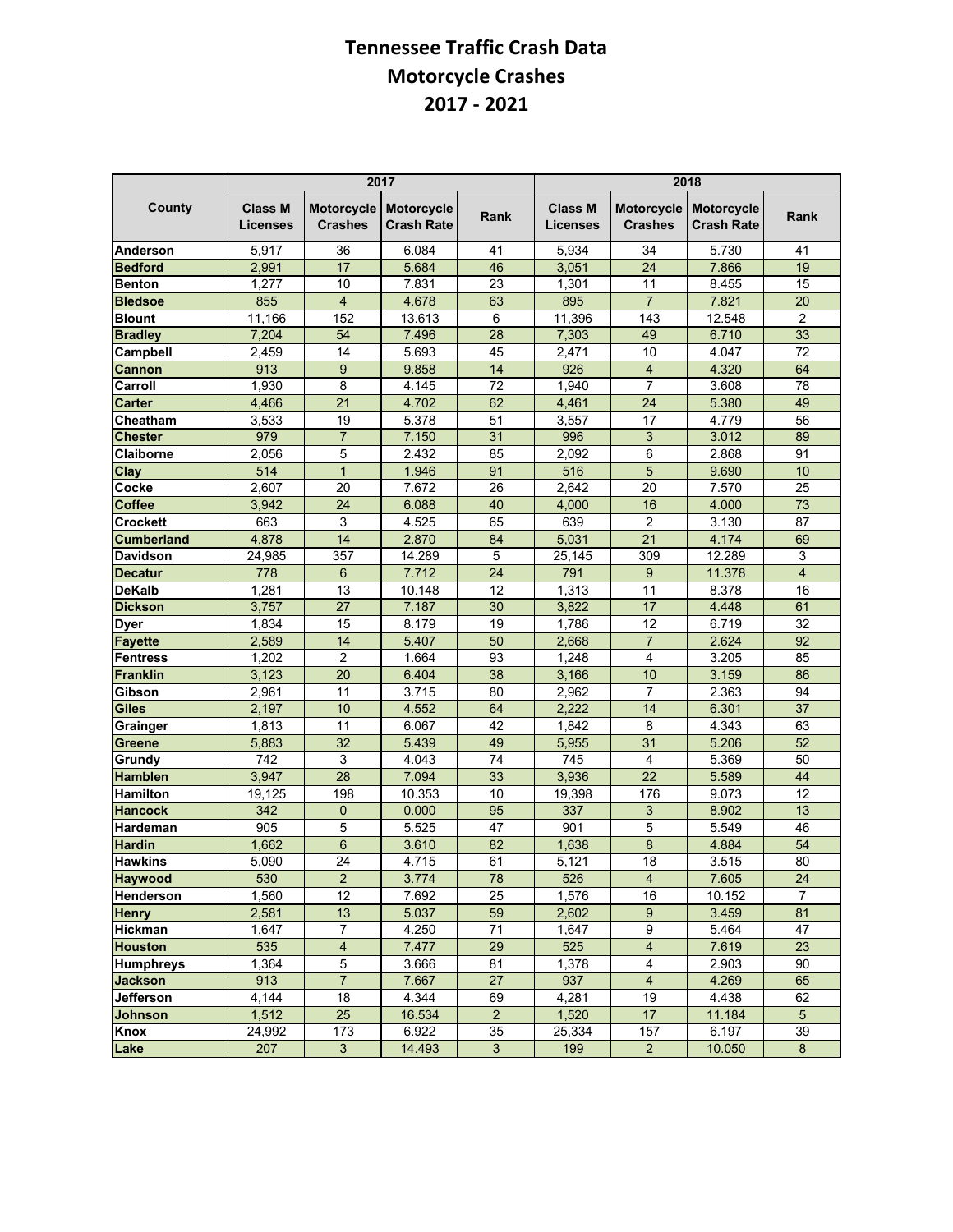# Tennessee Traffic Crash Data
## Motorcycle Crashes
## 2017 - 2021

| County | 2017 | | | | 2018 | | | |
|---|---|---|---|---|---|---|---|---|
| | Class M Licenses | Motorcycle Crashes | Motorcycle Crash Rate | Rank | Class M Licenses | Motorcycle Crashes | Motorcycle Crash Rate | Rank |
| **Anderson** | 5,917 | 36 | 6.084 | 41 | 5,934 | 34 | 5.730 | 41 |
| **Bedford** | 2,991 | 17 | 5.684 | 46 | 3,051 | 24 | 7.866 | 19 |
| **Benton** | 1,277 | 10 | 7.831 | 23 | 1,301 | 11 | 8.455 | 15 |
| **Bledsoe** | 855 | 4 | 4.678 | 63 | 895 | 7 | 7.821 | 20 |
| **Blount** | 11,166 | 152 | 13.613 | 6 | 11,396 | 143 | 12.548 | 2 |
| **Bradley** | 7,204 | 54 | 7.496 | 28 | 7,303 | 49 | 6.710 | 33 |
| **Campbell** | 2,459 | 14 | 5.693 | 45 | 2,471 | 10 | 4.047 | 72 |
| **Cannon** | 913 | 9 | 9.858 | 14 | 926 | 4 | 4.320 | 64 |
| **Carroll** | 1,930 | 8 | 4.145 | 72 | 1,940 | 7 | 3.608 | 78 |
| **Carter** | 4,466 | 21 | 4.702 | 62 | 4,461 | 24 | 5.380 | 49 |
| **Cheatham** | 3,533 | 19 | 5.378 | 51 | 3,557 | 17 | 4.779 | 56 |
| **Chester** | 979 | 7 | 7.150 | 31 | 996 | 3 | 3.012 | 89 |
| **Claiborne** | 2,056 | 5 | 2.432 | 85 | 2,092 | 6 | 2.868 | 91 |
| **Clay** | 514 | 1 | 1.946 | 91 | 516 | 5 | 9.690 | 10 |
| **Cocke** | 2,607 | 20 | 7.672 | 26 | 2,642 | 20 | 7.570 | 25 |
| **Coffee** | 3,942 | 24 | 6.088 | 40 | 4,000 | 16 | 4.000 | 73 |
| **Crockett** | 663 | 3 | 4.525 | 65 | 639 | 2 | 3.130 | 87 |
| **Cumberland** | 4,878 | 14 | 2.870 | 84 | 5,031 | 21 | 4.174 | 69 |
| **Davidson** | 24,985 | 357 | 14.289 | 5 | 25,145 | 309 | 12.289 | 3 |
| **Decatur** | 778 | 6 | 7.712 | 24 | 791 | 9 | 11.378 | 4 |
| **DeKalb** | 1,281 | 13 | 10.148 | 12 | 1,313 | 11 | 8.378 | 16 |
| **Dickson** | 3,757 | 27 | 7.187 | 30 | 3,822 | 17 | 4.448 | 61 |
| **Dyer** | 1,834 | 15 | 8.179 | 19 | 1,786 | 12 | 6.719 | 32 |
| **Fayette** | 2,589 | 14 | 5.407 | 50 | 2,668 | 7 | 2.624 | 92 |
| **Fentress** | 1,202 | 2 | 1.664 | 93 | 1,248 | 4 | 3.205 | 85 |
| **Franklin** | 3,123 | 20 | 6.404 | 38 | 3,166 | 10 | 3.159 | 86 |
| **Gibson** | 2,961 | 11 | 3.715 | 80 | 2,962 | 7 | 2.363 | 94 |
| **Giles** | 2,197 | 10 | 4.552 | 64 | 2,222 | 14 | 6.301 | 37 |
| **Grainger** | 1,813 | 11 | 6.067 | 42 | 1,842 | 8 | 4.343 | 63 |
| **Greene** | 5,883 | 32 | 5.439 | 49 | 5,955 | 31 | 5.206 | 52 |
| **Grundy** | 742 | 3 | 4.043 | 74 | 745 | 4 | 5.369 | 50 |
| **Hamblen** | 3,947 | 28 | 7.094 | 33 | 3,936 | 22 | 5.589 | 44 |
| **Hamilton** | 19,125 | 198 | 10.353 | 10 | 19,398 | 176 | 9.073 | 12 |
| **Hancock** | 342 | 0 | 0.000 | 95 | 337 | 3 | 8.902 | 13 |
| **Hardeman** | 905 | 5 | 5.525 | 47 | 901 | 5 | 5.549 | 46 |
| **Hardin** | 1,662 | 6 | 3.610 | 82 | 1,638 | 8 | 4.884 | 54 |
| **Hawkins** | 5,090 | 24 | 4.715 | 61 | 5,121 | 18 | 3.515 | 80 |
| **Haywood** | 530 | 2 | 3.774 | 78 | 526 | 4 | 7.605 | 24 |
| **Henderson** | 1,560 | 12 | 7.692 | 25 | 1,576 | 16 | 10.152 | 7 |
| **Henry** | 2,581 | 13 | 5.037 | 59 | 2,602 | 9 | 3.459 | 81 |
| **Hickman** | 1,647 | 7 | 4.250 | 71 | 1,647 | 9 | 5.464 | 47 |
| **Houston** | 535 | 4 | 7.477 | 29 | 525 | 4 | 7.619 | 23 |
| **Humphreys** | 1,364 | 5 | 3.666 | 81 | 1,378 | 4 | 2.903 | 90 |
| **Jackson** | 913 | 7 | 7.667 | 27 | 937 | 4 | 4.269 | 65 |
| **Jefferson** | 4,144 | 18 | 4.344 | 69 | 4,281 | 19 | 4.438 | 62 |
| **Johnson** | 1,512 | 25 | 16.534 | 2 | 1,520 | 17 | 11.184 | 5 |
| **Knox** | 24,992 | 173 | 6.922 | 35 | 25,334 | 157 | 6.197 | 39 |
| **Lake** | 207 | 3 | 14.493 | 3 | 199 | 2 | 10.050 | 8 |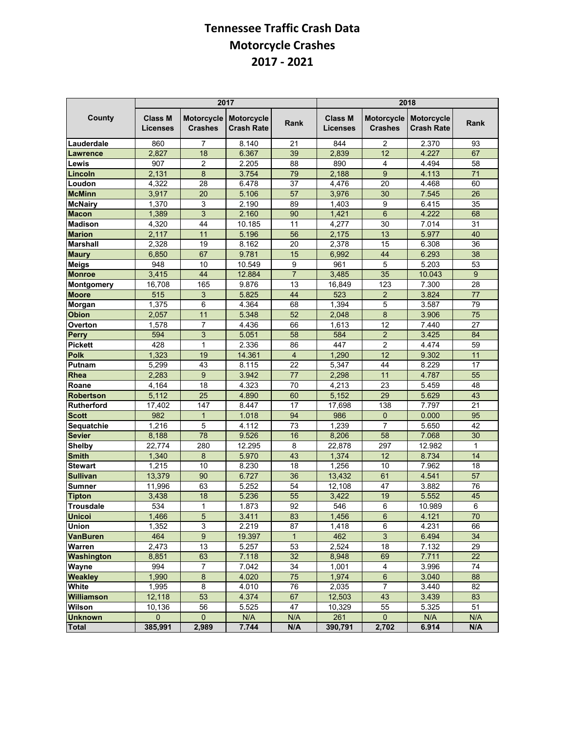# Tennessee Traffic Crash Data
# Motorcycle Crashes
# 2017 - 2021

| County | 2017 | | | | 2018 | | | |
|---|---|---|---|---|---|---|---|---|
| | Class M Licenses | Motorcycle Crashes | Motorcycle Crash Rate | Rank | Class M Licenses | Motorcycle Crashes | Motorcycle Crash Rate | Rank |
| Lauderdale | 860 | 7 | 8.140 | 21 | 844 | 2 | 2.370 | 93 |
| Lawrence | 2,827 | 18 | 6.367 | 39 | 2,839 | 12 | 4.227 | 67 |
| Lewis | 907 | 2 | 2.205 | 88 | 890 | 4 | 4.494 | 58 |
| Lincoln | 2,131 | 8 | 3.754 | 79 | 2,188 | 9 | 4.113 | 71 |
| Loudon | 4,322 | 28 | 6.478 | 37 | 4,476 | 20 | 4.468 | 60 |
| McMinn | 3,917 | 20 | 5.106 | 57 | 3,976 | 30 | 7.545 | 26 |
| McNairy | 1,370 | 3 | 2.190 | 89 | 1,403 | 9 | 6.415 | 35 |
| Macon | 1,389 | 3 | 2.160 | 90 | 1,421 | 6 | 4.222 | 68 |
| Madison | 4,320 | 44 | 10.185 | 11 | 4,277 | 30 | 7.014 | 31 |
| Marion | 2,117 | 11 | 5.196 | 56 | 2,175 | 13 | 5.977 | 40 |
| Marshall | 2,328 | 19 | 8.162 | 20 | 2,378 | 15 | 6.308 | 36 |
| Maury | 6,850 | 67 | 9.781 | 15 | 6,992 | 44 | 6.293 | 38 |
| Meigs | 948 | 10 | 10.549 | 9 | 961 | 5 | 5.203 | 53 |
| Monroe | 3,415 | 44 | 12.884 | 7 | 3,485 | 35 | 10.043 | 9 |
| Montgomery | 16,708 | 165 | 9.876 | 13 | 16,849 | 123 | 7.300 | 28 |
| Moore | 515 | 3 | 5.825 | 44 | 523 | 2 | 3.824 | 77 |
| Morgan | 1,375 | 6 | 4.364 | 68 | 1,394 | 5 | 3.587 | 79 |
| Obion | 2,057 | 11 | 5.348 | 52 | 2,048 | 8 | 3.906 | 75 |
| Overton | 1,578 | 7 | 4.436 | 66 | 1,613 | 12 | 7.440 | 27 |
| Perry | 594 | 3 | 5.051 | 58 | 584 | 2 | 3.425 | 84 |
| Pickett | 428 | 1 | 2.336 | 86 | 447 | 2 | 4.474 | 59 |
| Polk | 1,323 | 19 | 14.361 | 4 | 1,290 | 12 | 9.302 | 11 |
| Putnam | 5,299 | 43 | 8.115 | 22 | 5,347 | 44 | 8.229 | 17 |
| Rhea | 2,283 | 9 | 3.942 | 77 | 2,298 | 11 | 4.787 | 55 |
| Roane | 4,164 | 18 | 4.323 | 70 | 4,213 | 23 | 5.459 | 48 |
| Robertson | 5,112 | 25 | 4.890 | 60 | 5,152 | 29 | 5.629 | 43 |
| Rutherford | 17,402 | 147 | 8.447 | 17 | 17,698 | 138 | 7.797 | 21 |
| Scott | 982 | 1 | 1.018 | 94 | 986 | 0 | 0.000 | 95 |
| Sequatchie | 1,216 | 5 | 4.112 | 73 | 1,239 | 7 | 5.650 | 42 |
| Sevier | 8,188 | 78 | 9.526 | 16 | 8,206 | 58 | 7.068 | 30 |
| Shelby | 22,774 | 280 | 12.295 | 8 | 22,878 | 297 | 12.982 | 1 |
| Smith | 1,340 | 8 | 5.970 | 43 | 1,374 | 12 | 8.734 | 14 |
| Stewart | 1,215 | 10 | 8.230 | 18 | 1,256 | 10 | 7.962 | 18 |
| Sullivan | 13,379 | 90 | 6.727 | 36 | 13,432 | 61 | 4.541 | 57 |
| Sumner | 11,996 | 63 | 5.252 | 54 | 12,108 | 47 | 3.882 | 76 |
| Tipton | 3,438 | 18 | 5.236 | 55 | 3,422 | 19 | 5.552 | 45 |
| Trousdale | 534 | 1 | 1.873 | 92 | 546 | 6 | 10.989 | 6 |
| Unicoi | 1,466 | 5 | 3.411 | 83 | 1,456 | 6 | 4.121 | 70 |
| Union | 1,352 | 3 | 2.219 | 87 | 1,418 | 6 | 4.231 | 66 |
| VanBuren | 464 | 9 | 19.397 | 1 | 462 | 3 | 6.494 | 34 |
| Warren | 2,473 | 13 | 5.257 | 53 | 2,524 | 18 | 7.132 | 29 |
| Washington | 8,851 | 63 | 7.118 | 32 | 8,948 | 69 | 7.711 | 22 |
| Wayne | 994 | 7 | 7.042 | 34 | 1,001 | 4 | 3.996 | 74 |
| Weakley | 1,990 | 8 | 4.020 | 75 | 1,974 | 6 | 3.040 | 88 |
| White | 1,995 | 8 | 4.010 | 76 | 2,035 | 7 | 3.440 | 82 |
| Williamson | 12,118 | 53 | 4.374 | 67 | 12,503 | 43 | 3.439 | 83 |
| Wilson | 10,136 | 56 | 5.525 | 47 | 10,329 | 55 | 5.325 | 51 |
| Unknown | 0 | 0 | N/A | N/A | 261 | 0 | N/A | N/A |
| **Total** | **385,991** | **2,989** | **7.744** | **N/A** | **390,791** | **2,702** | **6.914** | **N/A** |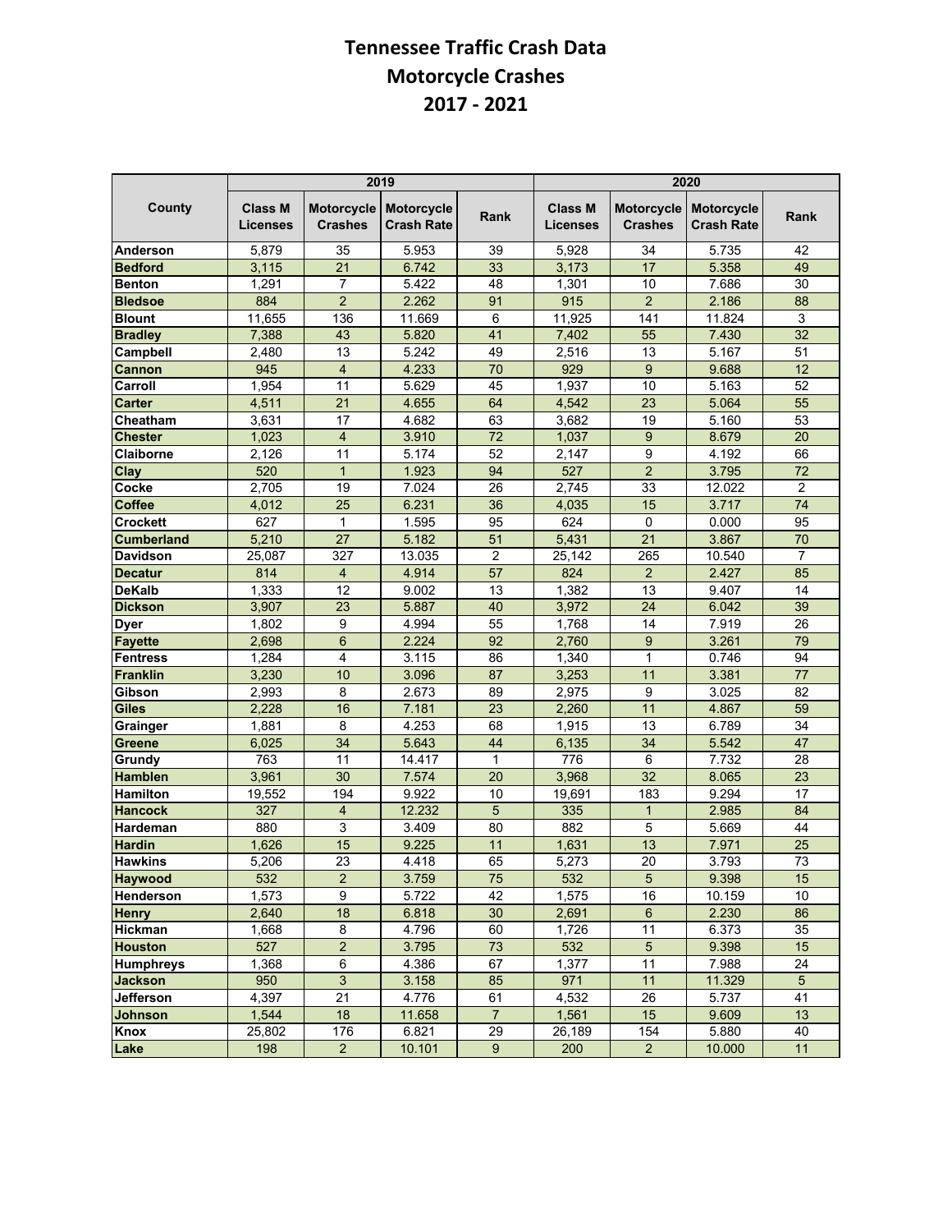# Tennessee Traffic Crash Data
# Motorcycle Crashes
# 2017 - 2021

| County | 2019 | | | | 2020 | | | |
|---|---|---|---|---|---|---|---|---|
| | Class M Licenses | Motorcycle Crashes | Motorcycle Crash Rate | Rank | Class M Licenses | Motorcycle Crashes | Motorcycle Crash Rate | Rank |
| Anderson | 5,879 | 35 | 5.953 | 39 | 5,928 | 34 | 5.735 | 42 |
| Bedford | 3,115 | 21 | 6.742 | 33 | 3,173 | 17 | 5.358 | 49 |
| Benton | 1,291 | 7 | 5.422 | 48 | 1,301 | 10 | 7.686 | 30 |
| Bledsoe | 884 | 2 | 2.262 | 91 | 915 | 2 | 2.186 | 88 |
| Blount | 11,655 | 136 | 11.669 | 6 | 11,925 | 141 | 11.824 | 3 |
| Bradley | 7,388 | 43 | 5.820 | 41 | 7,402 | 55 | 7.430 | 32 |
| Campbell | 2,480 | 13 | 5.242 | 49 | 2,516 | 13 | 5.167 | 51 |
| Cannon | 945 | 4 | 4.233 | 70 | 929 | 9 | 9.688 | 12 |
| Carroll | 1,954 | 11 | 5.629 | 45 | 1,937 | 10 | 5.163 | 52 |
| Carter | 4,511 | 21 | 4.655 | 64 | 4,542 | 23 | 5.064 | 55 |
| Cheatham | 3,631 | 17 | 4.682 | 63 | 3,682 | 19 | 5.160 | 53 |
| Chester | 1,023 | 4 | 3.910 | 72 | 1,037 | 9 | 8.679 | 20 |
| Claiborne | 2,126 | 11 | 5.174 | 52 | 2,147 | 9 | 4.192 | 66 |
| Clay | 520 | 1 | 1.923 | 94 | 527 | 2 | 3.795 | 72 |
| Cocke | 2,705 | 19 | 7.024 | 26 | 2,745 | 33 | 12.022 | 2 |
| Coffee | 4,012 | 25 | 6.231 | 36 | 4,035 | 15 | 3.717 | 74 |
| Crockett | 627 | 1 | 1.595 | 95 | 624 | 0 | 0.000 | 95 |
| Cumberland | 5,210 | 27 | 5.182 | 51 | 5,431 | 21 | 3.867 | 70 |
| Davidson | 25,087 | 327 | 13.035 | 2 | 25,142 | 265 | 10.540 | 7 |
| Decatur | 814 | 4 | 4.914 | 57 | 824 | 2 | 2.427 | 85 |
| DeKalb | 1,333 | 12 | 9.002 | 13 | 1,382 | 13 | 9.407 | 14 |
| Dickson | 3,907 | 23 | 5.887 | 40 | 3,972 | 24 | 6.042 | 39 |
| Dyer | 1,802 | 9 | 4.994 | 55 | 1,768 | 14 | 7.919 | 26 |
| Fayette | 2,698 | 6 | 2.224 | 92 | 2,760 | 9 | 3.261 | 79 |
| Fentress | 1,284 | 4 | 3.115 | 86 | 1,340 | 1 | 0.746 | 94 |
| Franklin | 3,230 | 10 | 3.096 | 87 | 3,253 | 11 | 3.381 | 77 |
| Gibson | 2,993 | 8 | 2.673 | 89 | 2,975 | 9 | 3.025 | 82 |
| Giles | 2,228 | 16 | 7.181 | 23 | 2,260 | 11 | 4.867 | 59 |
| Grainger | 1,881 | 8 | 4.253 | 68 | 1,915 | 13 | 6.789 | 34 |
| Greene | 6,025 | 34 | 5.643 | 44 | 6,135 | 34 | 5.542 | 47 |
| Grundy | 763 | 11 | 14.417 | 1 | 776 | 6 | 7.732 | 28 |
| Hamblen | 3,961 | 30 | 7.574 | 20 | 3,968 | 32 | 8.065 | 23 |
| Hamilton | 19,552 | 194 | 9.922 | 10 | 19,691 | 183 | 9.294 | 17 |
| Hancock | 327 | 4 | 12.232 | 5 | 335 | 1 | 2.985 | 84 |
| Hardeman | 880 | 3 | 3.409 | 80 | 882 | 5 | 5.669 | 44 |
| Hardin | 1,626 | 15 | 9.225 | 11 | 1,631 | 13 | 7.971 | 25 |
| Hawkins | 5,206 | 23 | 4.418 | 65 | 5,273 | 20 | 3.793 | 73 |
| Haywood | 532 | 2 | 3.759 | 75 | 532 | 5 | 9.398 | 15 |
| Henderson | 1,573 | 9 | 5.722 | 42 | 1,575 | 16 | 10.159 | 10 |
| Henry | 2,640 | 18 | 6.818 | 30 | 2,691 | 6 | 2.230 | 86 |
| Hickman | 1,668 | 8 | 4.796 | 60 | 1,726 | 11 | 6.373 | 35 |
| Houston | 527 | 2 | 3.795 | 73 | 532 | 5 | 9.398 | 15 |
| Humphreys | 1,368 | 6 | 4.386 | 67 | 1,377 | 11 | 7.988 | 24 |
| Jackson | 950 | 3 | 3.158 | 85 | 971 | 11 | 11.329 | 5 |
| Jefferson | 4,397 | 21 | 4.776 | 61 | 4,532 | 26 | 5.737 | 41 |
| Johnson | 1,544 | 18 | 11.658 | 7 | 1,561 | 15 | 9.609 | 13 |
| Knox | 25,802 | 176 | 6.821 | 29 | 26,189 | 154 | 5.880 | 40 |
| Lake | 198 | 2 | 10.101 | 9 | 200 | 2 | 10.000 | 11 |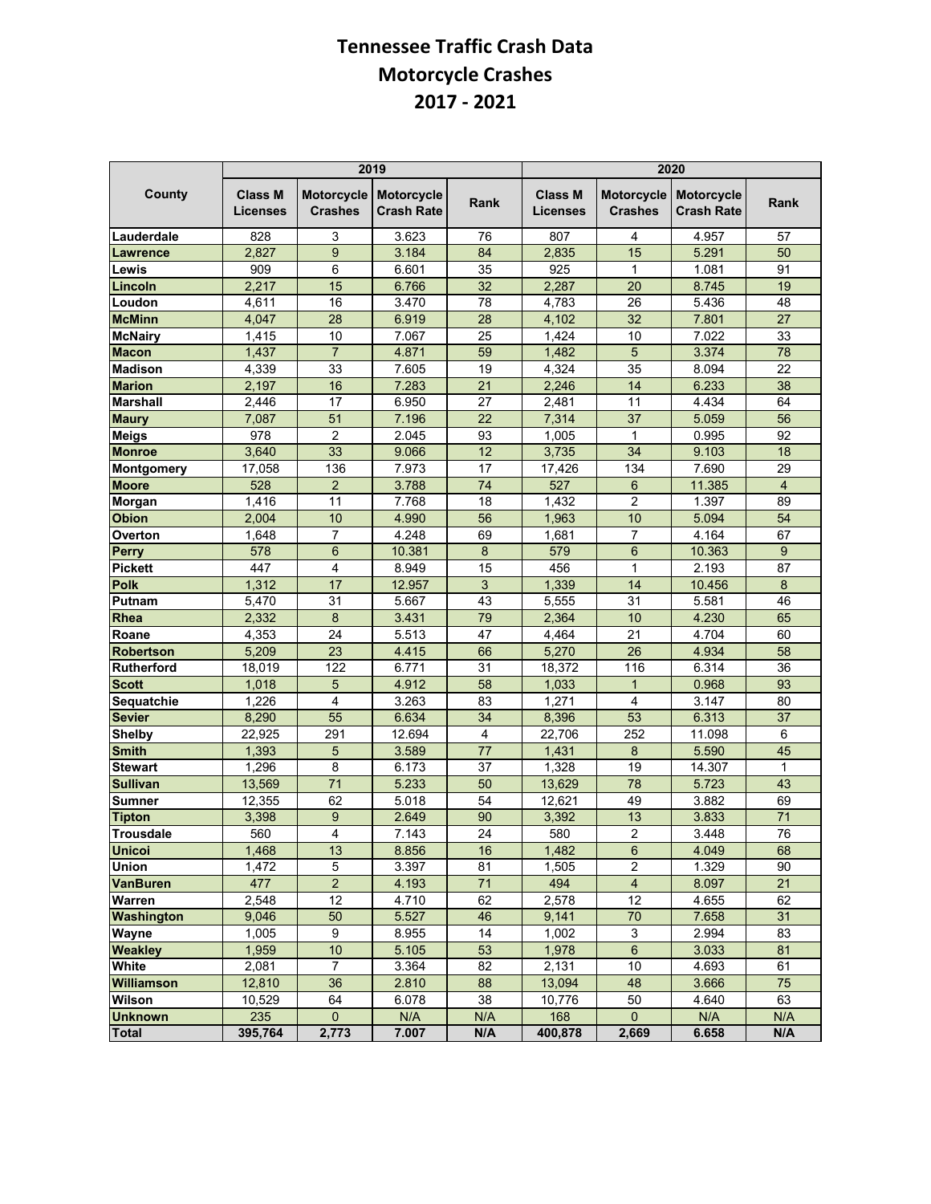# Tennessee Traffic Crash Data
# Motorcycle Crashes
# 2017 - 2021

| County | 2019 | | | | 2020 | | | |
|---|---|---|---|---|---|---|---|---|
| | Class M Licenses | Motorcycle Crashes | Motorcycle Crash Rate | Rank | Class M Licenses | Motorcycle Crashes | Motorcycle Crash Rate | Rank |
| Lauderdale | 828 | 3 | 3.623 | 76 | 807 | 4 | 4.957 | 57 |
| Lawrence | 2,827 | 9 | 3.184 | 84 | 2,835 | 15 | 5.291 | 50 |
| Lewis | 909 | 6 | 6.601 | 35 | 925 | 1 | 1.081 | 91 |
| Lincoln | 2,217 | 15 | 6.766 | 32 | 2,287 | 20 | 8.745 | 19 |
| Loudon | 4,611 | 16 | 3.470 | 78 | 4,783 | 26 | 5.436 | 48 |
| McMinn | 4,047 | 28 | 6.919 | 28 | 4,102 | 32 | 7.801 | 27 |
| McNairy | 1,415 | 10 | 7.067 | 25 | 1,424 | 10 | 7.022 | 33 |
| Macon | 1,437 | 7 | 4.871 | 59 | 1,482 | 5 | 3.374 | 78 |
| Madison | 4,339 | 33 | 7.605 | 19 | 4,324 | 35 | 8.094 | 22 |
| Marion | 2,197 | 16 | 7.283 | 21 | 2,246 | 14 | 6.233 | 38 |
| Marshall | 2,446 | 17 | 6.950 | 27 | 2,481 | 11 | 4.434 | 64 |
| Maury | 7,087 | 51 | 7.196 | 22 | 7,314 | 37 | 5.059 | 56 |
| Meigs | 978 | 2 | 2.045 | 93 | 1,005 | 1 | 0.995 | 92 |
| Monroe | 3,640 | 33 | 9.066 | 12 | 3,735 | 34 | 9.103 | 18 |
| Montgomery | 17,058 | 136 | 7.973 | 17 | 17,426 | 134 | 7.690 | 29 |
| Moore | 528 | 2 | 3.788 | 74 | 527 | 6 | 11.385 | 4 |
| Morgan | 1,416 | 11 | 7.768 | 18 | 1,432 | 2 | 1.397 | 89 |
| Obion | 2,004 | 10 | 4.990 | 56 | 1,963 | 10 | 5.094 | 54 |
| Overton | 1,648 | 7 | 4.248 | 69 | 1,681 | 7 | 4.164 | 67 |
| Perry | 578 | 6 | 10.381 | 8 | 579 | 6 | 10.363 | 9 |
| Pickett | 447 | 4 | 8.949 | 15 | 456 | 1 | 2.193 | 87 |
| Polk | 1,312 | 17 | 12.957 | 3 | 1,339 | 14 | 10.456 | 8 |
| Putnam | 5,470 | 31 | 5.667 | 43 | 5,555 | 31 | 5.581 | 46 |
| Rhea | 2,332 | 8 | 3.431 | 79 | 2,364 | 10 | 4.230 | 65 |
| Roane | 4,353 | 24 | 5.513 | 47 | 4,464 | 21 | 4.704 | 60 |
| Robertson | 5,209 | 23 | 4.415 | 66 | 5,270 | 26 | 4.934 | 58 |
| Rutherford | 18,019 | 122 | 6.771 | 31 | 18,372 | 116 | 6.314 | 36 |
| Scott | 1,018 | 5 | 4.912 | 58 | 1,033 | 1 | 0.968 | 93 |
| Sequatchie | 1,226 | 4 | 3.263 | 83 | 1,271 | 4 | 3.147 | 80 |
| Sevier | 8,290 | 55 | 6.634 | 34 | 8,396 | 53 | 6.313 | 37 |
| Shelby | 22,925 | 291 | 12.694 | 4 | 22,706 | 252 | 11.098 | 6 |
| Smith | 1,393 | 5 | 3.589 | 77 | 1,431 | 8 | 5.590 | 45 |
| Stewart | 1,296 | 8 | 6.173 | 37 | 1,328 | 19 | 14.307 | 1 |
| Sullivan | 13,569 | 71 | 5.233 | 50 | 13,629 | 78 | 5.723 | 43 |
| Sumner | 12,355 | 62 | 5.018 | 54 | 12,621 | 49 | 3.882 | 69 |
| Tipton | 3,398 | 9 | 2.649 | 90 | 3,392 | 13 | 3.833 | 71 |
| Trousdale | 560 | 4 | 7.143 | 24 | 580 | 2 | 3.448 | 76 |
| Unicoi | 1,468 | 13 | 8.856 | 16 | 1,482 | 6 | 4.049 | 68 |
| Union | 1,472 | 5 | 3.397 | 81 | 1,505 | 2 | 1.329 | 90 |
| VanBuren | 477 | 2 | 4.193 | 71 | 494 | 4 | 8.097 | 21 |
| Warren | 2,548 | 12 | 4.710 | 62 | 2,578 | 12 | 4.655 | 62 |
| Washington | 9,046 | 50 | 5.527 | 46 | 9,141 | 70 | 7.658 | 31 |
| Wayne | 1,005 | 9 | 8.955 | 14 | 1,002 | 3 | 2.994 | 83 |
| Weakley | 1,959 | 10 | 5.105 | 53 | 1,978 | 6 | 3.033 | 81 |
| White | 2,081 | 7 | 3.364 | 82 | 2,131 | 10 | 4.693 | 61 |
| Williamson | 12,810 | 36 | 2.810 | 88 | 13,094 | 48 | 3.666 | 75 |
| Wilson | 10,529 | 64 | 6.078 | 38 | 10,776 | 50 | 4.640 | 63 |
| Unknown | 235 | 0 | N/A | N/A | 168 | 0 | N/A | N/A |
| **Total** | **395,764** | **2,773** | **7.007** | **N/A** | **400,878** | **2,669** | **6.658** | **N/A** |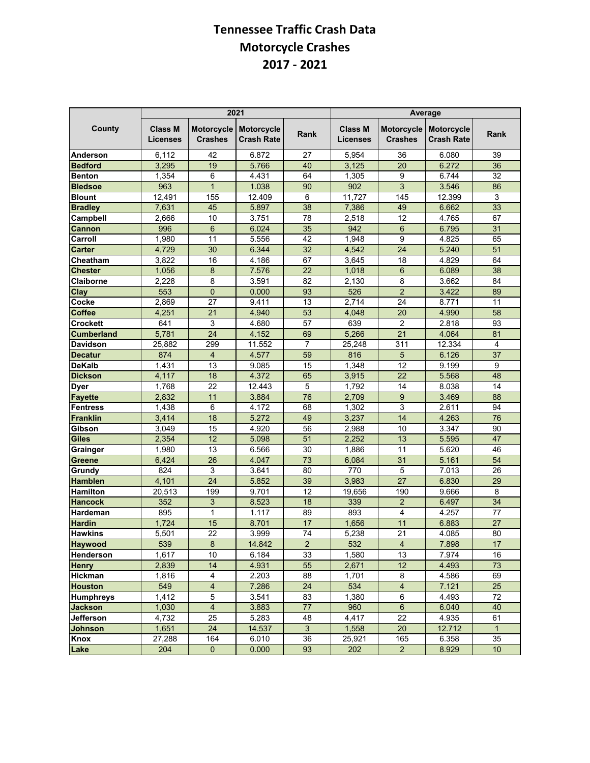# Tennessee Traffic Crash Data
## Motorcycle Crashes
## 2017 - 2021

| County | 2021 | | | | Average | | | |
|---|---|---|---|---|---|---|---|---|
| | Class M Licenses | Motorcycle Crashes | Motorcycle Crash Rate | Rank | Class M Licenses | Motorcycle Crashes | Motorcycle Crash Rate | Rank |
| **Anderson** | 6,112 | 42 | 6.872 | 27 | 5,954 | 36 | 6.080 | 39 |
| **Bedford** | 3,295 | 19 | 5.766 | 40 | 3,125 | 20 | 6.272 | 36 |
| **Benton** | 1,354 | 6 | 4.431 | 64 | 1,305 | 9 | 6.744 | 32 |
| **Bledsoe** | 963 | 1 | 1.038 | 90 | 902 | 3 | 3.546 | 86 |
| **Blount** | 12,491 | 155 | 12.409 | 6 | 11,727 | 145 | 12.399 | 3 |
| **Bradley** | 7,631 | 45 | 5.897 | 38 | 7,386 | 49 | 6.662 | 33 |
| **Campbell** | 2,666 | 10 | 3.751 | 78 | 2,518 | 12 | 4.765 | 67 |
| **Cannon** | 996 | 6 | 6.024 | 35 | 942 | 6 | 6.795 | 31 |
| **Carroll** | 1,980 | 11 | 5.556 | 42 | 1,948 | 9 | 4.825 | 65 |
| **Carter** | 4,729 | 30 | 6.344 | 32 | 4,542 | 24 | 5.240 | 51 |
| **Cheatham** | 3,822 | 16 | 4.186 | 67 | 3,645 | 18 | 4.829 | 64 |
| **Chester** | 1,056 | 8 | 7.576 | 22 | 1,018 | 6 | 6.089 | 38 |
| **Claiborne** | 2,228 | 8 | 3.591 | 82 | 2,130 | 8 | 3.662 | 84 |
| **Clay** | 553 | 0 | 0.000 | 93 | 526 | 2 | 3.422 | 89 |
| **Cocke** | 2,869 | 27 | 9.411 | 13 | 2,714 | 24 | 8.771 | 11 |
| **Coffee** | 4,251 | 21 | 4.940 | 53 | 4,048 | 20 | 4.990 | 58 |
| **Crockett** | 641 | 3 | 4.680 | 57 | 639 | 2 | 2.818 | 93 |
| **Cumberland** | 5,781 | 24 | 4.152 | 69 | 5,266 | 21 | 4.064 | 81 |
| **Davidson** | 25,882 | 299 | 11.552 | 7 | 25,248 | 311 | 12.334 | 4 |
| **Decatur** | 874 | 4 | 4.577 | 59 | 816 | 5 | 6.126 | 37 |
| **DeKalb** | 1,431 | 13 | 9.085 | 15 | 1,348 | 12 | 9.199 | 9 |
| **Dickson** | 4,117 | 18 | 4.372 | 65 | 3,915 | 22 | 5.568 | 48 |
| **Dyer** | 1,768 | 22 | 12.443 | 5 | 1,792 | 14 | 8.038 | 14 |
| **Fayette** | 2,832 | 11 | 3.884 | 76 | 2,709 | 9 | 3.469 | 88 |
| **Fentress** | 1,438 | 6 | 4.172 | 68 | 1,302 | 3 | 2.611 | 94 |
| **Franklin** | 3,414 | 18 | 5.272 | 49 | 3,237 | 14 | 4.263 | 76 |
| **Gibson** | 3,049 | 15 | 4.920 | 56 | 2,988 | 10 | 3.347 | 90 |
| **Giles** | 2,354 | 12 | 5.098 | 51 | 2,252 | 13 | 5.595 | 47 |
| **Grainger** | 1,980 | 13 | 6.566 | 30 | 1,886 | 11 | 5.620 | 46 |
| **Greene** | 6,424 | 26 | 4.047 | 73 | 6,084 | 31 | 5.161 | 54 |
| **Grundy** | 824 | 3 | 3.641 | 80 | 770 | 5 | 7.013 | 26 |
| **Hamblen** | 4,101 | 24 | 5.852 | 39 | 3,983 | 27 | 6.830 | 29 |
| **Hamilton** | 20,513 | 199 | 9.701 | 12 | 19,656 | 190 | 9.666 | 8 |
| **Hancock** | 352 | 3 | 8.523 | 18 | 339 | 2 | 6.497 | 34 |
| **Hardeman** | 895 | 1 | 1.117 | 89 | 893 | 4 | 4.257 | 77 |
| **Hardin** | 1,724 | 15 | 8.701 | 17 | 1,656 | 11 | 6.883 | 27 |
| **Hawkins** | 5,501 | 22 | 3.999 | 74 | 5,238 | 21 | 4.085 | 80 |
| **Haywood** | 539 | 8 | 14.842 | 2 | 532 | 4 | 7.898 | 17 |
| **Henderson** | 1,617 | 10 | 6.184 | 33 | 1,580 | 13 | 7.974 | 16 |
| **Henry** | 2,839 | 14 | 4.931 | 55 | 2,671 | 12 | 4.493 | 73 |
| **Hickman** | 1,816 | 4 | 2.203 | 88 | 1,701 | 8 | 4.586 | 69 |
| **Houston** | 549 | 4 | 7.286 | 24 | 534 | 4 | 7.121 | 25 |
| **Humphreys** | 1,412 | 5 | 3.541 | 83 | 1,380 | 6 | 4.493 | 72 |
| **Jackson** | 1,030 | 4 | 3.883 | 77 | 960 | 6 | 6.040 | 40 |
| **Jefferson** | 4,732 | 25 | 5.283 | 48 | 4,417 | 22 | 4.935 | 61 |
| **Johnson** | 1,651 | 24 | 14.537 | 3 | 1,558 | 20 | 12.712 | 1 |
| **Knox** | 27,288 | 164 | 6.010 | 36 | 25,921 | 165 | 6.358 | 35 |
| **Lake** | 204 | 0 | 0.000 | 93 | 202 | 2 | 8.929 | 10 |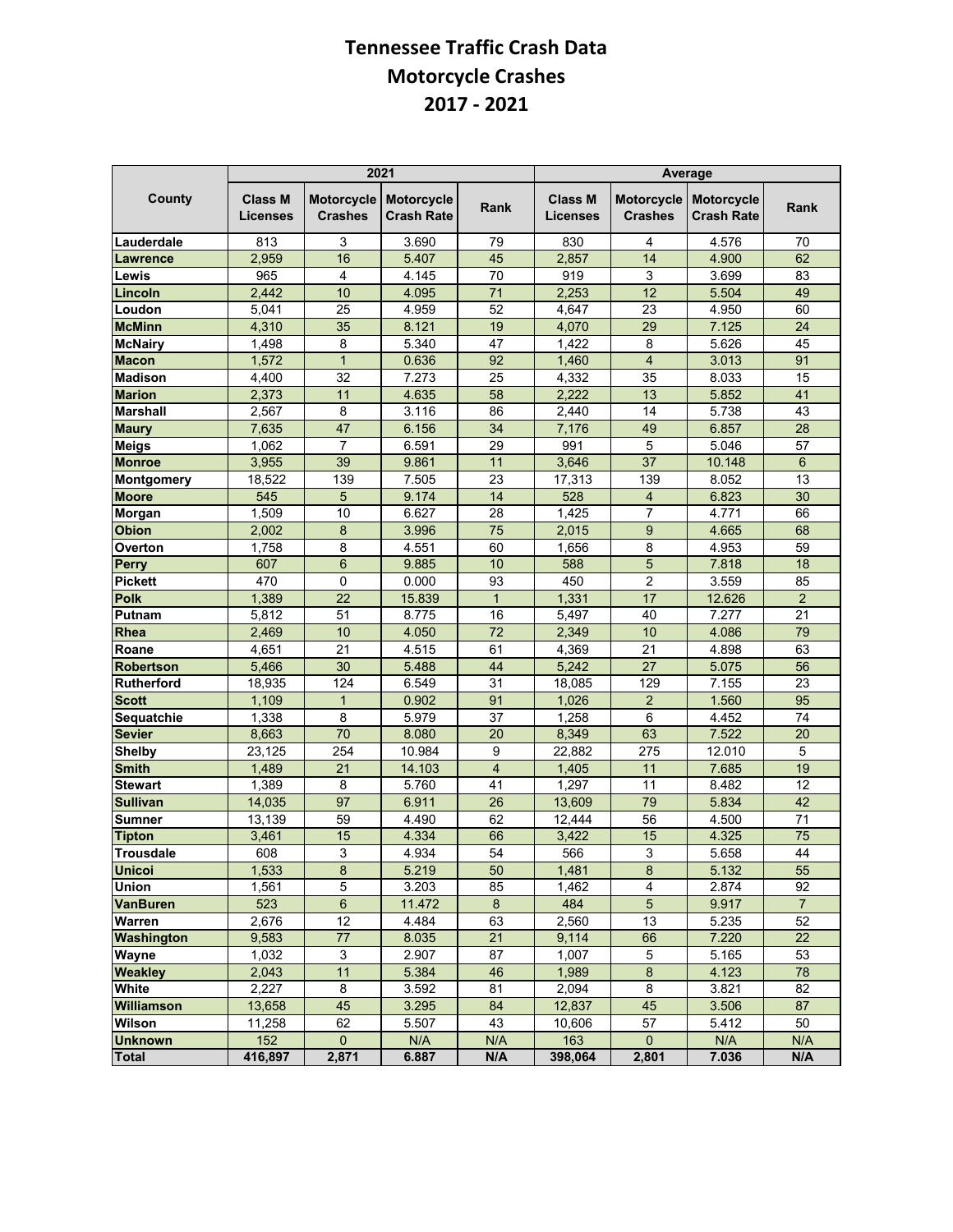# Tennessee Traffic Crash Data
## Motorcycle Crashes
## 2017 - 2021

| County | 2021 | | | | Average | | | |
|---|---|---|---|---|---|---|---|---|
| | Class M Licenses | Motorcycle Crashes | Motorcycle Crash Rate | Rank | Class M Licenses | Motorcycle Crashes | Motorcycle Crash Rate | Rank |
| Lauderdale | 813 | 3 | 3.690 | 79 | 830 | 4 | 4.576 | 70 |
| Lawrence | 2,959 | 16 | 5.407 | 45 | 2,857 | 14 | 4.900 | 62 |
| Lewis | 965 | 4 | 4.145 | 70 | 919 | 3 | 3.699 | 83 |
| Lincoln | 2,442 | 10 | 4.095 | 71 | 2,253 | 12 | 5.504 | 49 |
| Loudon | 5,041 | 25 | 4.959 | 52 | 4,647 | 23 | 4.950 | 60 |
| McMinn | 4,310 | 35 | 8.121 | 19 | 4,070 | 29 | 7.125 | 24 |
| McNairy | 1,498 | 8 | 5.340 | 47 | 1,422 | 8 | 5.626 | 45 |
| Macon | 1,572 | 1 | 0.636 | 92 | 1,460 | 4 | 3.013 | 91 |
| Madison | 4,400 | 32 | 7.273 | 25 | 4,332 | 35 | 8.033 | 15 |
| Marion | 2,373 | 11 | 4.635 | 58 | 2,222 | 13 | 5.852 | 41 |
| Marshall | 2,567 | 8 | 3.116 | 86 | 2,440 | 14 | 5.738 | 43 |
| Maury | 7,635 | 47 | 6.156 | 34 | 7,176 | 49 | 6.857 | 28 |
| Meigs | 1,062 | 7 | 6.591 | 29 | 991 | 5 | 5.046 | 57 |
| Monroe | 3,955 | 39 | 9.861 | 11 | 3,646 | 37 | 10.148 | 6 |
| Montgomery | 18,522 | 139 | 7.505 | 23 | 17,313 | 139 | 8.052 | 13 |
| Moore | 545 | 5 | 9.174 | 14 | 528 | 4 | 6.823 | 30 |
| Morgan | 1,509 | 10 | 6.627 | 28 | 1,425 | 7 | 4.771 | 66 |
| Obion | 2,002 | 8 | 3.996 | 75 | 2,015 | 9 | 4.665 | 68 |
| Overton | 1,758 | 8 | 4.551 | 60 | 1,656 | 8 | 4.953 | 59 |
| Perry | 607 | 6 | 9.885 | 10 | 588 | 5 | 7.818 | 18 |
| Pickett | 470 | 0 | 0.000 | 93 | 450 | 2 | 3.559 | 85 |
| Polk | 1,389 | 22 | 15.839 | 1 | 1,331 | 17 | 12.626 | 2 |
| Putnam | 5,812 | 51 | 8.775 | 16 | 5,497 | 40 | 7.277 | 21 |
| Rhea | 2,469 | 10 | 4.050 | 72 | 2,349 | 10 | 4.086 | 79 |
| Roane | 4,651 | 21 | 4.515 | 61 | 4,369 | 21 | 4.898 | 63 |
| Robertson | 5,466 | 30 | 5.488 | 44 | 5,242 | 27 | 5.075 | 56 |
| Rutherford | 18,935 | 124 | 6.549 | 31 | 18,085 | 129 | 7.155 | 23 |
| Scott | 1,109 | 1 | 0.902 | 91 | 1,026 | 2 | 1.560 | 95 |
| Sequatchie | 1,338 | 8 | 5.979 | 37 | 1,258 | 6 | 4.452 | 74 |
| Sevier | 8,663 | 70 | 8.080 | 20 | 8,349 | 63 | 7.522 | 20 |
| Shelby | 23,125 | 254 | 10.984 | 9 | 22,882 | 275 | 12.010 | 5 |
| Smith | 1,489 | 21 | 14.103 | 4 | 1,405 | 11 | 7.685 | 19 |
| Stewart | 1,389 | 8 | 5.760 | 41 | 1,297 | 11 | 8.482 | 12 |
| Sullivan | 14,035 | 97 | 6.911 | 26 | 13,609 | 79 | 5.834 | 42 |
| Sumner | 13,139 | 59 | 4.490 | 62 | 12,444 | 56 | 4.500 | 71 |
| Tipton | 3,461 | 15 | 4.334 | 66 | 3,422 | 15 | 4.325 | 75 |
| Trousdale | 608 | 3 | 4.934 | 54 | 566 | 3 | 5.658 | 44 |
| Unicoi | 1,533 | 8 | 5.219 | 50 | 1,481 | 8 | 5.132 | 55 |
| Union | 1,561 | 5 | 3.203 | 85 | 1,462 | 4 | 2.874 | 92 |
| VanBuren | 523 | 6 | 11.472 | 8 | 484 | 5 | 9.917 | 7 |
| Warren | 2,676 | 12 | 4.484 | 63 | 2,560 | 13 | 5.235 | 52 |
| Washington | 9,583 | 77 | 8.035 | 21 | 9,114 | 66 | 7.220 | 22 |
| Wayne | 1,032 | 3 | 2.907 | 87 | 1,007 | 5 | 5.165 | 53 |
| Weakley | 2,043 | 11 | 5.384 | 46 | 1,989 | 8 | 4.123 | 78 |
| White | 2,227 | 8 | 3.592 | 81 | 2,094 | 8 | 3.821 | 82 |
| Williamson | 13,658 | 45 | 3.295 | 84 | 12,837 | 45 | 3.506 | 87 |
| Wilson | 11,258 | 62 | 5.507 | 43 | 10,606 | 57 | 5.412 | 50 |
| Unknown | 152 | 0 | N/A | N/A | 163 | 0 | N/A | N/A |
| **Total** | **416,897** | **2,871** | **6.887** | **N/A** | **398,064** | **2,801** | **7.036** | **N/A** |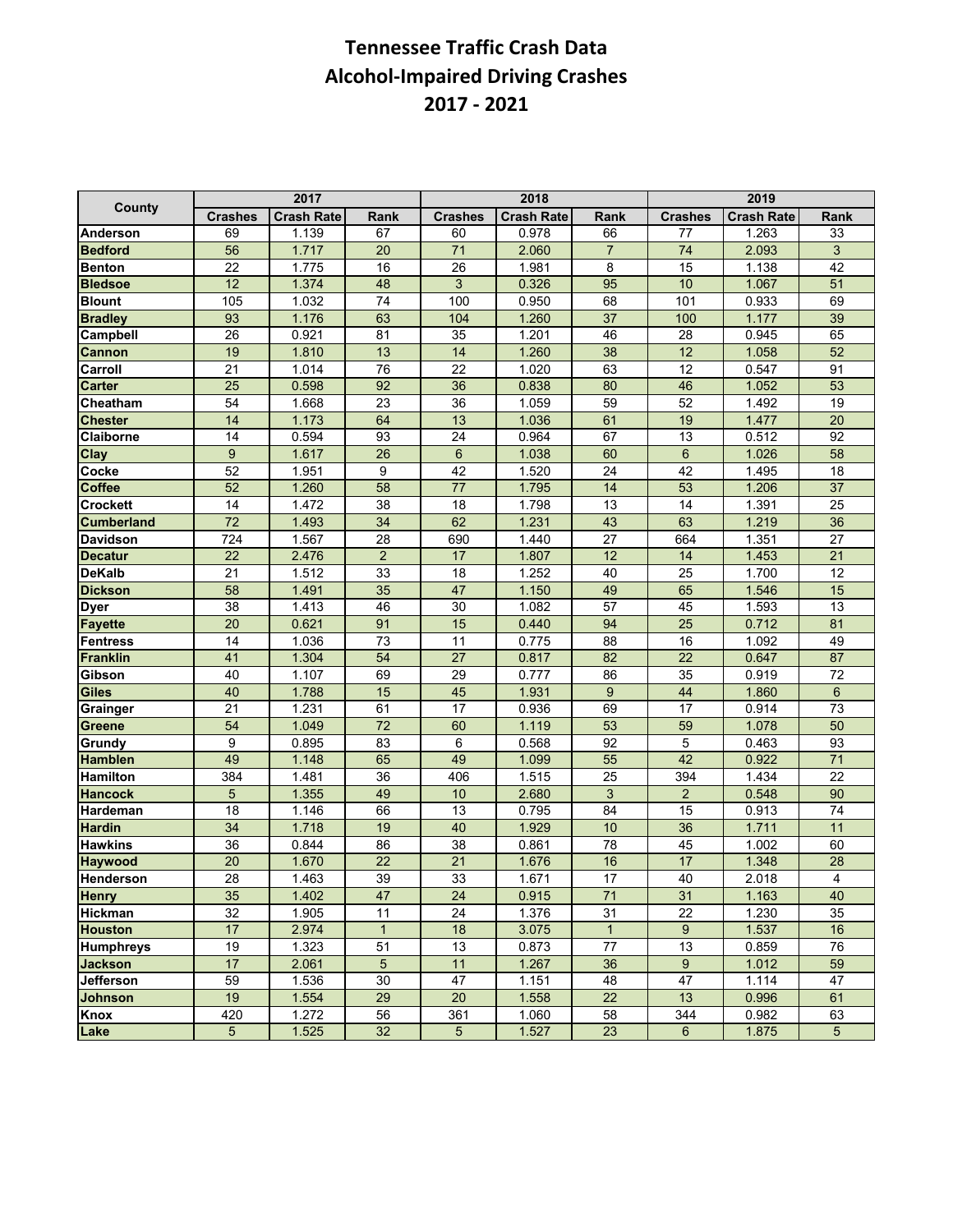# Tennessee Traffic Crash Data
# Alcohol-Impaired Driving Crashes
# 2017 - 2021

| County | 2017 | | | 2018 | | | 2019 | | |
|---|---|---|---|---|---|---|---|---|---|
| | Crashes | Crash Rate | Rank | Crashes | Crash Rate | Rank | Crashes | Crash Rate | Rank |
| Anderson | 69 | 1.139 | 67 | 60 | 0.978 | 66 | 77 | 1.263 | 33 |
| Bedford | 56 | 1.717 | 20 | 71 | 2.060 | 7 | 74 | 2.093 | 3 |
| Benton | 22 | 1.775 | 16 | 26 | 1.981 | 8 | 15 | 1.138 | 42 |
| Bledsoe | 12 | 1.374 | 48 | 3 | 0.326 | 95 | 10 | 1.067 | 51 |
| Blount | 105 | 1.032 | 74 | 100 | 0.950 | 68 | 101 | 0.933 | 69 |
| Bradley | 93 | 1.176 | 63 | 104 | 1.260 | 37 | 100 | 1.177 | 39 |
| Campbell | 26 | 0.921 | 81 | 35 | 1.201 | 46 | 28 | 0.945 | 65 |
| Cannon | 19 | 1.810 | 13 | 14 | 1.260 | 38 | 12 | 1.058 | 52 |
| Carroll | 21 | 1.014 | 76 | 22 | 1.020 | 63 | 12 | 0.547 | 91 |
| Carter | 25 | 0.598 | 92 | 36 | 0.838 | 80 | 46 | 1.052 | 53 |
| Cheatham | 54 | 1.668 | 23 | 36 | 1.059 | 59 | 52 | 1.492 | 19 |
| Chester | 14 | 1.173 | 64 | 13 | 1.036 | 61 | 19 | 1.477 | 20 |
| Claiborne | 14 | 0.594 | 93 | 24 | 0.964 | 67 | 13 | 0.512 | 92 |
| Clay | 9 | 1.617 | 26 | 6 | 1.038 | 60 | 6 | 1.026 | 58 |
| Cocke | 52 | 1.951 | 9 | 42 | 1.520 | 24 | 42 | 1.495 | 18 |
| Coffee | 52 | 1.260 | 58 | 77 | 1.795 | 14 | 53 | 1.206 | 37 |
| Crockett | 14 | 1.472 | 38 | 18 | 1.798 | 13 | 14 | 1.391 | 25 |
| Cumberland | 72 | 1.493 | 34 | 62 | 1.231 | 43 | 63 | 1.219 | 36 |
| Davidson | 724 | 1.567 | 28 | 690 | 1.440 | 27 | 664 | 1.351 | 27 |
| Decatur | 22 | 2.476 | 2 | 17 | 1.807 | 12 | 14 | 1.453 | 21 |
| DeKalb | 21 | 1.512 | 33 | 18 | 1.252 | 40 | 25 | 1.700 | 12 |
| Dickson | 58 | 1.491 | 35 | 47 | 1.150 | 49 | 65 | 1.546 | 15 |
| Dyer | 38 | 1.413 | 46 | 30 | 1.082 | 57 | 45 | 1.593 | 13 |
| Fayette | 20 | 0.621 | 91 | 15 | 0.440 | 94 | 25 | 0.712 | 81 |
| Fentress | 14 | 1.036 | 73 | 11 | 0.775 | 88 | 16 | 1.092 | 49 |
| Franklin | 41 | 1.304 | 54 | 27 | 0.817 | 82 | 22 | 0.647 | 87 |
| Gibson | 40 | 1.107 | 69 | 29 | 0.777 | 86 | 35 | 0.919 | 72 |
| Giles | 40 | 1.788 | 15 | 45 | 1.931 | 9 | 44 | 1.860 | 6 |
| Grainger | 21 | 1.231 | 61 | 17 | 0.936 | 69 | 17 | 0.914 | 73 |
| Greene | 54 | 1.049 | 72 | 60 | 1.119 | 53 | 59 | 1.078 | 50 |
| Grundy | 9 | 0.895 | 83 | 6 | 0.568 | 92 | 5 | 0.463 | 93 |
| Hamblen | 49 | 1.148 | 65 | 49 | 1.099 | 55 | 42 | 0.922 | 71 |
| Hamilton | 384 | 1.481 | 36 | 406 | 1.515 | 25 | 394 | 1.434 | 22 |
| Hancock | 5 | 1.355 | 49 | 10 | 2.680 | 3 | 2 | 0.548 | 90 |
| Hardeman | 18 | 1.146 | 66 | 13 | 0.795 | 84 | 15 | 0.913 | 74 |
| Hardin | 34 | 1.718 | 19 | 40 | 1.929 | 10 | 36 | 1.711 | 11 |
| Hawkins | 36 | 0.844 | 86 | 38 | 0.861 | 78 | 45 | 1.002 | 60 |
| Haywood | 20 | 1.670 | 22 | 21 | 1.676 | 16 | 17 | 1.348 | 28 |
| Henderson | 28 | 1.463 | 39 | 33 | 1.671 | 17 | 40 | 2.018 | 4 |
| Henry | 35 | 1.402 | 47 | 24 | 0.915 | 71 | 31 | 1.163 | 40 |
| Hickman | 32 | 1.905 | 11 | 24 | 1.376 | 31 | 22 | 1.230 | 35 |
| Houston | 17 | 2.974 | 1 | 18 | 3.075 | 1 | 9 | 1.537 | 16 |
| Humphreys | 19 | 1.323 | 51 | 13 | 0.873 | 77 | 13 | 0.859 | 76 |
| Jackson | 17 | 2.061 | 5 | 11 | 1.267 | 36 | 9 | 1.012 | 59 |
| Jefferson | 59 | 1.536 | 30 | 47 | 1.151 | 48 | 47 | 1.114 | 47 |
| Johnson | 19 | 1.554 | 29 | 20 | 1.558 | 22 | 13 | 0.996 | 61 |
| Knox | 420 | 1.272 | 56 | 361 | 1.060 | 58 | 344 | 0.982 | 63 |
| Lake | 5 | 1.525 | 32 | 5 | 1.527 | 23 | 6 | 1.875 | 5 |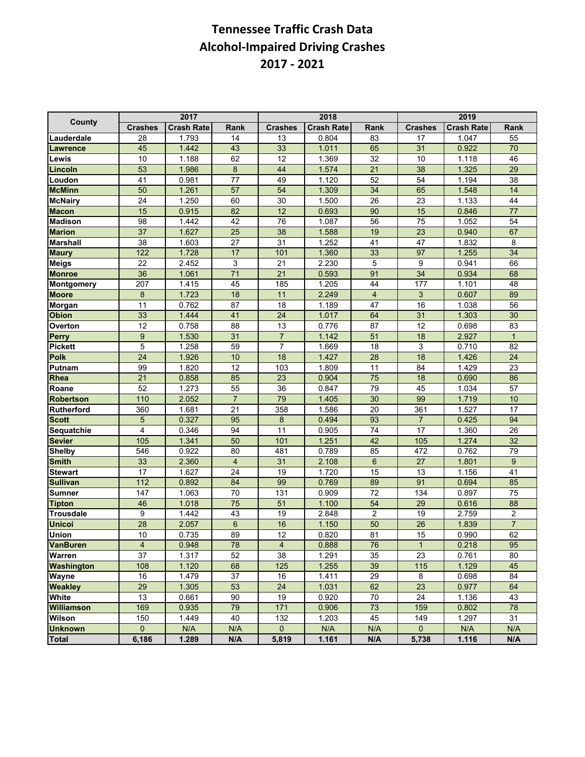# Tennessee Traffic Crash Data
# Alcohol-Impaired Driving Crashes
# 2017 - 2021

| County | 2017 | | | 2018 | | | 2019 | | |
|---|---|---|---|---|---|---|---|---|---|
| | Crashes | Crash Rate | Rank | Crashes | Crash Rate | Rank | Crashes | Crash Rate | Rank |
| Lauderdale | 28 | 1.793 | 14 | 13 | 0.804 | 83 | 17 | 1.047 | 55 |
| Lawrence | 45 | 1.442 | 43 | 33 | 1.011 | 65 | 31 | 0.922 | 70 |
| Lewis | 10 | 1.188 | 62 | 12 | 1.369 | 32 | 10 | 1.118 | 46 |
| Lincoln | 53 | 1.986 | 8 | 44 | 1.574 | 21 | 38 | 1.325 | 29 |
| Loudon | 41 | 0.981 | 77 | 49 | 1.120 | 52 | 54 | 1.194 | 38 |
| McMinn | 50 | 1.261 | 57 | 54 | 1.309 | 34 | 65 | 1.548 | 14 |
| McNairy | 24 | 1.250 | 60 | 30 | 1.500 | 26 | 23 | 1.133 | 44 |
| Macon | 15 | 0.915 | 82 | 12 | 0.693 | 90 | 15 | 0.846 | 77 |
| Madison | 98 | 1.442 | 42 | 76 | 1.087 | 56 | 75 | 1.052 | 54 |
| Marion | 37 | 1.627 | 25 | 38 | 1.588 | 19 | 23 | 0.940 | 67 |
| Marshall | 38 | 1.603 | 27 | 31 | 1.252 | 41 | 47 | 1.832 | 8 |
| Maury | 122 | 1.728 | 17 | 101 | 1.360 | 33 | 97 | 1.255 | 34 |
| Meigs | 22 | 2.452 | 3 | 21 | 2.230 | 5 | 9 | 0.941 | 66 |
| Monroe | 36 | 1.061 | 71 | 21 | 0.593 | 91 | 34 | 0.934 | 68 |
| Montgomery | 207 | 1.415 | 45 | 185 | 1.205 | 44 | 177 | 1.101 | 48 |
| Moore | 8 | 1.723 | 18 | 11 | 2.249 | 4 | 3 | 0.607 | 89 |
| Morgan | 11 | 0.762 | 87 | 18 | 1.189 | 47 | 16 | 1.038 | 56 |
| Obion | 33 | 1.444 | 41 | 24 | 1.017 | 64 | 31 | 1.303 | 30 |
| Overton | 12 | 0.758 | 88 | 13 | 0.776 | 87 | 12 | 0.698 | 83 |
| Perry | 9 | 1.530 | 31 | 7 | 1.142 | 51 | 18 | 2.927 | 1 |
| Pickett | 5 | 1.258 | 59 | 7 | 1.669 | 18 | 3 | 0.710 | 82 |
| Polk | 24 | 1.926 | 10 | 18 | 1.427 | 28 | 18 | 1.426 | 24 |
| Putnam | 99 | 1.820 | 12 | 103 | 1.809 | 11 | 84 | 1.429 | 23 |
| Rhea | 21 | 0.858 | 85 | 23 | 0.904 | 75 | 18 | 0.690 | 86 |
| Roane | 52 | 1.273 | 55 | 36 | 0.847 | 79 | 45 | 1.034 | 57 |
| Robertson | 110 | 2.052 | 7 | 79 | 1.405 | 30 | 99 | 1.719 | 10 |
| Rutherford | 360 | 1.681 | 21 | 358 | 1.586 | 20 | 361 | 1.527 | 17 |
| Scott | 5 | 0.327 | 95 | 8 | 0.494 | 93 | 7 | 0.425 | 94 |
| Sequatchie | 4 | 0.346 | 94 | 11 | 0.905 | 74 | 17 | 1.360 | 26 |
| Sevier | 105 | 1.341 | 50 | 101 | 1.251 | 42 | 105 | 1.274 | 32 |
| Shelby | 546 | 0.922 | 80 | 481 | 0.789 | 85 | 472 | 0.762 | 79 |
| Smith | 33 | 2.360 | 4 | 31 | 2.108 | 6 | 27 | 1.801 | 9 |
| Stewart | 17 | 1.627 | 24 | 19 | 1.720 | 15 | 13 | 1.156 | 41 |
| Sullivan | 112 | 0.892 | 84 | 99 | 0.769 | 89 | 91 | 0.694 | 85 |
| Sumner | 147 | 1.063 | 70 | 131 | 0.909 | 72 | 134 | 0.897 | 75 |
| Tipton | 46 | 1.018 | 75 | 51 | 1.100 | 54 | 29 | 0.616 | 88 |
| Trousdale | 9 | 1.442 | 43 | 19 | 2.848 | 2 | 19 | 2.759 | 2 |
| Unicoi | 28 | 2.057 | 6 | 16 | 1.150 | 50 | 26 | 1.839 | 7 |
| Union | 10 | 0.735 | 89 | 12 | 0.820 | 81 | 15 | 0.990 | 62 |
| VanBuren | 4 | 0.948 | 78 | 4 | 0.888 | 76 | 1 | 0.218 | 95 |
| Warren | 37 | 1.317 | 52 | 38 | 1.291 | 35 | 23 | 0.761 | 80 |
| Washington | 108 | 1.120 | 68 | 125 | 1.255 | 39 | 115 | 1.129 | 45 |
| Wayne | 16 | 1.479 | 37 | 16 | 1.411 | 29 | 8 | 0.698 | 84 |
| Weakley | 29 | 1.305 | 53 | 24 | 1.031 | 62 | 23 | 0.977 | 64 |
| White | 13 | 0.661 | 90 | 19 | 0.920 | 70 | 24 | 1.136 | 43 |
| Williamson | 169 | 0.935 | 79 | 171 | 0.906 | 73 | 159 | 0.802 | 78 |
| Wilson | 150 | 1.449 | 40 | 132 | 1.203 | 45 | 149 | 1.297 | 31 |
| Unknown | 0 | N/A | N/A | 0 | N/A | N/A | 0 | N/A | N/A |
| **Total** | **6,186** | **1.289** | **N/A** | **5,819** | **1.161** | **N/A** | **5,738** | **1.116** | **N/A** |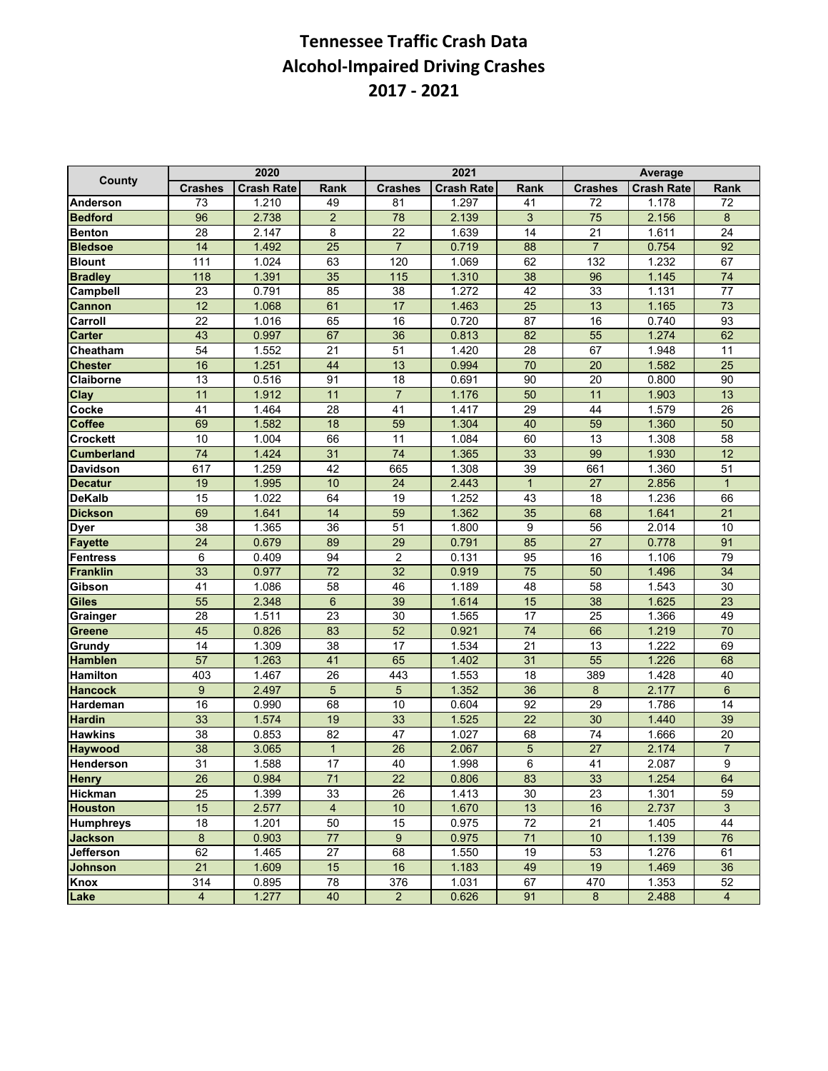# Tennessee Traffic Crash Data
# Alcohol-Impaired Driving Crashes
# 2017 - 2021

| County | 2020 | | | 2021 | | | Average | | |
|---|---|---|---|---|---|---|---|---|---|
| | Crashes | Crash Rate | Rank | Crashes | Crash Rate | Rank | Crashes | Crash Rate | Rank |
| **Anderson** | 73 | 1.210 | 49 | 81 | 1.297 | 41 | 72 | 1.178 | 72 |
| **Bedford** | 96 | 2.738 | 2 | 78 | 2.139 | 3 | 75 | 2.156 | 8 |
| **Benton** | 28 | 2.147 | 8 | 22 | 1.639 | 14 | 21 | 1.611 | 24 |
| **Bledsoe** | 14 | 1.492 | 25 | 7 | 0.719 | 88 | 7 | 0.754 | 92 |
| **Blount** | 111 | 1.024 | 63 | 120 | 1.069 | 62 | 132 | 1.232 | 67 |
| **Bradley** | 118 | 1.391 | 35 | 115 | 1.310 | 38 | 96 | 1.145 | 74 |
| **Campbell** | 23 | 0.791 | 85 | 38 | 1.272 | 42 | 33 | 1.131 | 77 |
| **Cannon** | 12 | 1.068 | 61 | 17 | 1.463 | 25 | 13 | 1.165 | 73 |
| **Carroll** | 22 | 1.016 | 65 | 16 | 0.720 | 87 | 16 | 0.740 | 93 |
| **Carter** | 43 | 0.997 | 67 | 36 | 0.813 | 82 | 55 | 1.274 | 62 |
| **Cheatham** | 54 | 1.552 | 21 | 51 | 1.420 | 28 | 67 | 1.948 | 11 |
| **Chester** | 16 | 1.251 | 44 | 13 | 0.994 | 70 | 20 | 1.582 | 25 |
| **Claiborne** | 13 | 0.516 | 91 | 18 | 0.691 | 90 | 20 | 0.800 | 90 |
| **Clay** | 11 | 1.912 | 11 | 7 | 1.176 | 50 | 11 | 1.903 | 13 |
| **Cocke** | 41 | 1.464 | 28 | 41 | 1.417 | 29 | 44 | 1.579 | 26 |
| **Coffee** | 69 | 1.582 | 18 | 59 | 1.304 | 40 | 59 | 1.360 | 50 |
| **Crockett** | 10 | 1.004 | 66 | 11 | 1.084 | 60 | 13 | 1.308 | 58 |
| **Cumberland** | 74 | 1.424 | 31 | 74 | 1.365 | 33 | 99 | 1.930 | 12 |
| **Davidson** | 617 | 1.259 | 42 | 665 | 1.308 | 39 | 661 | 1.360 | 51 |
| **Decatur** | 19 | 1.995 | 10 | 24 | 2.443 | 1 | 27 | 2.856 | 1 |
| **DeKalb** | 15 | 1.022 | 64 | 19 | 1.252 | 43 | 18 | 1.236 | 66 |
| **Dickson** | 69 | 1.641 | 14 | 59 | 1.362 | 35 | 68 | 1.641 | 21 |
| **Dyer** | 38 | 1.365 | 36 | 51 | 1.800 | 9 | 56 | 2.014 | 10 |
| **Fayette** | 24 | 0.679 | 89 | 29 | 0.791 | 85 | 27 | 0.778 | 91 |
| **Fentress** | 6 | 0.409 | 94 | 2 | 0.131 | 95 | 16 | 1.106 | 79 |
| **Franklin** | 33 | 0.977 | 72 | 32 | 0.919 | 75 | 50 | 1.496 | 34 |
| **Gibson** | 41 | 1.086 | 58 | 46 | 1.189 | 48 | 58 | 1.543 | 30 |
| **Giles** | 55 | 2.348 | 6 | 39 | 1.614 | 15 | 38 | 1.625 | 23 |
| **Grainger** | 28 | 1.511 | 23 | 30 | 1.565 | 17 | 25 | 1.366 | 49 |
| **Greene** | 45 | 0.826 | 83 | 52 | 0.921 | 74 | 66 | 1.219 | 70 |
| **Grundy** | 14 | 1.309 | 38 | 17 | 1.534 | 21 | 13 | 1.222 | 69 |
| **Hamblen** | 57 | 1.263 | 41 | 65 | 1.402 | 31 | 55 | 1.226 | 68 |
| **Hamilton** | 403 | 1.467 | 26 | 443 | 1.553 | 18 | 389 | 1.428 | 40 |
| **Hancock** | 9 | 2.497 | 5 | 5 | 1.352 | 36 | 8 | 2.177 | 6 |
| **Hardeman** | 16 | 0.990 | 68 | 10 | 0.604 | 92 | 29 | 1.786 | 14 |
| **Hardin** | 33 | 1.574 | 19 | 33 | 1.525 | 22 | 30 | 1.440 | 39 |
| **Hawkins** | 38 | 0.853 | 82 | 47 | 1.027 | 68 | 74 | 1.666 | 20 |
| **Haywood** | 38 | 3.065 | 1 | 26 | 2.067 | 5 | 27 | 2.174 | 7 |
| **Henderson** | 31 | 1.588 | 17 | 40 | 1.998 | 6 | 41 | 2.087 | 9 |
| **Henry** | 26 | 0.984 | 71 | 22 | 0.806 | 83 | 33 | 1.254 | 64 |
| **Hickman** | 25 | 1.399 | 33 | 26 | 1.413 | 30 | 23 | 1.301 | 59 |
| **Houston** | 15 | 2.577 | 4 | 10 | 1.670 | 13 | 16 | 2.737 | 3 |
| **Humphreys** | 18 | 1.201 | 50 | 15 | 0.975 | 72 | 21 | 1.405 | 44 |
| **Jackson** | 8 | 0.903 | 77 | 9 | 0.975 | 71 | 10 | 1.139 | 76 |
| **Jefferson** | 62 | 1.465 | 27 | 68 | 1.550 | 19 | 53 | 1.276 | 61 |
| **Johnson** | 21 | 1.609 | 15 | 16 | 1.183 | 49 | 19 | 1.469 | 36 |
| **Knox** | 314 | 0.895 | 78 | 376 | 1.031 | 67 | 470 | 1.353 | 52 |
| **Lake** | 4 | 1.277 | 40 | 2 | 0.626 | 91 | 8 | 2.488 | 4 |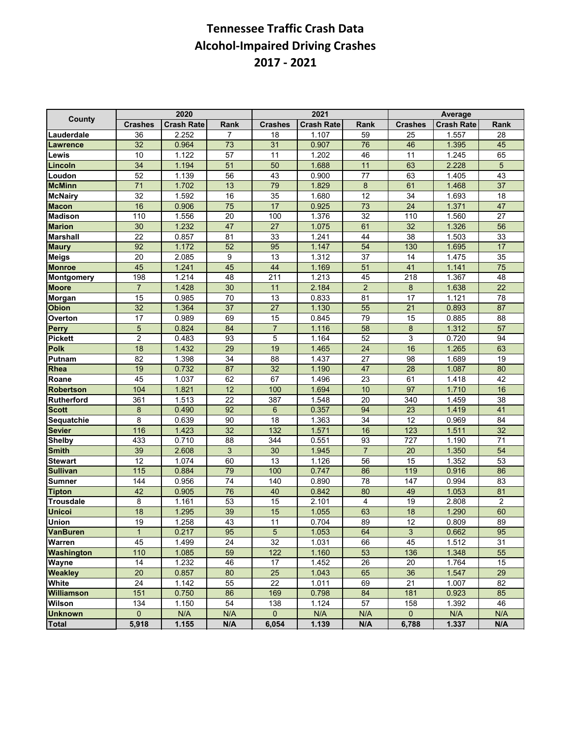# Tennessee Traffic Crash Data
# Alcohol-Impaired Driving Crashes
# 2017 - 2021

| County | 2020 | | | 2021 | | | Average | | |
|---|---|---|---|---|---|---|---|---|---|
| | Crashes | Crash Rate | Rank | Crashes | Crash Rate | Rank | Crashes | Crash Rate | Rank |
| Lauderdale | 36 | 2.252 | 7 | 18 | 1.107 | 59 | 25 | 1.557 | 28 |
| Lawrence | 32 | 0.964 | 73 | 31 | 0.907 | 76 | 46 | 1.395 | 45 |
| Lewis | 10 | 1.122 | 57 | 11 | 1.202 | 46 | 11 | 1.245 | 65 |
| Lincoln | 34 | 1.194 | 51 | 50 | 1.688 | 11 | 63 | 2.228 | 5 |
| Loudon | 52 | 1.139 | 56 | 43 | 0.900 | 77 | 63 | 1.405 | 43 |
| McMinn | 71 | 1.702 | 13 | 79 | 1.829 | 8 | 61 | 1.468 | 37 |
| McNairy | 32 | 1.592 | 16 | 35 | 1.680 | 12 | 34 | 1.693 | 18 |
| Macon | 16 | 0.906 | 75 | 17 | 0.925 | 73 | 24 | 1.371 | 47 |
| Madison | 110 | 1.556 | 20 | 100 | 1.376 | 32 | 110 | 1.560 | 27 |
| Marion | 30 | 1.232 | 47 | 27 | 1.075 | 61 | 32 | 1.326 | 56 |
| Marshall | 22 | 0.857 | 81 | 33 | 1.241 | 44 | 38 | 1.503 | 33 |
| Maury | 92 | 1.172 | 52 | 95 | 1.147 | 54 | 130 | 1.695 | 17 |
| Meigs | 20 | 2.085 | 9 | 13 | 1.312 | 37 | 14 | 1.475 | 35 |
| Monroe | 45 | 1.241 | 45 | 44 | 1.169 | 51 | 41 | 1.141 | 75 |
| Montgomery | 198 | 1.214 | 48 | 211 | 1.213 | 45 | 218 | 1.367 | 48 |
| Moore | 7 | 1.428 | 30 | 11 | 2.184 | 2 | 8 | 1.638 | 22 |
| Morgan | 15 | 0.985 | 70 | 13 | 0.833 | 81 | 17 | 1.121 | 78 |
| Obion | 32 | 1.364 | 37 | 27 | 1.130 | 55 | 21 | 0.893 | 87 |
| Overton | 17 | 0.989 | 69 | 15 | 0.845 | 79 | 15 | 0.885 | 88 |
| Perry | 5 | 0.824 | 84 | 7 | 1.116 | 58 | 8 | 1.312 | 57 |
| Pickett | 2 | 0.483 | 93 | 5 | 1.164 | 52 | 3 | 0.720 | 94 |
| Polk | 18 | 1.432 | 29 | 19 | 1.465 | 24 | 16 | 1.265 | 63 |
| Putnam | 82 | 1.398 | 34 | 88 | 1.437 | 27 | 98 | 1.689 | 19 |
| Rhea | 19 | 0.732 | 87 | 32 | 1.190 | 47 | 28 | 1.087 | 80 |
| Roane | 45 | 1.037 | 62 | 67 | 1.496 | 23 | 61 | 1.418 | 42 |
| Robertson | 104 | 1.821 | 12 | 100 | 1.694 | 10 | 97 | 1.710 | 16 |
| Rutherford | 361 | 1.513 | 22 | 387 | 1.548 | 20 | 340 | 1.459 | 38 |
| Scott | 8 | 0.490 | 92 | 6 | 0.357 | 94 | 23 | 1.419 | 41 |
| Sequatchie | 8 | 0.639 | 90 | 18 | 1.363 | 34 | 12 | 0.969 | 84 |
| Sevier | 116 | 1.423 | 32 | 132 | 1.571 | 16 | 123 | 1.511 | 32 |
| Shelby | 433 | 0.710 | 88 | 344 | 0.551 | 93 | 727 | 1.190 | 71 |
| Smith | 39 | 2.608 | 3 | 30 | 1.945 | 7 | 20 | 1.350 | 54 |
| Stewart | 12 | 1.074 | 60 | 13 | 1.126 | 56 | 15 | 1.352 | 53 |
| Sullivan | 115 | 0.884 | 79 | 100 | 0.747 | 86 | 119 | 0.916 | 86 |
| Sumner | 144 | 0.956 | 74 | 140 | 0.890 | 78 | 147 | 0.994 | 83 |
| Tipton | 42 | 0.905 | 76 | 40 | 0.842 | 80 | 49 | 1.053 | 81 |
| Trousdale | 8 | 1.161 | 53 | 15 | 2.101 | 4 | 19 | 2.808 | 2 |
| Unicoi | 18 | 1.295 | 39 | 15 | 1.055 | 63 | 18 | 1.290 | 60 |
| Union | 19 | 1.258 | 43 | 11 | 0.704 | 89 | 12 | 0.809 | 89 |
| VanBuren | 1 | 0.217 | 95 | 5 | 1.053 | 64 | 3 | 0.662 | 95 |
| Warren | 45 | 1.499 | 24 | 32 | 1.031 | 66 | 45 | 1.512 | 31 |
| Washington | 110 | 1.085 | 59 | 122 | 1.160 | 53 | 136 | 1.348 | 55 |
| Wayne | 14 | 1.232 | 46 | 17 | 1.452 | 26 | 20 | 1.764 | 15 |
| Weakley | 20 | 0.857 | 80 | 25 | 1.043 | 65 | 36 | 1.547 | 29 |
| White | 24 | 1.142 | 55 | 22 | 1.011 | 69 | 21 | 1.007 | 82 |
| Williamson | 151 | 0.750 | 86 | 169 | 0.798 | 84 | 181 | 0.923 | 85 |
| Wilson | 134 | 1.150 | 54 | 138 | 1.124 | 57 | 158 | 1.392 | 46 |
| Unknown | 0 | N/A | N/A | 0 | N/A | N/A | 0 | N/A | N/A |
| **Total** | **5,918** | **1.155** | **N/A** | **6,054** | **1.139** | **N/A** | **6,788** | **1.337** | **N/A** |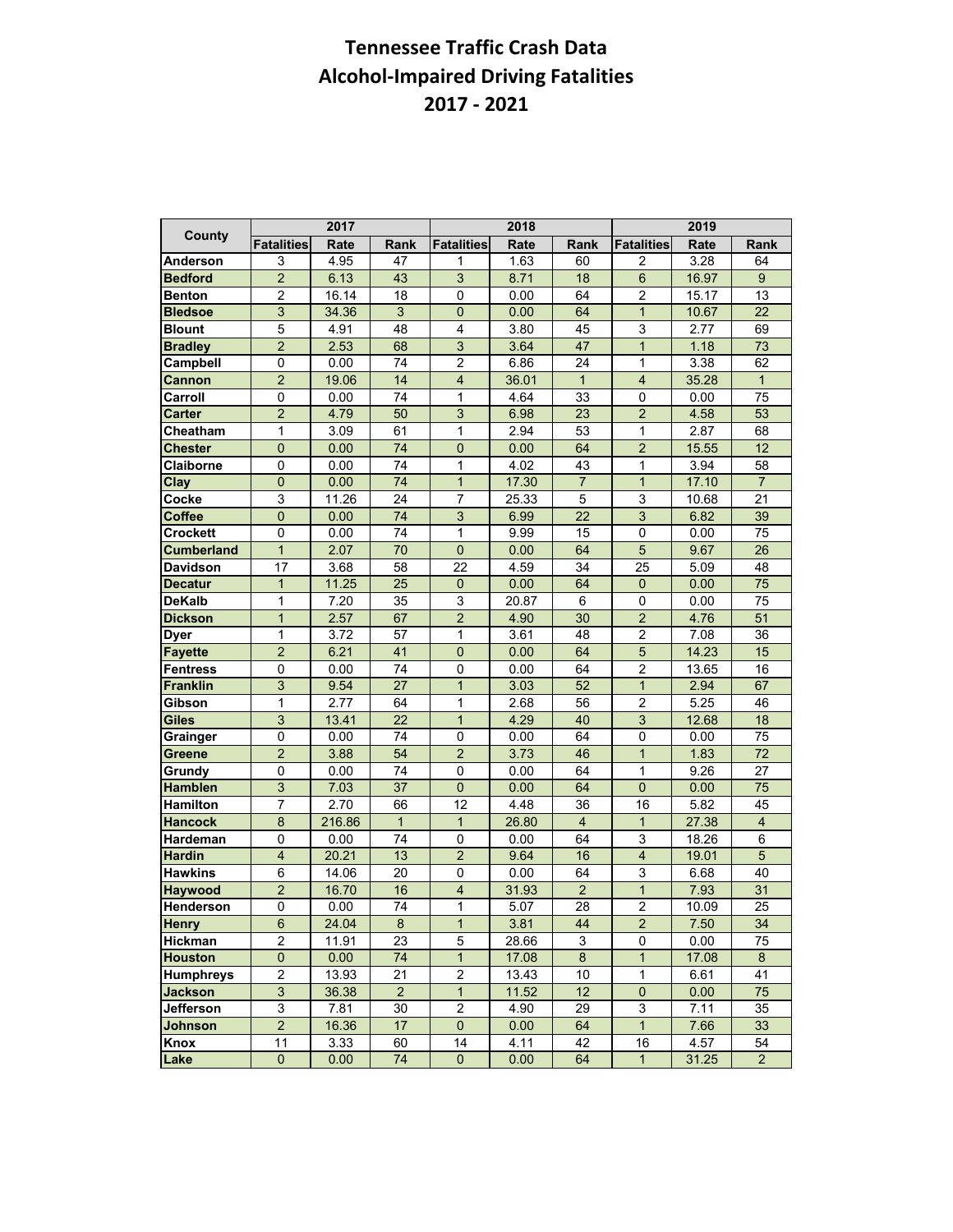# Tennessee Traffic Crash Data
## Alcohol-Impaired Driving Fatalities
## 2017 - 2021

| County | 2017 | | | 2018 | | | 2019 | | |
|---|---|---|---|---|---|---|---|---|---|
| | Fatalities | Rate | Rank | Fatalities | Rate | Rank | Fatalities | Rate | Rank |
| Anderson | 3 | 4.95 | 47 | 1 | 1.63 | 60 | 2 | 3.28 | 64 |
| Bedford | 2 | 6.13 | 43 | 3 | 8.71 | 18 | 6 | 16.97 | 9 |
| Benton | 2 | 16.14 | 18 | 0 | 0.00 | 64 | 2 | 15.17 | 13 |
| Bledsoe | 3 | 34.36 | 3 | 0 | 0.00 | 64 | 1 | 10.67 | 22 |
| Blount | 5 | 4.91 | 48 | 4 | 3.80 | 45 | 3 | 2.77 | 69 |
| Bradley | 2 | 2.53 | 68 | 3 | 3.64 | 47 | 1 | 1.18 | 73 |
| Campbell | 0 | 0.00 | 74 | 2 | 6.86 | 24 | 1 | 3.38 | 62 |
| Cannon | 2 | 19.06 | 14 | 4 | 36.01 | 1 | 4 | 35.28 | 1 |
| Carroll | 0 | 0.00 | 74 | 1 | 4.64 | 33 | 0 | 0.00 | 75 |
| Carter | 2 | 4.79 | 50 | 3 | 6.98 | 23 | 2 | 4.58 | 53 |
| Cheatham | 1 | 3.09 | 61 | 1 | 2.94 | 53 | 1 | 2.87 | 68 |
| Chester | 0 | 0.00 | 74 | 0 | 0.00 | 64 | 2 | 15.55 | 12 |
| Claiborne | 0 | 0.00 | 74 | 1 | 4.02 | 43 | 1 | 3.94 | 58 |
| Clay | 0 | 0.00 | 74 | 1 | 17.30 | 7 | 1 | 17.10 | 7 |
| Cocke | 3 | 11.26 | 24 | 7 | 25.33 | 5 | 3 | 10.68 | 21 |
| Coffee | 0 | 0.00 | 74 | 3 | 6.99 | 22 | 3 | 6.82 | 39 |
| Crockett | 0 | 0.00 | 74 | 1 | 9.99 | 15 | 0 | 0.00 | 75 |
| Cumberland | 1 | 2.07 | 70 | 0 | 0.00 | 64 | 5 | 9.67 | 26 |
| Davidson | 17 | 3.68 | 58 | 22 | 4.59 | 34 | 25 | 5.09 | 48 |
| Decatur | 1 | 11.25 | 25 | 0 | 0.00 | 64 | 0 | 0.00 | 75 |
| DeKalb | 1 | 7.20 | 35 | 3 | 20.87 | 6 | 0 | 0.00 | 75 |
| Dickson | 1 | 2.57 | 67 | 2 | 4.90 | 30 | 2 | 4.76 | 51 |
| Dyer | 1 | 3.72 | 57 | 1 | 3.61 | 48 | 2 | 7.08 | 36 |
| Fayette | 2 | 6.21 | 41 | 0 | 0.00 | 64 | 5 | 14.23 | 15 |
| Fentress | 0 | 0.00 | 74 | 0 | 0.00 | 64 | 2 | 13.65 | 16 |
| Franklin | 3 | 9.54 | 27 | 1 | 3.03 | 52 | 1 | 2.94 | 67 |
| Gibson | 1 | 2.77 | 64 | 1 | 2.68 | 56 | 2 | 5.25 | 46 |
| Giles | 3 | 13.41 | 22 | 1 | 4.29 | 40 | 3 | 12.68 | 18 |
| Grainger | 0 | 0.00 | 74 | 0 | 0.00 | 64 | 0 | 0.00 | 75 |
| Greene | 2 | 3.88 | 54 | 2 | 3.73 | 46 | 1 | 1.83 | 72 |
| Grundy | 0 | 0.00 | 74 | 0 | 0.00 | 64 | 1 | 9.26 | 27 |
| Hamblen | 3 | 7.03 | 37 | 0 | 0.00 | 64 | 0 | 0.00 | 75 |
| Hamilton | 7 | 2.70 | 66 | 12 | 4.48 | 36 | 16 | 5.82 | 45 |
| Hancock | 8 | 216.86 | 1 | 1 | 26.80 | 4 | 1 | 27.38 | 4 |
| Hardeman | 0 | 0.00 | 74 | 0 | 0.00 | 64 | 3 | 18.26 | 6 |
| Hardin | 4 | 20.21 | 13 | 2 | 9.64 | 16 | 4 | 19.01 | 5 |
| Hawkins | 6 | 14.06 | 20 | 0 | 0.00 | 64 | 3 | 6.68 | 40 |
| Haywood | 2 | 16.70 | 16 | 4 | 31.93 | 2 | 1 | 7.93 | 31 |
| Henderson | 0 | 0.00 | 74 | 1 | 5.07 | 28 | 2 | 10.09 | 25 |
| Henry | 6 | 24.04 | 8 | 1 | 3.81 | 44 | 2 | 7.50 | 34 |
| Hickman | 2 | 11.91 | 23 | 5 | 28.66 | 3 | 0 | 0.00 | 75 |
| Houston | 0 | 0.00 | 74 | 1 | 17.08 | 8 | 1 | 17.08 | 8 |
| Humphreys | 2 | 13.93 | 21 | 2 | 13.43 | 10 | 1 | 6.61 | 41 |
| Jackson | 3 | 36.38 | 2 | 1 | 11.52 | 12 | 0 | 0.00 | 75 |
| Jefferson | 3 | 7.81 | 30 | 2 | 4.90 | 29 | 3 | 7.11 | 35 |
| Johnson | 2 | 16.36 | 17 | 0 | 0.00 | 64 | 1 | 7.66 | 33 |
| Knox | 11 | 3.33 | 60 | 14 | 4.11 | 42 | 16 | 4.57 | 54 |
| Lake | 0 | 0.00 | 74 | 0 | 0.00 | 64 | 1 | 31.25 | 2 |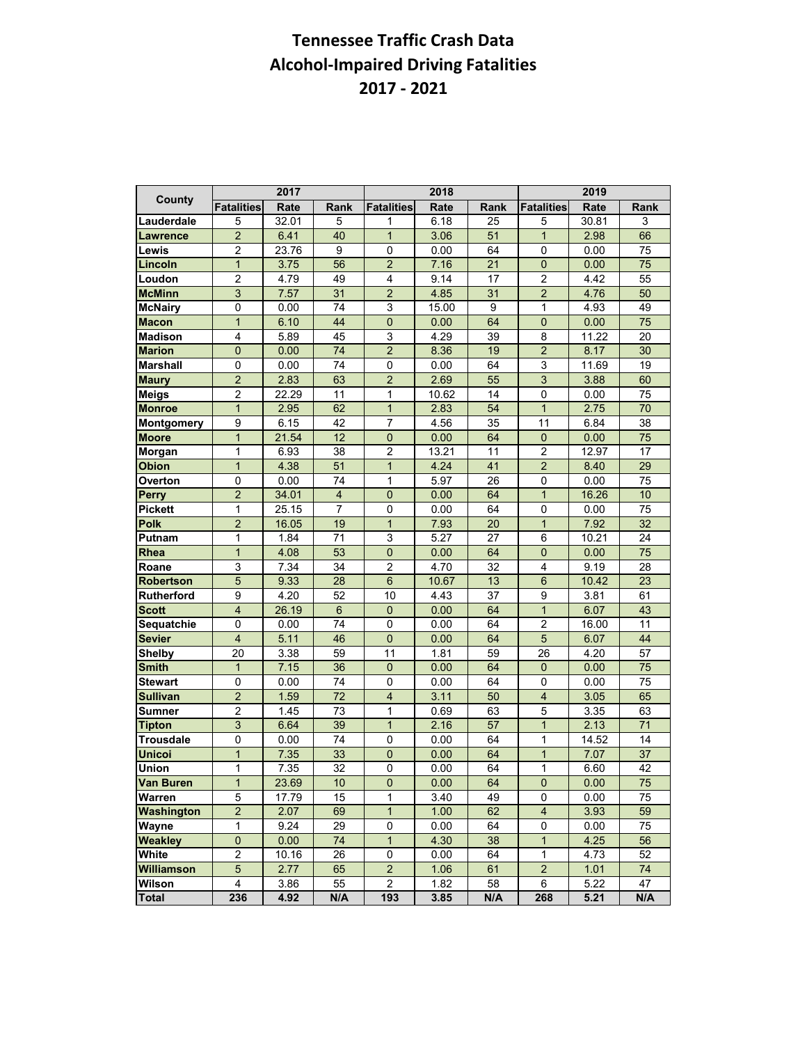# Tennessee Traffic Crash Data
## Alcohol-Impaired Driving Fatalities
## 2017 - 2021

| County | 2017 | | | 2018 | | | 2019 | | |
|---|---|---|---|---|---|---|---|---|---|
| | Fatalities | Rate | Rank | Fatalities | Rate | Rank | Fatalities | Rate | Rank |
| Lauderdale | 5 | 32.01 | 5 | 1 | 6.18 | 25 | 5 | 30.81 | 3 |
| Lawrence | 2 | 6.41 | 40 | 1 | 3.06 | 51 | 1 | 2.98 | 66 |
| Lewis | 2 | 23.76 | 9 | 0 | 0.00 | 64 | 0 | 0.00 | 75 |
| Lincoln | 1 | 3.75 | 56 | 2 | 7.16 | 21 | 0 | 0.00 | 75 |
| Loudon | 2 | 4.79 | 49 | 4 | 9.14 | 17 | 2 | 4.42 | 55 |
| McMinn | 3 | 7.57 | 31 | 2 | 4.85 | 31 | 2 | 4.76 | 50 |
| McNairy | 0 | 0.00 | 74 | 3 | 15.00 | 9 | 1 | 4.93 | 49 |
| Macon | 1 | 6.10 | 44 | 0 | 0.00 | 64 | 0 | 0.00 | 75 |
| Madison | 4 | 5.89 | 45 | 3 | 4.29 | 39 | 8 | 11.22 | 20 |
| Marion | 0 | 0.00 | 74 | 2 | 8.36 | 19 | 2 | 8.17 | 30 |
| Marshall | 0 | 0.00 | 74 | 0 | 0.00 | 64 | 3 | 11.69 | 19 |
| Maury | 2 | 2.83 | 63 | 2 | 2.69 | 55 | 3 | 3.88 | 60 |
| Meigs | 2 | 22.29 | 11 | 1 | 10.62 | 14 | 0 | 0.00 | 75 |
| Monroe | 1 | 2.95 | 62 | 1 | 2.83 | 54 | 1 | 2.75 | 70 |
| Montgomery | 9 | 6.15 | 42 | 7 | 4.56 | 35 | 11 | 6.84 | 38 |
| Moore | 1 | 21.54 | 12 | 0 | 0.00 | 64 | 0 | 0.00 | 75 |
| Morgan | 1 | 6.93 | 38 | 2 | 13.21 | 11 | 2 | 12.97 | 17 |
| Obion | 1 | 4.38 | 51 | 1 | 4.24 | 41 | 2 | 8.40 | 29 |
| Overton | 0 | 0.00 | 74 | 1 | 5.97 | 26 | 0 | 0.00 | 75 |
| Perry | 2 | 34.01 | 4 | 0 | 0.00 | 64 | 1 | 16.26 | 10 |
| Pickett | 1 | 25.15 | 7 | 0 | 0.00 | 64 | 0 | 0.00 | 75 |
| Polk | 2 | 16.05 | 19 | 1 | 7.93 | 20 | 1 | 7.92 | 32 |
| Putnam | 1 | 1.84 | 71 | 3 | 5.27 | 27 | 6 | 10.21 | 24 |
| Rhea | 1 | 4.08 | 53 | 0 | 0.00 | 64 | 0 | 0.00 | 75 |
| Roane | 3 | 7.34 | 34 | 2 | 4.70 | 32 | 4 | 9.19 | 28 |
| Robertson | 5 | 9.33 | 28 | 6 | 10.67 | 13 | 6 | 10.42 | 23 |
| Rutherford | 9 | 4.20 | 52 | 10 | 4.43 | 37 | 9 | 3.81 | 61 |
| Scott | 4 | 26.19 | 6 | 0 | 0.00 | 64 | 1 | 6.07 | 43 |
| Sequatchie | 0 | 0.00 | 74 | 0 | 0.00 | 64 | 2 | 16.00 | 11 |
| Sevier | 4 | 5.11 | 46 | 0 | 0.00 | 64 | 5 | 6.07 | 44 |
| Shelby | 20 | 3.38 | 59 | 11 | 1.81 | 59 | 26 | 4.20 | 57 |
| Smith | 1 | 7.15 | 36 | 0 | 0.00 | 64 | 0 | 0.00 | 75 |
| Stewart | 0 | 0.00 | 74 | 0 | 0.00 | 64 | 0 | 0.00 | 75 |
| Sullivan | 2 | 1.59 | 72 | 4 | 3.11 | 50 | 4 | 3.05 | 65 |
| Sumner | 2 | 1.45 | 73 | 1 | 0.69 | 63 | 5 | 3.35 | 63 |
| Tipton | 3 | 6.64 | 39 | 1 | 2.16 | 57 | 1 | 2.13 | 71 |
| Trousdale | 0 | 0.00 | 74 | 0 | 0.00 | 64 | 1 | 14.52 | 14 |
| Unicoi | 1 | 7.35 | 33 | 0 | 0.00 | 64 | 1 | 7.07 | 37 |
| Union | 1 | 7.35 | 32 | 0 | 0.00 | 64 | 1 | 6.60 | 42 |
| Van Buren | 1 | 23.69 | 10 | 0 | 0.00 | 64 | 0 | 0.00 | 75 |
| Warren | 5 | 17.79 | 15 | 1 | 3.40 | 49 | 0 | 0.00 | 75 |
| Washington | 2 | 2.07 | 69 | 1 | 1.00 | 62 | 4 | 3.93 | 59 |
| Wayne | 1 | 9.24 | 29 | 0 | 0.00 | 64 | 0 | 0.00 | 75 |
| Weakley | 0 | 0.00 | 74 | 1 | 4.30 | 38 | 1 | 4.25 | 56 |
| White | 2 | 10.16 | 26 | 0 | 0.00 | 64 | 1 | 4.73 | 52 |
| Williamson | 5 | 2.77 | 65 | 2 | 1.06 | 61 | 2 | 1.01 | 74 |
| Wilson | 4 | 3.86 | 55 | 2 | 1.82 | 58 | 6 | 5.22 | 47 |
| **Total** | **236** | **4.92** | **N/A** | **193** | **3.85** | **N/A** | **268** | **5.21** | **N/A** |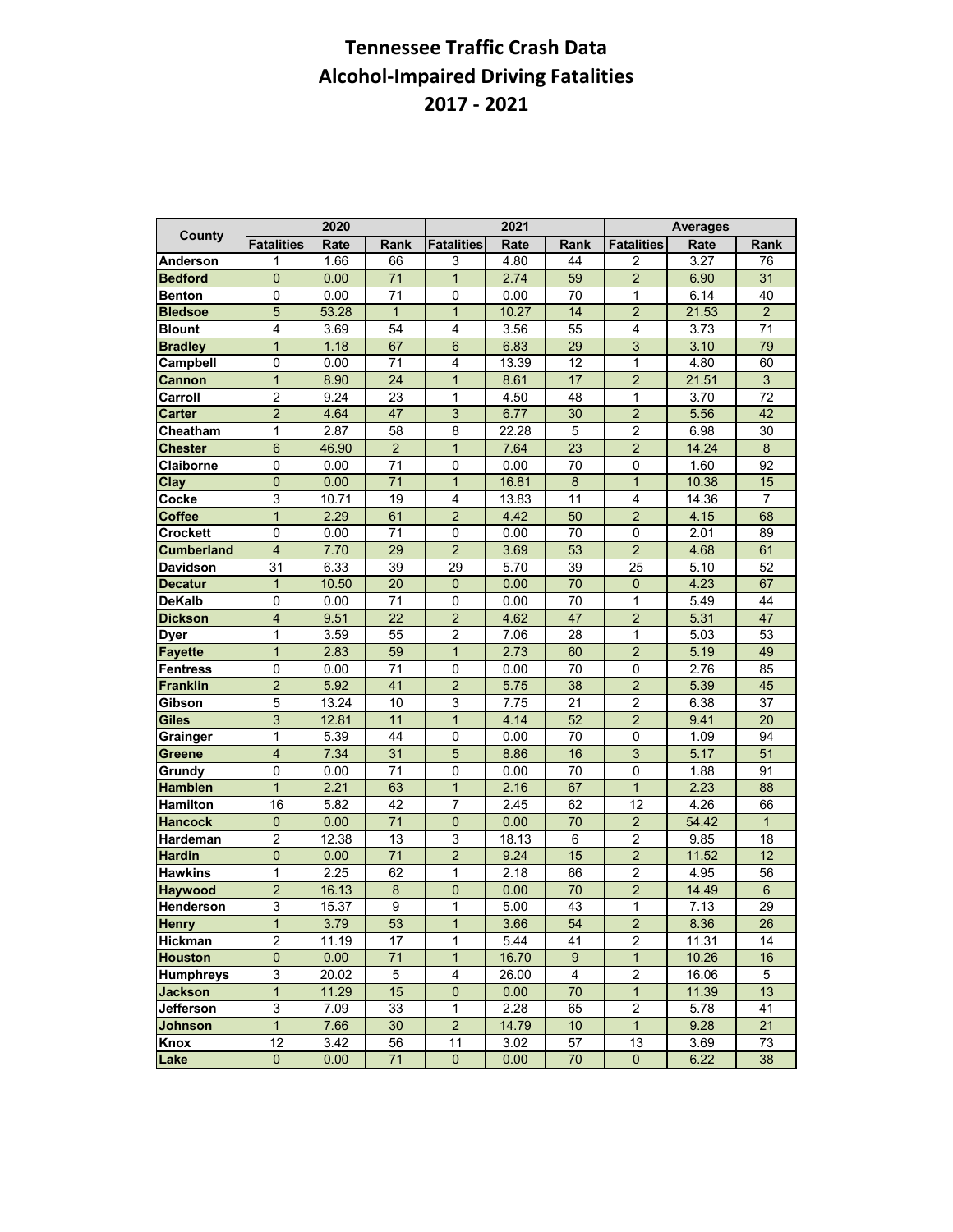# Tennessee Traffic Crash Data
# Alcohol-Impaired Driving Fatalities
# 2017 - 2021

| County | 2020 | | | 2021 | | | Averages | | |
|---|---|---|---|---|---|---|---|---|---|
| | Fatalities | Rate | Rank | Fatalities | Rate | Rank | Fatalities | Rate | Rank |
| Anderson | 1 | 1.66 | 66 | 3 | 4.80 | 44 | 2 | 3.27 | 76 |
| Bedford | 0 | 0.00 | 71 | 1 | 2.74 | 59 | 2 | 6.90 | 31 |
| Benton | 0 | 0.00 | 71 | 0 | 0.00 | 70 | 1 | 6.14 | 40 |
| Bledsoe | 5 | 53.28 | 1 | 1 | 10.27 | 14 | 2 | 21.53 | 2 |
| Blount | 4 | 3.69 | 54 | 4 | 3.56 | 55 | 4 | 3.73 | 71 |
| Bradley | 1 | 1.18 | 67 | 6 | 6.83 | 29 | 3 | 3.10 | 79 |
| Campbell | 0 | 0.00 | 71 | 4 | 13.39 | 12 | 1 | 4.80 | 60 |
| Cannon | 1 | 8.90 | 24 | 1 | 8.61 | 17 | 2 | 21.51 | 3 |
| Carroll | 2 | 9.24 | 23 | 1 | 4.50 | 48 | 1 | 3.70 | 72 |
| Carter | 2 | 4.64 | 47 | 3 | 6.77 | 30 | 2 | 5.56 | 42 |
| Cheatham | 1 | 2.87 | 58 | 8 | 22.28 | 5 | 2 | 6.98 | 30 |
| Chester | 6 | 46.90 | 2 | 1 | 7.64 | 23 | 2 | 14.24 | 8 |
| Claiborne | 0 | 0.00 | 71 | 0 | 0.00 | 70 | 0 | 1.60 | 92 |
| Clay | 0 | 0.00 | 71 | 1 | 16.81 | 8 | 1 | 10.38 | 15 |
| Cocke | 3 | 10.71 | 19 | 4 | 13.83 | 11 | 4 | 14.36 | 7 |
| Coffee | 1 | 2.29 | 61 | 2 | 4.42 | 50 | 2 | 4.15 | 68 |
| Crockett | 0 | 0.00 | 71 | 0 | 0.00 | 70 | 0 | 2.01 | 89 |
| Cumberland | 4 | 7.70 | 29 | 2 | 3.69 | 53 | 2 | 4.68 | 61 |
| Davidson | 31 | 6.33 | 39 | 29 | 5.70 | 39 | 25 | 5.10 | 52 |
| Decatur | 1 | 10.50 | 20 | 0 | 0.00 | 70 | 0 | 4.23 | 67 |
| DeKalb | 0 | 0.00 | 71 | 0 | 0.00 | 70 | 1 | 5.49 | 44 |
| Dickson | 4 | 9.51 | 22 | 2 | 4.62 | 47 | 2 | 5.31 | 47 |
| Dyer | 1 | 3.59 | 55 | 2 | 7.06 | 28 | 1 | 5.03 | 53 |
| Fayette | 1 | 2.83 | 59 | 1 | 2.73 | 60 | 2 | 5.19 | 49 |
| Fentress | 0 | 0.00 | 71 | 0 | 0.00 | 70 | 0 | 2.76 | 85 |
| Franklin | 2 | 5.92 | 41 | 2 | 5.75 | 38 | 2 | 5.39 | 45 |
| Gibson | 5 | 13.24 | 10 | 3 | 7.75 | 21 | 2 | 6.38 | 37 |
| Giles | 3 | 12.81 | 11 | 1 | 4.14 | 52 | 2 | 9.41 | 20 |
| Grainger | 1 | 5.39 | 44 | 0 | 0.00 | 70 | 0 | 1.09 | 94 |
| Greene | 4 | 7.34 | 31 | 5 | 8.86 | 16 | 3 | 5.17 | 51 |
| Grundy | 0 | 0.00 | 71 | 0 | 0.00 | 70 | 0 | 1.88 | 91 |
| Hamblen | 1 | 2.21 | 63 | 1 | 2.16 | 67 | 1 | 2.23 | 88 |
| Hamilton | 16 | 5.82 | 42 | 7 | 2.45 | 62 | 12 | 4.26 | 66 |
| Hancock | 0 | 0.00 | 71 | 0 | 0.00 | 70 | 2 | 54.42 | 1 |
| Hardeman | 2 | 12.38 | 13 | 3 | 18.13 | 6 | 2 | 9.85 | 18 |
| Hardin | 0 | 0.00 | 71 | 2 | 9.24 | 15 | 2 | 11.52 | 12 |
| Hawkins | 1 | 2.25 | 62 | 1 | 2.18 | 66 | 2 | 4.95 | 56 |
| Haywood | 2 | 16.13 | 8 | 0 | 0.00 | 70 | 2 | 14.49 | 6 |
| Henderson | 3 | 15.37 | 9 | 1 | 5.00 | 43 | 1 | 7.13 | 29 |
| Henry | 1 | 3.79 | 53 | 1 | 3.66 | 54 | 2 | 8.36 | 26 |
| Hickman | 2 | 11.19 | 17 | 1 | 5.44 | 41 | 2 | 11.31 | 14 |
| Houston | 0 | 0.00 | 71 | 1 | 16.70 | 9 | 1 | 10.26 | 16 |
| Humphreys | 3 | 20.02 | 5 | 4 | 26.00 | 4 | 2 | 16.06 | 5 |
| Jackson | 1 | 11.29 | 15 | 0 | 0.00 | 70 | 1 | 11.39 | 13 |
| Jefferson | 3 | 7.09 | 33 | 1 | 2.28 | 65 | 2 | 5.78 | 41 |
| Johnson | 1 | 7.66 | 30 | 2 | 14.79 | 10 | 1 | 9.28 | 21 |
| Knox | 12 | 3.42 | 56 | 11 | 3.02 | 57 | 13 | 3.69 | 73 |
| Lake | 0 | 0.00 | 71 | 0 | 0.00 | 70 | 0 | 6.22 | 38 |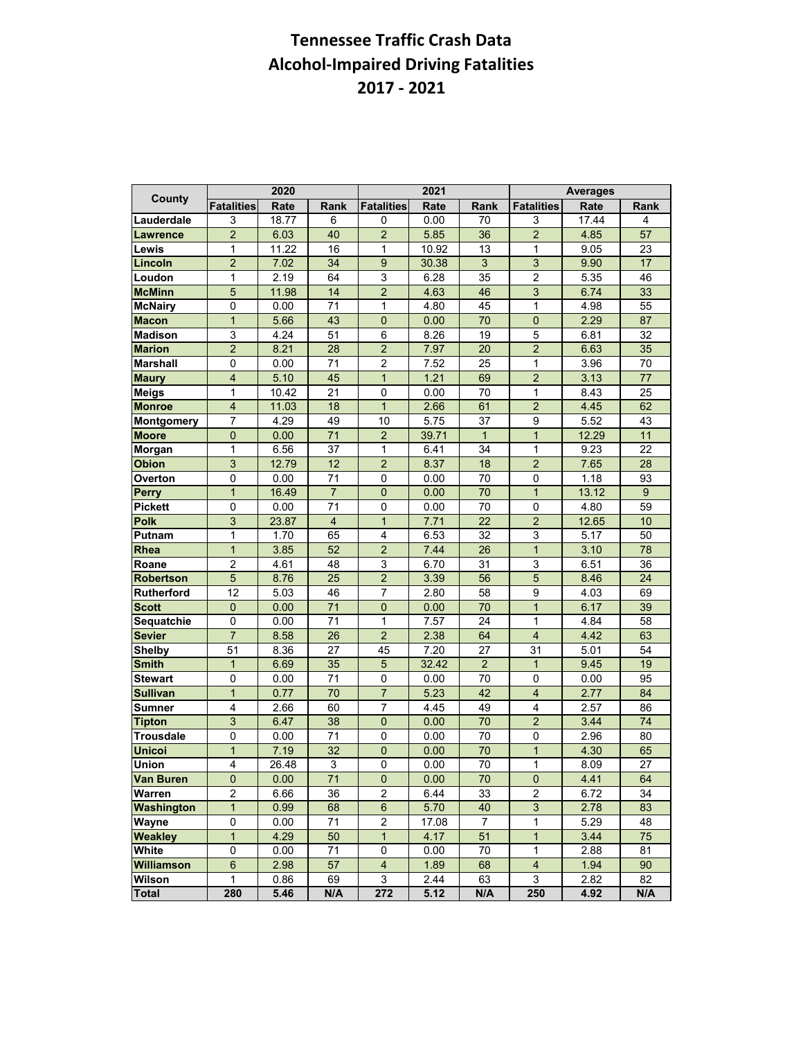# Tennessee Traffic Crash Data
# Alcohol-Impaired Driving Fatalities
# 2017 - 2021

| County | 2020 | | | 2021 | | | Averages | | |
|---|---|---|---|---|---|---|---|---|---|
| | Fatalities | Rate | Rank | Fatalities | Rate | Rank | Fatalities | Rate | Rank |
| Lauderdale | 3 | 18.77 | 6 | 0 | 0.00 | 70 | 3 | 17.44 | 4 |
| Lawrence | 2 | 6.03 | 40 | 2 | 5.85 | 36 | 2 | 4.85 | 57 |
| Lewis | 1 | 11.22 | 16 | 1 | 10.92 | 13 | 1 | 9.05 | 23 |
| Lincoln | 2 | 7.02 | 34 | 9 | 30.38 | 3 | 3 | 9.90 | 17 |
| Loudon | 1 | 2.19 | 64 | 3 | 6.28 | 35 | 2 | 5.35 | 46 |
| McMinn | 5 | 11.98 | 14 | 2 | 4.63 | 46 | 3 | 6.74 | 33 |
| McNairy | 0 | 0.00 | 71 | 1 | 4.80 | 45 | 1 | 4.98 | 55 |
| Macon | 1 | 5.66 | 43 | 0 | 0.00 | 70 | 0 | 2.29 | 87 |
| Madison | 3 | 4.24 | 51 | 6 | 8.26 | 19 | 5 | 6.81 | 32 |
| Marion | 2 | 8.21 | 28 | 2 | 7.97 | 20 | 2 | 6.63 | 35 |
| Marshall | 0 | 0.00 | 71 | 2 | 7.52 | 25 | 1 | 3.96 | 70 |
| Maury | 4 | 5.10 | 45 | 1 | 1.21 | 69 | 2 | 3.13 | 77 |
| Meigs | 1 | 10.42 | 21 | 0 | 0.00 | 70 | 1 | 8.43 | 25 |
| Monroe | 4 | 11.03 | 18 | 1 | 2.66 | 61 | 2 | 4.45 | 62 |
| Montgomery | 7 | 4.29 | 49 | 10 | 5.75 | 37 | 9 | 5.52 | 43 |
| Moore | 0 | 0.00 | 71 | 2 | 39.71 | 1 | 1 | 12.29 | 11 |
| Morgan | 1 | 6.56 | 37 | 1 | 6.41 | 34 | 1 | 9.23 | 22 |
| Obion | 3 | 12.79 | 12 | 2 | 8.37 | 18 | 2 | 7.65 | 28 |
| Overton | 0 | 0.00 | 71 | 0 | 0.00 | 70 | 0 | 1.18 | 93 |
| Perry | 1 | 16.49 | 7 | 0 | 0.00 | 70 | 1 | 13.12 | 9 |
| Pickett | 0 | 0.00 | 71 | 0 | 0.00 | 70 | 0 | 4.80 | 59 |
| Polk | 3 | 23.87 | 4 | 1 | 7.71 | 22 | 2 | 12.65 | 10 |
| Putnam | 1 | 1.70 | 65 | 4 | 6.53 | 32 | 3 | 5.17 | 50 |
| Rhea | 1 | 3.85 | 52 | 2 | 7.44 | 26 | 1 | 3.10 | 78 |
| Roane | 2 | 4.61 | 48 | 3 | 6.70 | 31 | 3 | 6.51 | 36 |
| Robertson | 5 | 8.76 | 25 | 2 | 3.39 | 56 | 5 | 8.46 | 24 |
| Rutherford | 12 | 5.03 | 46 | 7 | 2.80 | 58 | 9 | 4.03 | 69 |
| Scott | 0 | 0.00 | 71 | 0 | 0.00 | 70 | 1 | 6.17 | 39 |
| Sequatchie | 0 | 0.00 | 71 | 1 | 7.57 | 24 | 1 | 4.84 | 58 |
| Sevier | 7 | 8.58 | 26 | 2 | 2.38 | 64 | 4 | 4.42 | 63 |
| Shelby | 51 | 8.36 | 27 | 45 | 7.20 | 27 | 31 | 5.01 | 54 |
| Smith | 1 | 6.69 | 35 | 5 | 32.42 | 2 | 1 | 9.45 | 19 |
| Stewart | 0 | 0.00 | 71 | 0 | 0.00 | 70 | 0 | 0.00 | 95 |
| Sullivan | 1 | 0.77 | 70 | 7 | 5.23 | 42 | 4 | 2.77 | 84 |
| Sumner | 4 | 2.66 | 60 | 7 | 4.45 | 49 | 4 | 2.57 | 86 |
| Tipton | 3 | 6.47 | 38 | 0 | 0.00 | 70 | 2 | 3.44 | 74 |
| Trousdale | 0 | 0.00 | 71 | 0 | 0.00 | 70 | 0 | 2.96 | 80 |
| Unicoi | 1 | 7.19 | 32 | 0 | 0.00 | 70 | 1 | 4.30 | 65 |
| Union | 4 | 26.48 | 3 | 0 | 0.00 | 70 | 1 | 8.09 | 27 |
| Van Buren | 0 | 0.00 | 71 | 0 | 0.00 | 70 | 0 | 4.41 | 64 |
| Warren | 2 | 6.66 | 36 | 2 | 6.44 | 33 | 2 | 6.72 | 34 |
| Washington | 1 | 0.99 | 68 | 6 | 5.70 | 40 | 3 | 2.78 | 83 |
| Wayne | 0 | 0.00 | 71 | 2 | 17.08 | 7 | 1 | 5.29 | 48 |
| Weakley | 1 | 4.29 | 50 | 1 | 4.17 | 51 | 1 | 3.44 | 75 |
| White | 0 | 0.00 | 71 | 0 | 0.00 | 70 | 1 | 2.88 | 81 |
| Williamson | 6 | 2.98 | 57 | 4 | 1.89 | 68 | 4 | 1.94 | 90 |
| Wilson | 1 | 0.86 | 69 | 3 | 2.44 | 63 | 3 | 2.82 | 82 |
| **Total** | **280** | **5.46** | **N/A** | **272** | **5.12** | **N/A** | **250** | **4.92** | **N/A** |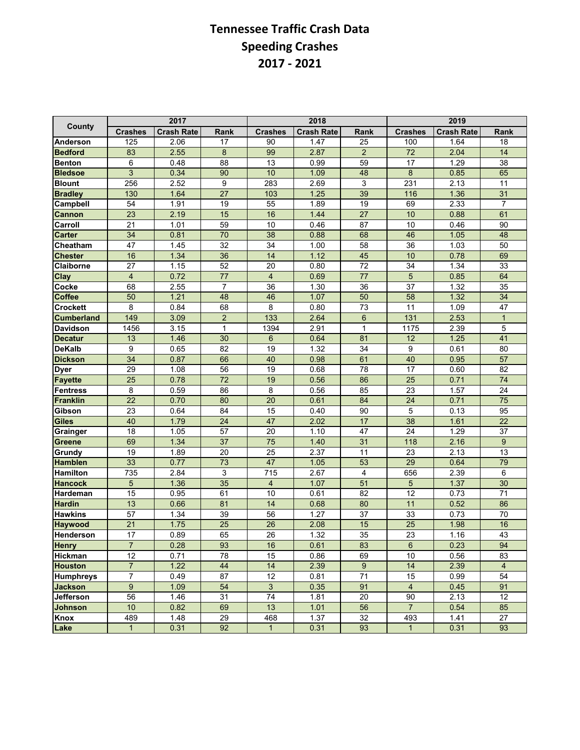# Tennessee Traffic Crash Data
## Speeding Crashes
## 2017 - 2021

| County | 2017 | | | 2018 | | | 2019 | | |
|---|---|---|---|---|---|---|---|---|---|
| | Crashes | Crash Rate | Rank | Crashes | Crash Rate | Rank | Crashes | Crash Rate | Rank |
| **Anderson** | 125 | 2.06 | 17 | 90 | 1.47 | 25 | 100 | 1.64 | 18 |
| **Bedford** | 83 | 2.55 | 8 | 99 | 2.87 | 2 | 72 | 2.04 | 14 |
| **Benton** | 6 | 0.48 | 88 | 13 | 0.99 | 59 | 17 | 1.29 | 38 |
| **Bledsoe** | 3 | 0.34 | 90 | 10 | 1.09 | 48 | 8 | 0.85 | 65 |
| **Blount** | 256 | 2.52 | 9 | 283 | 2.69 | 3 | 231 | 2.13 | 11 |
| **Bradley** | 130 | 1.64 | 27 | 103 | 1.25 | 39 | 116 | 1.36 | 31 |
| **Campbell** | 54 | 1.91 | 19 | 55 | 1.89 | 19 | 69 | 2.33 | 7 |
| **Cannon** | 23 | 2.19 | 15 | 16 | 1.44 | 27 | 10 | 0.88 | 61 |
| **Carroll** | 21 | 1.01 | 59 | 10 | 0.46 | 87 | 10 | 0.46 | 90 |
| **Carter** | 34 | 0.81 | 70 | 38 | 0.88 | 68 | 46 | 1.05 | 48 |
| **Cheatham** | 47 | 1.45 | 32 | 34 | 1.00 | 58 | 36 | 1.03 | 50 |
| **Chester** | 16 | 1.34 | 36 | 14 | 1.12 | 45 | 10 | 0.78 | 69 |
| **Claiborne** | 27 | 1.15 | 52 | 20 | 0.80 | 72 | 34 | 1.34 | 33 |
| **Clay** | 4 | 0.72 | 77 | 4 | 0.69 | 77 | 5 | 0.85 | 64 |
| **Cocke** | 68 | 2.55 | 7 | 36 | 1.30 | 36 | 37 | 1.32 | 35 |
| **Coffee** | 50 | 1.21 | 48 | 46 | 1.07 | 50 | 58 | 1.32 | 34 |
| **Crockett** | 8 | 0.84 | 68 | 8 | 0.80 | 73 | 11 | 1.09 | 47 |
| **Cumberland** | 149 | 3.09 | 2 | 133 | 2.64 | 6 | 131 | 2.53 | 1 |
| **Davidson** | 1456 | 3.15 | 1 | 1394 | 2.91 | 1 | 1175 | 2.39 | 5 |
| **Decatur** | 13 | 1.46 | 30 | 6 | 0.64 | 81 | 12 | 1.25 | 41 |
| **DeKalb** | 9 | 0.65 | 82 | 19 | 1.32 | 34 | 9 | 0.61 | 80 |
| **Dickson** | 34 | 0.87 | 66 | 40 | 0.98 | 61 | 40 | 0.95 | 57 |
| **Dyer** | 29 | 1.08 | 56 | 19 | 0.68 | 78 | 17 | 0.60 | 82 |
| **Fayette** | 25 | 0.78 | 72 | 19 | 0.56 | 86 | 25 | 0.71 | 74 |
| **Fentress** | 8 | 0.59 | 86 | 8 | 0.56 | 85 | 23 | 1.57 | 24 |
| **Franklin** | 22 | 0.70 | 80 | 20 | 0.61 | 84 | 24 | 0.71 | 75 |
| **Gibson** | 23 | 0.64 | 84 | 15 | 0.40 | 90 | 5 | 0.13 | 95 |
| **Giles** | 40 | 1.79 | 24 | 47 | 2.02 | 17 | 38 | 1.61 | 22 |
| **Grainger** | 18 | 1.05 | 57 | 20 | 1.10 | 47 | 24 | 1.29 | 37 |
| **Greene** | 69 | 1.34 | 37 | 75 | 1.40 | 31 | 118 | 2.16 | 9 |
| **Grundy** | 19 | 1.89 | 20 | 25 | 2.37 | 11 | 23 | 2.13 | 13 |
| **Hamblen** | 33 | 0.77 | 73 | 47 | 1.05 | 53 | 29 | 0.64 | 79 |
| **Hamilton** | 735 | 2.84 | 3 | 715 | 2.67 | 4 | 656 | 2.39 | 6 |
| **Hancock** | 5 | 1.36 | 35 | 4 | 1.07 | 51 | 5 | 1.37 | 30 |
| **Hardeman** | 15 | 0.95 | 61 | 10 | 0.61 | 82 | 12 | 0.73 | 71 |
| **Hardin** | 13 | 0.66 | 81 | 14 | 0.68 | 80 | 11 | 0.52 | 86 |
| **Hawkins** | 57 | 1.34 | 39 | 56 | 1.27 | 37 | 33 | 0.73 | 70 |
| **Haywood** | 21 | 1.75 | 25 | 26 | 2.08 | 15 | 25 | 1.98 | 16 |
| **Henderson** | 17 | 0.89 | 65 | 26 | 1.32 | 35 | 23 | 1.16 | 43 |
| **Henry** | 7 | 0.28 | 93 | 16 | 0.61 | 83 | 6 | 0.23 | 94 |
| **Hickman** | 12 | 0.71 | 78 | 15 | 0.86 | 69 | 10 | 0.56 | 83 |
| **Houston** | 7 | 1.22 | 44 | 14 | 2.39 | 9 | 14 | 2.39 | 4 |
| **Humphreys** | 7 | 0.49 | 87 | 12 | 0.81 | 71 | 15 | 0.99 | 54 |
| **Jackson** | 9 | 1.09 | 54 | 3 | 0.35 | 91 | 4 | 0.45 | 91 |
| **Jefferson** | 56 | 1.46 | 31 | 74 | 1.81 | 20 | 90 | 2.13 | 12 |
| **Johnson** | 10 | 0.82 | 69 | 13 | 1.01 | 56 | 7 | 0.54 | 85 |
| **Knox** | 489 | 1.48 | 29 | 468 | 1.37 | 32 | 493 | 1.41 | 27 |
| **Lake** | 1 | 0.31 | 92 | 1 | 0.31 | 93 | 1 | 0.31 | 93 |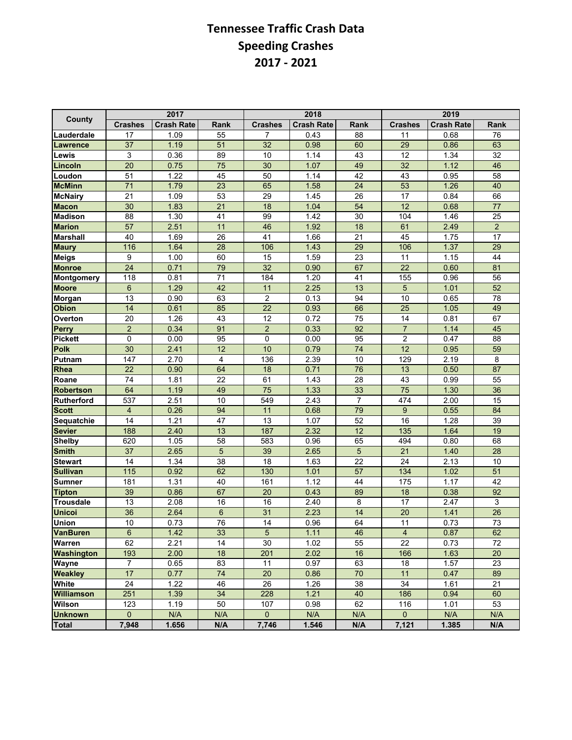# Tennessee Traffic Crash Data
# Speeding Crashes
# 2017 - 2021

| County | 2017 | | | 2018 | | | 2019 | | |
|---|---|---|---|---|---|---|---|---|---|
| | Crashes | Crash Rate | Rank | Crashes | Crash Rate | Rank | Crashes | Crash Rate | Rank |
| Lauderdale | 17 | 1.09 | 55 | 7 | 0.43 | 88 | 11 | 0.68 | 76 |
| Lawrence | 37 | 1.19 | 51 | 32 | 0.98 | 60 | 29 | 0.86 | 63 |
| Lewis | 3 | 0.36 | 89 | 10 | 1.14 | 43 | 12 | 1.34 | 32 |
| Lincoln | 20 | 0.75 | 75 | 30 | 1.07 | 49 | 32 | 1.12 | 46 |
| Loudon | 51 | 1.22 | 45 | 50 | 1.14 | 42 | 43 | 0.95 | 58 |
| McMinn | 71 | 1.79 | 23 | 65 | 1.58 | 24 | 53 | 1.26 | 40 |
| McNairy | 21 | 1.09 | 53 | 29 | 1.45 | 26 | 17 | 0.84 | 66 |
| Macon | 30 | 1.83 | 21 | 18 | 1.04 | 54 | 12 | 0.68 | 77 |
| Madison | 88 | 1.30 | 41 | 99 | 1.42 | 30 | 104 | 1.46 | 25 |
| Marion | 57 | 2.51 | 11 | 46 | 1.92 | 18 | 61 | 2.49 | 2 |
| Marshall | 40 | 1.69 | 26 | 41 | 1.66 | 21 | 45 | 1.75 | 17 |
| Maury | 116 | 1.64 | 28 | 106 | 1.43 | 29 | 106 | 1.37 | 29 |
| Meigs | 9 | 1.00 | 60 | 15 | 1.59 | 23 | 11 | 1.15 | 44 |
| Monroe | 24 | 0.71 | 79 | 32 | 0.90 | 67 | 22 | 0.60 | 81 |
| Montgomery | 118 | 0.81 | 71 | 184 | 1.20 | 41 | 155 | 0.96 | 56 |
| Moore | 6 | 1.29 | 42 | 11 | 2.25 | 13 | 5 | 1.01 | 52 |
| Morgan | 13 | 0.90 | 63 | 2 | 0.13 | 94 | 10 | 0.65 | 78 |
| Obion | 14 | 0.61 | 85 | 22 | 0.93 | 66 | 25 | 1.05 | 49 |
| Overton | 20 | 1.26 | 43 | 12 | 0.72 | 75 | 14 | 0.81 | 67 |
| Perry | 2 | 0.34 | 91 | 2 | 0.33 | 92 | 7 | 1.14 | 45 |
| Pickett | 0 | 0.00 | 95 | 0 | 0.00 | 95 | 2 | 0.47 | 88 |
| Polk | 30 | 2.41 | 12 | 10 | 0.79 | 74 | 12 | 0.95 | 59 |
| Putnam | 147 | 2.70 | 4 | 136 | 2.39 | 10 | 129 | 2.19 | 8 |
| Rhea | 22 | 0.90 | 64 | 18 | 0.71 | 76 | 13 | 0.50 | 87 |
| Roane | 74 | 1.81 | 22 | 61 | 1.43 | 28 | 43 | 0.99 | 55 |
| Robertson | 64 | 1.19 | 49 | 75 | 1.33 | 33 | 75 | 1.30 | 36 |
| Rutherford | 537 | 2.51 | 10 | 549 | 2.43 | 7 | 474 | 2.00 | 15 |
| Scott | 4 | 0.26 | 94 | 11 | 0.68 | 79 | 9 | 0.55 | 84 |
| Sequatchie | 14 | 1.21 | 47 | 13 | 1.07 | 52 | 16 | 1.28 | 39 |
| Sevier | 188 | 2.40 | 13 | 187 | 2.32 | 12 | 135 | 1.64 | 19 |
| Shelby | 620 | 1.05 | 58 | 583 | 0.96 | 65 | 494 | 0.80 | 68 |
| Smith | 37 | 2.65 | 5 | 39 | 2.65 | 5 | 21 | 1.40 | 28 |
| Stewart | 14 | 1.34 | 38 | 18 | 1.63 | 22 | 24 | 2.13 | 10 |
| Sullivan | 115 | 0.92 | 62 | 130 | 1.01 | 57 | 134 | 1.02 | 51 |
| Sumner | 181 | 1.31 | 40 | 161 | 1.12 | 44 | 175 | 1.17 | 42 |
| Tipton | 39 | 0.86 | 67 | 20 | 0.43 | 89 | 18 | 0.38 | 92 |
| Trousdale | 13 | 2.08 | 16 | 16 | 2.40 | 8 | 17 | 2.47 | 3 |
| Unicoi | 36 | 2.64 | 6 | 31 | 2.23 | 14 | 20 | 1.41 | 26 |
| Union | 10 | 0.73 | 76 | 14 | 0.96 | 64 | 11 | 0.73 | 73 |
| VanBuren | 6 | 1.42 | 33 | 5 | 1.11 | 46 | 4 | 0.87 | 62 |
| Warren | 62 | 2.21 | 14 | 30 | 1.02 | 55 | 22 | 0.73 | 72 |
| Washington | 193 | 2.00 | 18 | 201 | 2.02 | 16 | 166 | 1.63 | 20 |
| Wayne | 7 | 0.65 | 83 | 11 | 0.97 | 63 | 18 | 1.57 | 23 |
| Weakley | 17 | 0.77 | 74 | 20 | 0.86 | 70 | 11 | 0.47 | 89 |
| White | 24 | 1.22 | 46 | 26 | 1.26 | 38 | 34 | 1.61 | 21 |
| Williamson | 251 | 1.39 | 34 | 228 | 1.21 | 40 | 186 | 0.94 | 60 |
| Wilson | 123 | 1.19 | 50 | 107 | 0.98 | 62 | 116 | 1.01 | 53 |
| Unknown | 0 | N/A | N/A | 0 | N/A | N/A | 0 | N/A | N/A |
| Total | 7,948 | 1.656 | N/A | 7,746 | 1.546 | N/A | 7,121 | 1.385 | N/A |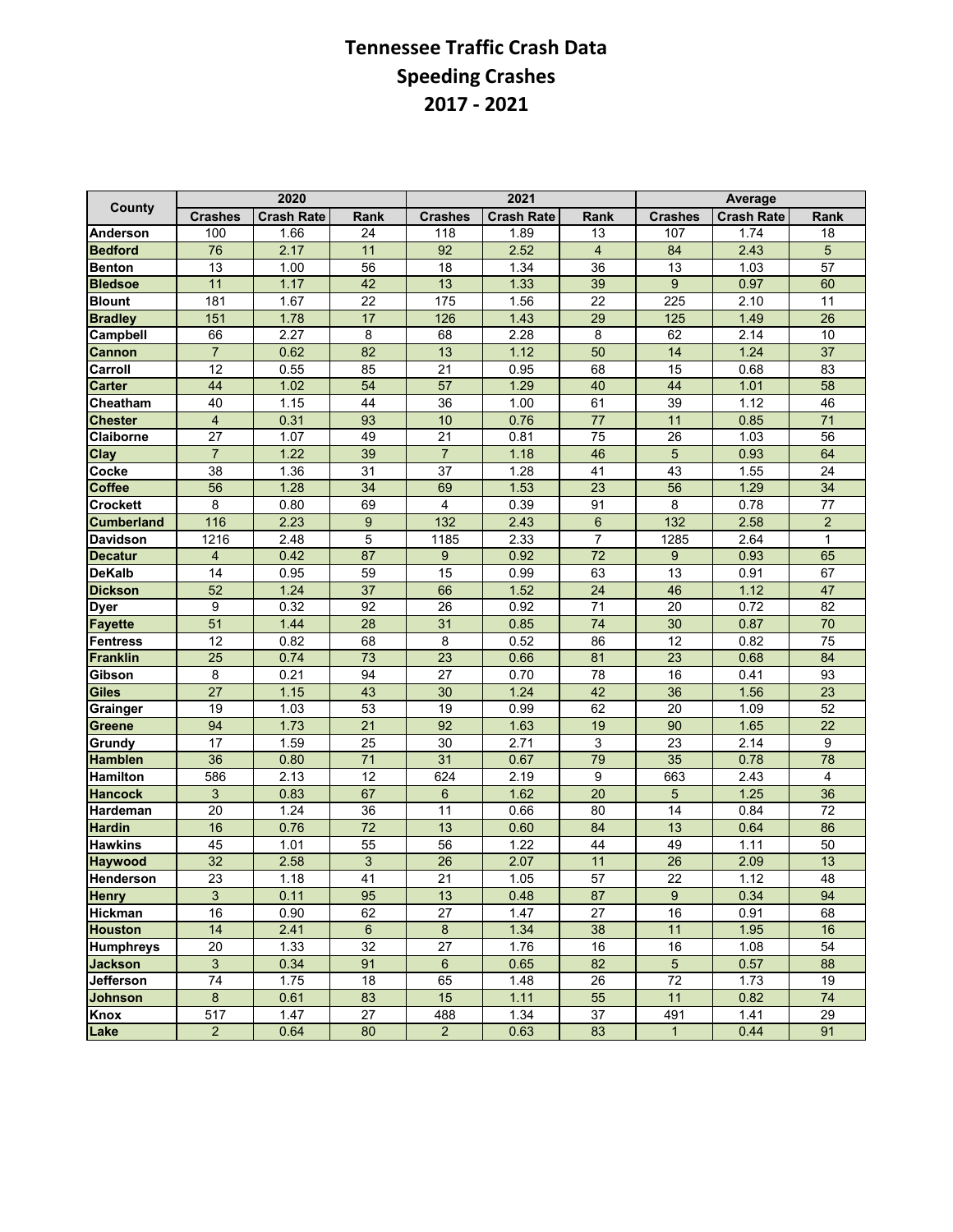# Tennessee Traffic Crash Data
## Speeding Crashes
## 2017 - 2021

| County | 2020 | | | 2021 | | | Average | | |
|---|---|---|---|---|---|---|---|---|---|
| | Crashes | Crash Rate | Rank | Crashes | Crash Rate | Rank | Crashes | Crash Rate | Rank |
| Anderson | 100 | 1.66 | 24 | 118 | 1.89 | 13 | 107 | 1.74 | 18 |
| Bedford | 76 | 2.17 | 11 | 92 | 2.52 | 4 | 84 | 2.43 | 5 |
| Benton | 13 | 1.00 | 56 | 18 | 1.34 | 36 | 13 | 1.03 | 57 |
| Bledsoe | 11 | 1.17 | 42 | 13 | 1.33 | 39 | 9 | 0.97 | 60 |
| Blount | 181 | 1.67 | 22 | 175 | 1.56 | 22 | 225 | 2.10 | 11 |
| Bradley | 151 | 1.78 | 17 | 126 | 1.43 | 29 | 125 | 1.49 | 26 |
| Campbell | 66 | 2.27 | 8 | 68 | 2.28 | 8 | 62 | 2.14 | 10 |
| Cannon | 7 | 0.62 | 82 | 13 | 1.12 | 50 | 14 | 1.24 | 37 |
| Carroll | 12 | 0.55 | 85 | 21 | 0.95 | 68 | 15 | 0.68 | 83 |
| Carter | 44 | 1.02 | 54 | 57 | 1.29 | 40 | 44 | 1.01 | 58 |
| Cheatham | 40 | 1.15 | 44 | 36 | 1.00 | 61 | 39 | 1.12 | 46 |
| Chester | 4 | 0.31 | 93 | 10 | 0.76 | 77 | 11 | 0.85 | 71 |
| Claiborne | 27 | 1.07 | 49 | 21 | 0.81 | 75 | 26 | 1.03 | 56 |
| Clay | 7 | 1.22 | 39 | 7 | 1.18 | 46 | 5 | 0.93 | 64 |
| Cocke | 38 | 1.36 | 31 | 37 | 1.28 | 41 | 43 | 1.55 | 24 |
| Coffee | 56 | 1.28 | 34 | 69 | 1.53 | 23 | 56 | 1.29 | 34 |
| Crockett | 8 | 0.80 | 69 | 4 | 0.39 | 91 | 8 | 0.78 | 77 |
| Cumberland | 116 | 2.23 | 9 | 132 | 2.43 | 6 | 132 | 2.58 | 2 |
| Davidson | 1216 | 2.48 | 5 | 1185 | 2.33 | 7 | 1285 | 2.64 | 1 |
| Decatur | 4 | 0.42 | 87 | 9 | 0.92 | 72 | 9 | 0.93 | 65 |
| DeKalb | 14 | 0.95 | 59 | 15 | 0.99 | 63 | 13 | 0.91 | 67 |
| Dickson | 52 | 1.24 | 37 | 66 | 1.52 | 24 | 46 | 1.12 | 47 |
| Dyer | 9 | 0.32 | 92 | 26 | 0.92 | 71 | 20 | 0.72 | 82 |
| Fayette | 51 | 1.44 | 28 | 31 | 0.85 | 74 | 30 | 0.87 | 70 |
| Fentress | 12 | 0.82 | 68 | 8 | 0.52 | 86 | 12 | 0.82 | 75 |
| Franklin | 25 | 0.74 | 73 | 23 | 0.66 | 81 | 23 | 0.68 | 84 |
| Gibson | 8 | 0.21 | 94 | 27 | 0.70 | 78 | 16 | 0.41 | 93 |
| Giles | 27 | 1.15 | 43 | 30 | 1.24 | 42 | 36 | 1.56 | 23 |
| Grainger | 19 | 1.03 | 53 | 19 | 0.99 | 62 | 20 | 1.09 | 52 |
| Greene | 94 | 1.73 | 21 | 92 | 1.63 | 19 | 90 | 1.65 | 22 |
| Grundy | 17 | 1.59 | 25 | 30 | 2.71 | 3 | 23 | 2.14 | 9 |
| Hamblen | 36 | 0.80 | 71 | 31 | 0.67 | 79 | 35 | 0.78 | 78 |
| Hamilton | 586 | 2.13 | 12 | 624 | 2.19 | 9 | 663 | 2.43 | 4 |
| Hancock | 3 | 0.83 | 67 | 6 | 1.62 | 20 | 5 | 1.25 | 36 |
| Hardeman | 20 | 1.24 | 36 | 11 | 0.66 | 80 | 14 | 0.84 | 72 |
| Hardin | 16 | 0.76 | 72 | 13 | 0.60 | 84 | 13 | 0.64 | 86 |
| Hawkins | 45 | 1.01 | 55 | 56 | 1.22 | 44 | 49 | 1.11 | 50 |
| Haywood | 32 | 2.58 | 3 | 26 | 2.07 | 11 | 26 | 2.09 | 13 |
| Henderson | 23 | 1.18 | 41 | 21 | 1.05 | 57 | 22 | 1.12 | 48 |
| Henry | 3 | 0.11 | 95 | 13 | 0.48 | 87 | 9 | 0.34 | 94 |
| Hickman | 16 | 0.90 | 62 | 27 | 1.47 | 27 | 16 | 0.91 | 68 |
| Houston | 14 | 2.41 | 6 | 8 | 1.34 | 38 | 11 | 1.95 | 16 |
| Humphreys | 20 | 1.33 | 32 | 27 | 1.76 | 16 | 16 | 1.08 | 54 |
| Jackson | 3 | 0.34 | 91 | 6 | 0.65 | 82 | 5 | 0.57 | 88 |
| Jefferson | 74 | 1.75 | 18 | 65 | 1.48 | 26 | 72 | 1.73 | 19 |
| Johnson | 8 | 0.61 | 83 | 15 | 1.11 | 55 | 11 | 0.82 | 74 |
| Knox | 517 | 1.47 | 27 | 488 | 1.34 | 37 | 491 | 1.41 | 29 |
| Lake | 2 | 0.64 | 80 | 2 | 0.63 | 83 | 1 | 0.44 | 91 |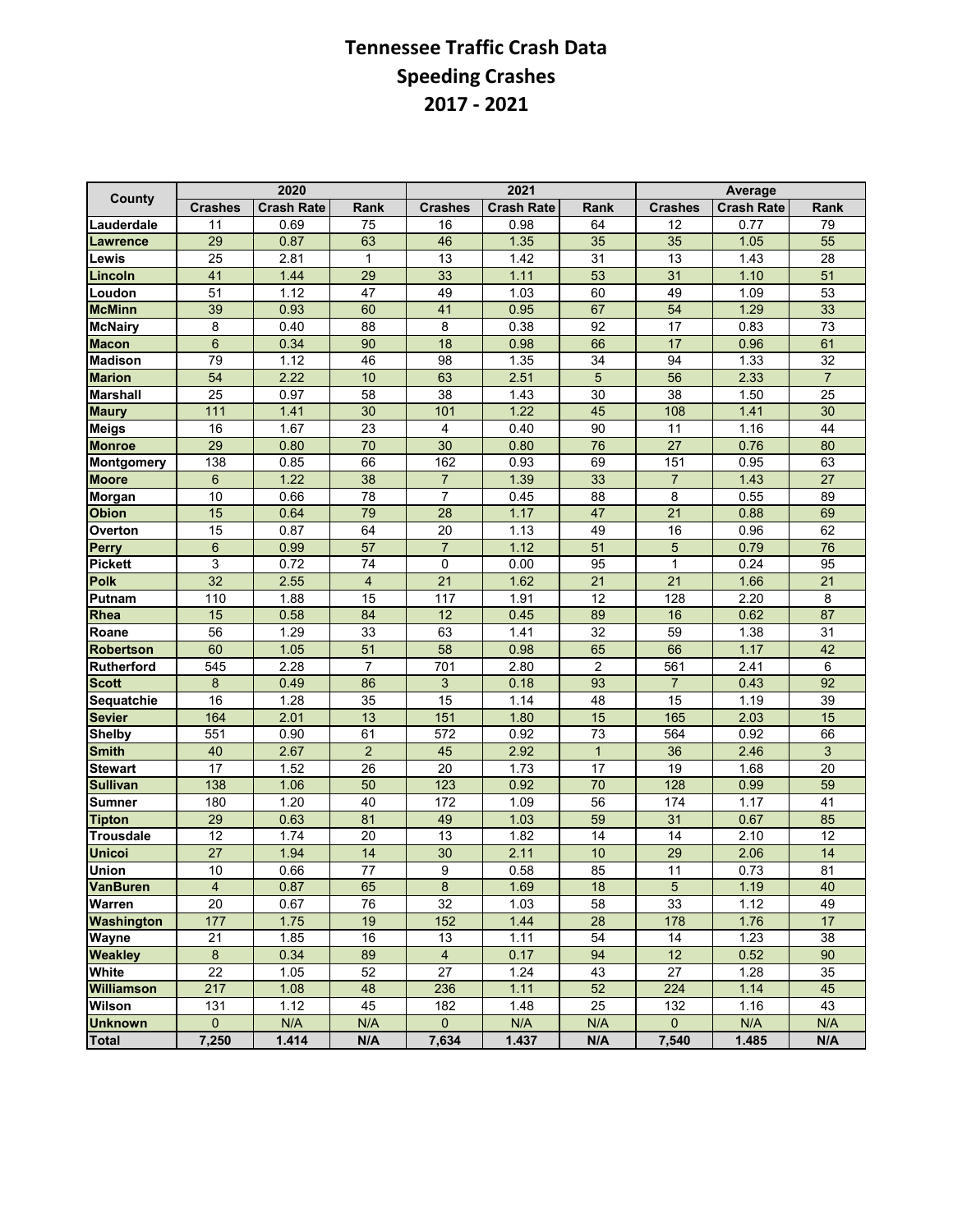# Tennessee Traffic Crash Data
## Speeding Crashes
## 2017 - 2021

| County | 2020 | | | 2021 | | | Average | | |
|---|---|---|---|---|---|---|---|---|---|
| | Crashes | Crash Rate | Rank | Crashes | Crash Rate | Rank | Crashes | Crash Rate | Rank |
| **Lauderdale** | 11 | 0.69 | 75 | 16 | 0.98 | 64 | 12 | 0.77 | 79 |
| **Lawrence** | 29 | 0.87 | 63 | 46 | 1.35 | 35 | 35 | 1.05 | 55 |
| **Lewis** | 25 | 2.81 | 1 | 13 | 1.42 | 31 | 13 | 1.43 | 28 |
| **Lincoln** | 41 | 1.44 | 29 | 33 | 1.11 | 53 | 31 | 1.10 | 51 |
| **Loudon** | 51 | 1.12 | 47 | 49 | 1.03 | 60 | 49 | 1.09 | 53 |
| **McMinn** | 39 | 0.93 | 60 | 41 | 0.95 | 67 | 54 | 1.29 | 33 |
| **McNairy** | 8 | 0.40 | 88 | 8 | 0.38 | 92 | 17 | 0.83 | 73 |
| **Macon** | 6 | 0.34 | 90 | 18 | 0.98 | 66 | 17 | 0.96 | 61 |
| **Madison** | 79 | 1.12 | 46 | 98 | 1.35 | 34 | 94 | 1.33 | 32 |
| **Marion** | 54 | 2.22 | 10 | 63 | 2.51 | 5 | 56 | 2.33 | 7 |
| **Marshall** | 25 | 0.97 | 58 | 38 | 1.43 | 30 | 38 | 1.50 | 25 |
| **Maury** | 111 | 1.41 | 30 | 101 | 1.22 | 45 | 108 | 1.41 | 30 |
| **Meigs** | 16 | 1.67 | 23 | 4 | 0.40 | 90 | 11 | 1.16 | 44 |
| **Monroe** | 29 | 0.80 | 70 | 30 | 0.80 | 76 | 27 | 0.76 | 80 |
| **Montgomery** | 138 | 0.85 | 66 | 162 | 0.93 | 69 | 151 | 0.95 | 63 |
| **Moore** | 6 | 1.22 | 38 | 7 | 1.39 | 33 | 7 | 1.43 | 27 |
| **Morgan** | 10 | 0.66 | 78 | 7 | 0.45 | 88 | 8 | 0.55 | 89 |
| **Obion** | 15 | 0.64 | 79 | 28 | 1.17 | 47 | 21 | 0.88 | 69 |
| **Overton** | 15 | 0.87 | 64 | 20 | 1.13 | 49 | 16 | 0.96 | 62 |
| **Perry** | 6 | 0.99 | 57 | 7 | 1.12 | 51 | 5 | 0.79 | 76 |
| **Pickett** | 3 | 0.72 | 74 | 0 | 0.00 | 95 | 1 | 0.24 | 95 |
| **Polk** | 32 | 2.55 | 4 | 21 | 1.62 | 21 | 21 | 1.66 | 21 |
| **Putnam** | 110 | 1.88 | 15 | 117 | 1.91 | 12 | 128 | 2.20 | 8 |
| **Rhea** | 15 | 0.58 | 84 | 12 | 0.45 | 89 | 16 | 0.62 | 87 |
| **Roane** | 56 | 1.29 | 33 | 63 | 1.41 | 32 | 59 | 1.38 | 31 |
| **Robertson** | 60 | 1.05 | 51 | 58 | 0.98 | 65 | 66 | 1.17 | 42 |
| **Rutherford** | 545 | 2.28 | 7 | 701 | 2.80 | 2 | 561 | 2.41 | 6 |
| **Scott** | 8 | 0.49 | 86 | 3 | 0.18 | 93 | 7 | 0.43 | 92 |
| **Sequatchie** | 16 | 1.28 | 35 | 15 | 1.14 | 48 | 15 | 1.19 | 39 |
| **Sevier** | 164 | 2.01 | 13 | 151 | 1.80 | 15 | 165 | 2.03 | 15 |
| **Shelby** | 551 | 0.90 | 61 | 572 | 0.92 | 73 | 564 | 0.92 | 66 |
| **Smith** | 40 | 2.67 | 2 | 45 | 2.92 | 1 | 36 | 2.46 | 3 |
| **Stewart** | 17 | 1.52 | 26 | 20 | 1.73 | 17 | 19 | 1.68 | 20 |
| **Sullivan** | 138 | 1.06 | 50 | 123 | 0.92 | 70 | 128 | 0.99 | 59 |
| **Sumner** | 180 | 1.20 | 40 | 172 | 1.09 | 56 | 174 | 1.17 | 41 |
| **Tipton** | 29 | 0.63 | 81 | 49 | 1.03 | 59 | 31 | 0.67 | 85 |
| **Trousdale** | 12 | 1.74 | 20 | 13 | 1.82 | 14 | 14 | 2.10 | 12 |
| **Unicoi** | 27 | 1.94 | 14 | 30 | 2.11 | 10 | 29 | 2.06 | 14 |
| **Union** | 10 | 0.66 | 77 | 9 | 0.58 | 85 | 11 | 0.73 | 81 |
| **VanBuren** | 4 | 0.87 | 65 | 8 | 1.69 | 18 | 5 | 1.19 | 40 |
| **Warren** | 20 | 0.67 | 76 | 32 | 1.03 | 58 | 33 | 1.12 | 49 |
| **Washington** | 177 | 1.75 | 19 | 152 | 1.44 | 28 | 178 | 1.76 | 17 |
| **Wayne** | 21 | 1.85 | 16 | 13 | 1.11 | 54 | 14 | 1.23 | 38 |
| **Weakley** | 8 | 0.34 | 89 | 4 | 0.17 | 94 | 12 | 0.52 | 90 |
| **White** | 22 | 1.05 | 52 | 27 | 1.24 | 43 | 27 | 1.28 | 35 |
| **Williamson** | 217 | 1.08 | 48 | 236 | 1.11 | 52 | 224 | 1.14 | 45 |
| **Wilson** | 131 | 1.12 | 45 | 182 | 1.48 | 25 | 132 | 1.16 | 43 |
| **Unknown** | 0 | N/A | N/A | 0 | N/A | N/A | 0 | N/A | N/A |
| **Total** | **7,250** | **1.414** | **N/A** | **7,634** | **1.437** | **N/A** | **7,540** | **1.485** | **N/A** |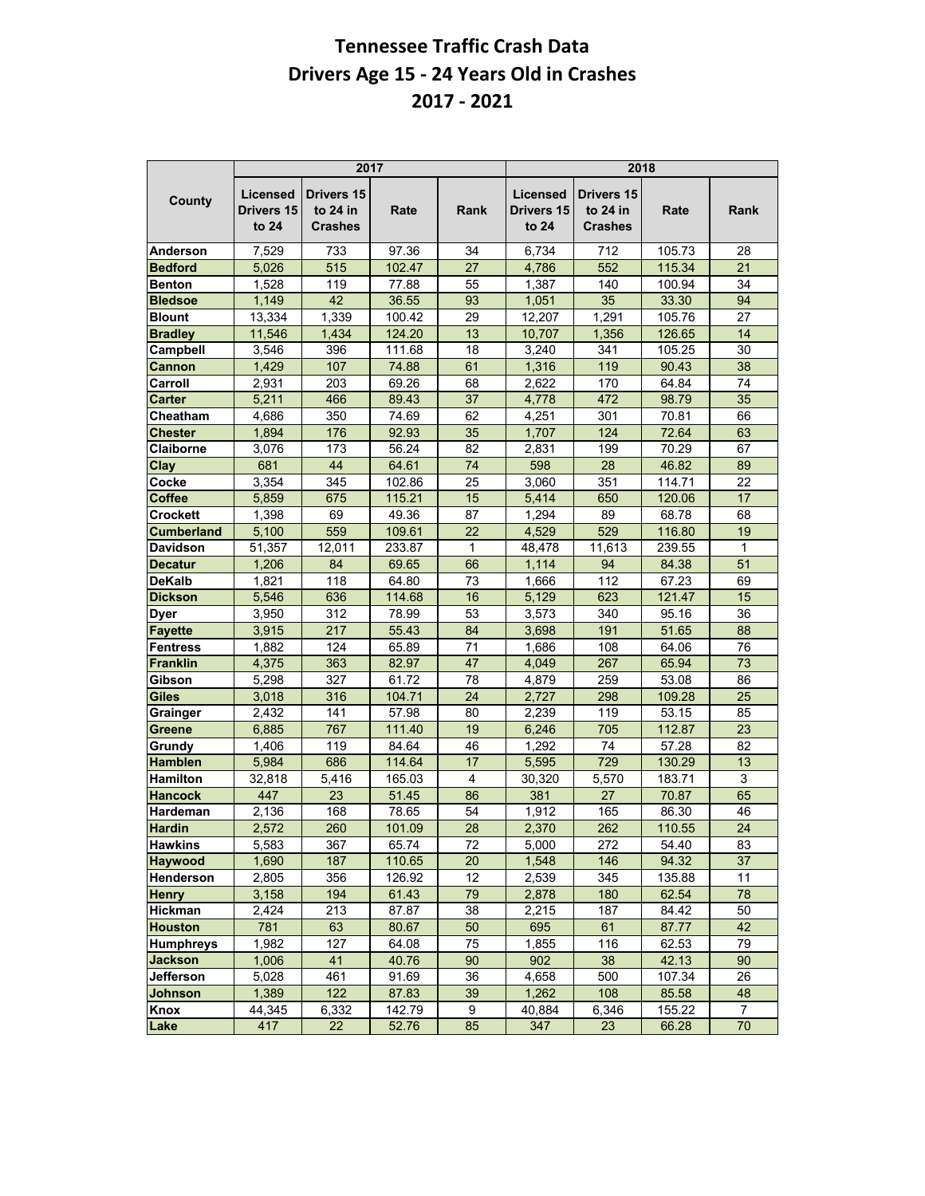# Tennessee Traffic Crash Data
# Drivers Age 15 - 24 Years Old in Crashes
# 2017 - 2021

| County | 2017 | | | | 2018 | | | |
|---|---|---|---|---|---|---|---|---|
| | Licensed Drivers 15 to 24 | Drivers 15 to 24 in Crashes | Rate | Rank | Licensed Drivers 15 to 24 | Drivers 15 to 24 in Crashes | Rate | Rank |
| Anderson | 7,529 | 733 | 97.36 | 34 | 6,734 | 712 | 105.73 | 28 |
| Bedford | 5,026 | 515 | 102.47 | 27 | 4,786 | 552 | 115.34 | 21 |
| Benton | 1,528 | 119 | 77.88 | 55 | 1,387 | 140 | 100.94 | 34 |
| Bledsoe | 1,149 | 42 | 36.55 | 93 | 1,051 | 35 | 33.30 | 94 |
| Blount | 13,334 | 1,339 | 100.42 | 29 | 12,207 | 1,291 | 105.76 | 27 |
| Bradley | 11,546 | 1,434 | 124.20 | 13 | 10,707 | 1,356 | 126.65 | 14 |
| Campbell | 3,546 | 396 | 111.68 | 18 | 3,240 | 341 | 105.25 | 30 |
| Cannon | 1,429 | 107 | 74.88 | 61 | 1,316 | 119 | 90.43 | 38 |
| Carroll | 2,931 | 203 | 69.26 | 68 | 2,622 | 170 | 64.84 | 74 |
| Carter | 5,211 | 466 | 89.43 | 37 | 4,778 | 472 | 98.79 | 35 |
| Cheatham | 4,686 | 350 | 74.69 | 62 | 4,251 | 301 | 70.81 | 66 |
| Chester | 1,894 | 176 | 92.93 | 35 | 1,707 | 124 | 72.64 | 63 |
| Claiborne | 3,076 | 173 | 56.24 | 82 | 2,831 | 199 | 70.29 | 67 |
| Clay | 681 | 44 | 64.61 | 74 | 598 | 28 | 46.82 | 89 |
| Cocke | 3,354 | 345 | 102.86 | 25 | 3,060 | 351 | 114.71 | 22 |
| Coffee | 5,859 | 675 | 115.21 | 15 | 5,414 | 650 | 120.06 | 17 |
| Crockett | 1,398 | 69 | 49.36 | 87 | 1,294 | 89 | 68.78 | 68 |
| Cumberland | 5,100 | 559 | 109.61 | 22 | 4,529 | 529 | 116.80 | 19 |
| Davidson | 51,357 | 12,011 | 233.87 | 1 | 48,478 | 11,613 | 239.55 | 1 |
| Decatur | 1,206 | 84 | 69.65 | 66 | 1,114 | 94 | 84.38 | 51 |
| DeKalb | 1,821 | 118 | 64.80 | 73 | 1,666 | 112 | 67.23 | 69 |
| Dickson | 5,546 | 636 | 114.68 | 16 | 5,129 | 623 | 121.47 | 15 |
| Dyer | 3,950 | 312 | 78.99 | 53 | 3,573 | 340 | 95.16 | 36 |
| Fayette | 3,915 | 217 | 55.43 | 84 | 3,698 | 191 | 51.65 | 88 |
| Fentress | 1,882 | 124 | 65.89 | 71 | 1,686 | 108 | 64.06 | 76 |
| Franklin | 4,375 | 363 | 82.97 | 47 | 4,049 | 267 | 65.94 | 73 |
| Gibson | 5,298 | 327 | 61.72 | 78 | 4,879 | 259 | 53.08 | 86 |
| Giles | 3,018 | 316 | 104.71 | 24 | 2,727 | 298 | 109.28 | 25 |
| Grainger | 2,432 | 141 | 57.98 | 80 | 2,239 | 119 | 53.15 | 85 |
| Greene | 6,885 | 767 | 111.40 | 19 | 6,246 | 705 | 112.87 | 23 |
| Grundy | 1,406 | 119 | 84.64 | 46 | 1,292 | 74 | 57.28 | 82 |
| Hamblen | 5,984 | 686 | 114.64 | 17 | 5,595 | 729 | 130.29 | 13 |
| Hamilton | 32,818 | 5,416 | 165.03 | 4 | 30,320 | 5,570 | 183.71 | 3 |
| Hancock | 447 | 23 | 51.45 | 86 | 381 | 27 | 70.87 | 65 |
| Hardeman | 2,136 | 168 | 78.65 | 54 | 1,912 | 165 | 86.30 | 46 |
| Hardin | 2,572 | 260 | 101.09 | 28 | 2,370 | 262 | 110.55 | 24 |
| Hawkins | 5,583 | 367 | 65.74 | 72 | 5,000 | 272 | 54.40 | 83 |
| Haywood | 1,690 | 187 | 110.65 | 20 | 1,548 | 146 | 94.32 | 37 |
| Henderson | 2,805 | 356 | 126.92 | 12 | 2,539 | 345 | 135.88 | 11 |
| Henry | 3,158 | 194 | 61.43 | 79 | 2,878 | 180 | 62.54 | 78 |
| Hickman | 2,424 | 213 | 87.87 | 38 | 2,215 | 187 | 84.42 | 50 |
| Houston | 781 | 63 | 80.67 | 50 | 695 | 61 | 87.77 | 42 |
| Humphreys | 1,982 | 127 | 64.08 | 75 | 1,855 | 116 | 62.53 | 79 |
| Jackson | 1,006 | 41 | 40.76 | 90 | 902 | 38 | 42.13 | 90 |
| Jefferson | 5,028 | 461 | 91.69 | 36 | 4,658 | 500 | 107.34 | 26 |
| Johnson | 1,389 | 122 | 87.83 | 39 | 1,262 | 108 | 85.58 | 48 |
| Knox | 44,345 | 6,332 | 142.79 | 9 | 40,884 | 6,346 | 155.22 | 7 |
| Lake | 417 | 22 | 52.76 | 85 | 347 | 23 | 66.28 | 70 |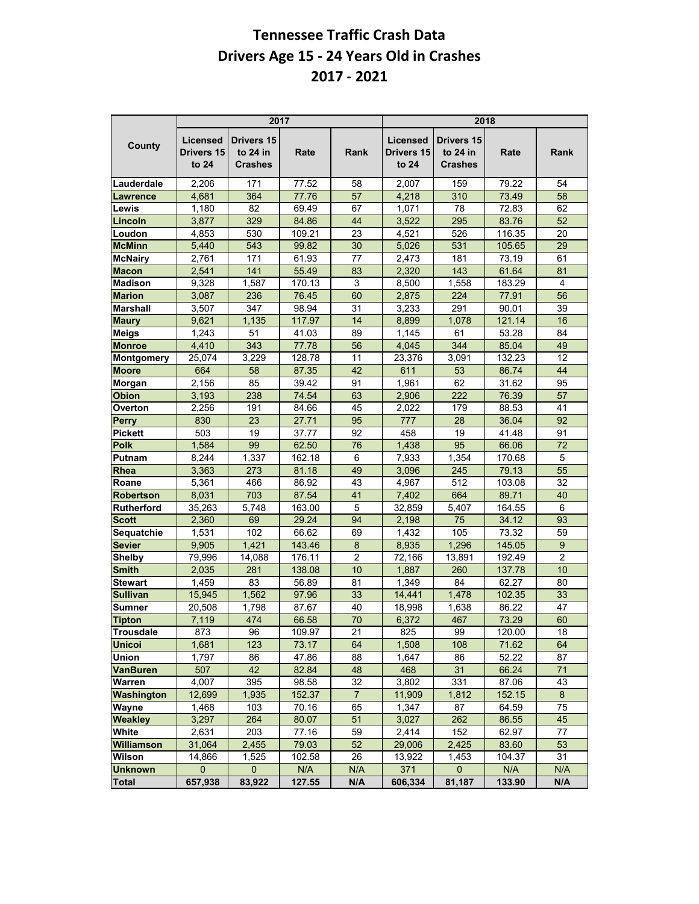# Tennessee Traffic Crash Data
# Drivers Age 15 - 24 Years Old in Crashes
# 2017 - 2021

| County | 2017 | | | | 2018 | | | |
|---|---|---|---|---|---|---|---|---|
| | Licensed Drivers 15 to 24 | Drivers 15 to 24 in Crashes | Rate | Rank | Licensed Drivers 15 to 24 | Drivers 15 to 24 in Crashes | Rate | Rank |
| Lauderdale | 2,206 | 171 | 77.52 | 58 | 2,007 | 159 | 79.22 | 54 |
| Lawrence | 4,681 | 364 | 77.76 | 57 | 4,218 | 310 | 73.49 | 58 |
| Lewis | 1,180 | 82 | 69.49 | 67 | 1,071 | 78 | 72.83 | 62 |
| Lincoln | 3,877 | 329 | 84.86 | 44 | 3,522 | 295 | 83.76 | 52 |
| Loudon | 4,853 | 530 | 109.21 | 23 | 4,521 | 526 | 116.35 | 20 |
| McMinn | 5,440 | 543 | 99.82 | 30 | 5,026 | 531 | 105.65 | 29 |
| McNairy | 2,761 | 171 | 61.93 | 77 | 2,473 | 181 | 73.19 | 61 |
| Macon | 2,541 | 141 | 55.49 | 83 | 2,320 | 143 | 61.64 | 81 |
| Madison | 9,328 | 1,587 | 170.13 | 3 | 8,500 | 1,558 | 183.29 | 4 |
| Marion | 3,087 | 236 | 76.45 | 60 | 2,875 | 224 | 77.91 | 56 |
| Marshall | 3,507 | 347 | 98.94 | 31 | 3,233 | 291 | 90.01 | 39 |
| Maury | 9,621 | 1,135 | 117.97 | 14 | 8,899 | 1,078 | 121.14 | 16 |
| Meigs | 1,243 | 51 | 41.03 | 89 | 1,145 | 61 | 53.28 | 84 |
| Monroe | 4,410 | 343 | 77.78 | 56 | 4,045 | 344 | 85.04 | 49 |
| Montgomery | 25,074 | 3,229 | 128.78 | 11 | 23,376 | 3,091 | 132.23 | 12 |
| Moore | 664 | 58 | 87.35 | 42 | 611 | 53 | 86.74 | 44 |
| Morgan | 2,156 | 85 | 39.42 | 91 | 1,961 | 62 | 31.62 | 95 |
| Obion | 3,193 | 238 | 74.54 | 63 | 2,906 | 222 | 76.39 | 57 |
| Overton | 2,256 | 191 | 84.66 | 45 | 2,022 | 179 | 88.53 | 41 |
| Perry | 830 | 23 | 27.71 | 95 | 777 | 28 | 36.04 | 92 |
| Pickett | 503 | 19 | 37.77 | 92 | 458 | 19 | 41.48 | 91 |
| Polk | 1,584 | 99 | 62.50 | 76 | 1,438 | 95 | 66.06 | 72 |
| Putnam | 8,244 | 1,337 | 162.18 | 6 | 7,933 | 1,354 | 170.68 | 5 |
| Rhea | 3,363 | 273 | 81.18 | 49 | 3,096 | 245 | 79.13 | 55 |
| Roane | 5,361 | 466 | 86.92 | 43 | 4,967 | 512 | 103.08 | 32 |
| Robertson | 8,031 | 703 | 87.54 | 41 | 7,402 | 664 | 89.71 | 40 |
| Rutherford | 35,263 | 5,748 | 163.00 | 5 | 32,859 | 5,407 | 164.55 | 6 |
| Scott | 2,360 | 69 | 29.24 | 94 | 2,198 | 75 | 34.12 | 93 |
| Sequatchie | 1,531 | 102 | 66.62 | 69 | 1,432 | 105 | 73.32 | 59 |
| Sevier | 9,905 | 1,421 | 143.46 | 8 | 8,935 | 1,296 | 145.05 | 9 |
| Shelby | 79,996 | 14,088 | 176.11 | 2 | 72,166 | 13,891 | 192.49 | 2 |
| Smith | 2,035 | 281 | 138.08 | 10 | 1,887 | 260 | 137.78 | 10 |
| Stewart | 1,459 | 83 | 56.89 | 81 | 1,349 | 84 | 62.27 | 80 |
| Sullivan | 15,945 | 1,562 | 97.96 | 33 | 14,441 | 1,478 | 102.35 | 33 |
| Sumner | 20,508 | 1,798 | 87.67 | 40 | 18,998 | 1,638 | 86.22 | 47 |
| Tipton | 7,119 | 474 | 66.58 | 70 | 6,372 | 467 | 73.29 | 60 |
| Trousdale | 873 | 96 | 109.97 | 21 | 825 | 99 | 120.00 | 18 |
| Unicoi | 1,681 | 123 | 73.17 | 64 | 1,508 | 108 | 71.62 | 64 |
| Union | 1,797 | 86 | 47.86 | 88 | 1,647 | 86 | 52.22 | 87 |
| VanBuren | 507 | 42 | 82.84 | 48 | 468 | 31 | 66.24 | 71 |
| Warren | 4,007 | 395 | 98.58 | 32 | 3,802 | 331 | 87.06 | 43 |
| Washington | 12,699 | 1,935 | 152.37 | 7 | 11,909 | 1,812 | 152.15 | 8 |
| Wayne | 1,468 | 103 | 70.16 | 65 | 1,347 | 87 | 64.59 | 75 |
| Weakley | 3,297 | 264 | 80.07 | 51 | 3,027 | 262 | 86.55 | 45 |
| White | 2,631 | 203 | 77.16 | 59 | 2,414 | 152 | 62.97 | 77 |
| Williamson | 31,064 | 2,455 | 79.03 | 52 | 29,006 | 2,425 | 83.60 | 53 |
| Wilson | 14,866 | 1,525 | 102.58 | 26 | 13,922 | 1,453 | 104.37 | 31 |
| Unknown | 0 | 0 | N/A | N/A | 371 | 0 | N/A | N/A |
| **Total** | **657,938** | **83,922** | **127.55** | **N/A** | **606,334** | **81,187** | **133.90** | **N/A** |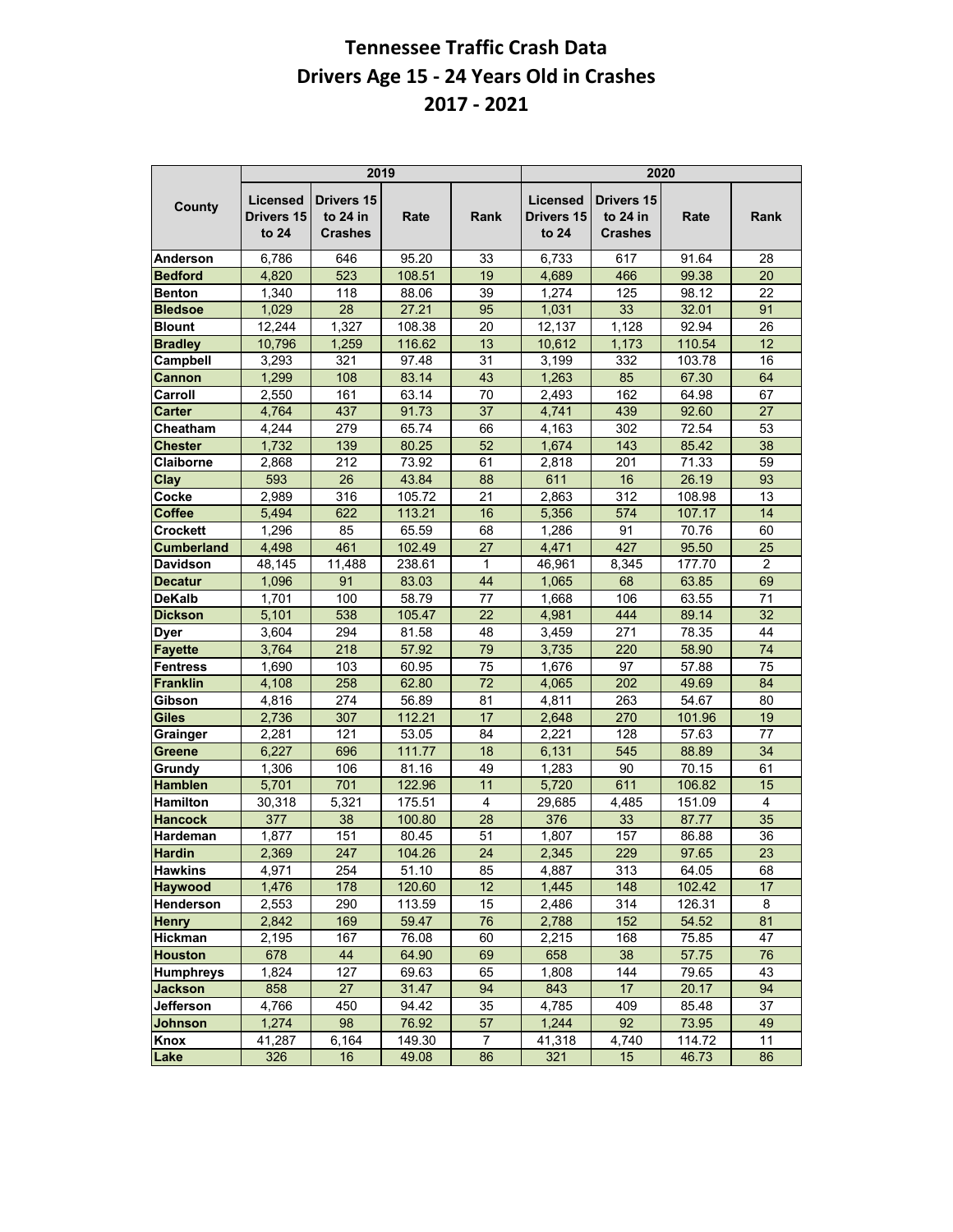# Tennessee Traffic Crash Data
# Drivers Age 15 - 24 Years Old in Crashes
# 2017 - 2021

| County | 2019 | | | | 2020 | | | |
|---|---|---|---|---|---|---|---|---|
| | Licensed Drivers 15 to 24 | Drivers 15 to 24 in Crashes | Rate | Rank | Licensed Drivers 15 to 24 | Drivers 15 to 24 in Crashes | Rate | Rank |
| Anderson | 6,786 | 646 | 95.20 | 33 | 6,733 | 617 | 91.64 | 28 |
| Bedford | 4,820 | 523 | 108.51 | 19 | 4,689 | 466 | 99.38 | 20 |
| Benton | 1,340 | 118 | 88.06 | 39 | 1,274 | 125 | 98.12 | 22 |
| Bledsoe | 1,029 | 28 | 27.21 | 95 | 1,031 | 33 | 32.01 | 91 |
| Blount | 12,244 | 1,327 | 108.38 | 20 | 12,137 | 1,128 | 92.94 | 26 |
| Bradley | 10,796 | 1,259 | 116.62 | 13 | 10,612 | 1,173 | 110.54 | 12 |
| Campbell | 3,293 | 321 | 97.48 | 31 | 3,199 | 332 | 103.78 | 16 |
| Cannon | 1,299 | 108 | 83.14 | 43 | 1,263 | 85 | 67.30 | 64 |
| Carroll | 2,550 | 161 | 63.14 | 70 | 2,493 | 162 | 64.98 | 67 |
| Carter | 4,764 | 437 | 91.73 | 37 | 4,741 | 439 | 92.60 | 27 |
| Cheatham | 4,244 | 279 | 65.74 | 66 | 4,163 | 302 | 72.54 | 53 |
| Chester | 1,732 | 139 | 80.25 | 52 | 1,674 | 143 | 85.42 | 38 |
| Claiborne | 2,868 | 212 | 73.92 | 61 | 2,818 | 201 | 71.33 | 59 |
| Clay | 593 | 26 | 43.84 | 88 | 611 | 16 | 26.19 | 93 |
| Cocke | 2,989 | 316 | 105.72 | 21 | 2,863 | 312 | 108.98 | 13 |
| Coffee | 5,494 | 622 | 113.21 | 16 | 5,356 | 574 | 107.17 | 14 |
| Crockett | 1,296 | 85 | 65.59 | 68 | 1,286 | 91 | 70.76 | 60 |
| Cumberland | 4,498 | 461 | 102.49 | 27 | 4,471 | 427 | 95.50 | 25 |
| Davidson | 48,145 | 11,488 | 238.61 | 1 | 46,961 | 8,345 | 177.70 | 2 |
| Decatur | 1,096 | 91 | 83.03 | 44 | 1,065 | 68 | 63.85 | 69 |
| DeKalb | 1,701 | 100 | 58.79 | 77 | 1,668 | 106 | 63.55 | 71 |
| Dickson | 5,101 | 538 | 105.47 | 22 | 4,981 | 444 | 89.14 | 32 |
| Dyer | 3,604 | 294 | 81.58 | 48 | 3,459 | 271 | 78.35 | 44 |
| Fayette | 3,764 | 218 | 57.92 | 79 | 3,735 | 220 | 58.90 | 74 |
| Fentress | 1,690 | 103 | 60.95 | 75 | 1,676 | 97 | 57.88 | 75 |
| Franklin | 4,108 | 258 | 62.80 | 72 | 4,065 | 202 | 49.69 | 84 |
| Gibson | 4,816 | 274 | 56.89 | 81 | 4,811 | 263 | 54.67 | 80 |
| Giles | 2,736 | 307 | 112.21 | 17 | 2,648 | 270 | 101.96 | 19 |
| Grainger | 2,281 | 121 | 53.05 | 84 | 2,221 | 128 | 57.63 | 77 |
| Greene | 6,227 | 696 | 111.77 | 18 | 6,131 | 545 | 88.89 | 34 |
| Grundy | 1,306 | 106 | 81.16 | 49 | 1,283 | 90 | 70.15 | 61 |
| Hamblen | 5,701 | 701 | 122.96 | 11 | 5,720 | 611 | 106.82 | 15 |
| Hamilton | 30,318 | 5,321 | 175.51 | 4 | 29,685 | 4,485 | 151.09 | 4 |
| Hancock | 377 | 38 | 100.80 | 28 | 376 | 33 | 87.77 | 35 |
| Hardeman | 1,877 | 151 | 80.45 | 51 | 1,807 | 157 | 86.88 | 36 |
| Hardin | 2,369 | 247 | 104.26 | 24 | 2,345 | 229 | 97.65 | 23 |
| Hawkins | 4,971 | 254 | 51.10 | 85 | 4,887 | 313 | 64.05 | 68 |
| Haywood | 1,476 | 178 | 120.60 | 12 | 1,445 | 148 | 102.42 | 17 |
| Henderson | 2,553 | 290 | 113.59 | 15 | 2,486 | 314 | 126.31 | 8 |
| Henry | 2,842 | 169 | 59.47 | 76 | 2,788 | 152 | 54.52 | 81 |
| Hickman | 2,195 | 167 | 76.08 | 60 | 2,215 | 168 | 75.85 | 47 |
| Houston | 678 | 44 | 64.90 | 69 | 658 | 38 | 57.75 | 76 |
| Humphreys | 1,824 | 127 | 69.63 | 65 | 1,808 | 144 | 79.65 | 43 |
| Jackson | 858 | 27 | 31.47 | 94 | 843 | 17 | 20.17 | 94 |
| Jefferson | 4,766 | 450 | 94.42 | 35 | 4,785 | 409 | 85.48 | 37 |
| Johnson | 1,274 | 98 | 76.92 | 57 | 1,244 | 92 | 73.95 | 49 |
| Knox | 41,287 | 6,164 | 149.30 | 7 | 41,318 | 4,740 | 114.72 | 11 |
| Lake | 326 | 16 | 49.08 | 86 | 321 | 15 | 46.73 | 86 |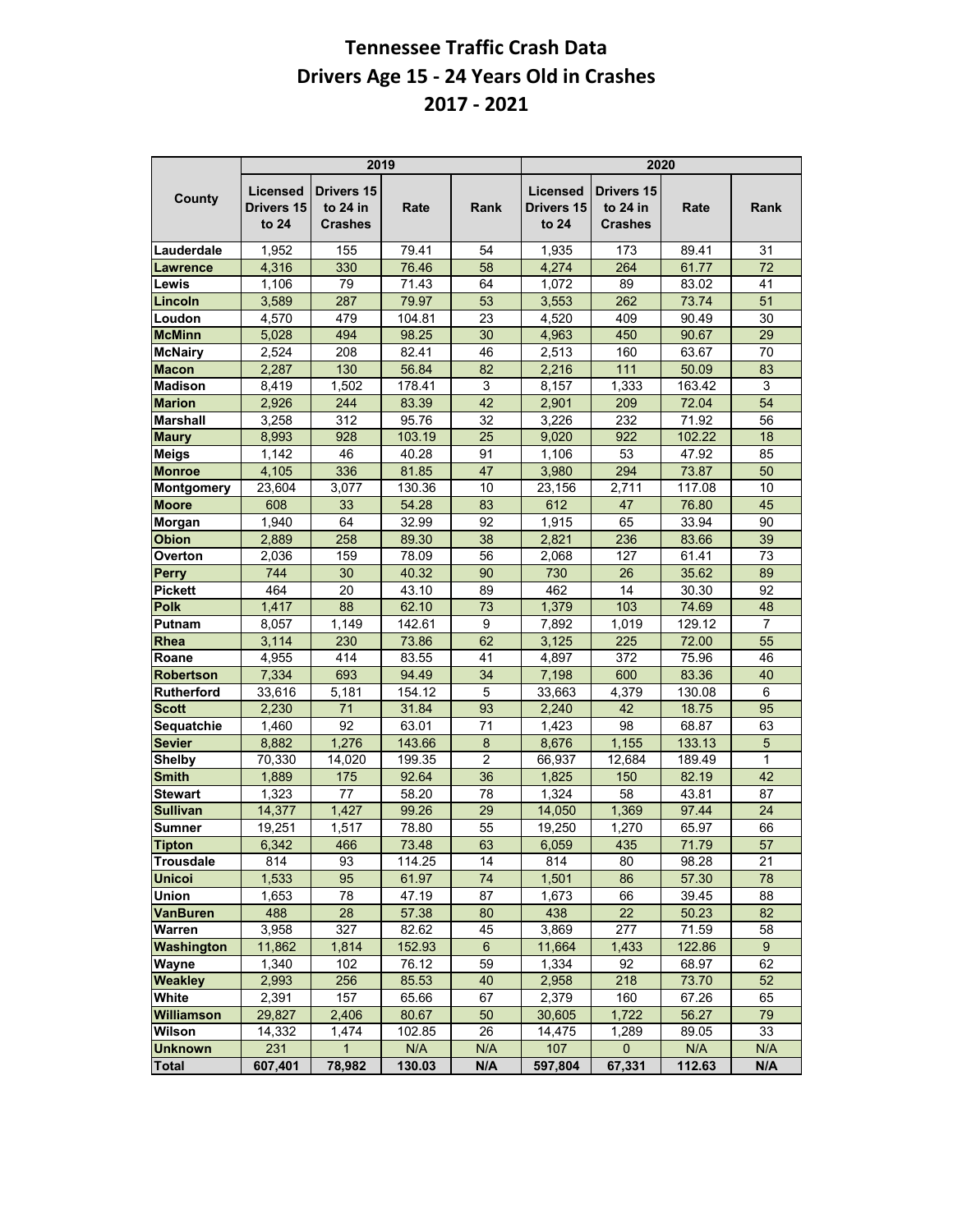# Tennessee Traffic Crash Data
## Drivers Age 15 - 24 Years Old in Crashes
## 2017 - 2021

| County | 2019 | | | | 2020 | | | |
|---|---|---|---|---|---|---|---|---|
| | Licensed Drivers 15 to 24 | Drivers 15 to 24 in Crashes | Rate | Rank | Licensed Drivers 15 to 24 | Drivers 15 to 24 in Crashes | Rate | Rank |
| Lauderdale | 1,952 | 155 | 79.41 | 54 | 1,935 | 173 | 89.41 | 31 |
| Lawrence | 4,316 | 330 | 76.46 | 58 | 4,274 | 264 | 61.77 | 72 |
| Lewis | 1,106 | 79 | 71.43 | 64 | 1,072 | 89 | 83.02 | 41 |
| Lincoln | 3,589 | 287 | 79.97 | 53 | 3,553 | 262 | 73.74 | 51 |
| Loudon | 4,570 | 479 | 104.81 | 23 | 4,520 | 409 | 90.49 | 30 |
| McMinn | 5,028 | 494 | 98.25 | 30 | 4,963 | 450 | 90.67 | 29 |
| McNairy | 2,524 | 208 | 82.41 | 46 | 2,513 | 160 | 63.67 | 70 |
| Macon | 2,287 | 130 | 56.84 | 82 | 2,216 | 111 | 50.09 | 83 |
| Madison | 8,419 | 1,502 | 178.41 | 3 | 8,157 | 1,333 | 163.42 | 3 |
| Marion | 2,926 | 244 | 83.39 | 42 | 2,901 | 209 | 72.04 | 54 |
| Marshall | 3,258 | 312 | 95.76 | 32 | 3,226 | 232 | 71.92 | 56 |
| Maury | 8,993 | 928 | 103.19 | 25 | 9,020 | 922 | 102.22 | 18 |
| Meigs | 1,142 | 46 | 40.28 | 91 | 1,106 | 53 | 47.92 | 85 |
| Monroe | 4,105 | 336 | 81.85 | 47 | 3,980 | 294 | 73.87 | 50 |
| Montgomery | 23,604 | 3,077 | 130.36 | 10 | 23,156 | 2,711 | 117.08 | 10 |
| Moore | 608 | 33 | 54.28 | 83 | 612 | 47 | 76.80 | 45 |
| Morgan | 1,940 | 64 | 32.99 | 92 | 1,915 | 65 | 33.94 | 90 |
| Obion | 2,889 | 258 | 89.30 | 38 | 2,821 | 236 | 83.66 | 39 |
| Overton | 2,036 | 159 | 78.09 | 56 | 2,068 | 127 | 61.41 | 73 |
| Perry | 744 | 30 | 40.32 | 90 | 730 | 26 | 35.62 | 89 |
| Pickett | 464 | 20 | 43.10 | 89 | 462 | 14 | 30.30 | 92 |
| Polk | 1,417 | 88 | 62.10 | 73 | 1,379 | 103 | 74.69 | 48 |
| Putnam | 8,057 | 1,149 | 142.61 | 9 | 7,892 | 1,019 | 129.12 | 7 |
| Rhea | 3,114 | 230 | 73.86 | 62 | 3,125 | 225 | 72.00 | 55 |
| Roane | 4,955 | 414 | 83.55 | 41 | 4,897 | 372 | 75.96 | 46 |
| Robertson | 7,334 | 693 | 94.49 | 34 | 7,198 | 600 | 83.36 | 40 |
| Rutherford | 33,616 | 5,181 | 154.12 | 5 | 33,663 | 4,379 | 130.08 | 6 |
| Scott | 2,230 | 71 | 31.84 | 93 | 2,240 | 42 | 18.75 | 95 |
| Sequatchie | 1,460 | 92 | 63.01 | 71 | 1,423 | 98 | 68.87 | 63 |
| Sevier | 8,882 | 1,276 | 143.66 | 8 | 8,676 | 1,155 | 133.13 | 5 |
| Shelby | 70,330 | 14,020 | 199.35 | 2 | 66,937 | 12,684 | 189.49 | 1 |
| Smith | 1,889 | 175 | 92.64 | 36 | 1,825 | 150 | 82.19 | 42 |
| Stewart | 1,323 | 77 | 58.20 | 78 | 1,324 | 58 | 43.81 | 87 |
| Sullivan | 14,377 | 1,427 | 99.26 | 29 | 14,050 | 1,369 | 97.44 | 24 |
| Sumner | 19,251 | 1,517 | 78.80 | 55 | 19,250 | 1,270 | 65.97 | 66 |
| Tipton | 6,342 | 466 | 73.48 | 63 | 6,059 | 435 | 71.79 | 57 |
| Trousdale | 814 | 93 | 114.25 | 14 | 814 | 80 | 98.28 | 21 |
| Unicoi | 1,533 | 95 | 61.97 | 74 | 1,501 | 86 | 57.30 | 78 |
| Union | 1,653 | 78 | 47.19 | 87 | 1,673 | 66 | 39.45 | 88 |
| VanBuren | 488 | 28 | 57.38 | 80 | 438 | 22 | 50.23 | 82 |
| Warren | 3,958 | 327 | 82.62 | 45 | 3,869 | 277 | 71.59 | 58 |
| Washington | 11,862 | 1,814 | 152.93 | 6 | 11,664 | 1,433 | 122.86 | 9 |
| Wayne | 1,340 | 102 | 76.12 | 59 | 1,334 | 92 | 68.97 | 62 |
| Weakley | 2,993 | 256 | 85.53 | 40 | 2,958 | 218 | 73.70 | 52 |
| White | 2,391 | 157 | 65.66 | 67 | 2,379 | 160 | 67.26 | 65 |
| Williamson | 29,827 | 2,406 | 80.67 | 50 | 30,605 | 1,722 | 56.27 | 79 |
| Wilson | 14,332 | 1,474 | 102.85 | 26 | 14,475 | 1,289 | 89.05 | 33 |
| Unknown | 231 | 1 | N/A | N/A | 107 | 0 | N/A | N/A |
| **Total** | **607,401** | **78,982** | **130.03** | **N/A** | **597,804** | **67,331** | **112.63** | **N/A** |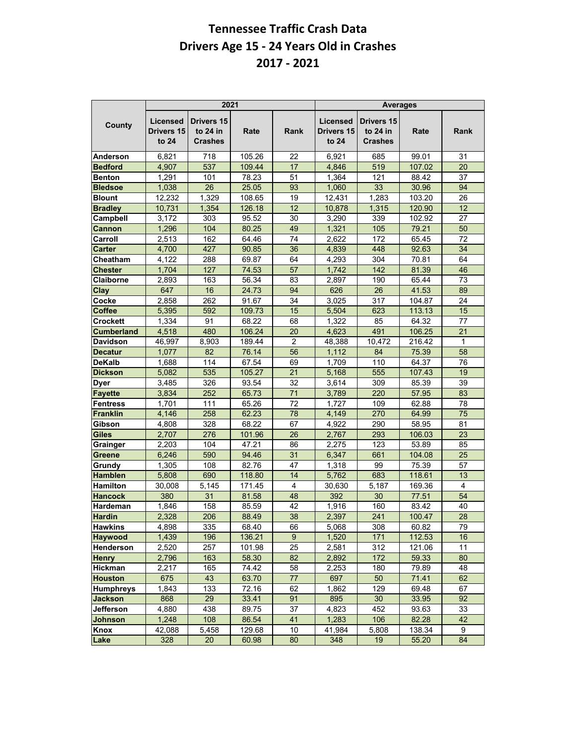# Tennessee Traffic Crash Data
# Drivers Age 15 - 24 Years Old in Crashes
# 2017 - 2021

| County | 2021 | | | | Averages | | | |
|---|---|---|---|---|---|---|---|---|
| | Licensed Drivers 15 to 24 | Drivers 15 to 24 in Crashes | Rate | Rank | Licensed Drivers 15 to 24 | Drivers 15 to 24 in Crashes | Rate | Rank |
| Anderson | 6,821 | 718 | 105.26 | 22 | 6,921 | 685 | 99.01 | 31 |
| Bedford | 4,907 | 537 | 109.44 | 17 | 4,846 | 519 | 107.02 | 20 |
| Benton | 1,291 | 101 | 78.23 | 51 | 1,364 | 121 | 88.42 | 37 |
| Bledsoe | 1,038 | 26 | 25.05 | 93 | 1,060 | 33 | 30.96 | 94 |
| Blount | 12,232 | 1,329 | 108.65 | 19 | 12,431 | 1,283 | 103.20 | 26 |
| Bradley | 10,731 | 1,354 | 126.18 | 12 | 10,878 | 1,315 | 120.90 | 12 |
| Campbell | 3,172 | 303 | 95.52 | 30 | 3,290 | 339 | 102.92 | 27 |
| Cannon | 1,296 | 104 | 80.25 | 49 | 1,321 | 105 | 79.21 | 50 |
| Carroll | 2,513 | 162 | 64.46 | 74 | 2,622 | 172 | 65.45 | 72 |
| Carter | 4,700 | 427 | 90.85 | 36 | 4,839 | 448 | 92.63 | 34 |
| Cheatham | 4,122 | 288 | 69.87 | 64 | 4,293 | 304 | 70.81 | 64 |
| Chester | 1,704 | 127 | 74.53 | 57 | 1,742 | 142 | 81.39 | 46 |
| Claiborne | 2,893 | 163 | 56.34 | 83 | 2,897 | 190 | 65.44 | 73 |
| Clay | 647 | 16 | 24.73 | 94 | 626 | 26 | 41.53 | 89 |
| Cocke | 2,858 | 262 | 91.67 | 34 | 3,025 | 317 | 104.87 | 24 |
| Coffee | 5,395 | 592 | 109.73 | 15 | 5,504 | 623 | 113.13 | 15 |
| Crockett | 1,334 | 91 | 68.22 | 68 | 1,322 | 85 | 64.32 | 77 |
| Cumberland | 4,518 | 480 | 106.24 | 20 | 4,623 | 491 | 106.25 | 21 |
| Davidson | 46,997 | 8,903 | 189.44 | 2 | 48,388 | 10,472 | 216.42 | 1 |
| Decatur | 1,077 | 82 | 76.14 | 56 | 1,112 | 84 | 75.39 | 58 |
| DeKalb | 1,688 | 114 | 67.54 | 69 | 1,709 | 110 | 64.37 | 76 |
| Dickson | 5,082 | 535 | 105.27 | 21 | 5,168 | 555 | 107.43 | 19 |
| Dyer | 3,485 | 326 | 93.54 | 32 | 3,614 | 309 | 85.39 | 39 |
| Fayette | 3,834 | 252 | 65.73 | 71 | 3,789 | 220 | 57.95 | 83 |
| Fentress | 1,701 | 111 | 65.26 | 72 | 1,727 | 109 | 62.88 | 78 |
| Franklin | 4,146 | 258 | 62.23 | 78 | 4,149 | 270 | 64.99 | 75 |
| Gibson | 4,808 | 328 | 68.22 | 67 | 4,922 | 290 | 58.95 | 81 |
| Giles | 2,707 | 276 | 101.96 | 26 | 2,767 | 293 | 106.03 | 23 |
| Grainger | 2,203 | 104 | 47.21 | 86 | 2,275 | 123 | 53.89 | 85 |
| Greene | 6,246 | 590 | 94.46 | 31 | 6,347 | 661 | 104.08 | 25 |
| Grundy | 1,305 | 108 | 82.76 | 47 | 1,318 | 99 | 75.39 | 57 |
| Hamblen | 5,808 | 690 | 118.80 | 14 | 5,762 | 683 | 118.61 | 13 |
| Hamilton | 30,008 | 5,145 | 171.45 | 4 | 30,630 | 5,187 | 169.36 | 4 |
| Hancock | 380 | 31 | 81.58 | 48 | 392 | 30 | 77.51 | 54 |
| Hardeman | 1,846 | 158 | 85.59 | 42 | 1,916 | 160 | 83.42 | 40 |
| Hardin | 2,328 | 206 | 88.49 | 38 | 2,397 | 241 | 100.47 | 28 |
| Hawkins | 4,898 | 335 | 68.40 | 66 | 5,068 | 308 | 60.82 | 79 |
| Haywood | 1,439 | 196 | 136.21 | 9 | 1,520 | 171 | 112.53 | 16 |
| Henderson | 2,520 | 257 | 101.98 | 25 | 2,581 | 312 | 121.06 | 11 |
| Henry | 2,796 | 163 | 58.30 | 82 | 2,892 | 172 | 59.33 | 80 |
| Hickman | 2,217 | 165 | 74.42 | 58 | 2,253 | 180 | 79.89 | 48 |
| Houston | 675 | 43 | 63.70 | 77 | 697 | 50 | 71.41 | 62 |
| Humphreys | 1,843 | 133 | 72.16 | 62 | 1,862 | 129 | 69.48 | 67 |
| Jackson | 868 | 29 | 33.41 | 91 | 895 | 30 | 33.95 | 92 |
| Jefferson | 4,880 | 438 | 89.75 | 37 | 4,823 | 452 | 93.63 | 33 |
| Johnson | 1,248 | 108 | 86.54 | 41 | 1,283 | 106 | 82.28 | 42 |
| Knox | 42,088 | 5,458 | 129.68 | 10 | 41,984 | 5,808 | 138.34 | 9 |
| Lake | 328 | 20 | 60.98 | 80 | 348 | 19 | 55.20 | 84 |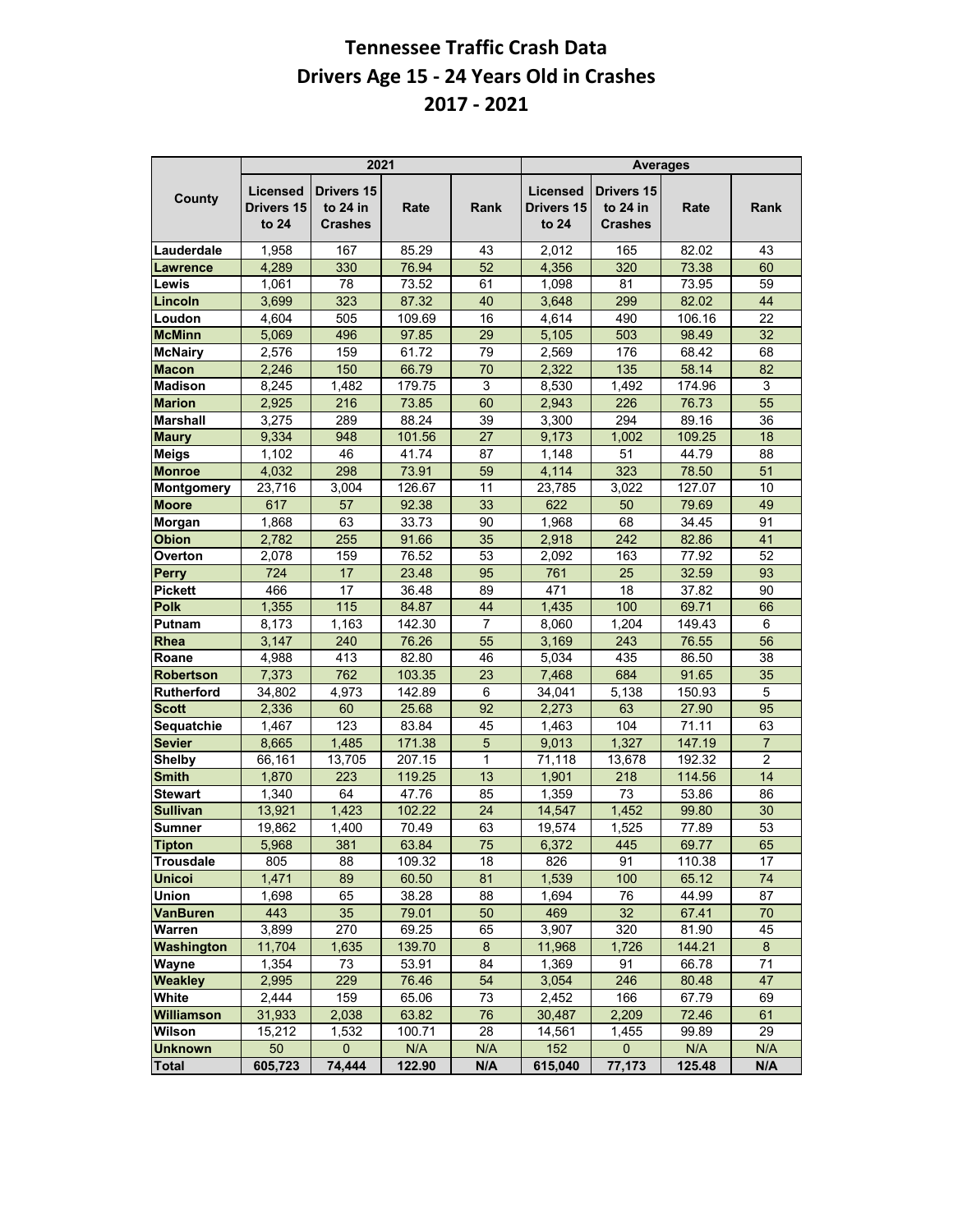# Tennessee Traffic Crash Data
## Drivers Age 15 - 24 Years Old in Crashes
## 2017 - 2021

| County | 2021 | | | | Averages | | | |
|---|---|---|---|---|---|---|---|---|
| | Licensed Drivers 15 to 24 | Drivers 15 to 24 in Crashes | Rate | Rank | Licensed Drivers 15 to 24 | Drivers 15 to 24 in Crashes | Rate | Rank |
| Lauderdale | 1,958 | 167 | 85.29 | 43 | 2,012 | 165 | 82.02 | 43 |
| Lawrence | 4,289 | 330 | 76.94 | 52 | 4,356 | 320 | 73.38 | 60 |
| Lewis | 1,061 | 78 | 73.52 | 61 | 1,098 | 81 | 73.95 | 59 |
| Lincoln | 3,699 | 323 | 87.32 | 40 | 3,648 | 299 | 82.02 | 44 |
| Loudon | 4,604 | 505 | 109.69 | 16 | 4,614 | 490 | 106.16 | 22 |
| McMinn | 5,069 | 496 | 97.85 | 29 | 5,105 | 503 | 98.49 | 32 |
| McNairy | 2,576 | 159 | 61.72 | 79 | 2,569 | 176 | 68.42 | 68 |
| Macon | 2,246 | 150 | 66.79 | 70 | 2,322 | 135 | 58.14 | 82 |
| Madison | 8,245 | 1,482 | 179.75 | 3 | 8,530 | 1,492 | 174.96 | 3 |
| Marion | 2,925 | 216 | 73.85 | 60 | 2,943 | 226 | 76.73 | 55 |
| Marshall | 3,275 | 289 | 88.24 | 39 | 3,300 | 294 | 89.16 | 36 |
| Maury | 9,334 | 948 | 101.56 | 27 | 9,173 | 1,002 | 109.25 | 18 |
| Meigs | 1,102 | 46 | 41.74 | 87 | 1,148 | 51 | 44.79 | 88 |
| Monroe | 4,032 | 298 | 73.91 | 59 | 4,114 | 323 | 78.50 | 51 |
| Montgomery | 23,716 | 3,004 | 126.67 | 11 | 23,785 | 3,022 | 127.07 | 10 |
| Moore | 617 | 57 | 92.38 | 33 | 622 | 50 | 79.69 | 49 |
| Morgan | 1,868 | 63 | 33.73 | 90 | 1,968 | 68 | 34.45 | 91 |
| Obion | 2,782 | 255 | 91.66 | 35 | 2,918 | 242 | 82.86 | 41 |
| Overton | 2,078 | 159 | 76.52 | 53 | 2,092 | 163 | 77.92 | 52 |
| Perry | 724 | 17 | 23.48 | 95 | 761 | 25 | 32.59 | 93 |
| Pickett | 466 | 17 | 36.48 | 89 | 471 | 18 | 37.82 | 90 |
| Polk | 1,355 | 115 | 84.87 | 44 | 1,435 | 100 | 69.71 | 66 |
| Putnam | 8,173 | 1,163 | 142.30 | 7 | 8,060 | 1,204 | 149.43 | 6 |
| Rhea | 3,147 | 240 | 76.26 | 55 | 3,169 | 243 | 76.55 | 56 |
| Roane | 4,988 | 413 | 82.80 | 46 | 5,034 | 435 | 86.50 | 38 |
| Robertson | 7,373 | 762 | 103.35 | 23 | 7,468 | 684 | 91.65 | 35 |
| Rutherford | 34,802 | 4,973 | 142.89 | 6 | 34,041 | 5,138 | 150.93 | 5 |
| Scott | 2,336 | 60 | 25.68 | 92 | 2,273 | 63 | 27.90 | 95 |
| Sequatchie | 1,467 | 123 | 83.84 | 45 | 1,463 | 104 | 71.11 | 63 |
| Sevier | 8,665 | 1,485 | 171.38 | 5 | 9,013 | 1,327 | 147.19 | 7 |
| Shelby | 66,161 | 13,705 | 207.15 | 1 | 71,118 | 13,678 | 192.32 | 2 |
| Smith | 1,870 | 223 | 119.25 | 13 | 1,901 | 218 | 114.56 | 14 |
| Stewart | 1,340 | 64 | 47.76 | 85 | 1,359 | 73 | 53.86 | 86 |
| Sullivan | 13,921 | 1,423 | 102.22 | 24 | 14,547 | 1,452 | 99.80 | 30 |
| Sumner | 19,862 | 1,400 | 70.49 | 63 | 19,574 | 1,525 | 77.89 | 53 |
| Tipton | 5,968 | 381 | 63.84 | 75 | 6,372 | 445 | 69.77 | 65 |
| Trousdale | 805 | 88 | 109.32 | 18 | 826 | 91 | 110.38 | 17 |
| Unicoi | 1,471 | 89 | 60.50 | 81 | 1,539 | 100 | 65.12 | 74 |
| Union | 1,698 | 65 | 38.28 | 88 | 1,694 | 76 | 44.99 | 87 |
| VanBuren | 443 | 35 | 79.01 | 50 | 469 | 32 | 67.41 | 70 |
| Warren | 3,899 | 270 | 69.25 | 65 | 3,907 | 320 | 81.90 | 45 |
| Washington | 11,704 | 1,635 | 139.70 | 8 | 11,968 | 1,726 | 144.21 | 8 |
| Wayne | 1,354 | 73 | 53.91 | 84 | 1,369 | 91 | 66.78 | 71 |
| Weakley | 2,995 | 229 | 76.46 | 54 | 3,054 | 246 | 80.48 | 47 |
| White | 2,444 | 159 | 65.06 | 73 | 2,452 | 166 | 67.79 | 69 |
| Williamson | 31,933 | 2,038 | 63.82 | 76 | 30,487 | 2,209 | 72.46 | 61 |
| Wilson | 15,212 | 1,532 | 100.71 | 28 | 14,561 | 1,455 | 99.89 | 29 |
| Unknown | 50 | 0 | N/A | N/A | 152 | 0 | N/A | N/A |
| **Total** | **605,723** | **74,444** | **122.90** | **N/A** | **615,040** | **77,173** | **125.48** | **N/A** |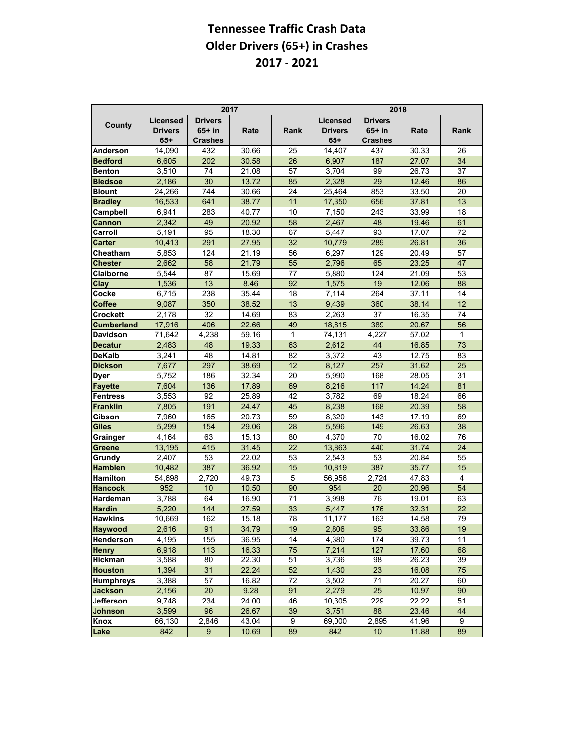# Tennessee Traffic Crash Data
# Older Drivers (65+) in Crashes
# 2017 - 2021

| County | 2017 | | | | 2018 | | | |
|---|---|---|---|---|---|---|---|---|
| | Licensed Drivers 65+ | Drivers 65+ in Crashes | Rate | Rank | Licensed Drivers 65+ | Drivers 65+ in Crashes | Rate | Rank |
| Anderson | 14,090 | 432 | 30.66 | 25 | 14,407 | 437 | 30.33 | 26 |
| Bedford | 6,605 | 202 | 30.58 | 26 | 6,907 | 187 | 27.07 | 34 |
| Benton | 3,510 | 74 | 21.08 | 57 | 3,704 | 99 | 26.73 | 37 |
| Bledsoe | 2,186 | 30 | 13.72 | 85 | 2,328 | 29 | 12.46 | 86 |
| Blount | 24,266 | 744 | 30.66 | 24 | 25,464 | 853 | 33.50 | 20 |
| Bradley | 16,533 | 641 | 38.77 | 11 | 17,350 | 656 | 37.81 | 13 |
| Campbell | 6,941 | 283 | 40.77 | 10 | 7,150 | 243 | 33.99 | 18 |
| Cannon | 2,342 | 49 | 20.92 | 58 | 2,467 | 48 | 19.46 | 61 |
| Carroll | 5,191 | 95 | 18.30 | 67 | 5,447 | 93 | 17.07 | 72 |
| Carter | 10,413 | 291 | 27.95 | 32 | 10,779 | 289 | 26.81 | 36 |
| Cheatham | 5,853 | 124 | 21.19 | 56 | 6,297 | 129 | 20.49 | 57 |
| Chester | 2,662 | 58 | 21.79 | 55 | 2,796 | 65 | 23.25 | 47 |
| Claiborne | 5,544 | 87 | 15.69 | 77 | 5,880 | 124 | 21.09 | 53 |
| Clay | 1,536 | 13 | 8.46 | 92 | 1,575 | 19 | 12.06 | 88 |
| Cocke | 6,715 | 238 | 35.44 | 18 | 7,114 | 264 | 37.11 | 14 |
| Coffee | 9,087 | 350 | 38.52 | 13 | 9,439 | 360 | 38.14 | 12 |
| Crockett | 2,178 | 32 | 14.69 | 83 | 2,263 | 37 | 16.35 | 74 |
| Cumberland | 17,916 | 406 | 22.66 | 49 | 18,815 | 389 | 20.67 | 56 |
| Davidson | 71,642 | 4,238 | 59.16 | 1 | 74,131 | 4,227 | 57.02 | 1 |
| Decatur | 2,483 | 48 | 19.33 | 63 | 2,612 | 44 | 16.85 | 73 |
| DeKalb | 3,241 | 48 | 14.81 | 82 | 3,372 | 43 | 12.75 | 83 |
| Dickson | 7,677 | 297 | 38.69 | 12 | 8,127 | 257 | 31.62 | 25 |
| Dyer | 5,752 | 186 | 32.34 | 20 | 5,990 | 168 | 28.05 | 31 |
| Fayette | 7,604 | 136 | 17.89 | 69 | 8,216 | 117 | 14.24 | 81 |
| Fentress | 3,553 | 92 | 25.89 | 42 | 3,782 | 69 | 18.24 | 66 |
| Franklin | 7,805 | 191 | 24.47 | 45 | 8,238 | 168 | 20.39 | 58 |
| Gibson | 7,960 | 165 | 20.73 | 59 | 8,320 | 143 | 17.19 | 69 |
| Giles | 5,299 | 154 | 29.06 | 28 | 5,596 | 149 | 26.63 | 38 |
| Grainger | 4,164 | 63 | 15.13 | 80 | 4,370 | 70 | 16.02 | 76 |
| Greene | 13,195 | 415 | 31.45 | 22 | 13,863 | 440 | 31.74 | 24 |
| Grundy | 2,407 | 53 | 22.02 | 53 | 2,543 | 53 | 20.84 | 55 |
| Hamblen | 10,482 | 387 | 36.92 | 15 | 10,819 | 387 | 35.77 | 15 |
| Hamilton | 54,698 | 2,720 | 49.73 | 5 | 56,956 | 2,724 | 47.83 | 4 |
| Hancock | 952 | 10 | 10.50 | 90 | 954 | 20 | 20.96 | 54 |
| Hardeman | 3,788 | 64 | 16.90 | 71 | 3,998 | 76 | 19.01 | 63 |
| Hardin | 5,220 | 144 | 27.59 | 33 | 5,447 | 176 | 32.31 | 22 |
| Hawkins | 10,669 | 162 | 15.18 | 78 | 11,177 | 163 | 14.58 | 79 |
| Haywood | 2,616 | 91 | 34.79 | 19 | 2,806 | 95 | 33.86 | 19 |
| Henderson | 4,195 | 155 | 36.95 | 14 | 4,380 | 174 | 39.73 | 11 |
| Henry | 6,918 | 113 | 16.33 | 75 | 7,214 | 127 | 17.60 | 68 |
| Hickman | 3,588 | 80 | 22.30 | 51 | 3,736 | 98 | 26.23 | 39 |
| Houston | 1,394 | 31 | 22.24 | 52 | 1,430 | 23 | 16.08 | 75 |
| Humphreys | 3,388 | 57 | 16.82 | 72 | 3,502 | 71 | 20.27 | 60 |
| Jackson | 2,156 | 20 | 9.28 | 91 | 2,279 | 25 | 10.97 | 90 |
| Jefferson | 9,748 | 234 | 24.00 | 46 | 10,305 | 229 | 22.22 | 51 |
| Johnson | 3,599 | 96 | 26.67 | 39 | 3,751 | 88 | 23.46 | 44 |
| Knox | 66,130 | 2,846 | 43.04 | 9 | 69,000 | 2,895 | 41.96 | 9 |
| Lake | 842 | 9 | 10.69 | 89 | 842 | 10 | 11.88 | 89 |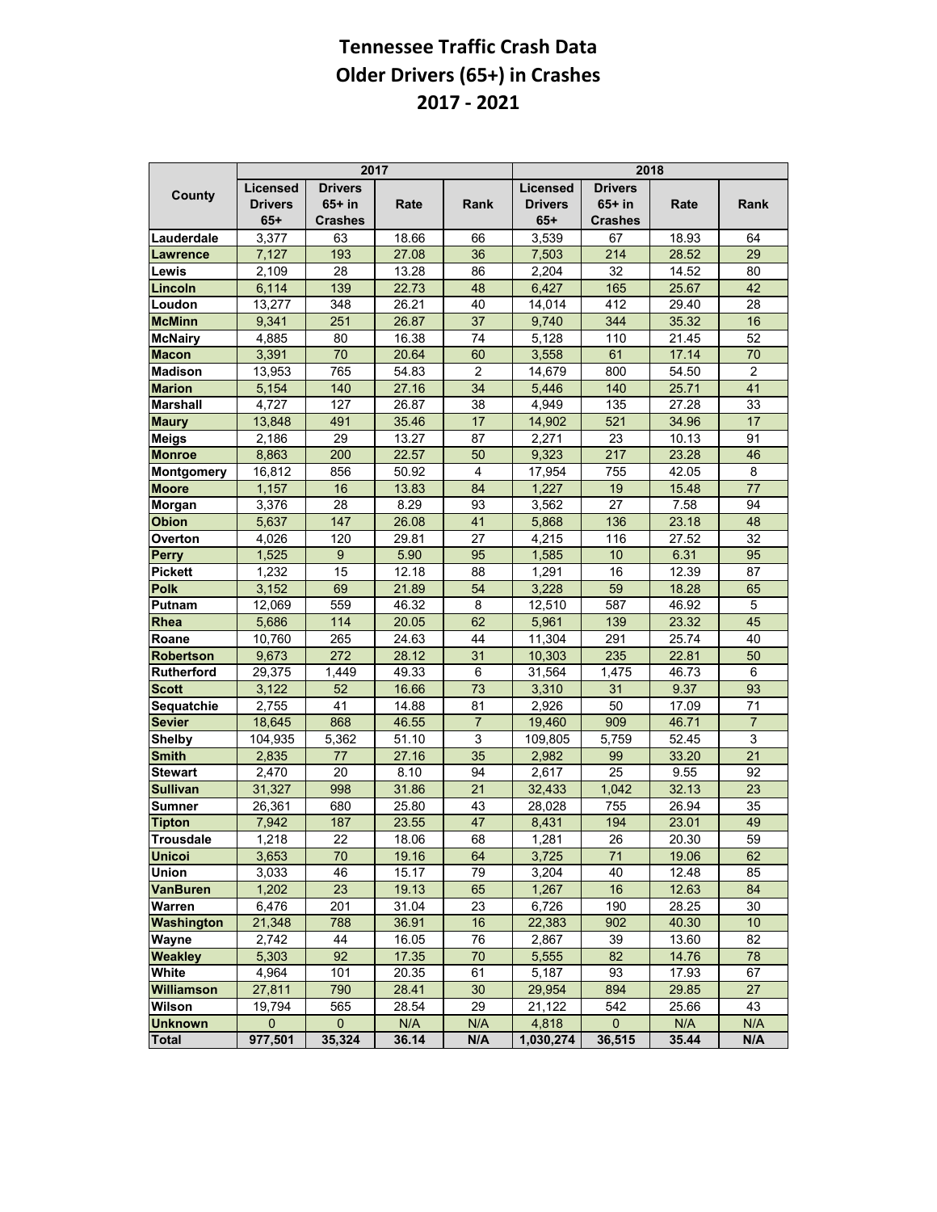# Tennessee Traffic Crash Data
# Older Drivers (65+) in Crashes
# 2017 - 2021

| County | 2017 | | | | 2018 | | | |
|---|---|---|---|---|---|---|---|---|
| | Licensed Drivers 65+ | Drivers 65+ in Crashes | Rate | Rank | Licensed Drivers 65+ | Drivers 65+ in Crashes | Rate | Rank |
| Lauderdale | 3,377 | 63 | 18.66 | 66 | 3,539 | 67 | 18.93 | 64 |
| Lawrence | 7,127 | 193 | 27.08 | 36 | 7,503 | 214 | 28.52 | 29 |
| Lewis | 2,109 | 28 | 13.28 | 86 | 2,204 | 32 | 14.52 | 80 |
| Lincoln | 6,114 | 139 | 22.73 | 48 | 6,427 | 165 | 25.67 | 42 |
| Loudon | 13,277 | 348 | 26.21 | 40 | 14,014 | 412 | 29.40 | 28 |
| McMinn | 9,341 | 251 | 26.87 | 37 | 9,740 | 344 | 35.32 | 16 |
| McNairy | 4,885 | 80 | 16.38 | 74 | 5,128 | 110 | 21.45 | 52 |
| Macon | 3,391 | 70 | 20.64 | 60 | 3,558 | 61 | 17.14 | 70 |
| Madison | 13,953 | 765 | 54.83 | 2 | 14,679 | 800 | 54.50 | 2 |
| Marion | 5,154 | 140 | 27.16 | 34 | 5,446 | 140 | 25.71 | 41 |
| Marshall | 4,727 | 127 | 26.87 | 38 | 4,949 | 135 | 27.28 | 33 |
| Maury | 13,848 | 491 | 35.46 | 17 | 14,902 | 521 | 34.96 | 17 |
| Meigs | 2,186 | 29 | 13.27 | 87 | 2,271 | 23 | 10.13 | 91 |
| Monroe | 8,863 | 200 | 22.57 | 50 | 9,323 | 217 | 23.28 | 46 |
| Montgomery | 16,812 | 856 | 50.92 | 4 | 17,954 | 755 | 42.05 | 8 |
| Moore | 1,157 | 16 | 13.83 | 84 | 1,227 | 19 | 15.48 | 77 |
| Morgan | 3,376 | 28 | 8.29 | 93 | 3,562 | 27 | 7.58 | 94 |
| Obion | 5,637 | 147 | 26.08 | 41 | 5,868 | 136 | 23.18 | 48 |
| Overton | 4,026 | 120 | 29.81 | 27 | 4,215 | 116 | 27.52 | 32 |
| Perry | 1,525 | 9 | 5.90 | 95 | 1,585 | 10 | 6.31 | 95 |
| Pickett | 1,232 | 15 | 12.18 | 88 | 1,291 | 16 | 12.39 | 87 |
| Polk | 3,152 | 69 | 21.89 | 54 | 3,228 | 59 | 18.28 | 65 |
| Putnam | 12,069 | 559 | 46.32 | 8 | 12,510 | 587 | 46.92 | 5 |
| Rhea | 5,686 | 114 | 20.05 | 62 | 5,961 | 139 | 23.32 | 45 |
| Roane | 10,760 | 265 | 24.63 | 44 | 11,304 | 291 | 25.74 | 40 |
| Robertson | 9,673 | 272 | 28.12 | 31 | 10,303 | 235 | 22.81 | 50 |
| Rutherford | 29,375 | 1,449 | 49.33 | 6 | 31,564 | 1,475 | 46.73 | 6 |
| Scott | 3,122 | 52 | 16.66 | 73 | 3,310 | 31 | 9.37 | 93 |
| Sequatchie | 2,755 | 41 | 14.88 | 81 | 2,926 | 50 | 17.09 | 71 |
| Sevier | 18,645 | 868 | 46.55 | 7 | 19,460 | 909 | 46.71 | 7 |
| Shelby | 104,935 | 5,362 | 51.10 | 3 | 109,805 | 5,759 | 52.45 | 3 |
| Smith | 2,835 | 77 | 27.16 | 35 | 2,982 | 99 | 33.20 | 21 |
| Stewart | 2,470 | 20 | 8.10 | 94 | 2,617 | 25 | 9.55 | 92 |
| Sullivan | 31,327 | 998 | 31.86 | 21 | 32,433 | 1,042 | 32.13 | 23 |
| Sumner | 26,361 | 680 | 25.80 | 43 | 28,028 | 755 | 26.94 | 35 |
| Tipton | 7,942 | 187 | 23.55 | 47 | 8,431 | 194 | 23.01 | 49 |
| Trousdale | 1,218 | 22 | 18.06 | 68 | 1,281 | 26 | 20.30 | 59 |
| Unicoi | 3,653 | 70 | 19.16 | 64 | 3,725 | 71 | 19.06 | 62 |
| Union | 3,033 | 46 | 15.17 | 79 | 3,204 | 40 | 12.48 | 85 |
| VanBuren | 1,202 | 23 | 19.13 | 65 | 1,267 | 16 | 12.63 | 84 |
| Warren | 6,476 | 201 | 31.04 | 23 | 6,726 | 190 | 28.25 | 30 |
| Washington | 21,348 | 788 | 36.91 | 16 | 22,383 | 902 | 40.30 | 10 |
| Wayne | 2,742 | 44 | 16.05 | 76 | 2,867 | 39 | 13.60 | 82 |
| Weakley | 5,303 | 92 | 17.35 | 70 | 5,555 | 82 | 14.76 | 78 |
| White | 4,964 | 101 | 20.35 | 61 | 5,187 | 93 | 17.93 | 67 |
| Williamson | 27,811 | 790 | 28.41 | 30 | 29,954 | 894 | 29.85 | 27 |
| Wilson | 19,794 | 565 | 28.54 | 29 | 21,122 | 542 | 25.66 | 43 |
| Unknown | 0 | 0 | N/A | N/A | 4,818 | 0 | N/A | N/A |
| **Total** | **977,501** | **35,324** | **36.14** | **N/A** | **1,030,274** | **36,515** | **35.44** | **N/A** |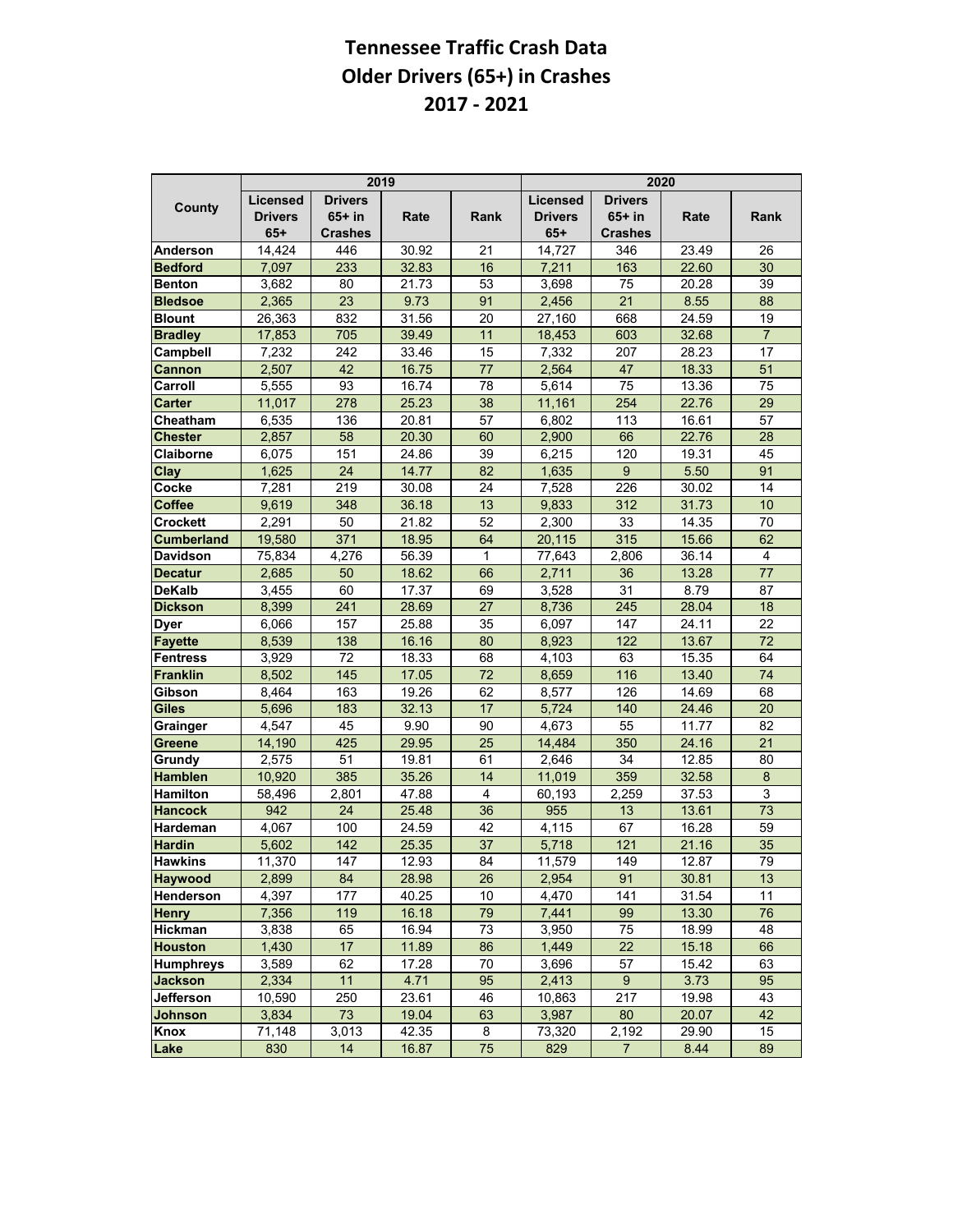# Tennessee Traffic Crash Data
# Older Drivers (65+) in Crashes
# 2017 - 2021

| County | 2019 | | | | 2020 | | | |
|---|---|---|---|---|---|---|---|---|
| | Licensed Drivers 65+ | Drivers 65+ in Crashes | Rate | Rank | Licensed Drivers 65+ | Drivers 65+ in Crashes | Rate | Rank |
| Anderson | 14,424 | 446 | 30.92 | 21 | 14,727 | 346 | 23.49 | 26 |
| Bedford | 7,097 | 233 | 32.83 | 16 | 7,211 | 163 | 22.60 | 30 |
| Benton | 3,682 | 80 | 21.73 | 53 | 3,698 | 75 | 20.28 | 39 |
| Bledsoe | 2,365 | 23 | 9.73 | 91 | 2,456 | 21 | 8.55 | 88 |
| Blount | 26,363 | 832 | 31.56 | 20 | 27,160 | 668 | 24.59 | 19 |
| Bradley | 17,853 | 705 | 39.49 | 11 | 18,453 | 603 | 32.68 | 7 |
| Campbell | 7,232 | 242 | 33.46 | 15 | 7,332 | 207 | 28.23 | 17 |
| Cannon | 2,507 | 42 | 16.75 | 77 | 2,564 | 47 | 18.33 | 51 |
| Carroll | 5,555 | 93 | 16.74 | 78 | 5,614 | 75 | 13.36 | 75 |
| Carter | 11,017 | 278 | 25.23 | 38 | 11,161 | 254 | 22.76 | 29 |
| Cheatham | 6,535 | 136 | 20.81 | 57 | 6,802 | 113 | 16.61 | 57 |
| Chester | 2,857 | 58 | 20.30 | 60 | 2,900 | 66 | 22.76 | 28 |
| Claiborne | 6,075 | 151 | 24.86 | 39 | 6,215 | 120 | 19.31 | 45 |
| Clay | 1,625 | 24 | 14.77 | 82 | 1,635 | 9 | 5.50 | 91 |
| Cocke | 7,281 | 219 | 30.08 | 24 | 7,528 | 226 | 30.02 | 14 |
| Coffee | 9,619 | 348 | 36.18 | 13 | 9,833 | 312 | 31.73 | 10 |
| Crockett | 2,291 | 50 | 21.82 | 52 | 2,300 | 33 | 14.35 | 70 |
| Cumberland | 19,580 | 371 | 18.95 | 64 | 20,115 | 315 | 15.66 | 62 |
| Davidson | 75,834 | 4,276 | 56.39 | 1 | 77,643 | 2,806 | 36.14 | 4 |
| Decatur | 2,685 | 50 | 18.62 | 66 | 2,711 | 36 | 13.28 | 77 |
| DeKalb | 3,455 | 60 | 17.37 | 69 | 3,528 | 31 | 8.79 | 87 |
| Dickson | 8,399 | 241 | 28.69 | 27 | 8,736 | 245 | 28.04 | 18 |
| Dyer | 6,066 | 157 | 25.88 | 35 | 6,097 | 147 | 24.11 | 22 |
| Fayette | 8,539 | 138 | 16.16 | 80 | 8,923 | 122 | 13.67 | 72 |
| Fentress | 3,929 | 72 | 18.33 | 68 | 4,103 | 63 | 15.35 | 64 |
| Franklin | 8,502 | 145 | 17.05 | 72 | 8,659 | 116 | 13.40 | 74 |
| Gibson | 8,464 | 163 | 19.26 | 62 | 8,577 | 126 | 14.69 | 68 |
| Giles | 5,696 | 183 | 32.13 | 17 | 5,724 | 140 | 24.46 | 20 |
| Grainger | 4,547 | 45 | 9.90 | 90 | 4,673 | 55 | 11.77 | 82 |
| Greene | 14,190 | 425 | 29.95 | 25 | 14,484 | 350 | 24.16 | 21 |
| Grundy | 2,575 | 51 | 19.81 | 61 | 2,646 | 34 | 12.85 | 80 |
| Hamblen | 10,920 | 385 | 35.26 | 14 | 11,019 | 359 | 32.58 | 8 |
| Hamilton | 58,496 | 2,801 | 47.88 | 4 | 60,193 | 2,259 | 37.53 | 3 |
| Hancock | 942 | 24 | 25.48 | 36 | 955 | 13 | 13.61 | 73 |
| Hardeman | 4,067 | 100 | 24.59 | 42 | 4,115 | 67 | 16.28 | 59 |
| Hardin | 5,602 | 142 | 25.35 | 37 | 5,718 | 121 | 21.16 | 35 |
| Hawkins | 11,370 | 147 | 12.93 | 84 | 11,579 | 149 | 12.87 | 79 |
| Haywood | 2,899 | 84 | 28.98 | 26 | 2,954 | 91 | 30.81 | 13 |
| Henderson | 4,397 | 177 | 40.25 | 10 | 4,470 | 141 | 31.54 | 11 |
| Henry | 7,356 | 119 | 16.18 | 79 | 7,441 | 99 | 13.30 | 76 |
| Hickman | 3,838 | 65 | 16.94 | 73 | 3,950 | 75 | 18.99 | 48 |
| Houston | 1,430 | 17 | 11.89 | 86 | 1,449 | 22 | 15.18 | 66 |
| Humphreys | 3,589 | 62 | 17.28 | 70 | 3,696 | 57 | 15.42 | 63 |
| Jackson | 2,334 | 11 | 4.71 | 95 | 2,413 | 9 | 3.73 | 95 |
| Jefferson | 10,590 | 250 | 23.61 | 46 | 10,863 | 217 | 19.98 | 43 |
| Johnson | 3,834 | 73 | 19.04 | 63 | 3,987 | 80 | 20.07 | 42 |
| Knox | 71,148 | 3,013 | 42.35 | 8 | 73,320 | 2,192 | 29.90 | 15 |
| Lake | 830 | 14 | 16.87 | 75 | 829 | 7 | 8.44 | 89 |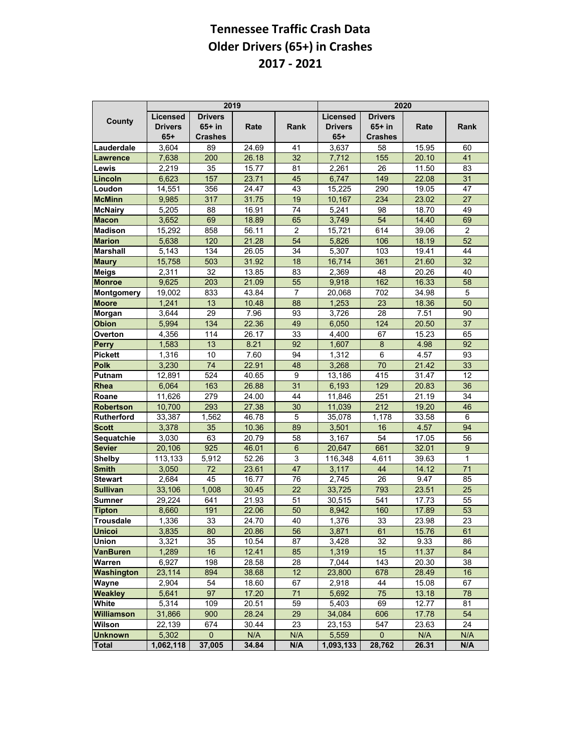# Tennessee Traffic Crash Data
# Older Drivers (65+) in Crashes
# 2017 - 2021

| County | 2019 | | | | 2020 | | | |
|---|---|---|---|---|---|---|---|---|
| | Licensed Drivers 65+ | Drivers 65+ in Crashes | Rate | Rank | Licensed Drivers 65+ | Drivers 65+ in Crashes | Rate | Rank |
| Lauderdale | 3,604 | 89 | 24.69 | 41 | 3,637 | 58 | 15.95 | 60 |
| Lawrence | 7,638 | 200 | 26.18 | 32 | 7,712 | 155 | 20.10 | 41 |
| Lewis | 2,219 | 35 | 15.77 | 81 | 2,261 | 26 | 11.50 | 83 |
| Lincoln | 6,623 | 157 | 23.71 | 45 | 6,747 | 149 | 22.08 | 31 |
| Loudon | 14,551 | 356 | 24.47 | 43 | 15,225 | 290 | 19.05 | 47 |
| McMinn | 9,985 | 317 | 31.75 | 19 | 10,167 | 234 | 23.02 | 27 |
| McNairy | 5,205 | 88 | 16.91 | 74 | 5,241 | 98 | 18.70 | 49 |
| Macon | 3,652 | 69 | 18.89 | 65 | 3,749 | 54 | 14.40 | 69 |
| Madison | 15,292 | 858 | 56.11 | 2 | 15,721 | 614 | 39.06 | 2 |
| Marion | 5,638 | 120 | 21.28 | 54 | 5,826 | 106 | 18.19 | 52 |
| Marshall | 5,143 | 134 | 26.05 | 34 | 5,307 | 103 | 19.41 | 44 |
| Maury | 15,758 | 503 | 31.92 | 18 | 16,714 | 361 | 21.60 | 32 |
| Meigs | 2,311 | 32 | 13.85 | 83 | 2,369 | 48 | 20.26 | 40 |
| Monroe | 9,625 | 203 | 21.09 | 55 | 9,918 | 162 | 16.33 | 58 |
| Montgomery | 19,002 | 833 | 43.84 | 7 | 20,068 | 702 | 34.98 | 5 |
| Moore | 1,241 | 13 | 10.48 | 88 | 1,253 | 23 | 18.36 | 50 |
| Morgan | 3,644 | 29 | 7.96 | 93 | 3,726 | 28 | 7.51 | 90 |
| Obion | 5,994 | 134 | 22.36 | 49 | 6,050 | 124 | 20.50 | 37 |
| Overton | 4,356 | 114 | 26.17 | 33 | 4,400 | 67 | 15.23 | 65 |
| Perry | 1,583 | 13 | 8.21 | 92 | 1,607 | 8 | 4.98 | 92 |
| Pickett | 1,316 | 10 | 7.60 | 94 | 1,312 | 6 | 4.57 | 93 |
| Polk | 3,230 | 74 | 22.91 | 48 | 3,268 | 70 | 21.42 | 33 |
| Putnam | 12,891 | 524 | 40.65 | 9 | 13,186 | 415 | 31.47 | 12 |
| Rhea | 6,064 | 163 | 26.88 | 31 | 6,193 | 129 | 20.83 | 36 |
| Roane | 11,626 | 279 | 24.00 | 44 | 11,846 | 251 | 21.19 | 34 |
| Robertson | 10,700 | 293 | 27.38 | 30 | 11,039 | 212 | 19.20 | 46 |
| Rutherford | 33,387 | 1,562 | 46.78 | 5 | 35,078 | 1,178 | 33.58 | 6 |
| Scott | 3,378 | 35 | 10.36 | 89 | 3,501 | 16 | 4.57 | 94 |
| Sequatchie | 3,030 | 63 | 20.79 | 58 | 3,167 | 54 | 17.05 | 56 |
| Sevier | 20,106 | 925 | 46.01 | 6 | 20,647 | 661 | 32.01 | 9 |
| Shelby | 113,133 | 5,912 | 52.26 | 3 | 116,348 | 4,611 | 39.63 | 1 |
| Smith | 3,050 | 72 | 23.61 | 47 | 3,117 | 44 | 14.12 | 71 |
| Stewart | 2,684 | 45 | 16.77 | 76 | 2,745 | 26 | 9.47 | 85 |
| Sullivan | 33,106 | 1,008 | 30.45 | 22 | 33,725 | 793 | 23.51 | 25 |
| Sumner | 29,224 | 641 | 21.93 | 51 | 30,515 | 541 | 17.73 | 55 |
| Tipton | 8,660 | 191 | 22.06 | 50 | 8,942 | 160 | 17.89 | 53 |
| Trousdale | 1,336 | 33 | 24.70 | 40 | 1,376 | 33 | 23.98 | 23 |
| Unicoi | 3,835 | 80 | 20.86 | 56 | 3,871 | 61 | 15.76 | 61 |
| Union | 3,321 | 35 | 10.54 | 87 | 3,428 | 32 | 9.33 | 86 |
| VanBuren | 1,289 | 16 | 12.41 | 85 | 1,319 | 15 | 11.37 | 84 |
| Warren | 6,927 | 198 | 28.58 | 28 | 7,044 | 143 | 20.30 | 38 |
| Washington | 23,114 | 894 | 38.68 | 12 | 23,800 | 678 | 28.49 | 16 |
| Wayne | 2,904 | 54 | 18.60 | 67 | 2,918 | 44 | 15.08 | 67 |
| Weakley | 5,641 | 97 | 17.20 | 71 | 5,692 | 75 | 13.18 | 78 |
| White | 5,314 | 109 | 20.51 | 59 | 5,403 | 69 | 12.77 | 81 |
| Williamson | 31,866 | 900 | 28.24 | 29 | 34,084 | 606 | 17.78 | 54 |
| Wilson | 22,139 | 674 | 30.44 | 23 | 23,153 | 547 | 23.63 | 24 |
| Unknown | 5,302 | 0 | N/A | N/A | 5,559 | 0 | N/A | N/A |
| **Total** | **1,062,118** | **37,005** | **34.84** | **N/A** | **1,093,133** | **28,762** | **26.31** | **N/A** |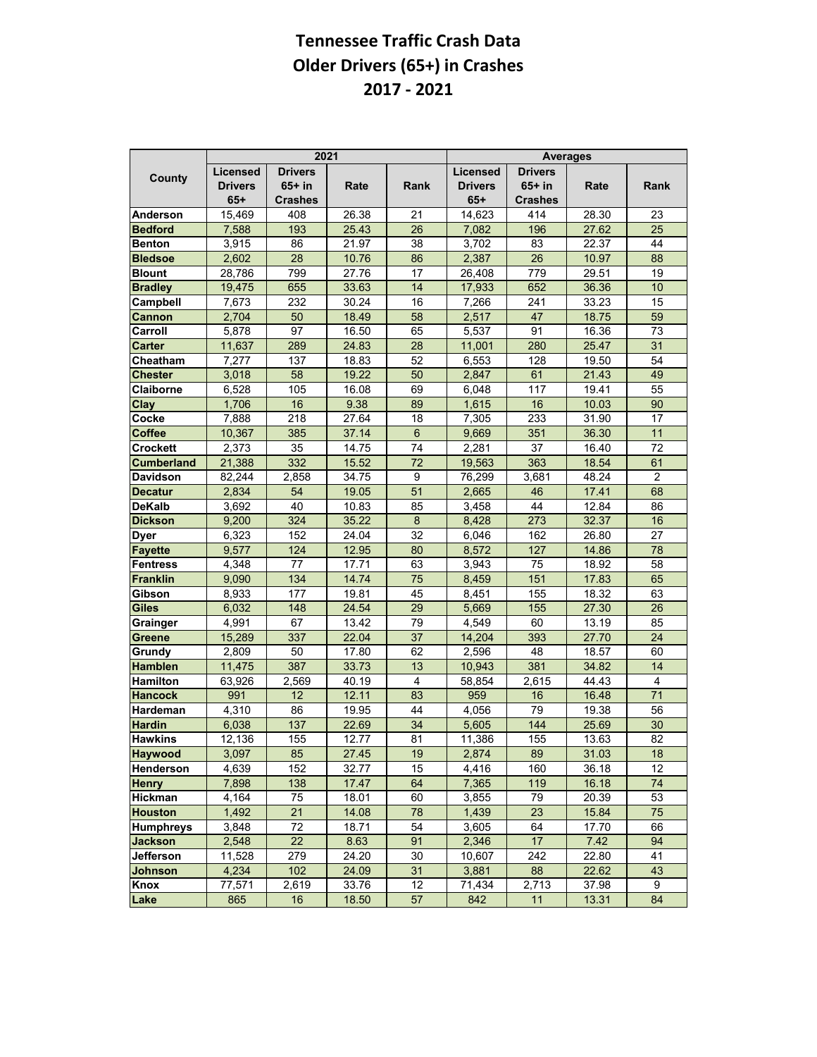# Tennessee Traffic Crash Data
# Older Drivers (65+) in Crashes
# 2017 - 2021

| County | 2021 | | | | Averages | | | |
|---|---|---|---|---|---|---|---|---|
| | Licensed Drivers 65+ | Drivers 65+ in Crashes | Rate | Rank | Licensed Drivers 65+ | Drivers 65+ in Crashes | Rate | Rank |
| Anderson | 15,469 | 408 | 26.38 | 21 | 14,623 | 414 | 28.30 | 23 |
| Bedford | 7,588 | 193 | 25.43 | 26 | 7,082 | 196 | 27.62 | 25 |
| Benton | 3,915 | 86 | 21.97 | 38 | 3,702 | 83 | 22.37 | 44 |
| Bledsoe | 2,602 | 28 | 10.76 | 86 | 2,387 | 26 | 10.97 | 88 |
| Blount | 28,786 | 799 | 27.76 | 17 | 26,408 | 779 | 29.51 | 19 |
| Bradley | 19,475 | 655 | 33.63 | 14 | 17,933 | 652 | 36.36 | 10 |
| Campbell | 7,673 | 232 | 30.24 | 16 | 7,266 | 241 | 33.23 | 15 |
| Cannon | 2,704 | 50 | 18.49 | 58 | 2,517 | 47 | 18.75 | 59 |
| Carroll | 5,878 | 97 | 16.50 | 65 | 5,537 | 91 | 16.36 | 73 |
| Carter | 11,637 | 289 | 24.83 | 28 | 11,001 | 280 | 25.47 | 31 |
| Cheatham | 7,277 | 137 | 18.83 | 52 | 6,553 | 128 | 19.50 | 54 |
| Chester | 3,018 | 58 | 19.22 | 50 | 2,847 | 61 | 21.43 | 49 |
| Claiborne | 6,528 | 105 | 16.08 | 69 | 6,048 | 117 | 19.41 | 55 |
| Clay | 1,706 | 16 | 9.38 | 89 | 1,615 | 16 | 10.03 | 90 |
| Cocke | 7,888 | 218 | 27.64 | 18 | 7,305 | 233 | 31.90 | 17 |
| Coffee | 10,367 | 385 | 37.14 | 6 | 9,669 | 351 | 36.30 | 11 |
| Crockett | 2,373 | 35 | 14.75 | 74 | 2,281 | 37 | 16.40 | 72 |
| Cumberland | 21,388 | 332 | 15.52 | 72 | 19,563 | 363 | 18.54 | 61 |
| Davidson | 82,244 | 2,858 | 34.75 | 9 | 76,299 | 3,681 | 48.24 | 2 |
| Decatur | 2,834 | 54 | 19.05 | 51 | 2,665 | 46 | 17.41 | 68 |
| DeKalb | 3,692 | 40 | 10.83 | 85 | 3,458 | 44 | 12.84 | 86 |
| Dickson | 9,200 | 324 | 35.22 | 8 | 8,428 | 273 | 32.37 | 16 |
| Dyer | 6,323 | 152 | 24.04 | 32 | 6,046 | 162 | 26.80 | 27 |
| Fayette | 9,577 | 124 | 12.95 | 80 | 8,572 | 127 | 14.86 | 78 |
| Fentress | 4,348 | 77 | 17.71 | 63 | 3,943 | 75 | 18.92 | 58 |
| Franklin | 9,090 | 134 | 14.74 | 75 | 8,459 | 151 | 17.83 | 65 |
| Gibson | 8,933 | 177 | 19.81 | 45 | 8,451 | 155 | 18.32 | 63 |
| Giles | 6,032 | 148 | 24.54 | 29 | 5,669 | 155 | 27.30 | 26 |
| Grainger | 4,991 | 67 | 13.42 | 79 | 4,549 | 60 | 13.19 | 85 |
| Greene | 15,289 | 337 | 22.04 | 37 | 14,204 | 393 | 27.70 | 24 |
| Grundy | 2,809 | 50 | 17.80 | 62 | 2,596 | 48 | 18.57 | 60 |
| Hamblen | 11,475 | 387 | 33.73 | 13 | 10,943 | 381 | 34.82 | 14 |
| Hamilton | 63,926 | 2,569 | 40.19 | 4 | 58,854 | 2,615 | 44.43 | 4 |
| Hancock | 991 | 12 | 12.11 | 83 | 959 | 16 | 16.48 | 71 |
| Hardeman | 4,310 | 86 | 19.95 | 44 | 4,056 | 79 | 19.38 | 56 |
| Hardin | 6,038 | 137 | 22.69 | 34 | 5,605 | 144 | 25.69 | 30 |
| Hawkins | 12,136 | 155 | 12.77 | 81 | 11,386 | 155 | 13.63 | 82 |
| Haywood | 3,097 | 85 | 27.45 | 19 | 2,874 | 89 | 31.03 | 18 |
| Henderson | 4,639 | 152 | 32.77 | 15 | 4,416 | 160 | 36.18 | 12 |
| Henry | 7,898 | 138 | 17.47 | 64 | 7,365 | 119 | 16.18 | 74 |
| Hickman | 4,164 | 75 | 18.01 | 60 | 3,855 | 79 | 20.39 | 53 |
| Houston | 1,492 | 21 | 14.08 | 78 | 1,439 | 23 | 15.84 | 75 |
| Humphreys | 3,848 | 72 | 18.71 | 54 | 3,605 | 64 | 17.70 | 66 |
| Jackson | 2,548 | 22 | 8.63 | 91 | 2,346 | 17 | 7.42 | 94 |
| Jefferson | 11,528 | 279 | 24.20 | 30 | 10,607 | 242 | 22.80 | 41 |
| Johnson | 4,234 | 102 | 24.09 | 31 | 3,881 | 88 | 22.62 | 43 |
| Knox | 77,571 | 2,619 | 33.76 | 12 | 71,434 | 2,713 | 37.98 | 9 |
| Lake | 865 | 16 | 18.50 | 57 | 842 | 11 | 13.31 | 84 |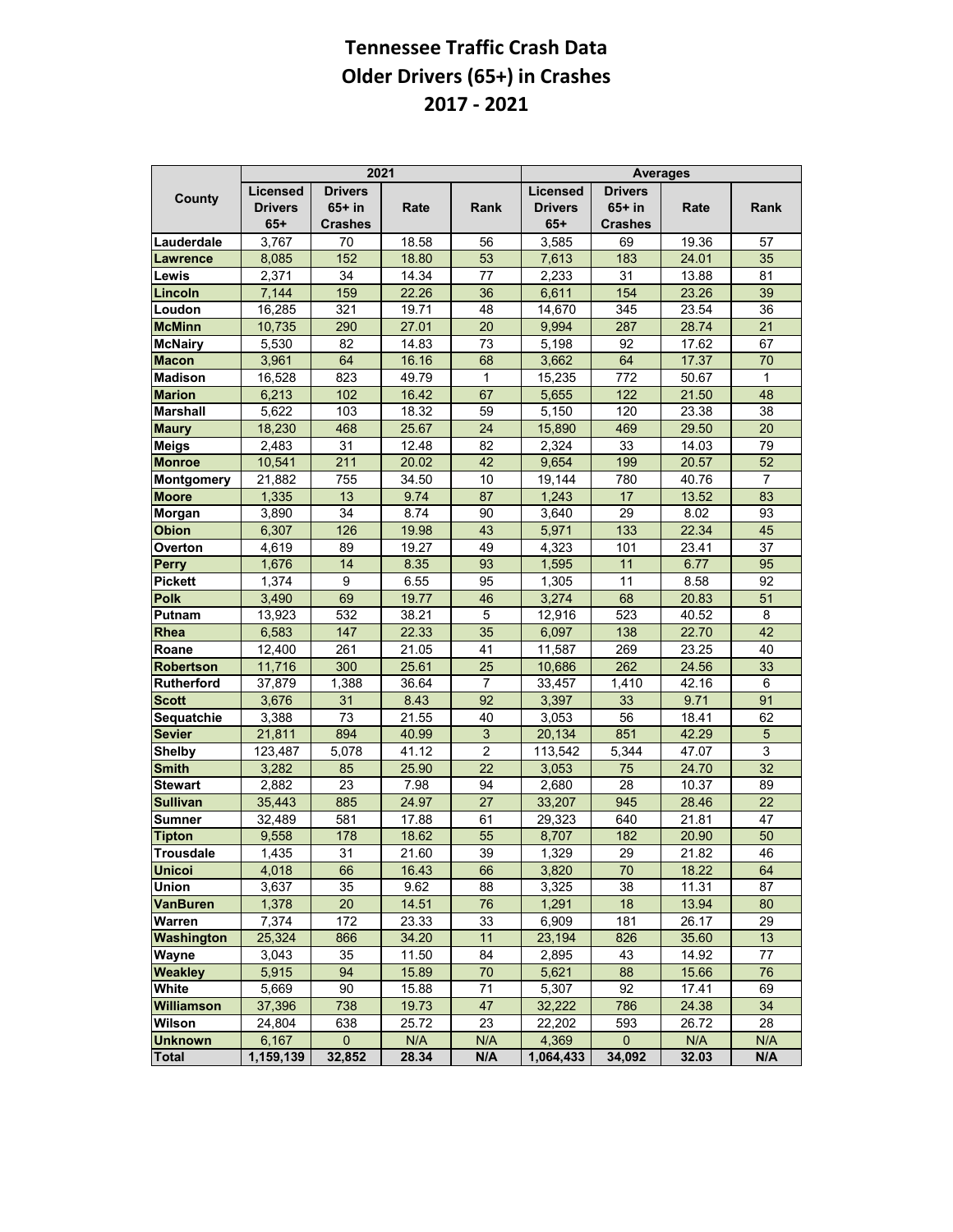# Tennessee Traffic Crash Data
# Older Drivers (65+) in Crashes
# 2017 - 2021

| County | 2021 | | | | Averages | | | |
|---|---|---|---|---|---|---|---|---|
| | Licensed Drivers 65+ | Drivers 65+ in Crashes | Rate | Rank | Licensed Drivers 65+ | Drivers 65+ in Crashes | Rate | Rank |
| Lauderdale | 3,767 | 70 | 18.58 | 56 | 3,585 | 69 | 19.36 | 57 |
| Lawrence | 8,085 | 152 | 18.80 | 53 | 7,613 | 183 | 24.01 | 35 |
| Lewis | 2,371 | 34 | 14.34 | 77 | 2,233 | 31 | 13.88 | 81 |
| Lincoln | 7,144 | 159 | 22.26 | 36 | 6,611 | 154 | 23.26 | 39 |
| Loudon | 16,285 | 321 | 19.71 | 48 | 14,670 | 345 | 23.54 | 36 |
| McMinn | 10,735 | 290 | 27.01 | 20 | 9,994 | 287 | 28.74 | 21 |
| McNairy | 5,530 | 82 | 14.83 | 73 | 5,198 | 92 | 17.62 | 67 |
| Macon | 3,961 | 64 | 16.16 | 68 | 3,662 | 64 | 17.37 | 70 |
| Madison | 16,528 | 823 | 49.79 | 1 | 15,235 | 772 | 50.67 | 1 |
| Marion | 6,213 | 102 | 16.42 | 67 | 5,655 | 122 | 21.50 | 48 |
| Marshall | 5,622 | 103 | 18.32 | 59 | 5,150 | 120 | 23.38 | 38 |
| Maury | 18,230 | 468 | 25.67 | 24 | 15,890 | 469 | 29.50 | 20 |
| Meigs | 2,483 | 31 | 12.48 | 82 | 2,324 | 33 | 14.03 | 79 |
| Monroe | 10,541 | 211 | 20.02 | 42 | 9,654 | 199 | 20.57 | 52 |
| Montgomery | 21,882 | 755 | 34.50 | 10 | 19,144 | 780 | 40.76 | 7 |
| Moore | 1,335 | 13 | 9.74 | 87 | 1,243 | 17 | 13.52 | 83 |
| Morgan | 3,890 | 34 | 8.74 | 90 | 3,640 | 29 | 8.02 | 93 |
| Obion | 6,307 | 126 | 19.98 | 43 | 5,971 | 133 | 22.34 | 45 |
| Overton | 4,619 | 89 | 19.27 | 49 | 4,323 | 101 | 23.41 | 37 |
| Perry | 1,676 | 14 | 8.35 | 93 | 1,595 | 11 | 6.77 | 95 |
| Pickett | 1,374 | 9 | 6.55 | 95 | 1,305 | 11 | 8.58 | 92 |
| Polk | 3,490 | 69 | 19.77 | 46 | 3,274 | 68 | 20.83 | 51 |
| Putnam | 13,923 | 532 | 38.21 | 5 | 12,916 | 523 | 40.52 | 8 |
| Rhea | 6,583 | 147 | 22.33 | 35 | 6,097 | 138 | 22.70 | 42 |
| Roane | 12,400 | 261 | 21.05 | 41 | 11,587 | 269 | 23.25 | 40 |
| Robertson | 11,716 | 300 | 25.61 | 25 | 10,686 | 262 | 24.56 | 33 |
| Rutherford | 37,879 | 1,388 | 36.64 | 7 | 33,457 | 1,410 | 42.16 | 6 |
| Scott | 3,676 | 31 | 8.43 | 92 | 3,397 | 33 | 9.71 | 91 |
| Sequatchie | 3,388 | 73 | 21.55 | 40 | 3,053 | 56 | 18.41 | 62 |
| Sevier | 21,811 | 894 | 40.99 | 3 | 20,134 | 851 | 42.29 | 5 |
| Shelby | 123,487 | 5,078 | 41.12 | 2 | 113,542 | 5,344 | 47.07 | 3 |
| Smith | 3,282 | 85 | 25.90 | 22 | 3,053 | 75 | 24.70 | 32 |
| Stewart | 2,882 | 23 | 7.98 | 94 | 2,680 | 28 | 10.37 | 89 |
| Sullivan | 35,443 | 885 | 24.97 | 27 | 33,207 | 945 | 28.46 | 22 |
| Sumner | 32,489 | 581 | 17.88 | 61 | 29,323 | 640 | 21.81 | 47 |
| Tipton | 9,558 | 178 | 18.62 | 55 | 8,707 | 182 | 20.90 | 50 |
| Trousdale | 1,435 | 31 | 21.60 | 39 | 1,329 | 29 | 21.82 | 46 |
| Unicoi | 4,018 | 66 | 16.43 | 66 | 3,820 | 70 | 18.22 | 64 |
| Union | 3,637 | 35 | 9.62 | 88 | 3,325 | 38 | 11.31 | 87 |
| VanBuren | 1,378 | 20 | 14.51 | 76 | 1,291 | 18 | 13.94 | 80 |
| Warren | 7,374 | 172 | 23.33 | 33 | 6,909 | 181 | 26.17 | 29 |
| Washington | 25,324 | 866 | 34.20 | 11 | 23,194 | 826 | 35.60 | 13 |
| Wayne | 3,043 | 35 | 11.50 | 84 | 2,895 | 43 | 14.92 | 77 |
| Weakley | 5,915 | 94 | 15.89 | 70 | 5,621 | 88 | 15.66 | 76 |
| White | 5,669 | 90 | 15.88 | 71 | 5,307 | 92 | 17.41 | 69 |
| Williamson | 37,396 | 738 | 19.73 | 47 | 32,222 | 786 | 24.38 | 34 |
| Wilson | 24,804 | 638 | 25.72 | 23 | 22,202 | 593 | 26.72 | 28 |
| Unknown | 6,167 | 0 | N/A | N/A | 4,369 | 0 | N/A | N/A |
| **Total** | **1,159,139** | **32,852** | **28.34** | **N/A** | **1,064,433** | **34,092** | **32.03** | **N/A** |